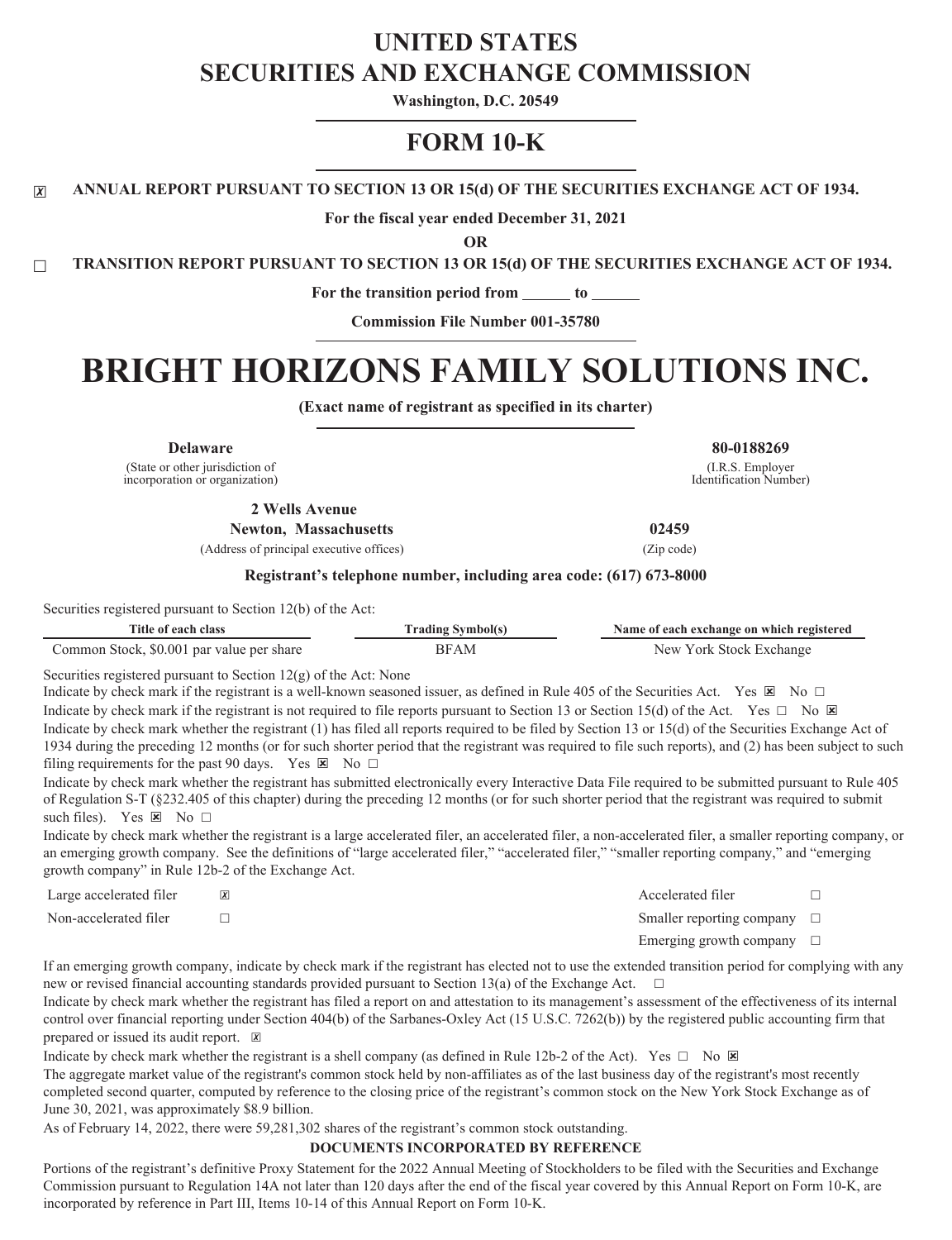# UNITED STATES
# SECURITIES AND EXCHANGE COMMISSION

**Washington, D.C. 20549**

## FORM 10-K

☒ **ANNUAL REPORT PURSUANT TO SECTION 13 OR 15(d) OF THE SECURITIES EXCHANGE ACT OF 1934.**

**For the fiscal year ended December 31, 2021**

**OR**

☐ **TRANSITION REPORT PURSUANT TO SECTION 13 OR 15(d) OF THE SECURITIES EXCHANGE ACT OF 1934.**

**For the transition period from ______ to ______**

**Commission File Number 001-35780**

# BRIGHT HORIZONS FAMILY SOLUTIONS INC.

**(Exact name of registrant as specified in its charter)**

| | |
|---|---|
| **Delaware** | **80-0188269** |
| (State or other jurisdiction of incorporation or organization) | (I.R.S. Employer Identification Number) |
| **2 Wells Avenue Newton, Massachusetts** | **02459** |
| (Address of principal executive offices) | (Zip code) |

**Registrant's telephone number, including area code: (617) 673-8000**

Securities registered pursuant to Section 12(b) of the Act:

| Title of each class | Trading Symbol(s) | Name of each exchange on which registered |
|---|---|---|
| Common Stock, $0.001 par value per share | BFAM | New York Stock Exchange |

Securities registered pursuant to Section 12(g) of the Act: None

Indicate by check mark if the registrant is a well-known seasoned issuer, as defined in Rule 405 of the Securities Act. Yes ☒ No ☐

Indicate by check mark if the registrant is not required to file reports pursuant to Section 13 or Section 15(d) of the Act. Yes ☐ No ☒

Indicate by check mark whether the registrant (1) has filed all reports required to be filed by Section 13 or 15(d) of the Securities Exchange Act of 1934 during the preceding 12 months (or for such shorter period that the registrant was required to file such reports), and (2) has been subject to such filing requirements for the past 90 days. Yes ☒ No ☐

Indicate by check mark whether the registrant has submitted electronically every Interactive Data File required to be submitted pursuant to Rule 405 of Regulation S-T (§232.405 of this chapter) during the preceding 12 months (or for such shorter period that the registrant was required to submit such files). Yes ☒ No ☐

Indicate by check mark whether the registrant is a large accelerated filer, an accelerated filer, a non-accelerated filer, a smaller reporting company, or an emerging growth company. See the definitions of "large accelerated filer," "accelerated filer," "smaller reporting company," and "emerging growth company" in Rule 12b-2 of the Exchange Act.

| | | | |
|---|---|---|---|
| Large accelerated filer | ☒ | Accelerated filer | ☐ |
| Non-accelerated filer | ☐ | Smaller reporting company | ☐ |
| | | Emerging growth company | ☐ |

If an emerging growth company, indicate by check mark if the registrant has elected not to use the extended transition period for complying with any new or revised financial accounting standards provided pursuant to Section 13(a) of the Exchange Act. ☐

Indicate by check mark whether the registrant has filed a report on and attestation to its management's assessment of the effectiveness of its internal control over financial reporting under Section 404(b) of the Sarbanes-Oxley Act (15 U.S.C. 7262(b)) by the registered public accounting firm that prepared or issued its audit report. ☒

Indicate by check mark whether the registrant is a shell company (as defined in Rule 12b-2 of the Act). Yes ☐ No ☒

The aggregate market value of the registrant's common stock held by non-affiliates as of the last business day of the registrant's most recently completed second quarter, computed by reference to the closing price of the registrant's common stock on the New York Stock Exchange as of June 30, 2021, was approximately $8.9 billion.

As of February 14, 2022, there were 59,281,302 shares of the registrant's common stock outstanding.

**DOCUMENTS INCORPORATED BY REFERENCE**

Portions of the registrant's definitive Proxy Statement for the 2022 Annual Meeting of Stockholders to be filed with the Securities and Exchange Commission pursuant to Regulation 14A not later than 120 days after the end of the fiscal year covered by this Annual Report on Form 10-K, are incorporated by reference in Part III, Items 10-14 of this Annual Report on Form 10-K.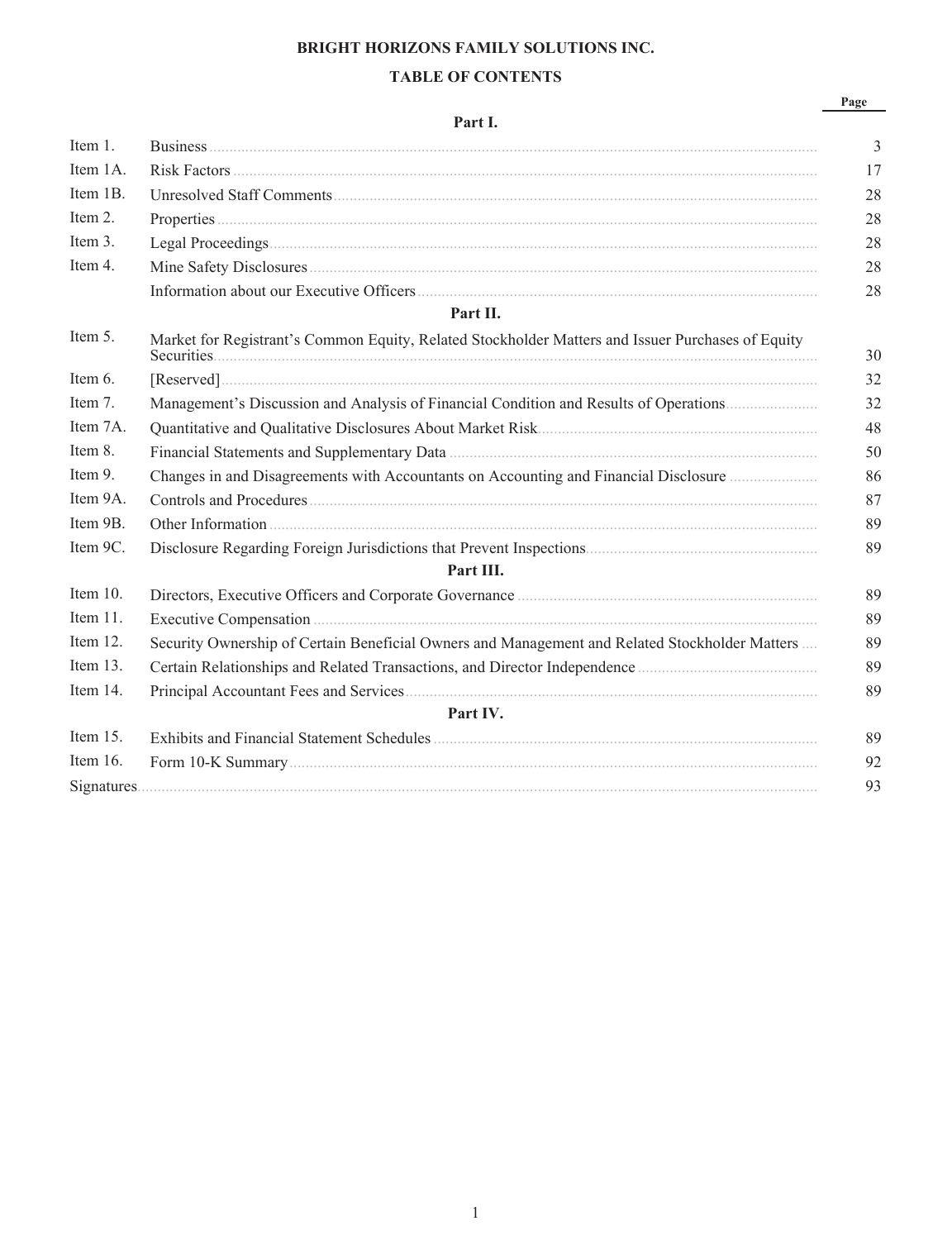**BRIGHT HORIZONS FAMILY SOLUTIONS INC.**

**TABLE OF CONTENTS**

| | | Page |
|---|---|---|
| | **Part I.** | |
| Item 1. | Business | 3 |
| Item 1A. | Risk Factors | 17 |
| Item 1B. | Unresolved Staff Comments | 28 |
| Item 2. | Properties | 28 |
| Item 3. | Legal Proceedings | 28 |
| Item 4. | Mine Safety Disclosures | 28 |
| | Information about our Executive Officers | 28 |
| | **Part II.** | |
| Item 5. | Market for Registrant's Common Equity, Related Stockholder Matters and Issuer Purchases of Equity Securities | 30 |
| Item 6. | [Reserved] | 32 |
| Item 7. | Management's Discussion and Analysis of Financial Condition and Results of Operations | 32 |
| Item 7A. | Quantitative and Qualitative Disclosures About Market Risk | 48 |
| Item 8. | Financial Statements and Supplementary Data | 50 |
| Item 9. | Changes in and Disagreements with Accountants on Accounting and Financial Disclosure | 86 |
| Item 9A. | Controls and Procedures | 87 |
| Item 9B. | Other Information | 89 |
| Item 9C. | Disclosure Regarding Foreign Jurisdictions that Prevent Inspections | 89 |
| | **Part III.** | |
| Item 10. | Directors, Executive Officers and Corporate Governance | 89 |
| Item 11. | Executive Compensation | 89 |
| Item 12. | Security Ownership of Certain Beneficial Owners and Management and Related Stockholder Matters | 89 |
| Item 13. | Certain Relationships and Related Transactions, and Director Independence | 89 |
| Item 14. | Principal Accountant Fees and Services | 89 |
| | **Part IV.** | |
| Item 15. | Exhibits and Financial Statement Schedules | 89 |
| Item 16. | Form 10-K Summary | 92 |
| Signatures | | 93 |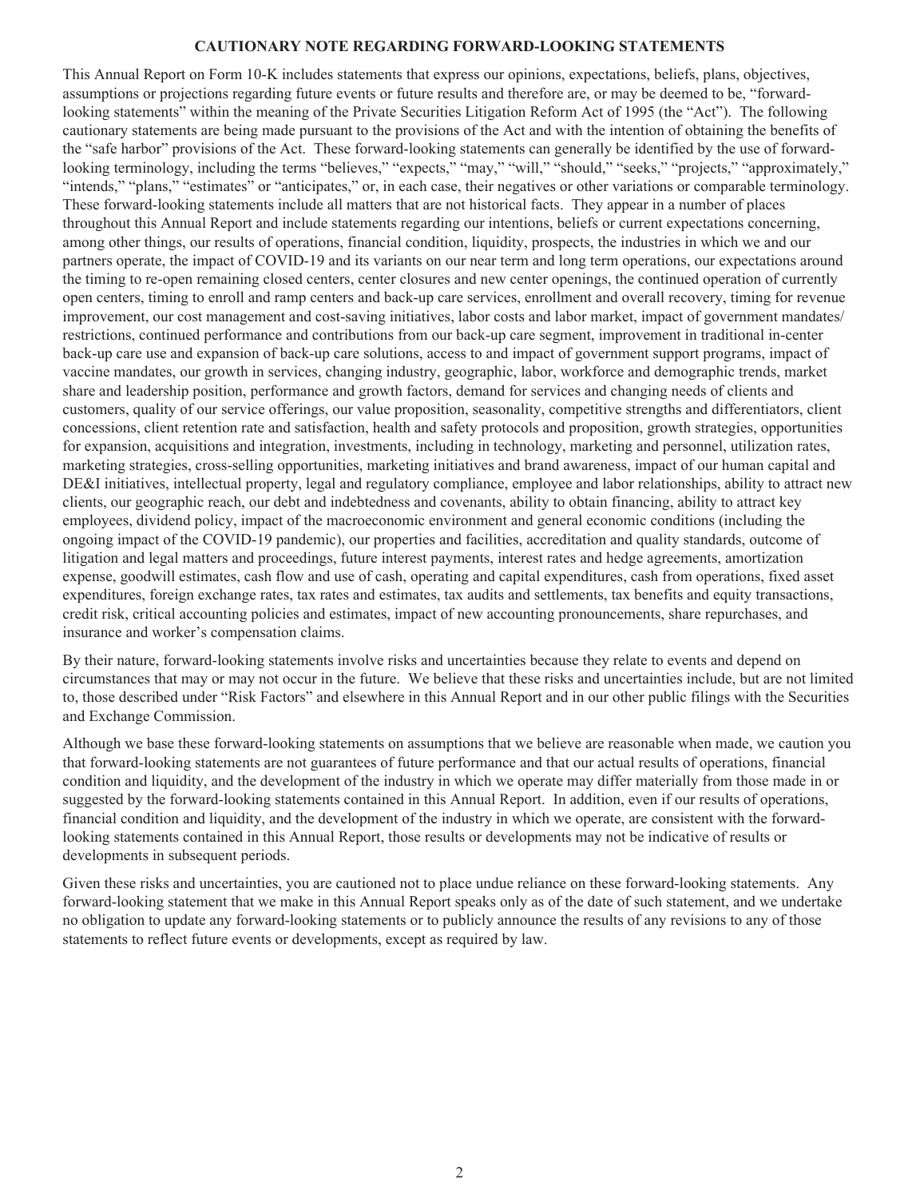## CAUTIONARY NOTE REGARDING FORWARD-LOOKING STATEMENTS

This Annual Report on Form 10-K includes statements that express our opinions, expectations, beliefs, plans, objectives, assumptions or projections regarding future events or future results and therefore are, or may be deemed to be, "forward-looking statements" within the meaning of the Private Securities Litigation Reform Act of 1995 (the "Act"). The following cautionary statements are being made pursuant to the provisions of the Act and with the intention of obtaining the benefits of the "safe harbor" provisions of the Act. These forward-looking statements can generally be identified by the use of forward-looking terminology, including the terms "believes," "expects," "may," "will," "should," "seeks," "projects," "approximately," "intends," "plans," "estimates" or "anticipates," or, in each case, their negatives or other variations or comparable terminology. These forward-looking statements include all matters that are not historical facts. They appear in a number of places throughout this Annual Report and include statements regarding our intentions, beliefs or current expectations concerning, among other things, our results of operations, financial condition, liquidity, prospects, the industries in which we and our partners operate, the impact of COVID-19 and its variants on our near term and long term operations, our expectations around the timing to re-open remaining closed centers, center closures and new center openings, the continued operation of currently open centers, timing to enroll and ramp centers and back-up care services, enrollment and overall recovery, timing for revenue improvement, our cost management and cost-saving initiatives, labor costs and labor market, impact of government mandates/restrictions, continued performance and contributions from our back-up care segment, improvement in traditional in-center back-up care use and expansion of back-up care solutions, access to and impact of government support programs, impact of vaccine mandates, our growth in services, changing industry, geographic, labor, workforce and demographic trends, market share and leadership position, performance and growth factors, demand for services and changing needs of clients and customers, quality of our service offerings, our value proposition, seasonality, competitive strengths and differentiators, client concessions, client retention rate and satisfaction, health and safety protocols and proposition, growth strategies, opportunities for expansion, acquisitions and integration, investments, including in technology, marketing and personnel, utilization rates, marketing strategies, cross-selling opportunities, marketing initiatives and brand awareness, impact of our human capital and DE&I initiatives, intellectual property, legal and regulatory compliance, employee and labor relationships, ability to attract new clients, our geographic reach, our debt and indebtedness and covenants, ability to obtain financing, ability to attract key employees, dividend policy, impact of the macroeconomic environment and general economic conditions (including the ongoing impact of the COVID-19 pandemic), our properties and facilities, accreditation and quality standards, outcome of litigation and legal matters and proceedings, future interest payments, interest rates and hedge agreements, amortization expense, goodwill estimates, cash flow and use of cash, operating and capital expenditures, cash from operations, fixed asset expenditures, foreign exchange rates, tax rates and estimates, tax audits and settlements, tax benefits and equity transactions, credit risk, critical accounting policies and estimates, impact of new accounting pronouncements, share repurchases, and insurance and worker's compensation claims.

By their nature, forward-looking statements involve risks and uncertainties because they relate to events and depend on circumstances that may or may not occur in the future. We believe that these risks and uncertainties include, but are not limited to, those described under "Risk Factors" and elsewhere in this Annual Report and in our other public filings with the Securities and Exchange Commission.

Although we base these forward-looking statements on assumptions that we believe are reasonable when made, we caution you that forward-looking statements are not guarantees of future performance and that our actual results of operations, financial condition and liquidity, and the development of the industry in which we operate may differ materially from those made in or suggested by the forward-looking statements contained in this Annual Report. In addition, even if our results of operations, financial condition and liquidity, and the development of the industry in which we operate, are consistent with the forward-looking statements contained in this Annual Report, those results or developments may not be indicative of results or developments in subsequent periods.

Given these risks and uncertainties, you are cautioned not to place undue reliance on these forward-looking statements. Any forward-looking statement that we make in this Annual Report speaks only as of the date of such statement, and we undertake no obligation to update any forward-looking statements or to publicly announce the results of any revisions to any of those statements to reflect future events or developments, except as required by law.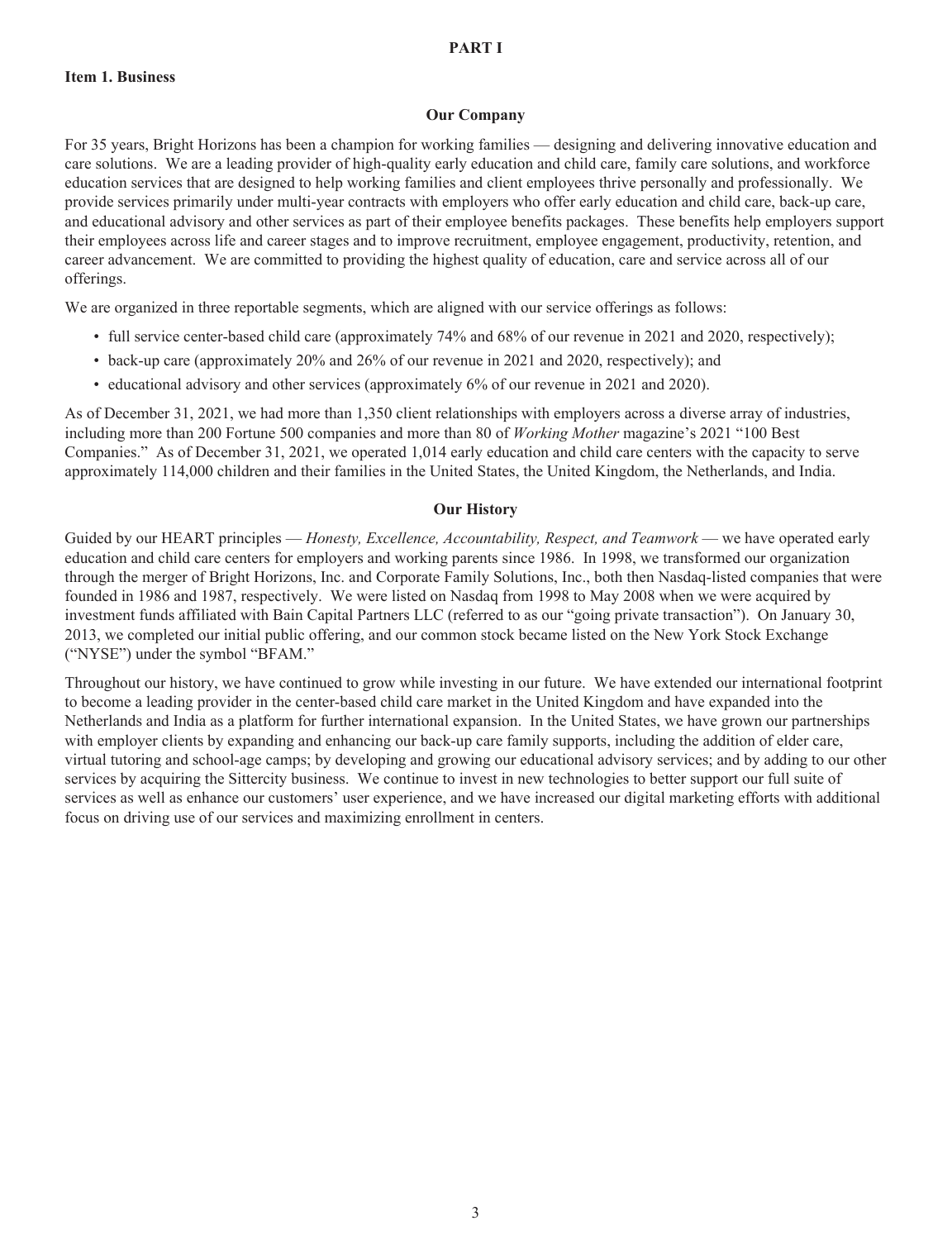# PART I

## Item 1. Business

### Our Company

For 35 years, Bright Horizons has been a champion for working families — designing and delivering innovative education and care solutions. We are a leading provider of high-quality early education and child care, family care solutions, and workforce education services that are designed to help working families and client employees thrive personally and professionally. We provide services primarily under multi-year contracts with employers who offer early education and child care, back-up care, and educational advisory and other services as part of their employee benefits packages. These benefits help employers support their employees across life and career stages and to improve recruitment, employee engagement, productivity, retention, and career advancement. We are committed to providing the highest quality of education, care and service across all of our offerings.

We are organized in three reportable segments, which are aligned with our service offerings as follows:

- full service center-based child care (approximately 74% and 68% of our revenue in 2021 and 2020, respectively);
- back-up care (approximately 20% and 26% of our revenue in 2021 and 2020, respectively); and
- educational advisory and other services (approximately 6% of our revenue in 2021 and 2020).

As of December 31, 2021, we had more than 1,350 client relationships with employers across a diverse array of industries, including more than 200 Fortune 500 companies and more than 80 of *Working Mother* magazine's 2021 "100 Best Companies." As of December 31, 2021, we operated 1,014 early education and child care centers with the capacity to serve approximately 114,000 children and their families in the United States, the United Kingdom, the Netherlands, and India.

### Our History

Guided by our HEART principles — *Honesty, Excellence, Accountability, Respect, and Teamwork* — we have operated early education and child care centers for employers and working parents since 1986. In 1998, we transformed our organization through the merger of Bright Horizons, Inc. and Corporate Family Solutions, Inc., both then Nasdaq-listed companies that were founded in 1986 and 1987, respectively. We were listed on Nasdaq from 1998 to May 2008 when we were acquired by investment funds affiliated with Bain Capital Partners LLC (referred to as our "going private transaction"). On January 30, 2013, we completed our initial public offering, and our common stock became listed on the New York Stock Exchange ("NYSE") under the symbol "BFAM."

Throughout our history, we have continued to grow while investing in our future. We have extended our international footprint to become a leading provider in the center-based child care market in the United Kingdom and have expanded into the Netherlands and India as a platform for further international expansion. In the United States, we have grown our partnerships with employer clients by expanding and enhancing our back-up care family supports, including the addition of elder care, virtual tutoring and school-age camps; by developing and growing our educational advisory services; and by adding to our other services by acquiring the Sittercity business. We continue to invest in new technologies to better support our full suite of services as well as enhance our customers' user experience, and we have increased our digital marketing efforts with additional focus on driving use of our services and maximizing enrollment in centers.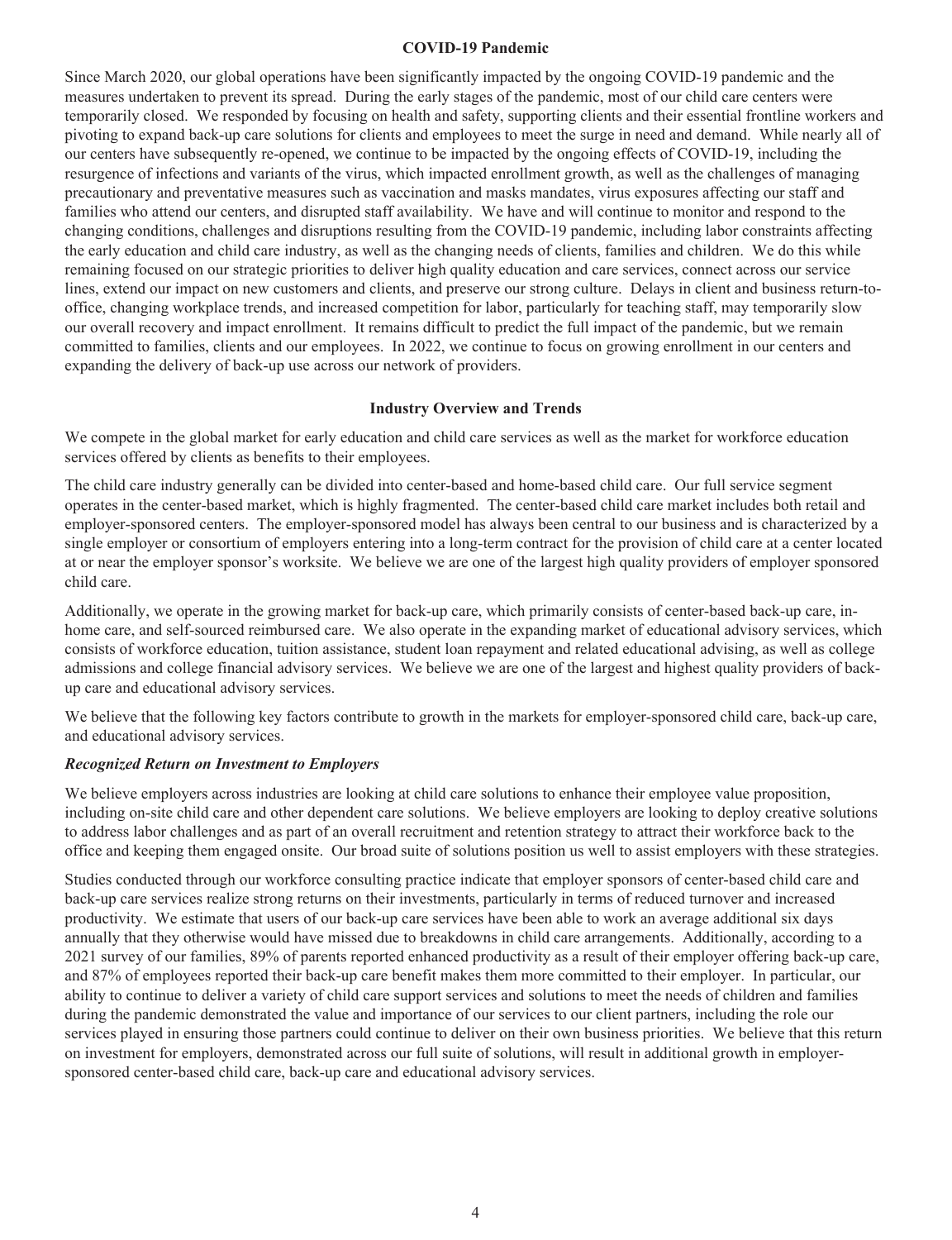## COVID-19 Pandemic

Since March 2020, our global operations have been significantly impacted by the ongoing COVID-19 pandemic and the measures undertaken to prevent its spread. During the early stages of the pandemic, most of our child care centers were temporarily closed. We responded by focusing on health and safety, supporting clients and their essential frontline workers and pivoting to expand back-up care solutions for clients and employees to meet the surge in need and demand. While nearly all of our centers have subsequently re-opened, we continue to be impacted by the ongoing effects of COVID-19, including the resurgence of infections and variants of the virus, which impacted enrollment growth, as well as the challenges of managing precautionary and preventative measures such as vaccination and masks mandates, virus exposures affecting our staff and families who attend our centers, and disrupted staff availability. We have and will continue to monitor and respond to the changing conditions, challenges and disruptions resulting from the COVID-19 pandemic, including labor constraints affecting the early education and child care industry, as well as the changing needs of clients, families and children. We do this while remaining focused on our strategic priorities to deliver high quality education and care services, connect across our service lines, extend our impact on new customers and clients, and preserve our strong culture. Delays in client and business return-to-office, changing workplace trends, and increased competition for labor, particularly for teaching staff, may temporarily slow our overall recovery and impact enrollment. It remains difficult to predict the full impact of the pandemic, but we remain committed to families, clients and our employees. In 2022, we continue to focus on growing enrollment in our centers and expanding the delivery of back-up use across our network of providers.

## Industry Overview and Trends

We compete in the global market for early education and child care services as well as the market for workforce education services offered by clients as benefits to their employees.

The child care industry generally can be divided into center-based and home-based child care. Our full service segment operates in the center-based market, which is highly fragmented. The center-based child care market includes both retail and employer-sponsored centers. The employer-sponsored model has always been central to our business and is characterized by a single employer or consortium of employers entering into a long-term contract for the provision of child care at a center located at or near the employer sponsor's worksite. We believe we are one of the largest high quality providers of employer sponsored child care.

Additionally, we operate in the growing market for back-up care, which primarily consists of center-based back-up care, in-home care, and self-sourced reimbursed care. We also operate in the expanding market of educational advisory services, which consists of workforce education, tuition assistance, student loan repayment and related educational advising, as well as college admissions and college financial advisory services. We believe we are one of the largest and highest quality providers of back-up care and educational advisory services.

We believe that the following key factors contribute to growth in the markets for employer-sponsored child care, back-up care, and educational advisory services.

### *Recognized Return on Investment to Employers*

We believe employers across industries are looking at child care solutions to enhance their employee value proposition, including on-site child care and other dependent care solutions. We believe employers are looking to deploy creative solutions to address labor challenges and as part of an overall recruitment and retention strategy to attract their workforce back to the office and keeping them engaged onsite. Our broad suite of solutions position us well to assist employers with these strategies.

Studies conducted through our workforce consulting practice indicate that employer sponsors of center-based child care and back-up care services realize strong returns on their investments, particularly in terms of reduced turnover and increased productivity. We estimate that users of our back-up care services have been able to work an average additional six days annually that they otherwise would have missed due to breakdowns in child care arrangements. Additionally, according to a 2021 survey of our families, 89% of parents reported enhanced productivity as a result of their employer offering back-up care, and 87% of employees reported their back-up care benefit makes them more committed to their employer. In particular, our ability to continue to deliver a variety of child care support services and solutions to meet the needs of children and families during the pandemic demonstrated the value and importance of our services to our client partners, including the role our services played in ensuring those partners could continue to deliver on their own business priorities. We believe that this return on investment for employers, demonstrated across our full suite of solutions, will result in additional growth in employer-sponsored center-based child care, back-up care and educational advisory services.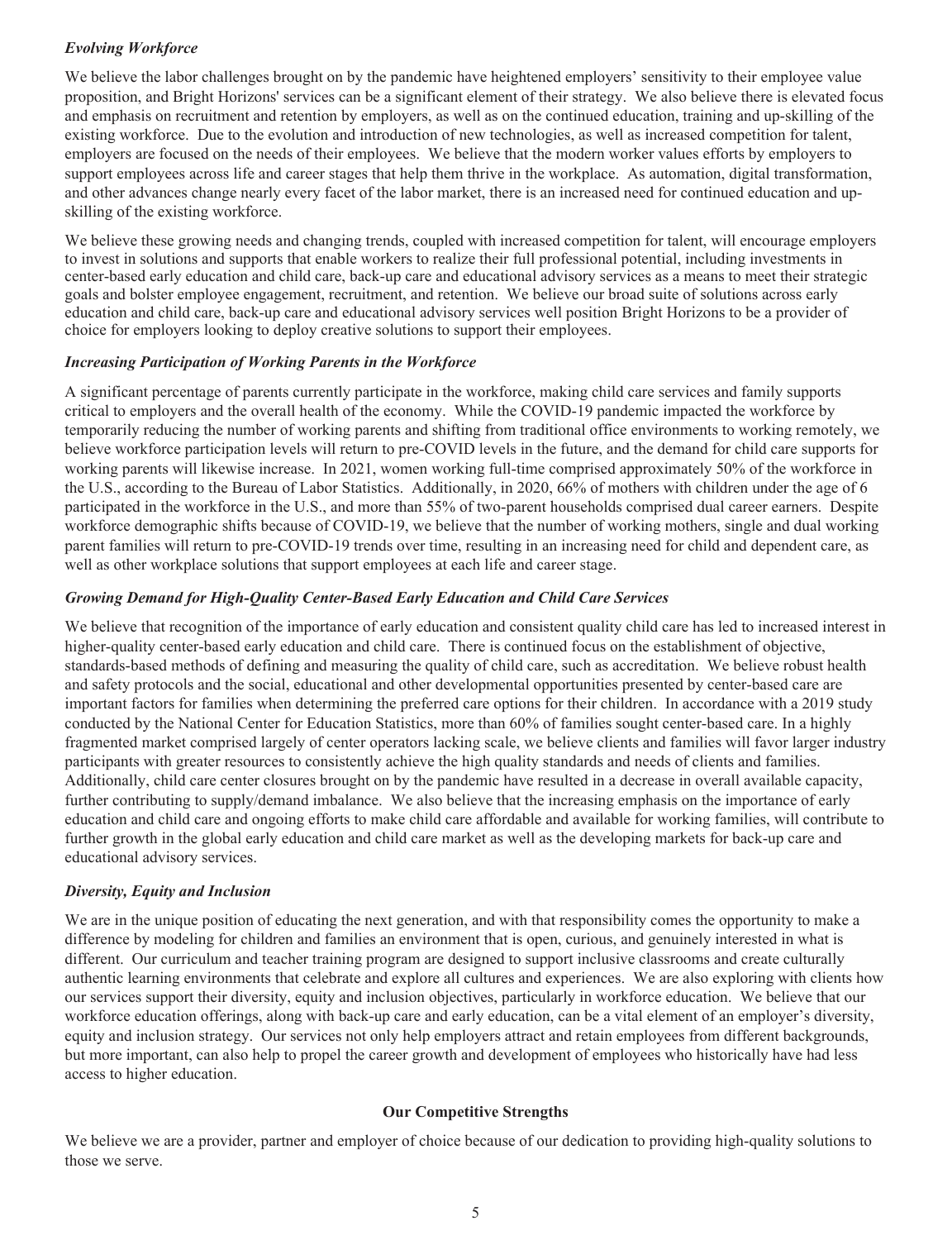*Evolving Workforce*

We believe the labor challenges brought on by the pandemic have heightened employers' sensitivity to their employee value proposition, and Bright Horizons' services can be a significant element of their strategy. We also believe there is elevated focus and emphasis on recruitment and retention by employers, as well as on the continued education, training and up-skilling of the existing workforce. Due to the evolution and introduction of new technologies, as well as increased competition for talent, employers are focused on the needs of their employees. We believe that the modern worker values efforts by employers to support employees across life and career stages that help them thrive in the workplace. As automation, digital transformation, and other advances change nearly every facet of the labor market, there is an increased need for continued education and up-skilling of the existing workforce.

We believe these growing needs and changing trends, coupled with increased competition for talent, will encourage employers to invest in solutions and supports that enable workers to realize their full professional potential, including investments in center-based early education and child care, back-up care and educational advisory services as a means to meet their strategic goals and bolster employee engagement, recruitment, and retention. We believe our broad suite of solutions across early education and child care, back-up care and educational advisory services well position Bright Horizons to be a provider of choice for employers looking to deploy creative solutions to support their employees.

*Increasing Participation of Working Parents in the Workforce*

A significant percentage of parents currently participate in the workforce, making child care services and family supports critical to employers and the overall health of the economy. While the COVID-19 pandemic impacted the workforce by temporarily reducing the number of working parents and shifting from traditional office environments to working remotely, we believe workforce participation levels will return to pre-COVID levels in the future, and the demand for child care supports for working parents will likewise increase. In 2021, women working full-time comprised approximately 50% of the workforce in the U.S., according to the Bureau of Labor Statistics. Additionally, in 2020, 66% of mothers with children under the age of 6 participated in the workforce in the U.S., and more than 55% of two-parent households comprised dual career earners. Despite workforce demographic shifts because of COVID-19, we believe that the number of working mothers, single and dual working parent families will return to pre-COVID-19 trends over time, resulting in an increasing need for child and dependent care, as well as other workplace solutions that support employees at each life and career stage.

*Growing Demand for High-Quality Center-Based Early Education and Child Care Services*

We believe that recognition of the importance of early education and consistent quality child care has led to increased interest in higher-quality center-based early education and child care. There is continued focus on the establishment of objective, standards-based methods of defining and measuring the quality of child care, such as accreditation. We believe robust health and safety protocols and the social, educational and other developmental opportunities presented by center-based care are important factors for families when determining the preferred care options for their children. In accordance with a 2019 study conducted by the National Center for Education Statistics, more than 60% of families sought center-based care. In a highly fragmented market comprised largely of center operators lacking scale, we believe clients and families will favor larger industry participants with greater resources to consistently achieve the high quality standards and needs of clients and families. Additionally, child care center closures brought on by the pandemic have resulted in a decrease in overall available capacity, further contributing to supply/demand imbalance. We also believe that the increasing emphasis on the importance of early education and child care and ongoing efforts to make child care affordable and available for working families, will contribute to further growth in the global early education and child care market as well as the developing markets for back-up care and educational advisory services.

*Diversity, Equity and Inclusion*

We are in the unique position of educating the next generation, and with that responsibility comes the opportunity to make a difference by modeling for children and families an environment that is open, curious, and genuinely interested in what is different. Our curriculum and teacher training program are designed to support inclusive classrooms and create culturally authentic learning environments that celebrate and explore all cultures and experiences. We are also exploring with clients how our services support their diversity, equity and inclusion objectives, particularly in workforce education. We believe that our workforce education offerings, along with back-up care and early education, can be a vital element of an employer's diversity, equity and inclusion strategy. Our services not only help employers attract and retain employees from different backgrounds, but more important, can also help to propel the career growth and development of employees who historically have had less access to higher education.

## Our Competitive Strengths

We believe we are a provider, partner and employer of choice because of our dedication to providing high-quality solutions to those we serve.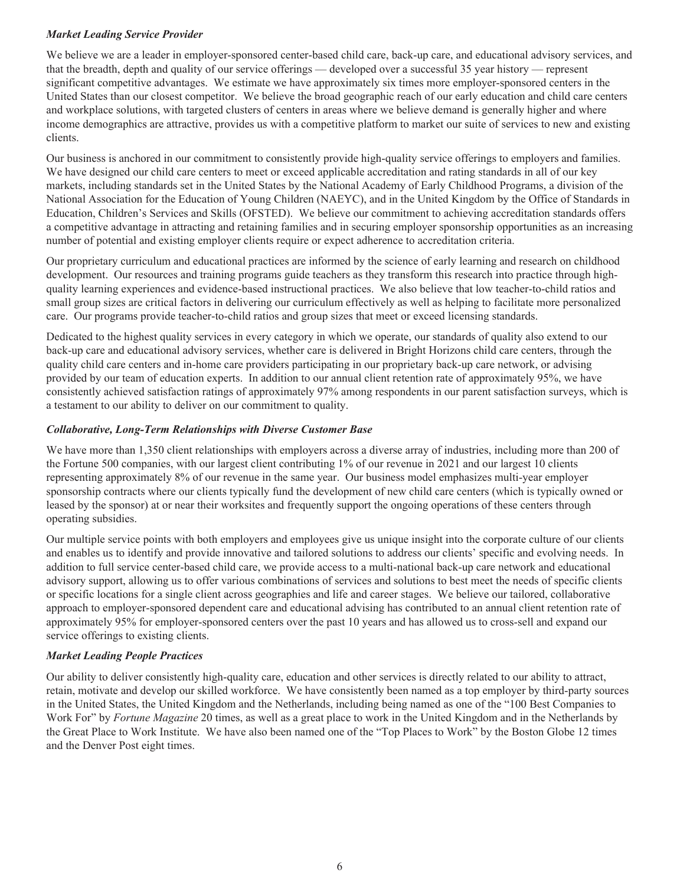### *Market Leading Service Provider*

We believe we are a leader in employer-sponsored center-based child care, back-up care, and educational advisory services, and that the breadth, depth and quality of our service offerings — developed over a successful 35 year history — represent significant competitive advantages. We estimate we have approximately six times more employer-sponsored centers in the United States than our closest competitor. We believe the broad geographic reach of our early education and child care centers and workplace solutions, with targeted clusters of centers in areas where we believe demand is generally higher and where income demographics are attractive, provides us with a competitive platform to market our suite of services to new and existing clients.

Our business is anchored in our commitment to consistently provide high-quality service offerings to employers and families. We have designed our child care centers to meet or exceed applicable accreditation and rating standards in all of our key markets, including standards set in the United States by the National Academy of Early Childhood Programs, a division of the National Association for the Education of Young Children (NAEYC), and in the United Kingdom by the Office of Standards in Education, Children's Services and Skills (OFSTED). We believe our commitment to achieving accreditation standards offers a competitive advantage in attracting and retaining families and in securing employer sponsorship opportunities as an increasing number of potential and existing employer clients require or expect adherence to accreditation criteria.

Our proprietary curriculum and educational practices are informed by the science of early learning and research on childhood development. Our resources and training programs guide teachers as they transform this research into practice through high-quality learning experiences and evidence-based instructional practices. We also believe that low teacher-to-child ratios and small group sizes are critical factors in delivering our curriculum effectively as well as helping to facilitate more personalized care. Our programs provide teacher-to-child ratios and group sizes that meet or exceed licensing standards.

Dedicated to the highest quality services in every category in which we operate, our standards of quality also extend to our back-up care and educational advisory services, whether care is delivered in Bright Horizons child care centers, through the quality child care centers and in-home care providers participating in our proprietary back-up care network, or advising provided by our team of education experts. In addition to our annual client retention rate of approximately 95%, we have consistently achieved satisfaction ratings of approximately 97% among respondents in our parent satisfaction surveys, which is a testament to our ability to deliver on our commitment to quality.

### *Collaborative, Long-Term Relationships with Diverse Customer Base*

We have more than 1,350 client relationships with employers across a diverse array of industries, including more than 200 of the Fortune 500 companies, with our largest client contributing 1% of our revenue in 2021 and our largest 10 clients representing approximately 8% of our revenue in the same year. Our business model emphasizes multi-year employer sponsorship contracts where our clients typically fund the development of new child care centers (which is typically owned or leased by the sponsor) at or near their worksites and frequently support the ongoing operations of these centers through operating subsidies.

Our multiple service points with both employers and employees give us unique insight into the corporate culture of our clients and enables us to identify and provide innovative and tailored solutions to address our clients' specific and evolving needs. In addition to full service center-based child care, we provide access to a multi-national back-up care network and educational advisory support, allowing us to offer various combinations of services and solutions to best meet the needs of specific clients or specific locations for a single client across geographies and life and career stages. We believe our tailored, collaborative approach to employer-sponsored dependent care and educational advising has contributed to an annual client retention rate of approximately 95% for employer-sponsored centers over the past 10 years and has allowed us to cross-sell and expand our service offerings to existing clients.

### *Market Leading People Practices*

Our ability to deliver consistently high-quality care, education and other services is directly related to our ability to attract, retain, motivate and develop our skilled workforce. We have consistently been named as a top employer by third-party sources in the United States, the United Kingdom and the Netherlands, including being named as one of the "100 Best Companies to Work For" by *Fortune Magazine* 20 times, as well as a great place to work in the United Kingdom and in the Netherlands by the Great Place to Work Institute. We have also been named one of the "Top Places to Work" by the Boston Globe 12 times and the Denver Post eight times.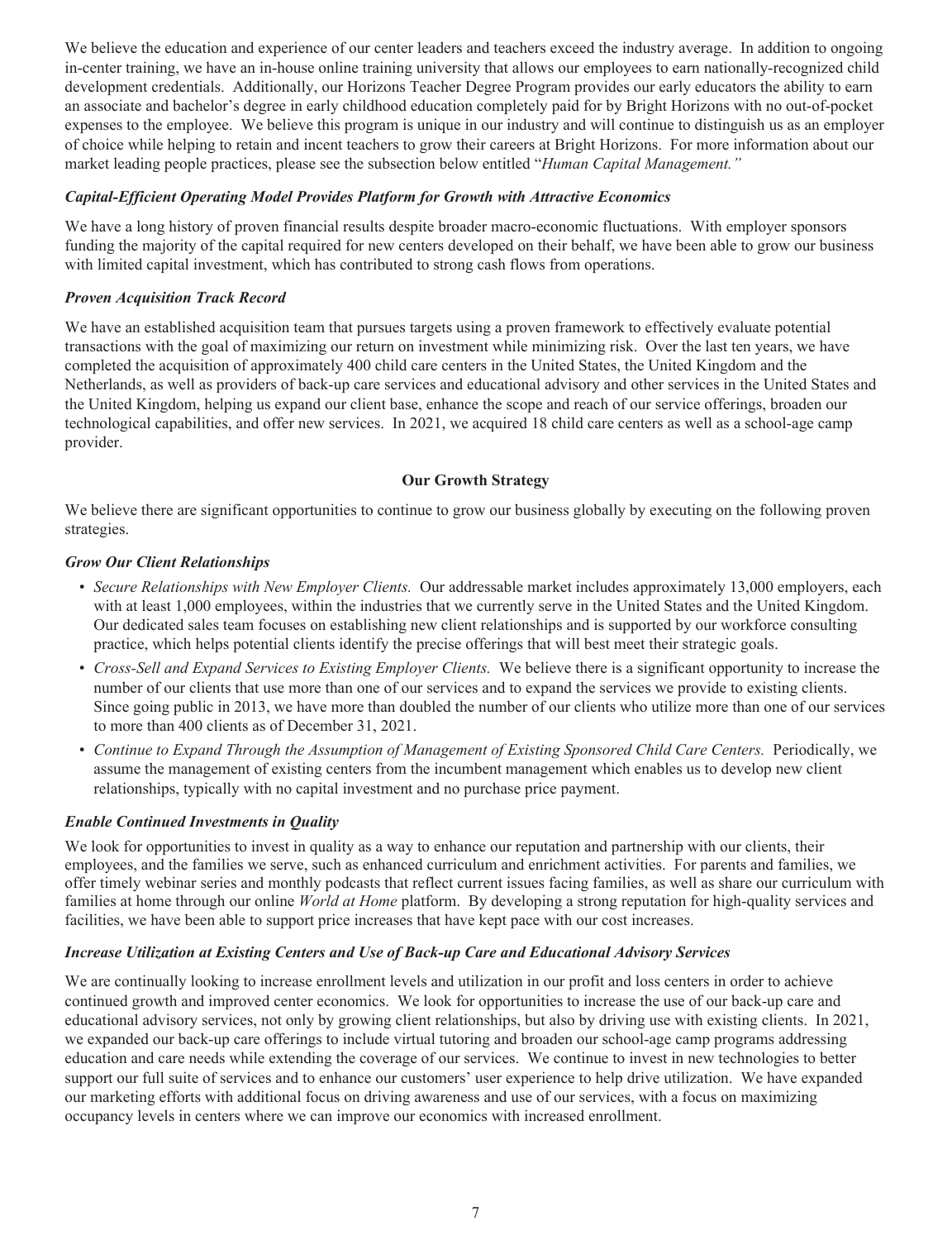We believe the education and experience of our center leaders and teachers exceed the industry average. In addition to ongoing in-center training, we have an in-house online training university that allows our employees to earn nationally-recognized child development credentials. Additionally, our Horizons Teacher Degree Program provides our early educators the ability to earn an associate and bachelor's degree in early childhood education completely paid for by Bright Horizons with no out-of-pocket expenses to the employee. We believe this program is unique in our industry and will continue to distinguish us as an employer of choice while helping to retain and incent teachers to grow their careers at Bright Horizons. For more information about our market leading people practices, please see the subsection below entitled "*Human Capital Management.*"

***Capital-Efficient Operating Model Provides Platform for Growth with Attractive Economics***

We have a long history of proven financial results despite broader macro-economic fluctuations. With employer sponsors funding the majority of the capital required for new centers developed on their behalf, we have been able to grow our business with limited capital investment, which has contributed to strong cash flows from operations.

***Proven Acquisition Track Record***

We have an established acquisition team that pursues targets using a proven framework to effectively evaluate potential transactions with the goal of maximizing our return on investment while minimizing risk. Over the last ten years, we have completed the acquisition of approximately 400 child care centers in the United States, the United Kingdom and the Netherlands, as well as providers of back-up care services and educational advisory and other services in the United States and the United Kingdom, helping us expand our client base, enhance the scope and reach of our service offerings, broaden our technological capabilities, and offer new services. In 2021, we acquired 18 child care centers as well as a school-age camp provider.

## Our Growth Strategy

We believe there are significant opportunities to continue to grow our business globally by executing on the following proven strategies.

***Grow Our Client Relationships***

- *Secure Relationships with New Employer Clients.* Our addressable market includes approximately 13,000 employers, each with at least 1,000 employees, within the industries that we currently serve in the United States and the United Kingdom. Our dedicated sales team focuses on establishing new client relationships and is supported by our workforce consulting practice, which helps potential clients identify the precise offerings that will best meet their strategic goals.
- *Cross-Sell and Expand Services to Existing Employer Clients.* We believe there is a significant opportunity to increase the number of our clients that use more than one of our services and to expand the services we provide to existing clients. Since going public in 2013, we have more than doubled the number of our clients who utilize more than one of our services to more than 400 clients as of December 31, 2021.
- *Continue to Expand Through the Assumption of Management of Existing Sponsored Child Care Centers.* Periodically, we assume the management of existing centers from the incumbent management which enables us to develop new client relationships, typically with no capital investment and no purchase price payment.

***Enable Continued Investments in Quality***

We look for opportunities to invest in quality as a way to enhance our reputation and partnership with our clients, their employees, and the families we serve, such as enhanced curriculum and enrichment activities. For parents and families, we offer timely webinar series and monthly podcasts that reflect current issues facing families, as well as share our curriculum with families at home through our online *World at Home* platform. By developing a strong reputation for high-quality services and facilities, we have been able to support price increases that have kept pace with our cost increases.

***Increase Utilization at Existing Centers and Use of Back-up Care and Educational Advisory Services***

We are continually looking to increase enrollment levels and utilization in our profit and loss centers in order to achieve continued growth and improved center economics. We look for opportunities to increase the use of our back-up care and educational advisory services, not only by growing client relationships, but also by driving use with existing clients. In 2021, we expanded our back-up care offerings to include virtual tutoring and broaden our school-age camp programs addressing education and care needs while extending the coverage of our services. We continue to invest in new technologies to better support our full suite of services and to enhance our customers' user experience to help drive utilization. We have expanded our marketing efforts with additional focus on driving awareness and use of our services, with a focus on maximizing occupancy levels in centers where we can improve our economics with increased enrollment.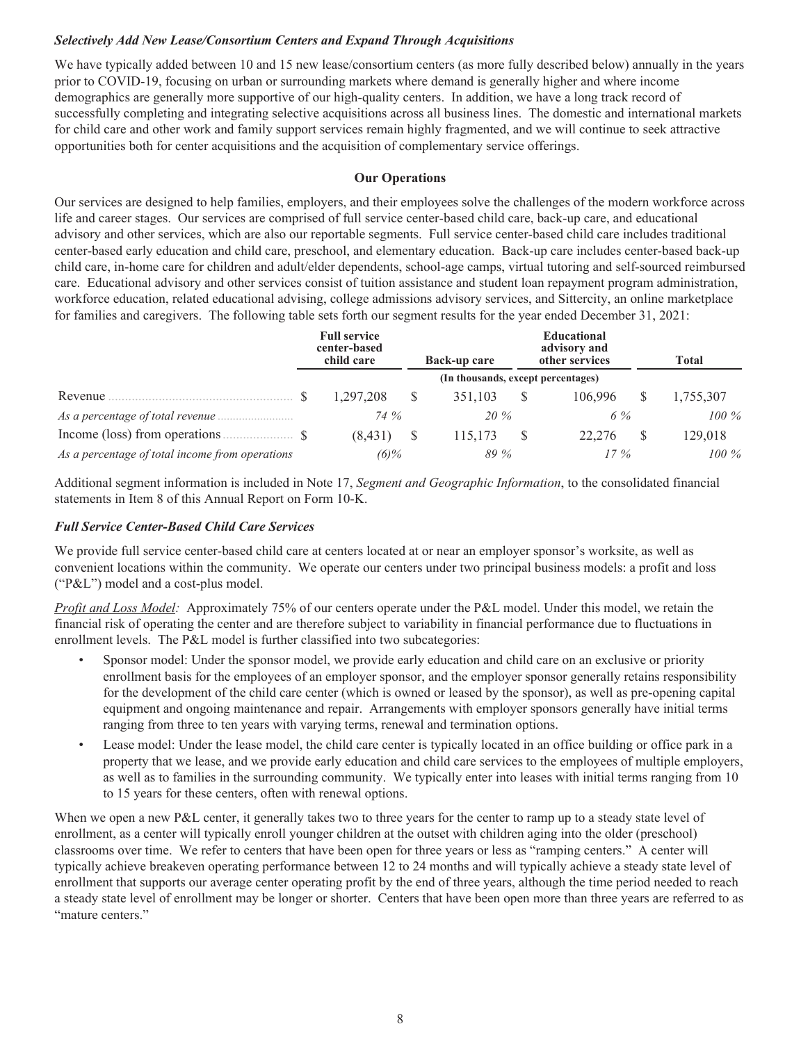***Selectively Add New Lease/Consortium Centers and Expand Through Acquisitions***

We have typically added between 10 and 15 new lease/consortium centers (as more fully described below) annually in the years prior to COVID-19, focusing on urban or surrounding markets where demand is generally higher and where income demographics are generally more supportive of our high-quality centers. In addition, we have a long track record of successfully completing and integrating selective acquisitions across all business lines. The domestic and international markets for child care and other work and family support services remain highly fragmented, and we will continue to seek attractive opportunities both for center acquisitions and the acquisition of complementary service offerings.

**Our Operations**

Our services are designed to help families, employers, and their employees solve the challenges of the modern workforce across life and career stages. Our services are comprised of full service center-based child care, back-up care, and educational advisory and other services, which are also our reportable segments. Full service center-based child care includes traditional center-based early education and child care, preschool, and elementary education. Back-up care includes center-based back-up child care, in-home care for children and adult/elder dependents, school-age camps, virtual tutoring and self-sourced reimbursed care. Educational advisory and other services consist of tuition assistance and student loan repayment program administration, workforce education, related educational advising, college admissions advisory services, and Sittercity, an online marketplace for families and caregivers. The following table sets forth our segment results for the year ended December 31, 2021:

| | Full service center-based child care | Back-up care | Educational advisory and other services | Total |
|---|---|---|---|---|
| | (In thousands, except percentages) | | | |
| Revenue | $ 1,297,208 | $ 351,103 | $ 106,996 | $ 1,755,307 |
| *As a percentage of total revenue* | *74 %* | *20 %* | *6 %* | *100 %* |
| Income (loss) from operations | $ (8,431) | $ 115,173 | $ 22,276 | $ 129,018 |
| *As a percentage of total income from operations* | *(6)%* | *89 %* | *17 %* | *100 %* |

Additional segment information is included in Note 17, *Segment and Geographic Information*, to the consolidated financial statements in Item 8 of this Annual Report on Form 10-K.

***Full Service Center-Based Child Care Services***

We provide full service center-based child care at centers located at or near an employer sponsor's worksite, as well as convenient locations within the community. We operate our centers under two principal business models: a profit and loss ("P&L") model and a cost-plus model.

*Profit and Loss Model:* Approximately 75% of our centers operate under the P&L model. Under this model, we retain the financial risk of operating the center and are therefore subject to variability in financial performance due to fluctuations in enrollment levels. The P&L model is further classified into two subcategories:

- Sponsor model: Under the sponsor model, we provide early education and child care on an exclusive or priority enrollment basis for the employees of an employer sponsor, and the employer sponsor generally retains responsibility for the development of the child care center (which is owned or leased by the sponsor), as well as pre-opening capital equipment and ongoing maintenance and repair. Arrangements with employer sponsors generally have initial terms ranging from three to ten years with varying terms, renewal and termination options.
- Lease model: Under the lease model, the child care center is typically located in an office building or office park in a property that we lease, and we provide early education and child care services to the employees of multiple employers, as well as to families in the surrounding community. We typically enter into leases with initial terms ranging from 10 to 15 years for these centers, often with renewal options.

When we open a new P&L center, it generally takes two to three years for the center to ramp up to a steady state level of enrollment, as a center will typically enroll younger children at the outset with children aging into the older (preschool) classrooms over time. We refer to centers that have been open for three years or less as "ramping centers." A center will typically achieve breakeven operating performance between 12 to 24 months and will typically achieve a steady state level of enrollment that supports our average center operating profit by the end of three years, although the time period needed to reach a steady state level of enrollment may be longer or shorter. Centers that have been open more than three years are referred to as "mature centers."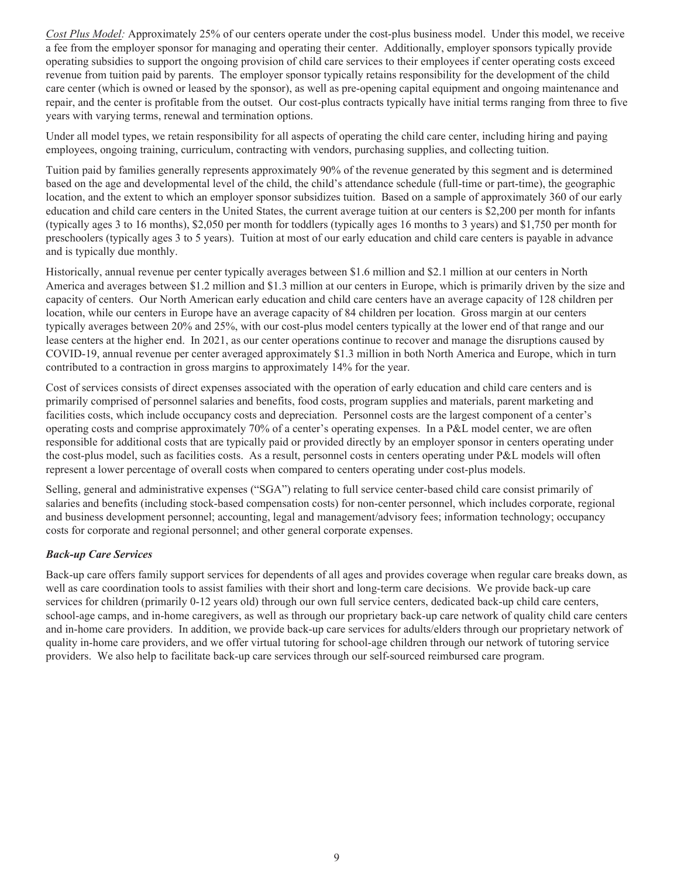*Cost Plus Model:* Approximately 25% of our centers operate under the cost-plus business model. Under this model, we receive a fee from the employer sponsor for managing and operating their center. Additionally, employer sponsors typically provide operating subsidies to support the ongoing provision of child care services to their employees if center operating costs exceed revenue from tuition paid by parents. The employer sponsor typically retains responsibility for the development of the child care center (which is owned or leased by the sponsor), as well as pre-opening capital equipment and ongoing maintenance and repair, and the center is profitable from the outset. Our cost-plus contracts typically have initial terms ranging from three to five years with varying terms, renewal and termination options.

Under all model types, we retain responsibility for all aspects of operating the child care center, including hiring and paying employees, ongoing training, curriculum, contracting with vendors, purchasing supplies, and collecting tuition.

Tuition paid by families generally represents approximately 90% of the revenue generated by this segment and is determined based on the age and developmental level of the child, the child's attendance schedule (full-time or part-time), the geographic location, and the extent to which an employer sponsor subsidizes tuition. Based on a sample of approximately 360 of our early education and child care centers in the United States, the current average tuition at our centers is $2,200 per month for infants (typically ages 3 to 16 months), $2,050 per month for toddlers (typically ages 16 months to 3 years) and $1,750 per month for preschoolers (typically ages 3 to 5 years). Tuition at most of our early education and child care centers is payable in advance and is typically due monthly.

Historically, annual revenue per center typically averages between $1.6 million and $2.1 million at our centers in North America and averages between $1.2 million and $1.3 million at our centers in Europe, which is primarily driven by the size and capacity of centers. Our North American early education and child care centers have an average capacity of 128 children per location, while our centers in Europe have an average capacity of 84 children per location. Gross margin at our centers typically averages between 20% and 25%, with our cost-plus model centers typically at the lower end of that range and our lease centers at the higher end. In 2021, as our center operations continue to recover and manage the disruptions caused by COVID-19, annual revenue per center averaged approximately $1.3 million in both North America and Europe, which in turn contributed to a contraction in gross margins to approximately 14% for the year.

Cost of services consists of direct expenses associated with the operation of early education and child care centers and is primarily comprised of personnel salaries and benefits, food costs, program supplies and materials, parent marketing and facilities costs, which include occupancy costs and depreciation. Personnel costs are the largest component of a center's operating costs and comprise approximately 70% of a center's operating expenses. In a P&L model center, we are often responsible for additional costs that are typically paid or provided directly by an employer sponsor in centers operating under the cost-plus model, such as facilities costs. As a result, personnel costs in centers operating under P&L models will often represent a lower percentage of overall costs when compared to centers operating under cost-plus models.

Selling, general and administrative expenses ("SGA") relating to full service center-based child care consist primarily of salaries and benefits (including stock-based compensation costs) for non-center personnel, which includes corporate, regional and business development personnel; accounting, legal and management/advisory fees; information technology; occupancy costs for corporate and regional personnel; and other general corporate expenses.

***Back-up Care Services***

Back-up care offers family support services for dependents of all ages and provides coverage when regular care breaks down, as well as care coordination tools to assist families with their short and long-term care decisions. We provide back-up care services for children (primarily 0-12 years old) through our own full service centers, dedicated back-up child care centers, school-age camps, and in-home caregivers, as well as through our proprietary back-up care network of quality child care centers and in-home care providers. In addition, we provide back-up care services for adults/elders through our proprietary network of quality in-home care providers, and we offer virtual tutoring for school-age children through our network of tutoring service providers. We also help to facilitate back-up care services through our self-sourced reimbursed care program.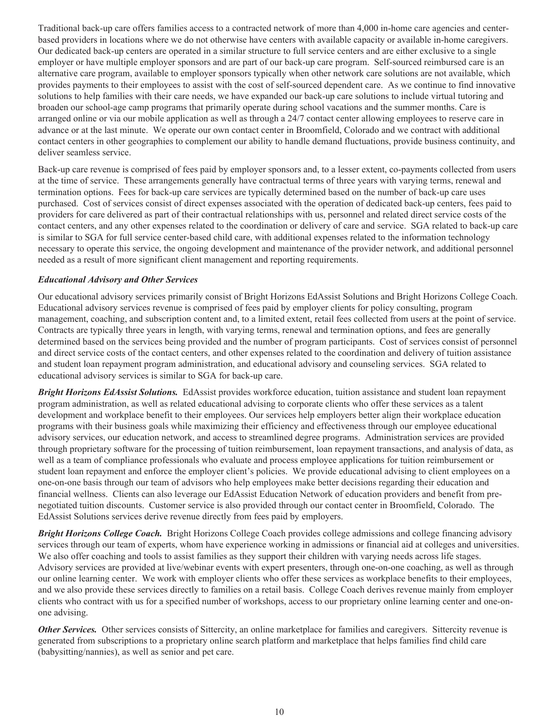Traditional back-up care offers families access to a contracted network of more than 4,000 in-home care agencies and center-based providers in locations where we do not otherwise have centers with available capacity or available in-home caregivers. Our dedicated back-up centers are operated in a similar structure to full service centers and are either exclusive to a single employer or have multiple employer sponsors and are part of our back-up care program. Self-sourced reimbursed care is an alternative care program, available to employer sponsors typically when other network care solutions are not available, which provides payments to their employees to assist with the cost of self-sourced dependent care. As we continue to find innovative solutions to help families with their care needs, we have expanded our back-up care solutions to include virtual tutoring and broaden our school-age camp programs that primarily operate during school vacations and the summer months. Care is arranged online or via our mobile application as well as through a 24/7 contact center allowing employees to reserve care in advance or at the last minute. We operate our own contact center in Broomfield, Colorado and we contract with additional contact centers in other geographies to complement our ability to handle demand fluctuations, provide business continuity, and deliver seamless service.

Back-up care revenue is comprised of fees paid by employer sponsors and, to a lesser extent, co-payments collected from users at the time of service. These arrangements generally have contractual terms of three years with varying terms, renewal and termination options. Fees for back-up care services are typically determined based on the number of back-up care uses purchased. Cost of services consist of direct expenses associated with the operation of dedicated back-up centers, fees paid to providers for care delivered as part of their contractual relationships with us, personnel and related direct service costs of the contact centers, and any other expenses related to the coordination or delivery of care and service. SGA related to back-up care is similar to SGA for full service center-based child care, with additional expenses related to the information technology necessary to operate this service, the ongoing development and maintenance of the provider network, and additional personnel needed as a result of more significant client management and reporting requirements.

***Educational Advisory and Other Services***

Our educational advisory services primarily consist of Bright Horizons EdAssist Solutions and Bright Horizons College Coach. Educational advisory services revenue is comprised of fees paid by employer clients for policy consulting, program management, coaching, and subscription content and, to a limited extent, retail fees collected from users at the point of service. Contracts are typically three years in length, with varying terms, renewal and termination options, and fees are generally determined based on the services being provided and the number of program participants. Cost of services consist of personnel and direct service costs of the contact centers, and other expenses related to the coordination and delivery of tuition assistance and student loan repayment program administration, and educational advisory and counseling services. SGA related to educational advisory services is similar to SGA for back-up care.

***Bright Horizons EdAssist Solutions.*** EdAssist provides workforce education, tuition assistance and student loan repayment program administration, as well as related educational advising to corporate clients who offer these services as a talent development and workplace benefit to their employees. Our services help employers better align their workplace education programs with their business goals while maximizing their efficiency and effectiveness through our employee educational advisory services, our education network, and access to streamlined degree programs. Administration services are provided through proprietary software for the processing of tuition reimbursement, loan repayment transactions, and analysis of data, as well as a team of compliance professionals who evaluate and process employee applications for tuition reimbursement or student loan repayment and enforce the employer client's policies. We provide educational advising to client employees on a one-on-one basis through our team of advisors who help employees make better decisions regarding their education and financial wellness. Clients can also leverage our EdAssist Education Network of education providers and benefit from pre-negotiated tuition discounts. Customer service is also provided through our contact center in Broomfield, Colorado. The EdAssist Solutions services derive revenue directly from fees paid by employers.

***Bright Horizons College Coach.*** Bright Horizons College Coach provides college admissions and college financing advisory services through our team of experts, whom have experience working in admissions or financial aid at colleges and universities. We also offer coaching and tools to assist families as they support their children with varying needs across life stages. Advisory services are provided at live/webinar events with expert presenters, through one-on-one coaching, as well as through our online learning center. We work with employer clients who offer these services as workplace benefits to their employees, and we also provide these services directly to families on a retail basis. College Coach derives revenue mainly from employer clients who contract with us for a specified number of workshops, access to our proprietary online learning center and one-on-one advising.

***Other Services.*** Other services consists of Sittercity, an online marketplace for families and caregivers. Sittercity revenue is generated from subscriptions to a proprietary online search platform and marketplace that helps families find child care (babysitting/nannies), as well as senior and pet care.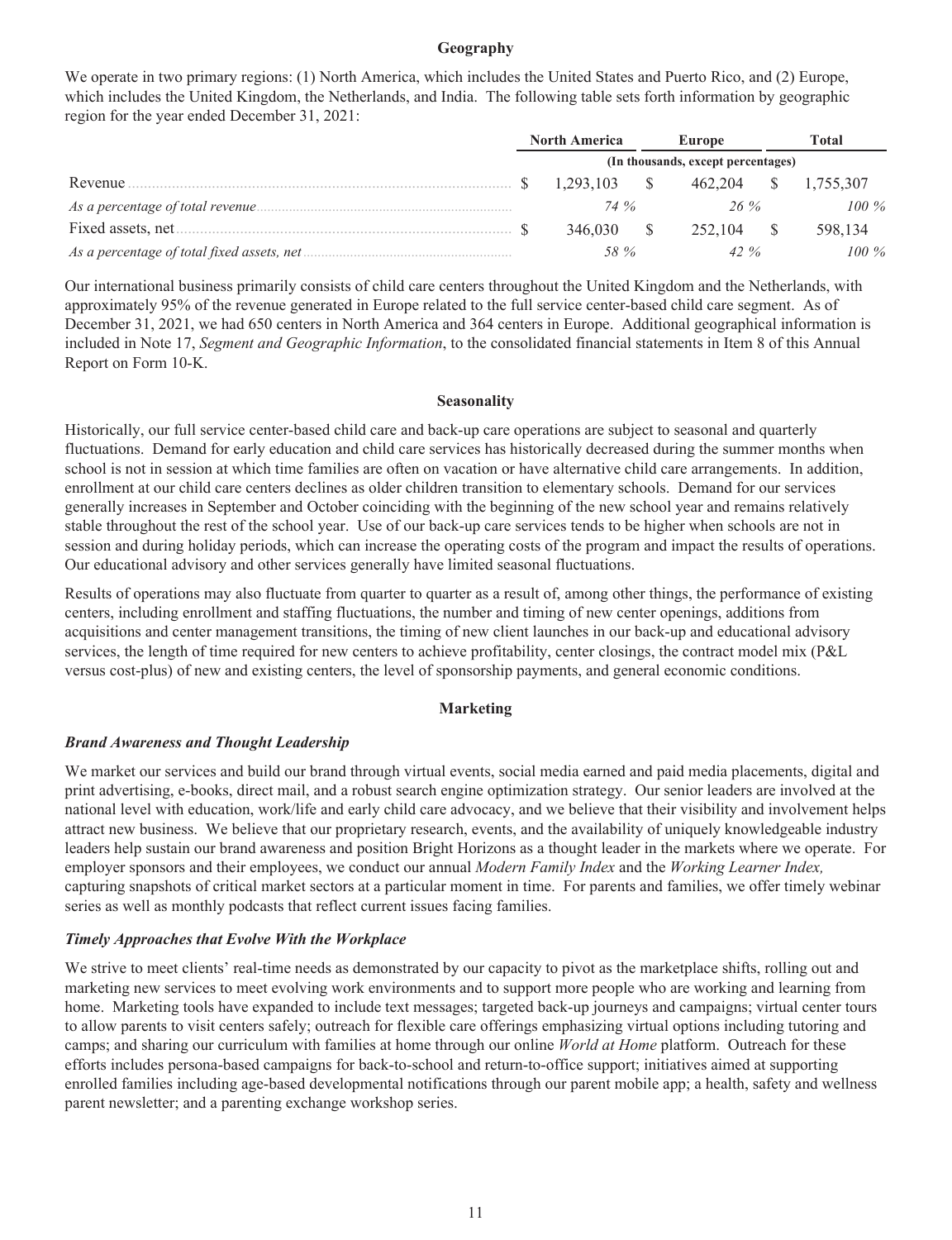## Geography

We operate in two primary regions: (1) North America, which includes the United States and Puerto Rico, and (2) Europe, which includes the United Kingdom, the Netherlands, and India. The following table sets forth information by geographic region for the year ended December 31, 2021:

| | North America | Europe | Total |
|---|---|---|---|
| | (In thousands, except percentages) | | |
| Revenue | $ 1,293,103 | $ 462,204 | $ 1,755,307 |
| *As a percentage of total revenue* | *74 %* | *26 %* | *100 %* |
| Fixed assets, net | $ 346,030 | $ 252,104 | $ 598,134 |
| *As a percentage of total fixed assets, net* | *58 %* | *42 %* | *100 %* |

Our international business primarily consists of child care centers throughout the United Kingdom and the Netherlands, with approximately 95% of the revenue generated in Europe related to the full service center-based child care segment. As of December 31, 2021, we had 650 centers in North America and 364 centers in Europe. Additional geographical information is included in Note 17, *Segment and Geographic Information*, to the consolidated financial statements in Item 8 of this Annual Report on Form 10-K.

## Seasonality

Historically, our full service center-based child care and back-up care operations are subject to seasonal and quarterly fluctuations. Demand for early education and child care services has historically decreased during the summer months when school is not in session at which time families are often on vacation or have alternative child care arrangements. In addition, enrollment at our child care centers declines as older children transition to elementary schools. Demand for our services generally increases in September and October coinciding with the beginning of the new school year and remains relatively stable throughout the rest of the school year. Use of our back-up care services tends to be higher when schools are not in session and during holiday periods, which can increase the operating costs of the program and impact the results of operations. Our educational advisory and other services generally have limited seasonal fluctuations.

Results of operations may also fluctuate from quarter to quarter as a result of, among other things, the performance of existing centers, including enrollment and staffing fluctuations, the number and timing of new center openings, additions from acquisitions and center management transitions, the timing of new client launches in our back-up and educational advisory services, the length of time required for new centers to achieve profitability, center closings, the contract model mix (P&L versus cost-plus) of new and existing centers, the level of sponsorship payments, and general economic conditions.

## Marketing

### *Brand Awareness and Thought Leadership*

We market our services and build our brand through virtual events, social media earned and paid media placements, digital and print advertising, e-books, direct mail, and a robust search engine optimization strategy. Our senior leaders are involved at the national level with education, work/life and early child care advocacy, and we believe that their visibility and involvement helps attract new business. We believe that our proprietary research, events, and the availability of uniquely knowledgeable industry leaders help sustain our brand awareness and position Bright Horizons as a thought leader in the markets where we operate. For employer sponsors and their employees, we conduct our annual *Modern Family Index* and the *Working Learner Index,* capturing snapshots of critical market sectors at a particular moment in time. For parents and families, we offer timely webinar series as well as monthly podcasts that reflect current issues facing families.

### *Timely Approaches that Evolve With the Workplace*

We strive to meet clients' real-time needs as demonstrated by our capacity to pivot as the marketplace shifts, rolling out and marketing new services to meet evolving work environments and to support more people who are working and learning from home. Marketing tools have expanded to include text messages; targeted back-up journeys and campaigns; virtual center tours to allow parents to visit centers safely; outreach for flexible care offerings emphasizing virtual options including tutoring and camps; and sharing our curriculum with families at home through our online *World at Home* platform. Outreach for these efforts includes persona-based campaigns for back-to-school and return-to-office support; initiatives aimed at supporting enrolled families including age-based developmental notifications through our parent mobile app; a health, safety and wellness parent newsletter; and a parenting exchange workshop series.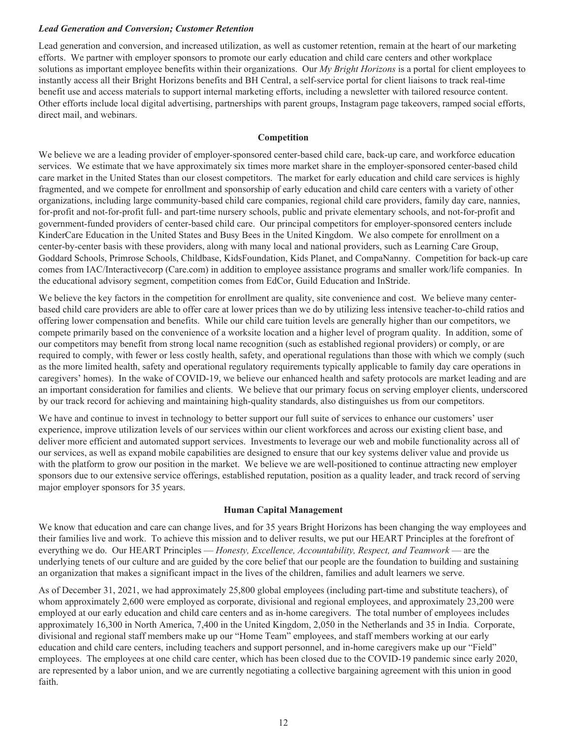***Lead Generation and Conversion; Customer Retention***

Lead generation and conversion, and increased utilization, as well as customer retention, remain at the heart of our marketing efforts. We partner with employer sponsors to promote our early education and child care centers and other workplace solutions as important employee benefits within their organizations. Our *My Bright Horizons* is a portal for client employees to instantly access all their Bright Horizons benefits and BH Central, a self-service portal for client liaisons to track real-time benefit use and access materials to support internal marketing efforts, including a newsletter with tailored resource content. Other efforts include local digital advertising, partnerships with parent groups, Instagram page takeovers, ramped social efforts, direct mail, and webinars.

## Competition

We believe we are a leading provider of employer-sponsored center-based child care, back-up care, and workforce education services. We estimate that we have approximately six times more market share in the employer-sponsored center-based child care market in the United States than our closest competitors. The market for early education and child care services is highly fragmented, and we compete for enrollment and sponsorship of early education and child care centers with a variety of other organizations, including large community-based child care companies, regional child care providers, family day care, nannies, for-profit and not-for-profit full- and part-time nursery schools, public and private elementary schools, and not-for-profit and government-funded providers of center-based child care. Our principal competitors for employer-sponsored centers include KinderCare Education in the United States and Busy Bees in the United Kingdom. We also compete for enrollment on a center-by-center basis with these providers, along with many local and national providers, such as Learning Care Group, Goddard Schools, Primrose Schools, Childbase, KidsFoundation, Kids Planet, and CompaNanny. Competition for back-up care comes from IAC/Interactivecorp (Care.com) in addition to employee assistance programs and smaller work/life companies. In the educational advisory segment, competition comes from EdCor, Guild Education and InStride.

We believe the key factors in the competition for enrollment are quality, site convenience and cost. We believe many center-based child care providers are able to offer care at lower prices than we do by utilizing less intensive teacher-to-child ratios and offering lower compensation and benefits. While our child care tuition levels are generally higher than our competitors, we compete primarily based on the convenience of a worksite location and a higher level of program quality. In addition, some of our competitors may benefit from strong local name recognition (such as established regional providers) or comply, or are required to comply, with fewer or less costly health, safety, and operational regulations than those with which we comply (such as the more limited health, safety and operational regulatory requirements typically applicable to family day care operations in caregivers' homes). In the wake of COVID-19, we believe our enhanced health and safety protocols are market leading and are an important consideration for families and clients. We believe that our primary focus on serving employer clients, underscored by our track record for achieving and maintaining high-quality standards, also distinguishes us from our competitors.

We have and continue to invest in technology to better support our full suite of services to enhance our customers' user experience, improve utilization levels of our services within our client workforces and across our existing client base, and deliver more efficient and automated support services. Investments to leverage our web and mobile functionality across all of our services, as well as expand mobile capabilities are designed to ensure that our key systems deliver value and provide us with the platform to grow our position in the market. We believe we are well-positioned to continue attracting new employer sponsors due to our extensive service offerings, established reputation, position as a quality leader, and track record of serving major employer sponsors for 35 years.

## Human Capital Management

We know that education and care can change lives, and for 35 years Bright Horizons has been changing the way employees and their families live and work. To achieve this mission and to deliver results, we put our HEART Principles at the forefront of everything we do. Our HEART Principles — *Honesty, Excellence, Accountability, Respect, and Teamwork* — are the underlying tenets of our culture and are guided by the core belief that our people are the foundation to building and sustaining an organization that makes a significant impact in the lives of the children, families and adult learners we serve.

As of December 31, 2021, we had approximately 25,800 global employees (including part-time and substitute teachers), of whom approximately 2,600 were employed as corporate, divisional and regional employees, and approximately 23,200 were employed at our early education and child care centers and as in-home caregivers. The total number of employees includes approximately 16,300 in North America, 7,400 in the United Kingdom, 2,050 in the Netherlands and 35 in India. Corporate, divisional and regional staff members make up our "Home Team" employees, and staff members working at our early education and child care centers, including teachers and support personnel, and in-home caregivers make up our "Field" employees. The employees at one child care center, which has been closed due to the COVID-19 pandemic since early 2020, are represented by a labor union, and we are currently negotiating a collective bargaining agreement with this union in good faith.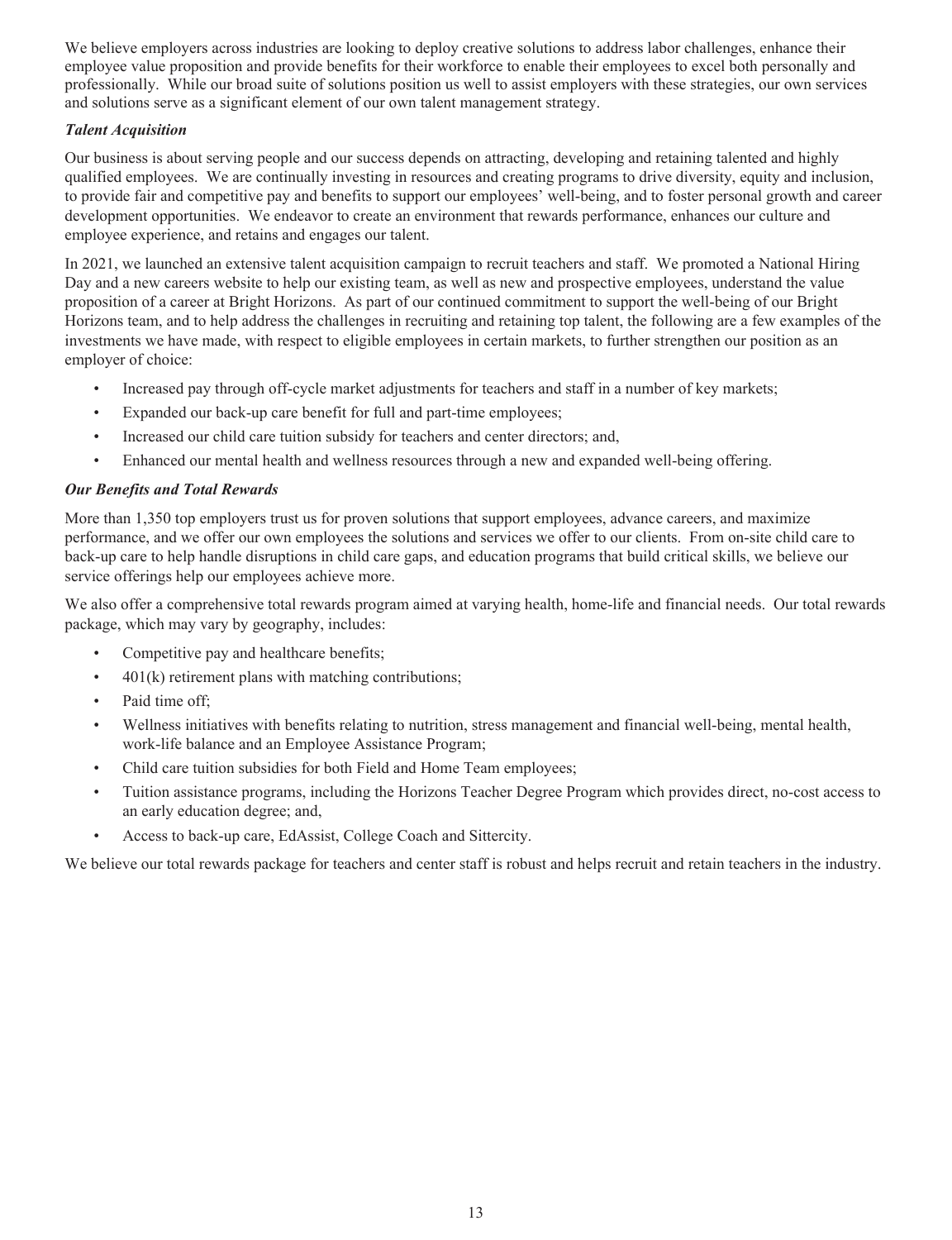We believe employers across industries are looking to deploy creative solutions to address labor challenges, enhance their employee value proposition and provide benefits for their workforce to enable their employees to excel both personally and professionally. While our broad suite of solutions position us well to assist employers with these strategies, our own services and solutions serve as a significant element of our own talent management strategy.

***Talent Acquisition***

Our business is about serving people and our success depends on attracting, developing and retaining talented and highly qualified employees. We are continually investing in resources and creating programs to drive diversity, equity and inclusion, to provide fair and competitive pay and benefits to support our employees' well-being, and to foster personal growth and career development opportunities. We endeavor to create an environment that rewards performance, enhances our culture and employee experience, and retains and engages our talent.

In 2021, we launched an extensive talent acquisition campaign to recruit teachers and staff. We promoted a National Hiring Day and a new careers website to help our existing team, as well as new and prospective employees, understand the value proposition of a career at Bright Horizons. As part of our continued commitment to support the well-being of our Bright Horizons team, and to help address the challenges in recruiting and retaining top talent, the following are a few examples of the investments we have made, with respect to eligible employees in certain markets, to further strengthen our position as an employer of choice:

- Increased pay through off-cycle market adjustments for teachers and staff in a number of key markets;
- Expanded our back-up care benefit for full and part-time employees;
- Increased our child care tuition subsidy for teachers and center directors; and,
- Enhanced our mental health and wellness resources through a new and expanded well-being offering.

***Our Benefits and Total Rewards***

More than 1,350 top employers trust us for proven solutions that support employees, advance careers, and maximize performance, and we offer our own employees the solutions and services we offer to our clients. From on-site child care to back-up care to help handle disruptions in child care gaps, and education programs that build critical skills, we believe our service offerings help our employees achieve more.

We also offer a comprehensive total rewards program aimed at varying health, home-life and financial needs. Our total rewards package, which may vary by geography, includes:

- Competitive pay and healthcare benefits;
- 401(k) retirement plans with matching contributions;
- Paid time off;
- Wellness initiatives with benefits relating to nutrition, stress management and financial well-being, mental health, work-life balance and an Employee Assistance Program;
- Child care tuition subsidies for both Field and Home Team employees;
- Tuition assistance programs, including the Horizons Teacher Degree Program which provides direct, no-cost access to an early education degree; and,
- Access to back-up care, EdAssist, College Coach and Sittercity.

We believe our total rewards package for teachers and center staff is robust and helps recruit and retain teachers in the industry.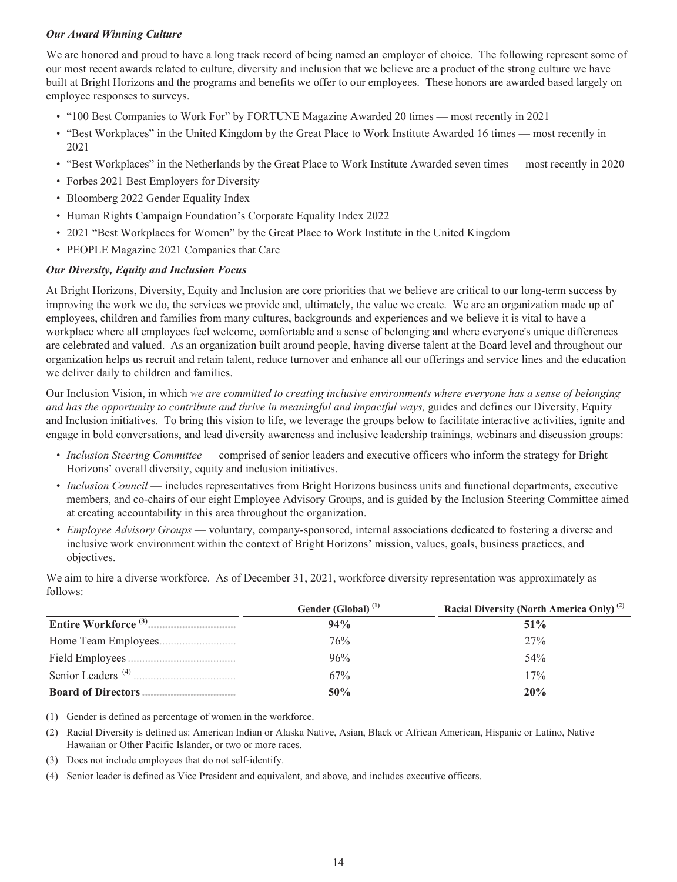***Our Award Winning Culture***

We are honored and proud to have a long track record of being named an employer of choice. The following represent some of our most recent awards related to culture, diversity and inclusion that we believe are a product of the strong culture we have built at Bright Horizons and the programs and benefits we offer to our employees. These honors are awarded based largely on employee responses to surveys.

- "100 Best Companies to Work For" by FORTUNE Magazine Awarded 20 times — most recently in 2021
- "Best Workplaces" in the United Kingdom by the Great Place to Work Institute Awarded 16 times — most recently in 2021
- "Best Workplaces" in the Netherlands by the Great Place to Work Institute Awarded seven times — most recently in 2020
- Forbes 2021 Best Employers for Diversity
- Bloomberg 2022 Gender Equality Index
- Human Rights Campaign Foundation's Corporate Equality Index 2022
- 2021 "Best Workplaces for Women" by the Great Place to Work Institute in the United Kingdom
- PEOPLE Magazine 2021 Companies that Care

***Our Diversity, Equity and Inclusion Focus***

At Bright Horizons, Diversity, Equity and Inclusion are core priorities that we believe are critical to our long-term success by improving the work we do, the services we provide and, ultimately, the value we create. We are an organization made up of employees, children and families from many cultures, backgrounds and experiences and we believe it is vital to have a workplace where all employees feel welcome, comfortable and a sense of belonging and where everyone's unique differences are celebrated and valued. As an organization built around people, having diverse talent at the Board level and throughout our organization helps us recruit and retain talent, reduce turnover and enhance all our offerings and service lines and the education we deliver daily to children and families.

Our Inclusion Vision, in which *we are committed to creating inclusive environments where everyone has a sense of belonging and has the opportunity to contribute and thrive in meaningful and impactful ways,* guides and defines our Diversity, Equity and Inclusion initiatives. To bring this vision to life, we leverage the groups below to facilitate interactive activities, ignite and engage in bold conversations, and lead diversity awareness and inclusive leadership trainings, webinars and discussion groups:

- *Inclusion Steering Committee* — comprised of senior leaders and executive officers who inform the strategy for Bright Horizons' overall diversity, equity and inclusion initiatives.
- *Inclusion Council* — includes representatives from Bright Horizons business units and functional departments, executive members, and co-chairs of our eight Employee Advisory Groups, and is guided by the Inclusion Steering Committee aimed at creating accountability in this area throughout the organization.
- *Employee Advisory Groups* — voluntary, company-sponsored, internal associations dedicated to fostering a diverse and inclusive work environment within the context of Bright Horizons' mission, values, goals, business practices, and objectives.

We aim to hire a diverse workforce. As of December 31, 2021, workforce diversity representation was approximately as follows:

| | Gender (Global) [(1)] | Racial Diversity (North America Only) [(2)] |
|---|---|---|
| **Entire Workforce [(3)]** | **94%** | **51%** |
| Home Team Employees | 76% | 27% |
| Field Employees | 96% | 54% |
| Senior Leaders [(4)] | 67% | 17% |
| **Board of Directors** | **50%** | **20%** |

(1) Gender is defined as percentage of women in the workforce.

(2) Racial Diversity is defined as: American Indian or Alaska Native, Asian, Black or African American, Hispanic or Latino, Native Hawaiian or Other Pacific Islander, or two or more races.

(3) Does not include employees that do not self-identify.

(4) Senior leader is defined as Vice President and equivalent, and above, and includes executive officers.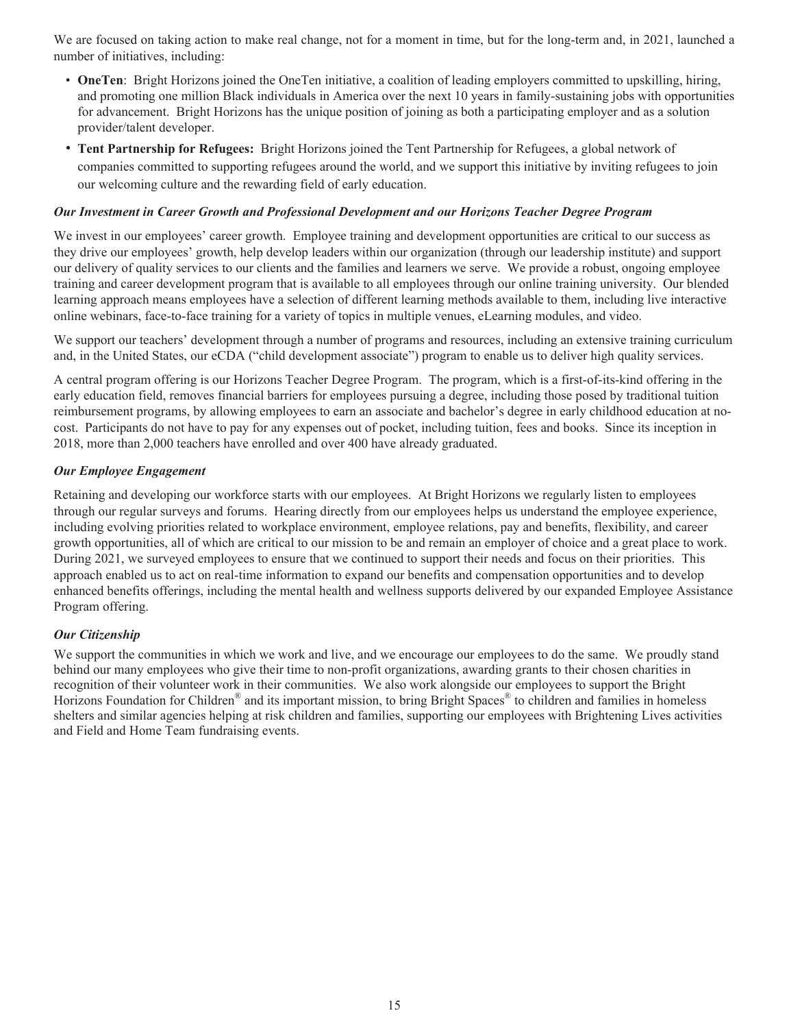We are focused on taking action to make real change, not for a moment in time, but for the long-term and, in 2021, launched a number of initiatives, including:

- **OneTen**: Bright Horizons joined the OneTen initiative, a coalition of leading employers committed to upskilling, hiring, and promoting one million Black individuals in America over the next 10 years in family-sustaining jobs with opportunities for advancement. Bright Horizons has the unique position of joining as both a participating employer and as a solution provider/talent developer.
- **Tent Partnership for Refugees:** Bright Horizons joined the Tent Partnership for Refugees, a global network of companies committed to supporting refugees around the world, and we support this initiative by inviting refugees to join our welcoming culture and the rewarding field of early education.

***Our Investment in Career Growth and Professional Development and our Horizons Teacher Degree Program***

We invest in our employees' career growth. Employee training and development opportunities are critical to our success as they drive our employees' growth, help develop leaders within our organization (through our leadership institute) and support our delivery of quality services to our clients and the families and learners we serve. We provide a robust, ongoing employee training and career development program that is available to all employees through our online training university. Our blended learning approach means employees have a selection of different learning methods available to them, including live interactive online webinars, face-to-face training for a variety of topics in multiple venues, eLearning modules, and video.

We support our teachers' development through a number of programs and resources, including an extensive training curriculum and, in the United States, our eCDA ("child development associate") program to enable us to deliver high quality services.

A central program offering is our Horizons Teacher Degree Program. The program, which is a first-of-its-kind offering in the early education field, removes financial barriers for employees pursuing a degree, including those posed by traditional tuition reimbursement programs, by allowing employees to earn an associate and bachelor's degree in early childhood education at no-cost. Participants do not have to pay for any expenses out of pocket, including tuition, fees and books. Since its inception in 2018, more than 2,000 teachers have enrolled and over 400 have already graduated.

***Our Employee Engagement***

Retaining and developing our workforce starts with our employees. At Bright Horizons we regularly listen to employees through our regular surveys and forums. Hearing directly from our employees helps us understand the employee experience, including evolving priorities related to workplace environment, employee relations, pay and benefits, flexibility, and career growth opportunities, all of which are critical to our mission to be and remain an employer of choice and a great place to work. During 2021, we surveyed employees to ensure that we continued to support their needs and focus on their priorities. This approach enabled us to act on real-time information to expand our benefits and compensation opportunities and to develop enhanced benefits offerings, including the mental health and wellness supports delivered by our expanded Employee Assistance Program offering.

***Our Citizenship***

We support the communities in which we work and live, and we encourage our employees to do the same. We proudly stand behind our many employees who give their time to non-profit organizations, awarding grants to their chosen charities in recognition of their volunteer work in their communities. We also work alongside our employees to support the Bright Horizons Foundation for Children® and its important mission, to bring Bright Spaces® to children and families in homeless shelters and similar agencies helping at risk children and families, supporting our employees with Brightening Lives activities and Field and Home Team fundraising events.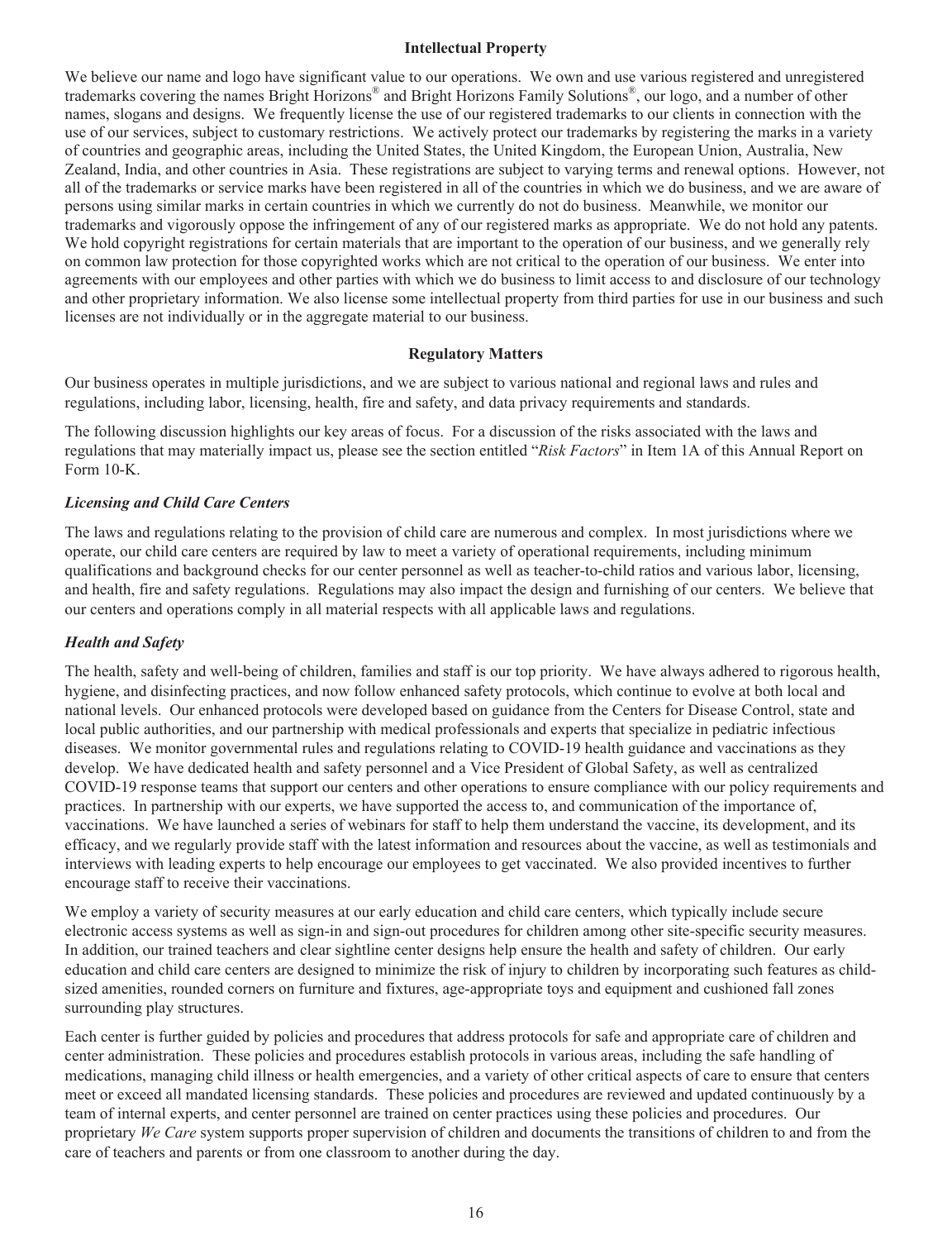## Intellectual Property

We believe our name and logo have significant value to our operations. We own and use various registered and unregistered trademarks covering the names Bright Horizons® and Bright Horizons Family Solutions®, our logo, and a number of other names, slogans and designs. We frequently license the use of our registered trademarks to our clients in connection with the use of our services, subject to customary restrictions. We actively protect our trademarks by registering the marks in a variety of countries and geographic areas, including the United States, the United Kingdom, the European Union, Australia, New Zealand, India, and other countries in Asia. These registrations are subject to varying terms and renewal options. However, not all of the trademarks or service marks have been registered in all of the countries in which we do business, and we are aware of persons using similar marks in certain countries in which we currently do not do business. Meanwhile, we monitor our trademarks and vigorously oppose the infringement of any of our registered marks as appropriate. We do not hold any patents. We hold copyright registrations for certain materials that are important to the operation of our business, and we generally rely on common law protection for those copyrighted works which are not critical to the operation of our business. We enter into agreements with our employees and other parties with which we do business to limit access to and disclosure of our technology and other proprietary information. We also license some intellectual property from third parties for use in our business and such licenses are not individually or in the aggregate material to our business.

## Regulatory Matters

Our business operates in multiple jurisdictions, and we are subject to various national and regional laws and rules and regulations, including labor, licensing, health, fire and safety, and data privacy requirements and standards.

The following discussion highlights our key areas of focus. For a discussion of the risks associated with the laws and regulations that may materially impact us, please see the section entitled "*Risk Factors*" in Item 1A of this Annual Report on Form 10-K.

### *Licensing and Child Care Centers*

The laws and regulations relating to the provision of child care are numerous and complex. In most jurisdictions where we operate, our child care centers are required by law to meet a variety of operational requirements, including minimum qualifications and background checks for our center personnel as well as teacher-to-child ratios and various labor, licensing, and health, fire and safety regulations. Regulations may also impact the design and furnishing of our centers. We believe that our centers and operations comply in all material respects with all applicable laws and regulations.

### *Health and Safety*

The health, safety and well-being of children, families and staff is our top priority. We have always adhered to rigorous health, hygiene, and disinfecting practices, and now follow enhanced safety protocols, which continue to evolve at both local and national levels. Our enhanced protocols were developed based on guidance from the Centers for Disease Control, state and local public authorities, and our partnership with medical professionals and experts that specialize in pediatric infectious diseases. We monitor governmental rules and regulations relating to COVID-19 health guidance and vaccinations as they develop. We have dedicated health and safety personnel and a Vice President of Global Safety, as well as centralized COVID-19 response teams that support our centers and other operations to ensure compliance with our policy requirements and practices. In partnership with our experts, we have supported the access to, and communication of the importance of, vaccinations. We have launched a series of webinars for staff to help them understand the vaccine, its development, and its efficacy, and we regularly provide staff with the latest information and resources about the vaccine, as well as testimonials and interviews with leading experts to help encourage our employees to get vaccinated. We also provided incentives to further encourage staff to receive their vaccinations.

We employ a variety of security measures at our early education and child care centers, which typically include secure electronic access systems as well as sign-in and sign-out procedures for children among other site-specific security measures. In addition, our trained teachers and clear sightline center designs help ensure the health and safety of children. Our early education and child care centers are designed to minimize the risk of injury to children by incorporating such features as child-sized amenities, rounded corners on furniture and fixtures, age-appropriate toys and equipment and cushioned fall zones surrounding play structures.

Each center is further guided by policies and procedures that address protocols for safe and appropriate care of children and center administration. These policies and procedures establish protocols in various areas, including the safe handling of medications, managing child illness or health emergencies, and a variety of other critical aspects of care to ensure that centers meet or exceed all mandated licensing standards. These policies and procedures are reviewed and updated continuously by a team of internal experts, and center personnel are trained on center practices using these policies and procedures. Our proprietary *We Care* system supports proper supervision of children and documents the transitions of children to and from the care of teachers and parents or from one classroom to another during the day.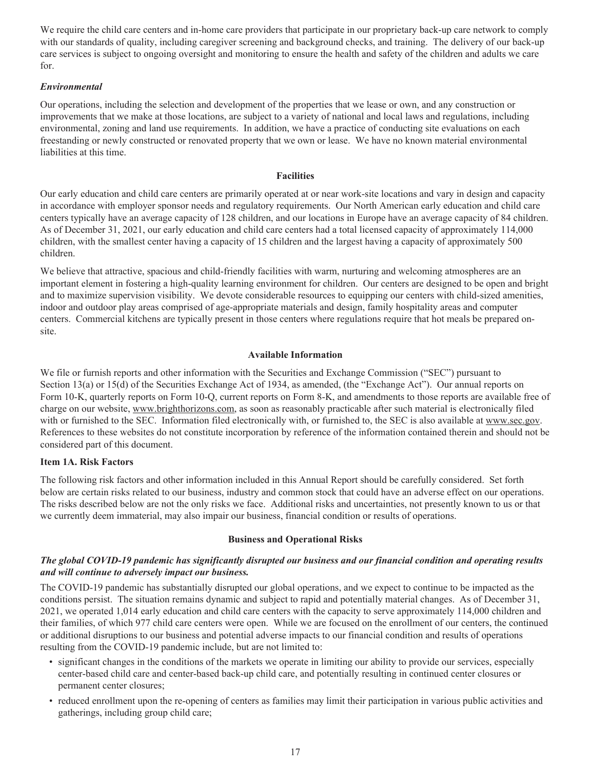We require the child care centers and in-home care providers that participate in our proprietary back-up care network to comply with our standards of quality, including caregiver screening and background checks, and training. The delivery of our back-up care services is subject to ongoing oversight and monitoring to ensure the health and safety of the children and adults we care for.

***Environmental***

Our operations, including the selection and development of the properties that we lease or own, and any construction or improvements that we make at those locations, are subject to a variety of national and local laws and regulations, including environmental, zoning and land use requirements. In addition, we have a practice of conducting site evaluations on each freestanding or newly constructed or renovated property that we own or lease. We have no known material environmental liabilities at this time.

### Facilities

Our early education and child care centers are primarily operated at or near work-site locations and vary in design and capacity in accordance with employer sponsor needs and regulatory requirements. Our North American early education and child care centers typically have an average capacity of 128 children, and our locations in Europe have an average capacity of 84 children. As of December 31, 2021, our early education and child care centers had a total licensed capacity of approximately 114,000 children, with the smallest center having a capacity of 15 children and the largest having a capacity of approximately 500 children.

We believe that attractive, spacious and child-friendly facilities with warm, nurturing and welcoming atmospheres are an important element in fostering a high-quality learning environment for children. Our centers are designed to be open and bright and to maximize supervision visibility. We devote considerable resources to equipping our centers with child-sized amenities, indoor and outdoor play areas comprised of age-appropriate materials and design, family hospitality areas and computer centers. Commercial kitchens are typically present in those centers where regulations require that hot meals be prepared on-site.

### Available Information

We file or furnish reports and other information with the Securities and Exchange Commission ("SEC") pursuant to Section 13(a) or 15(d) of the Securities Exchange Act of 1934, as amended, (the "Exchange Act"). Our annual reports on Form 10-K, quarterly reports on Form 10-Q, current reports on Form 8-K, and amendments to those reports are available free of charge on our website, www.brighthorizons.com, as soon as reasonably practicable after such material is electronically filed with or furnished to the SEC. Information filed electronically with, or furnished to, the SEC is also available at www.sec.gov. References to these websites do not constitute incorporation by reference of the information contained therein and should not be considered part of this document.

## Item 1A. Risk Factors

The following risk factors and other information included in this Annual Report should be carefully considered. Set forth below are certain risks related to our business, industry and common stock that could have an adverse effect on our operations. The risks described below are not the only risks we face. Additional risks and uncertainties, not presently known to us or that we currently deem immaterial, may also impair our business, financial condition or results of operations.

### Business and Operational Risks

***The global COVID-19 pandemic has significantly disrupted our business and our financial condition and operating results and will continue to adversely impact our business.***

The COVID-19 pandemic has substantially disrupted our global operations, and we expect to continue to be impacted as the conditions persist. The situation remains dynamic and subject to rapid and potentially material changes. As of December 31, 2021, we operated 1,014 early education and child care centers with the capacity to serve approximately 114,000 children and their families, of which 977 child care centers were open. While we are focused on the enrollment of our centers, the continued or additional disruptions to our business and potential adverse impacts to our financial condition and results of operations resulting from the COVID-19 pandemic include, but are not limited to:

- significant changes in the conditions of the markets we operate in limiting our ability to provide our services, especially center-based child care and center-based back-up child care, and potentially resulting in continued center closures or permanent center closures;
- reduced enrollment upon the re-opening of centers as families may limit their participation in various public activities and gatherings, including group child care;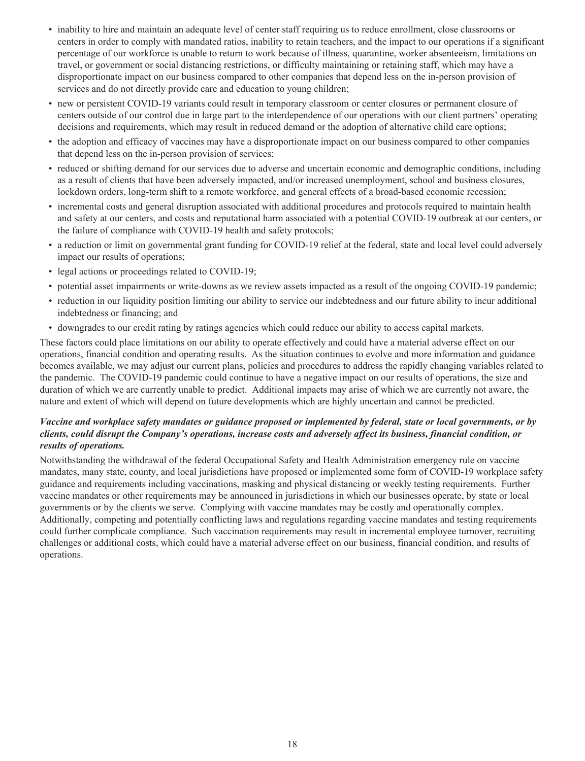- inability to hire and maintain an adequate level of center staff requiring us to reduce enrollment, close classrooms or centers in order to comply with mandated ratios, inability to retain teachers, and the impact to our operations if a significant percentage of our workforce is unable to return to work because of illness, quarantine, worker absenteeism, limitations on travel, or government or social distancing restrictions, or difficulty maintaining or retaining staff, which may have a disproportionate impact on our business compared to other companies that depend less on the in-person provision of services and do not directly provide care and education to young children;
- new or persistent COVID-19 variants could result in temporary classroom or center closures or permanent closure of centers outside of our control due in large part to the interdependence of our operations with our client partners' operating decisions and requirements, which may result in reduced demand or the adoption of alternative child care options;
- the adoption and efficacy of vaccines may have a disproportionate impact on our business compared to other companies that depend less on the in-person provision of services;
- reduced or shifting demand for our services due to adverse and uncertain economic and demographic conditions, including as a result of clients that have been adversely impacted, and/or increased unemployment, school and business closures, lockdown orders, long-term shift to a remote workforce, and general effects of a broad-based economic recession;
- incremental costs and general disruption associated with additional procedures and protocols required to maintain health and safety at our centers, and costs and reputational harm associated with a potential COVID-19 outbreak at our centers, or the failure of compliance with COVID-19 health and safety protocols;
- a reduction or limit on governmental grant funding for COVID-19 relief at the federal, state and local level could adversely impact our results of operations;
- legal actions or proceedings related to COVID-19;
- potential asset impairments or write-downs as we review assets impacted as a result of the ongoing COVID-19 pandemic;
- reduction in our liquidity position limiting our ability to service our indebtedness and our future ability to incur additional indebtedness or financing; and
- downgrades to our credit rating by ratings agencies which could reduce our ability to access capital markets.

These factors could place limitations on our ability to operate effectively and could have a material adverse effect on our operations, financial condition and operating results. As the situation continues to evolve and more information and guidance becomes available, we may adjust our current plans, policies and procedures to address the rapidly changing variables related to the pandemic. The COVID-19 pandemic could continue to have a negative impact on our results of operations, the size and duration of which we are currently unable to predict. Additional impacts may arise of which we are currently not aware, the nature and extent of which will depend on future developments which are highly uncertain and cannot be predicted.

***Vaccine and workplace safety mandates or guidance proposed or implemented by federal, state or local governments, or by clients, could disrupt the Company's operations, increase costs and adversely affect its business, financial condition, or results of operations.***

Notwithstanding the withdrawal of the federal Occupational Safety and Health Administration emergency rule on vaccine mandates, many state, county, and local jurisdictions have proposed or implemented some form of COVID-19 workplace safety guidance and requirements including vaccinations, masking and physical distancing or weekly testing requirements. Further vaccine mandates or other requirements may be announced in jurisdictions in which our businesses operate, by state or local governments or by the clients we serve. Complying with vaccine mandates may be costly and operationally complex. Additionally, competing and potentially conflicting laws and regulations regarding vaccine mandates and testing requirements could further complicate compliance. Such vaccination requirements may result in incremental employee turnover, recruiting challenges or additional costs, which could have a material adverse effect on our business, financial condition, and results of operations.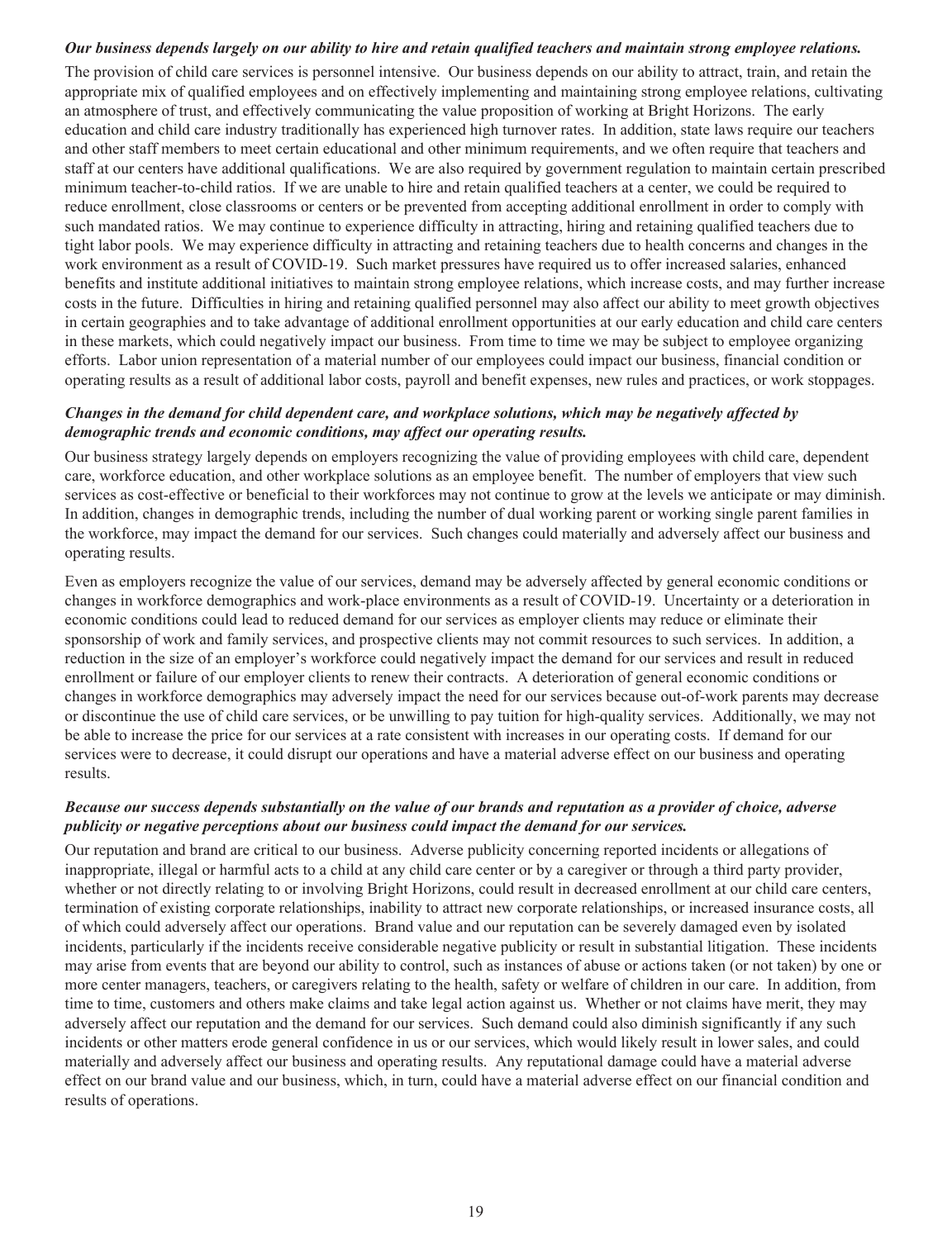***Our business depends largely on our ability to hire and retain qualified teachers and maintain strong employee relations.***

The provision of child care services is personnel intensive. Our business depends on our ability to attract, train, and retain the appropriate mix of qualified employees and on effectively implementing and maintaining strong employee relations, cultivating an atmosphere of trust, and effectively communicating the value proposition of working at Bright Horizons. The early education and child care industry traditionally has experienced high turnover rates. In addition, state laws require our teachers and other staff members to meet certain educational and other minimum requirements, and we often require that teachers and staff at our centers have additional qualifications. We are also required by government regulation to maintain certain prescribed minimum teacher-to-child ratios. If we are unable to hire and retain qualified teachers at a center, we could be required to reduce enrollment, close classrooms or centers or be prevented from accepting additional enrollment in order to comply with such mandated ratios. We may continue to experience difficulty in attracting, hiring and retaining qualified teachers due to tight labor pools. We may experience difficulty in attracting and retaining teachers due to health concerns and changes in the work environment as a result of COVID-19. Such market pressures have required us to offer increased salaries, enhanced benefits and institute additional initiatives to maintain strong employee relations, which increase costs, and may further increase costs in the future. Difficulties in hiring and retaining qualified personnel may also affect our ability to meet growth objectives in certain geographies and to take advantage of additional enrollment opportunities at our early education and child care centers in these markets, which could negatively impact our business. From time to time we may be subject to employee organizing efforts. Labor union representation of a material number of our employees could impact our business, financial condition or operating results as a result of additional labor costs, payroll and benefit expenses, new rules and practices, or work stoppages.

***Changes in the demand for child dependent care, and workplace solutions, which may be negatively affected by demographic trends and economic conditions, may affect our operating results.***

Our business strategy largely depends on employers recognizing the value of providing employees with child care, dependent care, workforce education, and other workplace solutions as an employee benefit. The number of employers that view such services as cost-effective or beneficial to their workforces may not continue to grow at the levels we anticipate or may diminish. In addition, changes in demographic trends, including the number of dual working parent or working single parent families in the workforce, may impact the demand for our services. Such changes could materially and adversely affect our business and operating results.

Even as employers recognize the value of our services, demand may be adversely affected by general economic conditions or changes in workforce demographics and work-place environments as a result of COVID-19. Uncertainty or a deterioration in economic conditions could lead to reduced demand for our services as employer clients may reduce or eliminate their sponsorship of work and family services, and prospective clients may not commit resources to such services. In addition, a reduction in the size of an employer's workforce could negatively impact the demand for our services and result in reduced enrollment or failure of our employer clients to renew their contracts. A deterioration of general economic conditions or changes in workforce demographics may adversely impact the need for our services because out-of-work parents may decrease or discontinue the use of child care services, or be unwilling to pay tuition for high-quality services. Additionally, we may not be able to increase the price for our services at a rate consistent with increases in our operating costs. If demand for our services were to decrease, it could disrupt our operations and have a material adverse effect on our business and operating results.

***Because our success depends substantially on the value of our brands and reputation as a provider of choice, adverse publicity or negative perceptions about our business could impact the demand for our services.***

Our reputation and brand are critical to our business. Adverse publicity concerning reported incidents or allegations of inappropriate, illegal or harmful acts to a child at any child care center or by a caregiver or through a third party provider, whether or not directly relating to or involving Bright Horizons, could result in decreased enrollment at our child care centers, termination of existing corporate relationships, inability to attract new corporate relationships, or increased insurance costs, all of which could adversely affect our operations. Brand value and our reputation can be severely damaged even by isolated incidents, particularly if the incidents receive considerable negative publicity or result in substantial litigation. These incidents may arise from events that are beyond our ability to control, such as instances of abuse or actions taken (or not taken) by one or more center managers, teachers, or caregivers relating to the health, safety or welfare of children in our care. In addition, from time to time, customers and others make claims and take legal action against us. Whether or not claims have merit, they may adversely affect our reputation and the demand for our services. Such demand could also diminish significantly if any such incidents or other matters erode general confidence in us or our services, which would likely result in lower sales, and could materially and adversely affect our business and operating results. Any reputational damage could have a material adverse effect on our brand value and our business, which, in turn, could have a material adverse effect on our financial condition and results of operations.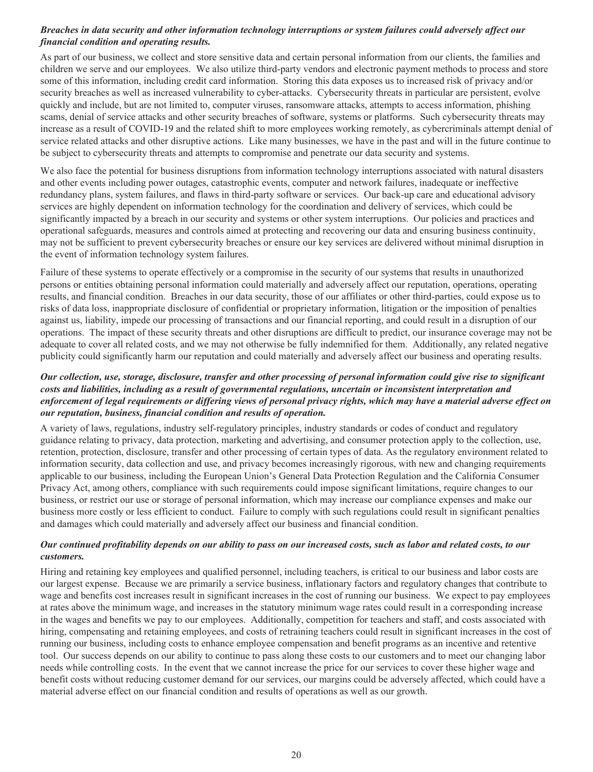***Breaches in data security and other information technology interruptions or system failures could adversely affect our financial condition and operating results.***

As part of our business, we collect and store sensitive data and certain personal information from our clients, the families and children we serve and our employees. We also utilize third-party vendors and electronic payment methods to process and store some of this information, including credit card information. Storing this data exposes us to increased risk of privacy and/or security breaches as well as increased vulnerability to cyber-attacks. Cybersecurity threats in particular are persistent, evolve quickly and include, but are not limited to, computer viruses, ransomware attacks, attempts to access information, phishing scams, denial of service attacks and other security breaches of software, systems or platforms. Such cybersecurity threats may increase as a result of COVID-19 and the related shift to more employees working remotely, as cybercriminals attempt denial of service related attacks and other disruptive actions. Like many businesses, we have in the past and will in the future continue to be subject to cybersecurity threats and attempts to compromise and penetrate our data security and systems.

We also face the potential for business disruptions from information technology interruptions associated with natural disasters and other events including power outages, catastrophic events, computer and network failures, inadequate or ineffective redundancy plans, system failures, and flaws in third-party software or services. Our back-up care and educational advisory services are highly dependent on information technology for the coordination and delivery of services, which could be significantly impacted by a breach in our security and systems or other system interruptions. Our policies and practices and operational safeguards, measures and controls aimed at protecting and recovering our data and ensuring business continuity, may not be sufficient to prevent cybersecurity breaches or ensure our key services are delivered without minimal disruption in the event of information technology system failures.

Failure of these systems to operate effectively or a compromise in the security of our systems that results in unauthorized persons or entities obtaining personal information could materially and adversely affect our reputation, operations, operating results, and financial condition. Breaches in our data security, those of our affiliates or other third-parties, could expose us to risks of data loss, inappropriate disclosure of confidential or proprietary information, litigation or the imposition of penalties against us, liability, impede our processing of transactions and our financial reporting, and could result in a disruption of our operations. The impact of these security threats and other disruptions are difficult to predict, our insurance coverage may not be adequate to cover all related costs, and we may not otherwise be fully indemnified for them. Additionally, any related negative publicity could significantly harm our reputation and could materially and adversely affect our business and operating results.

***Our collection, use, storage, disclosure, transfer and other processing of personal information could give rise to significant costs and liabilities, including as a result of governmental regulations, uncertain or inconsistent interpretation and enforcement of legal requirements or differing views of personal privacy rights, which may have a material adverse effect on our reputation, business, financial condition and results of operation.***

A variety of laws, regulations, industry self-regulatory principles, industry standards or codes of conduct and regulatory guidance relating to privacy, data protection, marketing and advertising, and consumer protection apply to the collection, use, retention, protection, disclosure, transfer and other processing of certain types of data. As the regulatory environment related to information security, data collection and use, and privacy becomes increasingly rigorous, with new and changing requirements applicable to our business, including the European Union's General Data Protection Regulation and the California Consumer Privacy Act, among others, compliance with such requirements could impose significant limitations, require changes to our business, or restrict our use or storage of personal information, which may increase our compliance expenses and make our business more costly or less efficient to conduct. Failure to comply with such regulations could result in significant penalties and damages which could materially and adversely affect our business and financial condition.

***Our continued profitability depends on our ability to pass on our increased costs, such as labor and related costs, to our customers.***

Hiring and retaining key employees and qualified personnel, including teachers, is critical to our business and labor costs are our largest expense. Because we are primarily a service business, inflationary factors and regulatory changes that contribute to wage and benefits cost increases result in significant increases in the cost of running our business. We expect to pay employees at rates above the minimum wage, and increases in the statutory minimum wage rates could result in a corresponding increase in the wages and benefits we pay to our employees. Additionally, competition for teachers and staff, and costs associated with hiring, compensating and retaining employees, and costs of retraining teachers could result in significant increases in the cost of running our business, including costs to enhance employee compensation and benefit programs as an incentive and retentive tool. Our success depends on our ability to continue to pass along these costs to our customers and to meet our changing labor needs while controlling costs. In the event that we cannot increase the price for our services to cover these higher wage and benefit costs without reducing customer demand for our services, our margins could be adversely affected, which could have a material adverse effect on our financial condition and results of operations as well as our growth.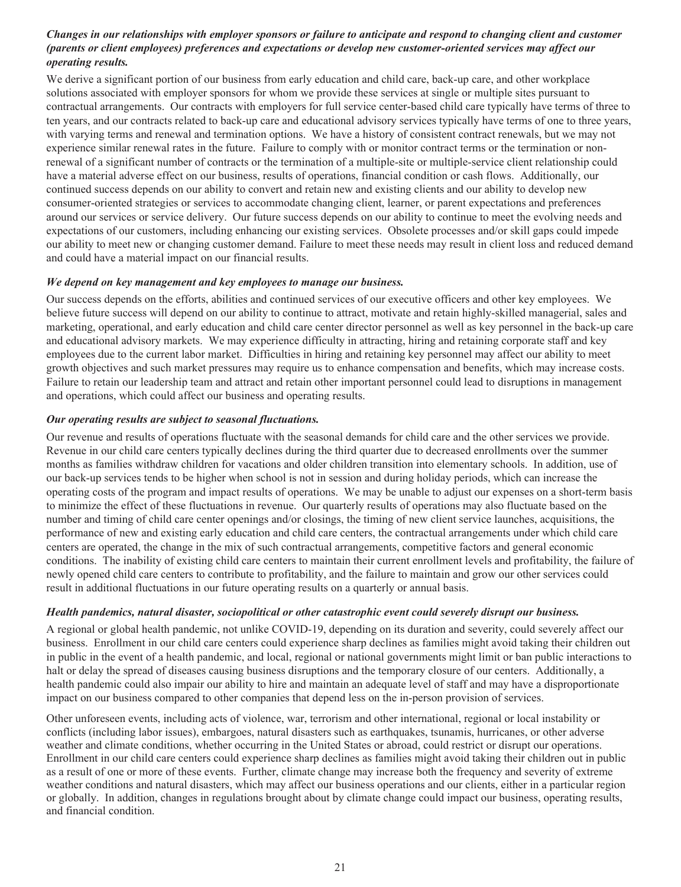***Changes in our relationships with employer sponsors or failure to anticipate and respond to changing client and customer (parents or client employees) preferences and expectations or develop new customer-oriented services may affect our operating results.***

We derive a significant portion of our business from early education and child care, back-up care, and other workplace solutions associated with employer sponsors for whom we provide these services at single or multiple sites pursuant to contractual arrangements. Our contracts with employers for full service center-based child care typically have terms of three to ten years, and our contracts related to back-up care and educational advisory services typically have terms of one to three years, with varying terms and renewal and termination options. We have a history of consistent contract renewals, but we may not experience similar renewal rates in the future. Failure to comply with or monitor contract terms or the termination or non-renewal of a significant number of contracts or the termination of a multiple-site or multiple-service client relationship could have a material adverse effect on our business, results of operations, financial condition or cash flows. Additionally, our continued success depends on our ability to convert and retain new and existing clients and our ability to develop new consumer-oriented strategies or services to accommodate changing client, learner, or parent expectations and preferences around our services or service delivery. Our future success depends on our ability to continue to meet the evolving needs and expectations of our customers, including enhancing our existing services. Obsolete processes and/or skill gaps could impede our ability to meet new or changing customer demand. Failure to meet these needs may result in client loss and reduced demand and could have a material impact on our financial results.

***We depend on key management and key employees to manage our business.***

Our success depends on the efforts, abilities and continued services of our executive officers and other key employees. We believe future success will depend on our ability to continue to attract, motivate and retain highly-skilled managerial, sales and marketing, operational, and early education and child care center director personnel as well as key personnel in the back-up care and educational advisory markets. We may experience difficulty in attracting, hiring and retaining corporate staff and key employees due to the current labor market. Difficulties in hiring and retaining key personnel may affect our ability to meet growth objectives and such market pressures may require us to enhance compensation and benefits, which may increase costs. Failure to retain our leadership team and attract and retain other important personnel could lead to disruptions in management and operations, which could affect our business and operating results.

***Our operating results are subject to seasonal fluctuations.***

Our revenue and results of operations fluctuate with the seasonal demands for child care and the other services we provide. Revenue in our child care centers typically declines during the third quarter due to decreased enrollments over the summer months as families withdraw children for vacations and older children transition into elementary schools. In addition, use of our back-up services tends to be higher when school is not in session and during holiday periods, which can increase the operating costs of the program and impact results of operations. We may be unable to adjust our expenses on a short-term basis to minimize the effect of these fluctuations in revenue. Our quarterly results of operations may also fluctuate based on the number and timing of child care center openings and/or closings, the timing of new client service launches, acquisitions, the performance of new and existing early education and child care centers, the contractual arrangements under which child care centers are operated, the change in the mix of such contractual arrangements, competitive factors and general economic conditions. The inability of existing child care centers to maintain their current enrollment levels and profitability, the failure of newly opened child care centers to contribute to profitability, and the failure to maintain and grow our other services could result in additional fluctuations in our future operating results on a quarterly or annual basis.

***Health pandemics, natural disaster, sociopolitical or other catastrophic event could severely disrupt our business.***

A regional or global health pandemic, not unlike COVID-19, depending on its duration and severity, could severely affect our business. Enrollment in our child care centers could experience sharp declines as families might avoid taking their children out in public in the event of a health pandemic, and local, regional or national governments might limit or ban public interactions to halt or delay the spread of diseases causing business disruptions and the temporary closure of our centers. Additionally, a health pandemic could also impair our ability to hire and maintain an adequate level of staff and may have a disproportionate impact on our business compared to other companies that depend less on the in-person provision of services.

Other unforeseen events, including acts of violence, war, terrorism and other international, regional or local instability or conflicts (including labor issues), embargoes, natural disasters such as earthquakes, tsunamis, hurricanes, or other adverse weather and climate conditions, whether occurring in the United States or abroad, could restrict or disrupt our operations. Enrollment in our child care centers could experience sharp declines as families might avoid taking their children out in public as a result of one or more of these events. Further, climate change may increase both the frequency and severity of extreme weather conditions and natural disasters, which may affect our business operations and our clients, either in a particular region or globally. In addition, changes in regulations brought about by climate change could impact our business, operating results, and financial condition.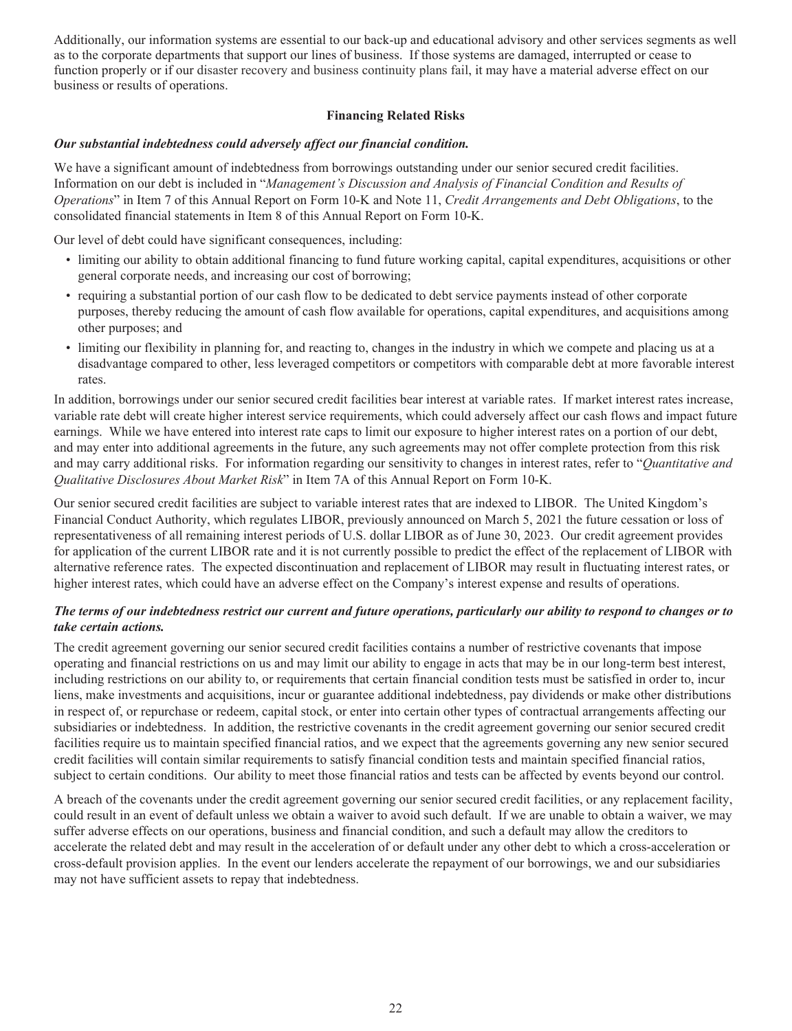Additionally, our information systems are essential to our back-up and educational advisory and other services segments as well as to the corporate departments that support our lines of business. If those systems are damaged, interrupted or cease to function properly or if our disaster recovery and business continuity plans fail, it may have a material adverse effect on our business or results of operations.

### Financing Related Risks

***Our substantial indebtedness could adversely affect our financial condition.***

We have a significant amount of indebtedness from borrowings outstanding under our senior secured credit facilities. Information on our debt is included in "*Management's Discussion and Analysis of Financial Condition and Results of Operations*" in Item 7 of this Annual Report on Form 10-K and Note 11, *Credit Arrangements and Debt Obligations*, to the consolidated financial statements in Item 8 of this Annual Report on Form 10-K.

Our level of debt could have significant consequences, including:

- limiting our ability to obtain additional financing to fund future working capital, capital expenditures, acquisitions or other general corporate needs, and increasing our cost of borrowing;
- requiring a substantial portion of our cash flow to be dedicated to debt service payments instead of other corporate purposes, thereby reducing the amount of cash flow available for operations, capital expenditures, and acquisitions among other purposes; and
- limiting our flexibility in planning for, and reacting to, changes in the industry in which we compete and placing us at a disadvantage compared to other, less leveraged competitors or competitors with comparable debt at more favorable interest rates.

In addition, borrowings under our senior secured credit facilities bear interest at variable rates. If market interest rates increase, variable rate debt will create higher interest service requirements, which could adversely affect our cash flows and impact future earnings. While we have entered into interest rate caps to limit our exposure to higher interest rates on a portion of our debt, and may enter into additional agreements in the future, any such agreements may not offer complete protection from this risk and may carry additional risks. For information regarding our sensitivity to changes in interest rates, refer to "*Quantitative and Qualitative Disclosures About Market Risk*" in Item 7A of this Annual Report on Form 10-K.

Our senior secured credit facilities are subject to variable interest rates that are indexed to LIBOR. The United Kingdom's Financial Conduct Authority, which regulates LIBOR, previously announced on March 5, 2021 the future cessation or loss of representativeness of all remaining interest periods of U.S. dollar LIBOR as of June 30, 2023. Our credit agreement provides for application of the current LIBOR rate and it is not currently possible to predict the effect of the replacement of LIBOR with alternative reference rates. The expected discontinuation and replacement of LIBOR may result in fluctuating interest rates, or higher interest rates, which could have an adverse effect on the Company's interest expense and results of operations.

***The terms of our indebtedness restrict our current and future operations, particularly our ability to respond to changes or to take certain actions.***

The credit agreement governing our senior secured credit facilities contains a number of restrictive covenants that impose operating and financial restrictions on us and may limit our ability to engage in acts that may be in our long-term best interest, including restrictions on our ability to, or requirements that certain financial condition tests must be satisfied in order to, incur liens, make investments and acquisitions, incur or guarantee additional indebtedness, pay dividends or make other distributions in respect of, or repurchase or redeem, capital stock, or enter into certain other types of contractual arrangements affecting our subsidiaries or indebtedness. In addition, the restrictive covenants in the credit agreement governing our senior secured credit facilities require us to maintain specified financial ratios, and we expect that the agreements governing any new senior secured credit facilities will contain similar requirements to satisfy financial condition tests and maintain specified financial ratios, subject to certain conditions. Our ability to meet those financial ratios and tests can be affected by events beyond our control.

A breach of the covenants under the credit agreement governing our senior secured credit facilities, or any replacement facility, could result in an event of default unless we obtain a waiver to avoid such default. If we are unable to obtain a waiver, we may suffer adverse effects on our operations, business and financial condition, and such a default may allow the creditors to accelerate the related debt and may result in the acceleration of or default under any other debt to which a cross-acceleration or cross-default provision applies. In the event our lenders accelerate the repayment of our borrowings, we and our subsidiaries may not have sufficient assets to repay that indebtedness.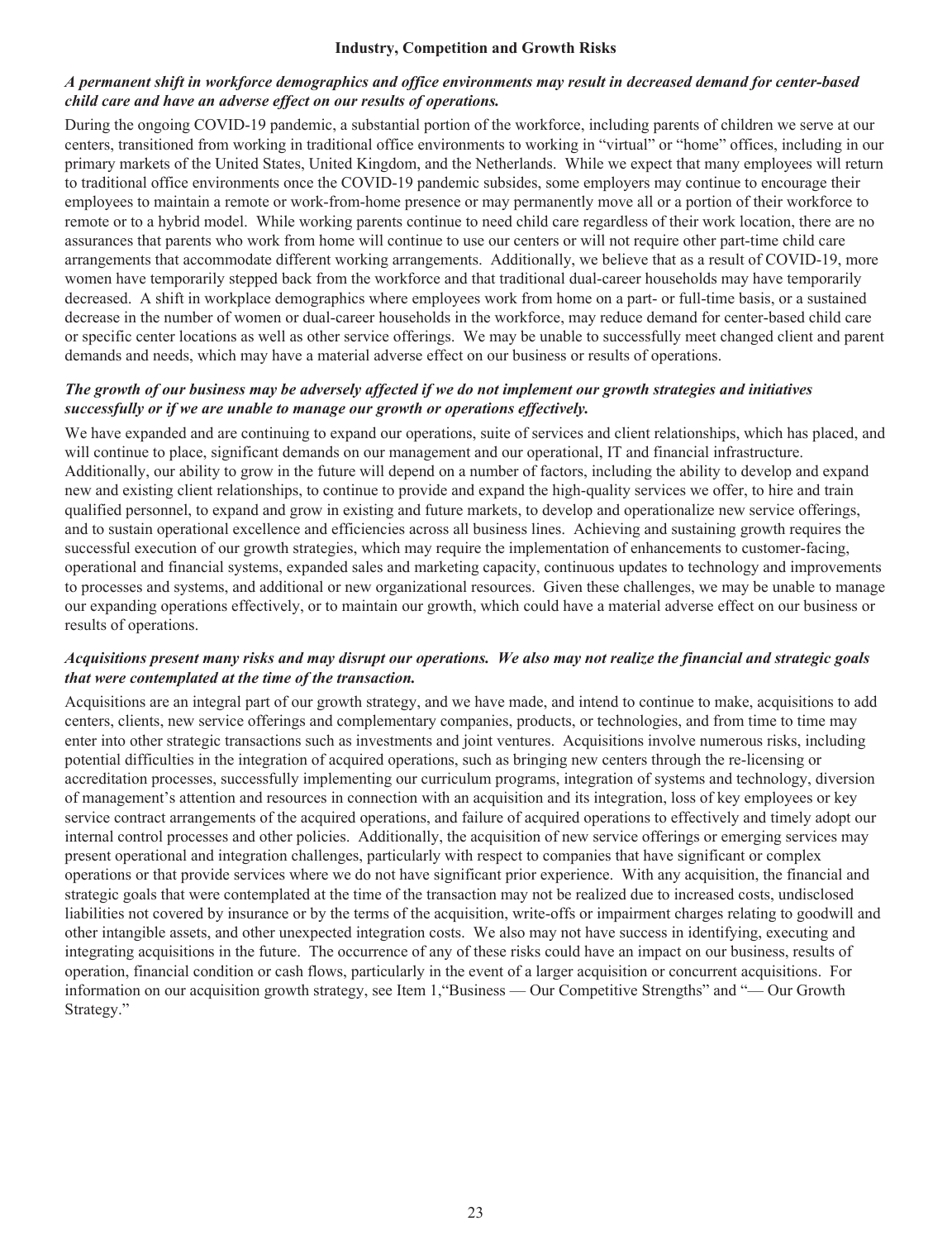### Industry, Competition and Growth Risks

***A permanent shift in workforce demographics and office environments may result in decreased demand for center-based child care and have an adverse effect on our results of operations.***

During the ongoing COVID-19 pandemic, a substantial portion of the workforce, including parents of children we serve at our centers, transitioned from working in traditional office environments to working in "virtual" or "home" offices, including in our primary markets of the United States, United Kingdom, and the Netherlands. While we expect that many employees will return to traditional office environments once the COVID-19 pandemic subsides, some employers may continue to encourage their employees to maintain a remote or work-from-home presence or may permanently move all or a portion of their workforce to remote or to a hybrid model. While working parents continue to need child care regardless of their work location, there are no assurances that parents who work from home will continue to use our centers or will not require other part-time child care arrangements that accommodate different working arrangements. Additionally, we believe that as a result of COVID-19, more women have temporarily stepped back from the workforce and that traditional dual-career households may have temporarily decreased. A shift in workplace demographics where employees work from home on a part- or full-time basis, or a sustained decrease in the number of women or dual-career households in the workforce, may reduce demand for center-based child care or specific center locations as well as other service offerings. We may be unable to successfully meet changed client and parent demands and needs, which may have a material adverse effect on our business or results of operations.

***The growth of our business may be adversely affected if we do not implement our growth strategies and initiatives successfully or if we are unable to manage our growth or operations effectively.***

We have expanded and are continuing to expand our operations, suite of services and client relationships, which has placed, and will continue to place, significant demands on our management and our operational, IT and financial infrastructure. Additionally, our ability to grow in the future will depend on a number of factors, including the ability to develop and expand new and existing client relationships, to continue to provide and expand the high-quality services we offer, to hire and train qualified personnel, to expand and grow in existing and future markets, to develop and operationalize new service offerings, and to sustain operational excellence and efficiencies across all business lines. Achieving and sustaining growth requires the successful execution of our growth strategies, which may require the implementation of enhancements to customer-facing, operational and financial systems, expanded sales and marketing capacity, continuous updates to technology and improvements to processes and systems, and additional or new organizational resources. Given these challenges, we may be unable to manage our expanding operations effectively, or to maintain our growth, which could have a material adverse effect on our business or results of operations.

***Acquisitions present many risks and may disrupt our operations. We also may not realize the financial and strategic goals that were contemplated at the time of the transaction.***

Acquisitions are an integral part of our growth strategy, and we have made, and intend to continue to make, acquisitions to add centers, clients, new service offerings and complementary companies, products, or technologies, and from time to time may enter into other strategic transactions such as investments and joint ventures. Acquisitions involve numerous risks, including potential difficulties in the integration of acquired operations, such as bringing new centers through the re-licensing or accreditation processes, successfully implementing our curriculum programs, integration of systems and technology, diversion of management's attention and resources in connection with an acquisition and its integration, loss of key employees or key service contract arrangements of the acquired operations, and failure of acquired operations to effectively and timely adopt our internal control processes and other policies. Additionally, the acquisition of new service offerings or emerging services may present operational and integration challenges, particularly with respect to companies that have significant or complex operations or that provide services where we do not have significant prior experience. With any acquisition, the financial and strategic goals that were contemplated at the time of the transaction may not be realized due to increased costs, undisclosed liabilities not covered by insurance or by the terms of the acquisition, write-offs or impairment charges relating to goodwill and other intangible assets, and other unexpected integration costs. We also may not have success in identifying, executing and integrating acquisitions in the future. The occurrence of any of these risks could have an impact on our business, results of operation, financial condition or cash flows, particularly in the event of a larger acquisition or concurrent acquisitions. For information on our acquisition growth strategy, see Item 1,"Business — Our Competitive Strengths" and "— Our Growth Strategy."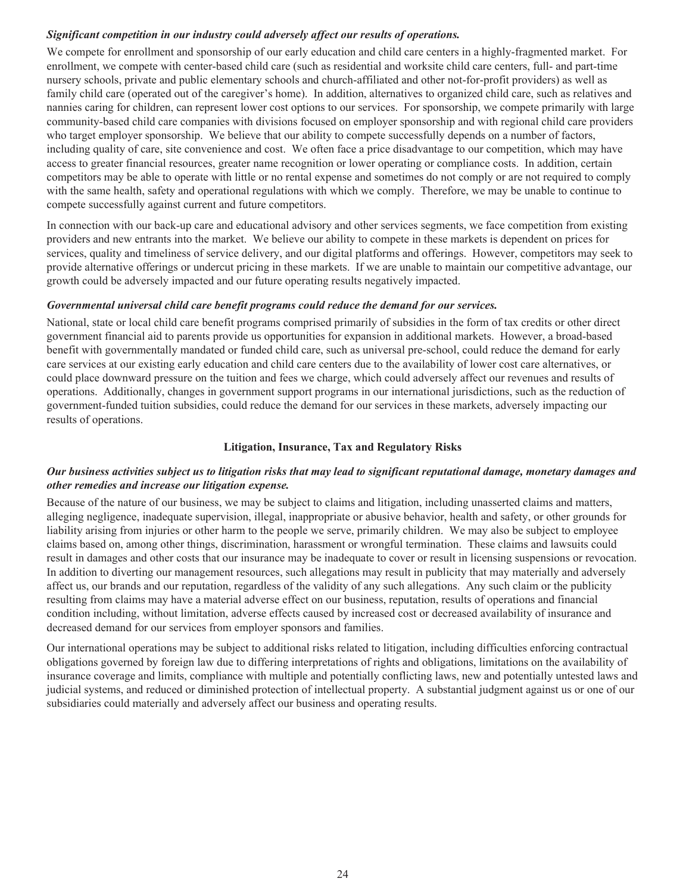***Significant competition in our industry could adversely affect our results of operations.***

We compete for enrollment and sponsorship of our early education and child care centers in a highly-fragmented market. For enrollment, we compete with center-based child care (such as residential and worksite child care centers, full- and part-time nursery schools, private and public elementary schools and church-affiliated and other not-for-profit providers) as well as family child care (operated out of the caregiver's home). In addition, alternatives to organized child care, such as relatives and nannies caring for children, can represent lower cost options to our services. For sponsorship, we compete primarily with large community-based child care companies with divisions focused on employer sponsorship and with regional child care providers who target employer sponsorship. We believe that our ability to compete successfully depends on a number of factors, including quality of care, site convenience and cost. We often face a price disadvantage to our competition, which may have access to greater financial resources, greater name recognition or lower operating or compliance costs. In addition, certain competitors may be able to operate with little or no rental expense and sometimes do not comply or are not required to comply with the same health, safety and operational regulations with which we comply. Therefore, we may be unable to continue to compete successfully against current and future competitors.

In connection with our back-up care and educational advisory and other services segments, we face competition from existing providers and new entrants into the market. We believe our ability to compete in these markets is dependent on prices for services, quality and timeliness of service delivery, and our digital platforms and offerings. However, competitors may seek to provide alternative offerings or undercut pricing in these markets. If we are unable to maintain our competitive advantage, our growth could be adversely impacted and our future operating results negatively impacted.

***Governmental universal child care benefit programs could reduce the demand for our services.***

National, state or local child care benefit programs comprised primarily of subsidies in the form of tax credits or other direct government financial aid to parents provide us opportunities for expansion in additional markets. However, a broad-based benefit with governmentally mandated or funded child care, such as universal pre-school, could reduce the demand for early care services at our existing early education and child care centers due to the availability of lower cost care alternatives, or could place downward pressure on the tuition and fees we charge, which could adversely affect our revenues and results of operations. Additionally, changes in government support programs in our international jurisdictions, such as the reduction of government-funded tuition subsidies, could reduce the demand for our services in these markets, adversely impacting our results of operations.

## Litigation, Insurance, Tax and Regulatory Risks

***Our business activities subject us to litigation risks that may lead to significant reputational damage, monetary damages and other remedies and increase our litigation expense.***

Because of the nature of our business, we may be subject to claims and litigation, including unasserted claims and matters, alleging negligence, inadequate supervision, illegal, inappropriate or abusive behavior, health and safety, or other grounds for liability arising from injuries or other harm to the people we serve, primarily children. We may also be subject to employee claims based on, among other things, discrimination, harassment or wrongful termination. These claims and lawsuits could result in damages and other costs that our insurance may be inadequate to cover or result in licensing suspensions or revocation. In addition to diverting our management resources, such allegations may result in publicity that may materially and adversely affect us, our brands and our reputation, regardless of the validity of any such allegations. Any such claim or the publicity resulting from claims may have a material adverse effect on our business, reputation, results of operations and financial condition including, without limitation, adverse effects caused by increased cost or decreased availability of insurance and decreased demand for our services from employer sponsors and families.

Our international operations may be subject to additional risks related to litigation, including difficulties enforcing contractual obligations governed by foreign law due to differing interpretations of rights and obligations, limitations on the availability of insurance coverage and limits, compliance with multiple and potentially conflicting laws, new and potentially untested laws and judicial systems, and reduced or diminished protection of intellectual property. A substantial judgment against us or one of our subsidiaries could materially and adversely affect our business and operating results.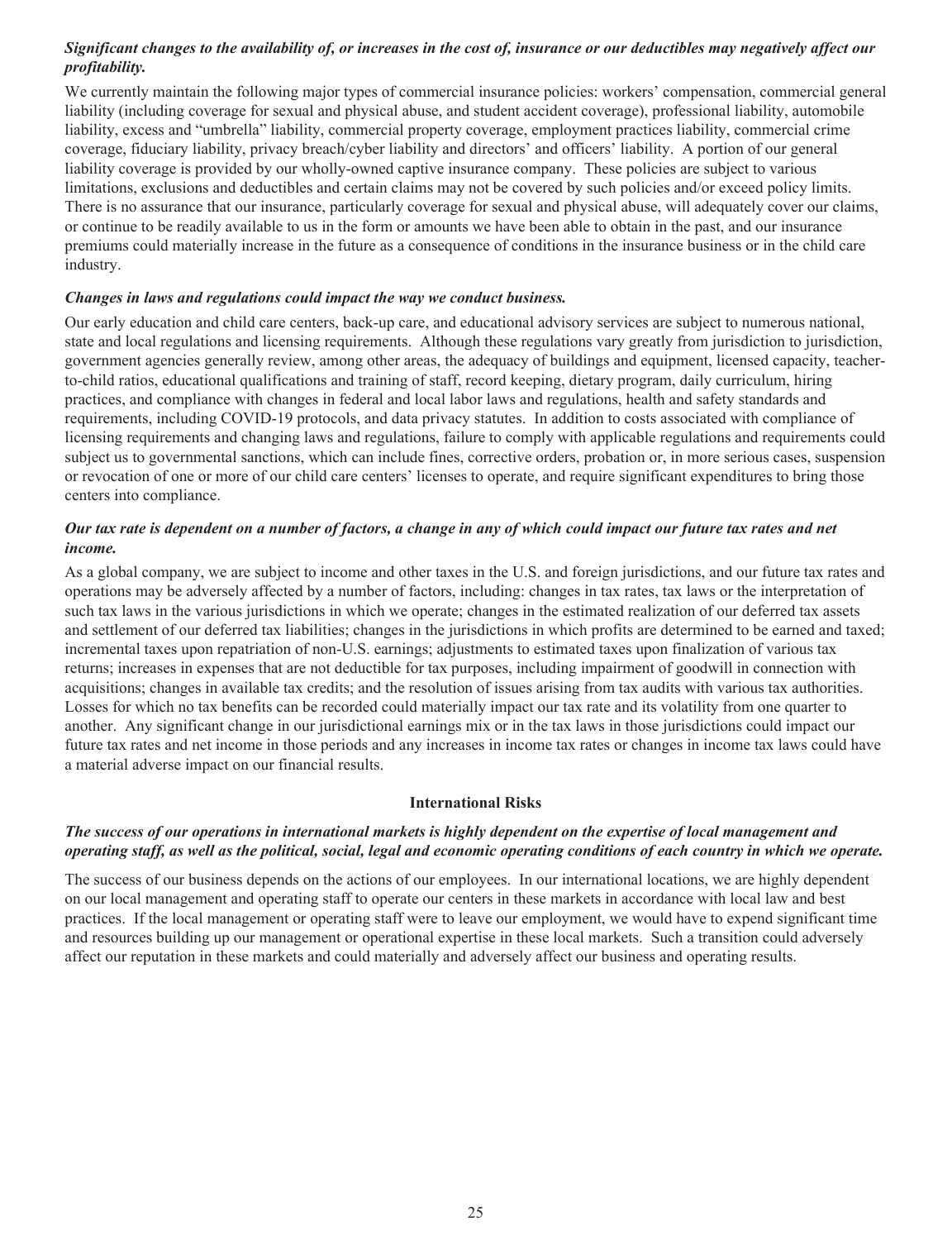***Significant changes to the availability of, or increases in the cost of, insurance or our deductibles may negatively affect our profitability.***

We currently maintain the following major types of commercial insurance policies: workers' compensation, commercial general liability (including coverage for sexual and physical abuse, and student accident coverage), professional liability, automobile liability, excess and "umbrella" liability, commercial property coverage, employment practices liability, commercial crime coverage, fiduciary liability, privacy breach/cyber liability and directors' and officers' liability. A portion of our general liability coverage is provided by our wholly-owned captive insurance company. These policies are subject to various limitations, exclusions and deductibles and certain claims may not be covered by such policies and/or exceed policy limits. There is no assurance that our insurance, particularly coverage for sexual and physical abuse, will adequately cover our claims, or continue to be readily available to us in the form or amounts we have been able to obtain in the past, and our insurance premiums could materially increase in the future as a consequence of conditions in the insurance business or in the child care industry.

***Changes in laws and regulations could impact the way we conduct business.***

Our early education and child care centers, back-up care, and educational advisory services are subject to numerous national, state and local regulations and licensing requirements. Although these regulations vary greatly from jurisdiction to jurisdiction, government agencies generally review, among other areas, the adequacy of buildings and equipment, licensed capacity, teacher-to-child ratios, educational qualifications and training of staff, record keeping, dietary program, daily curriculum, hiring practices, and compliance with changes in federal and local labor laws and regulations, health and safety standards and requirements, including COVID-19 protocols, and data privacy statutes. In addition to costs associated with compliance of licensing requirements and changing laws and regulations, failure to comply with applicable regulations and requirements could subject us to governmental sanctions, which can include fines, corrective orders, probation or, in more serious cases, suspension or revocation of one or more of our child care centers' licenses to operate, and require significant expenditures to bring those centers into compliance.

***Our tax rate is dependent on a number of factors, a change in any of which could impact our future tax rates and net income.***

As a global company, we are subject to income and other taxes in the U.S. and foreign jurisdictions, and our future tax rates and operations may be adversely affected by a number of factors, including: changes in tax rates, tax laws or the interpretation of such tax laws in the various jurisdictions in which we operate; changes in the estimated realization of our deferred tax assets and settlement of our deferred tax liabilities; changes in the jurisdictions in which profits are determined to be earned and taxed; incremental taxes upon repatriation of non-U.S. earnings; adjustments to estimated taxes upon finalization of various tax returns; increases in expenses that are not deductible for tax purposes, including impairment of goodwill in connection with acquisitions; changes in available tax credits; and the resolution of issues arising from tax audits with various tax authorities. Losses for which no tax benefits can be recorded could materially impact our tax rate and its volatility from one quarter to another. Any significant change in our jurisdictional earnings mix or in the tax laws in those jurisdictions could impact our future tax rates and net income in those periods and any increases in income tax rates or changes in income tax laws could have a material adverse impact on our financial results.

**International Risks**

***The success of our operations in international markets is highly dependent on the expertise of local management and operating staff, as well as the political, social, legal and economic operating conditions of each country in which we operate.***

The success of our business depends on the actions of our employees. In our international locations, we are highly dependent on our local management and operating staff to operate our centers in these markets in accordance with local law and best practices. If the local management or operating staff were to leave our employment, we would have to expend significant time and resources building up our management or operational expertise in these local markets. Such a transition could adversely affect our reputation in these markets and could materially and adversely affect our business and operating results.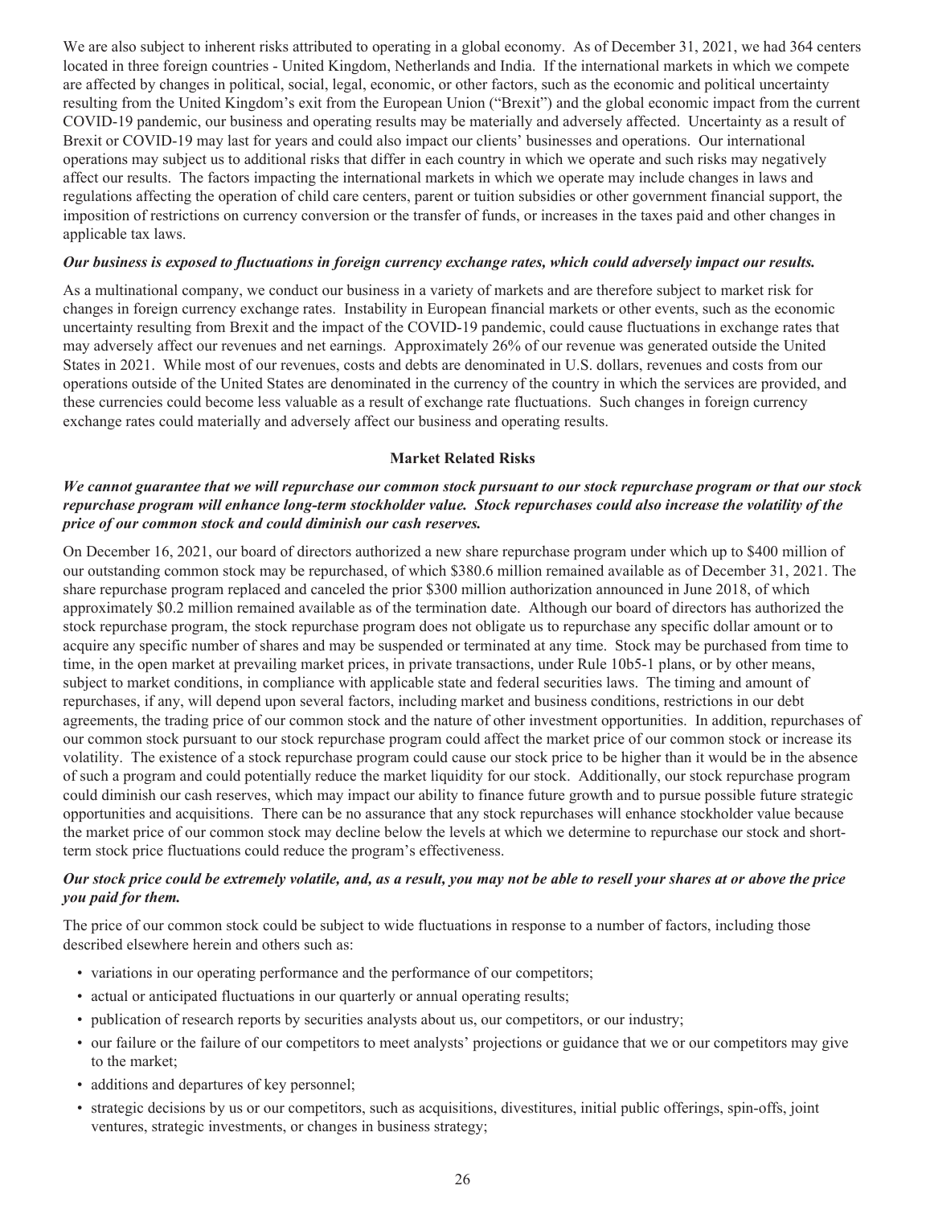We are also subject to inherent risks attributed to operating in a global economy. As of December 31, 2021, we had 364 centers located in three foreign countries - United Kingdom, Netherlands and India. If the international markets in which we compete are affected by changes in political, social, legal, economic, or other factors, such as the economic and political uncertainty resulting from the United Kingdom's exit from the European Union ("Brexit") and the global economic impact from the current COVID-19 pandemic, our business and operating results may be materially and adversely affected. Uncertainty as a result of Brexit or COVID-19 may last for years and could also impact our clients' businesses and operations. Our international operations may subject us to additional risks that differ in each country in which we operate and such risks may negatively affect our results. The factors impacting the international markets in which we operate may include changes in laws and regulations affecting the operation of child care centers, parent or tuition subsidies or other government financial support, the imposition of restrictions on currency conversion or the transfer of funds, or increases in the taxes paid and other changes in applicable tax laws.

***Our business is exposed to fluctuations in foreign currency exchange rates, which could adversely impact our results.***

As a multinational company, we conduct our business in a variety of markets and are therefore subject to market risk for changes in foreign currency exchange rates. Instability in European financial markets or other events, such as the economic uncertainty resulting from Brexit and the impact of the COVID-19 pandemic, could cause fluctuations in exchange rates that may adversely affect our revenues and net earnings. Approximately 26% of our revenue was generated outside the United States in 2021. While most of our revenues, costs and debts are denominated in U.S. dollars, revenues and costs from our operations outside of the United States are denominated in the currency of the country in which the services are provided, and these currencies could become less valuable as a result of exchange rate fluctuations. Such changes in foreign currency exchange rates could materially and adversely affect our business and operating results.

## Market Related Risks

***We cannot guarantee that we will repurchase our common stock pursuant to our stock repurchase program or that our stock repurchase program will enhance long-term stockholder value. Stock repurchases could also increase the volatility of the price of our common stock and could diminish our cash reserves.***

On December 16, 2021, our board of directors authorized a new share repurchase program under which up to $400 million of our outstanding common stock may be repurchased, of which $380.6 million remained available as of December 31, 2021. The share repurchase program replaced and canceled the prior $300 million authorization announced in June 2018, of which approximately $0.2 million remained available as of the termination date. Although our board of directors has authorized the stock repurchase program, the stock repurchase program does not obligate us to repurchase any specific dollar amount or to acquire any specific number of shares and may be suspended or terminated at any time. Stock may be purchased from time to time, in the open market at prevailing market prices, in private transactions, under Rule 10b5-1 plans, or by other means, subject to market conditions, in compliance with applicable state and federal securities laws. The timing and amount of repurchases, if any, will depend upon several factors, including market and business conditions, restrictions in our debt agreements, the trading price of our common stock and the nature of other investment opportunities. In addition, repurchases of our common stock pursuant to our stock repurchase program could affect the market price of our common stock or increase its volatility. The existence of a stock repurchase program could cause our stock price to be higher than it would be in the absence of such a program and could potentially reduce the market liquidity for our stock. Additionally, our stock repurchase program could diminish our cash reserves, which may impact our ability to finance future growth and to pursue possible future strategic opportunities and acquisitions. There can be no assurance that any stock repurchases will enhance stockholder value because the market price of our common stock may decline below the levels at which we determine to repurchase our stock and short-term stock price fluctuations could reduce the program's effectiveness.

***Our stock price could be extremely volatile, and, as a result, you may not be able to resell your shares at or above the price you paid for them.***

The price of our common stock could be subject to wide fluctuations in response to a number of factors, including those described elsewhere herein and others such as:

- variations in our operating performance and the performance of our competitors;
- actual or anticipated fluctuations in our quarterly or annual operating results;
- publication of research reports by securities analysts about us, our competitors, or our industry;
- our failure or the failure of our competitors to meet analysts' projections or guidance that we or our competitors may give to the market;
- additions and departures of key personnel;
- strategic decisions by us or our competitors, such as acquisitions, divestitures, initial public offerings, spin-offs, joint ventures, strategic investments, or changes in business strategy;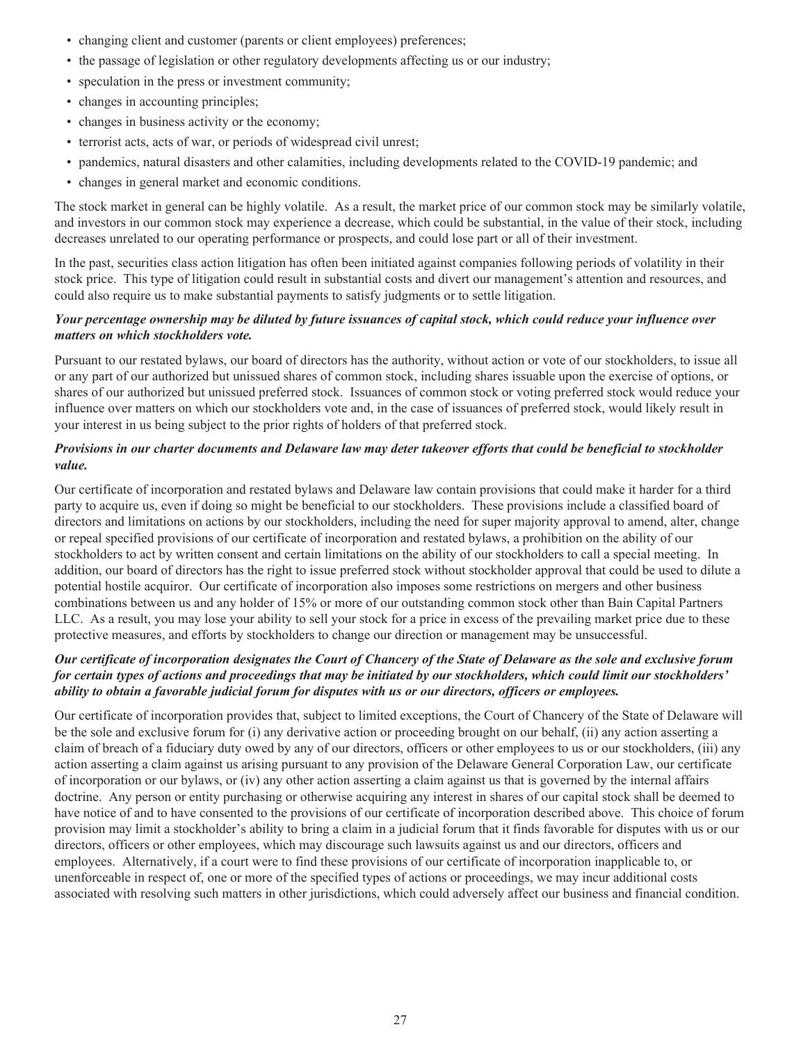- changing client and customer (parents or client employees) preferences;
- the passage of legislation or other regulatory developments affecting us or our industry;
- speculation in the press or investment community;
- changes in accounting principles;
- changes in business activity or the economy;
- terrorist acts, acts of war, or periods of widespread civil unrest;
- pandemics, natural disasters and other calamities, including developments related to the COVID-19 pandemic; and
- changes in general market and economic conditions.

The stock market in general can be highly volatile. As a result, the market price of our common stock may be similarly volatile, and investors in our common stock may experience a decrease, which could be substantial, in the value of their stock, including decreases unrelated to our operating performance or prospects, and could lose part or all of their investment.

In the past, securities class action litigation has often been initiated against companies following periods of volatility in their stock price. This type of litigation could result in substantial costs and divert our management's attention and resources, and could also require us to make substantial payments to satisfy judgments or to settle litigation.

***Your percentage ownership may be diluted by future issuances of capital stock, which could reduce your influence over matters on which stockholders vote.***

Pursuant to our restated bylaws, our board of directors has the authority, without action or vote of our stockholders, to issue all or any part of our authorized but unissued shares of common stock, including shares issuable upon the exercise of options, or shares of our authorized but unissued preferred stock. Issuances of common stock or voting preferred stock would reduce your influence over matters on which our stockholders vote and, in the case of issuances of preferred stock, would likely result in your interest in us being subject to the prior rights of holders of that preferred stock.

***Provisions in our charter documents and Delaware law may deter takeover efforts that could be beneficial to stockholder value.***

Our certificate of incorporation and restated bylaws and Delaware law contain provisions that could make it harder for a third party to acquire us, even if doing so might be beneficial to our stockholders. These provisions include a classified board of directors and limitations on actions by our stockholders, including the need for super majority approval to amend, alter, change or repeal specified provisions of our certificate of incorporation and restated bylaws, a prohibition on the ability of our stockholders to act by written consent and certain limitations on the ability of our stockholders to call a special meeting. In addition, our board of directors has the right to issue preferred stock without stockholder approval that could be used to dilute a potential hostile acquiror. Our certificate of incorporation also imposes some restrictions on mergers and other business combinations between us and any holder of 15% or more of our outstanding common stock other than Bain Capital Partners LLC. As a result, you may lose your ability to sell your stock for a price in excess of the prevailing market price due to these protective measures, and efforts by stockholders to change our direction or management may be unsuccessful.

***Our certificate of incorporation designates the Court of Chancery of the State of Delaware as the sole and exclusive forum for certain types of actions and proceedings that may be initiated by our stockholders, which could limit our stockholders' ability to obtain a favorable judicial forum for disputes with us or our directors, officers or employees.***

Our certificate of incorporation provides that, subject to limited exceptions, the Court of Chancery of the State of Delaware will be the sole and exclusive forum for (i) any derivative action or proceeding brought on our behalf, (ii) any action asserting a claim of breach of a fiduciary duty owed by any of our directors, officers or other employees to us or our stockholders, (iii) any action asserting a claim against us arising pursuant to any provision of the Delaware General Corporation Law, our certificate of incorporation or our bylaws, or (iv) any other action asserting a claim against us that is governed by the internal affairs doctrine. Any person or entity purchasing or otherwise acquiring any interest in shares of our capital stock shall be deemed to have notice of and to have consented to the provisions of our certificate of incorporation described above. This choice of forum provision may limit a stockholder's ability to bring a claim in a judicial forum that it finds favorable for disputes with us or our directors, officers or other employees, which may discourage such lawsuits against us and our directors, officers and employees. Alternatively, if a court were to find these provisions of our certificate of incorporation inapplicable to, or unenforceable in respect of, one or more of the specified types of actions or proceedings, we may incur additional costs associated with resolving such matters in other jurisdictions, which could adversely affect our business and financial condition.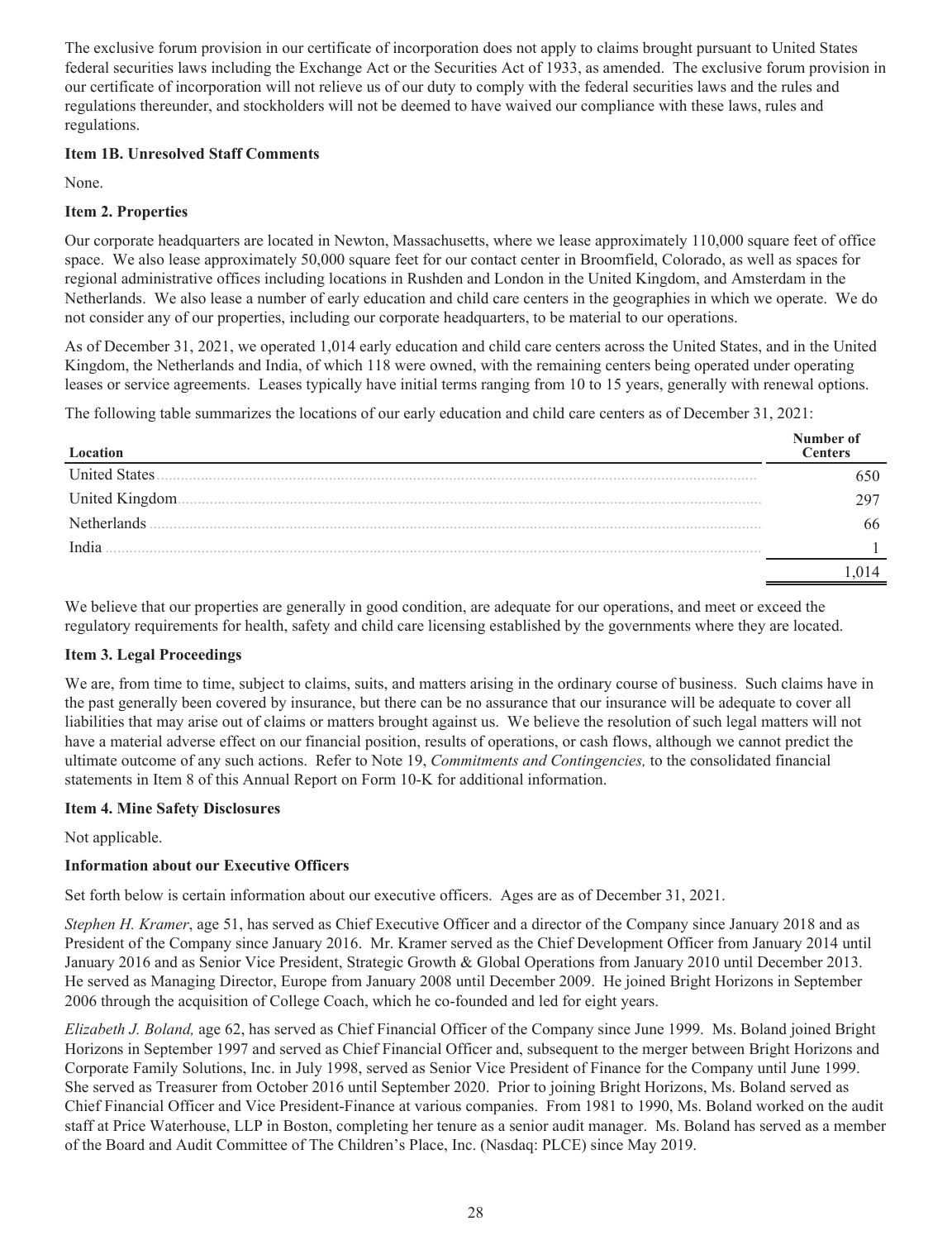The exclusive forum provision in our certificate of incorporation does not apply to claims brought pursuant to United States federal securities laws including the Exchange Act or the Securities Act of 1933, as amended. The exclusive forum provision in our certificate of incorporation will not relieve us of our duty to comply with the federal securities laws and the rules and regulations thereunder, and stockholders will not be deemed to have waived our compliance with these laws, rules and regulations.

**Item 1B. Unresolved Staff Comments**

None.

**Item 2. Properties**

Our corporate headquarters are located in Newton, Massachusetts, where we lease approximately 110,000 square feet of office space. We also lease approximately 50,000 square feet for our contact center in Broomfield, Colorado, as well as spaces for regional administrative offices including locations in Rushden and London in the United Kingdom, and Amsterdam in the Netherlands. We also lease a number of early education and child care centers in the geographies in which we operate. We do not consider any of our properties, including our corporate headquarters, to be material to our operations.

As of December 31, 2021, we operated 1,014 early education and child care centers across the United States, and in the United Kingdom, the Netherlands and India, of which 118 were owned, with the remaining centers being operated under operating leases or service agreements. Leases typically have initial terms ranging from 10 to 15 years, generally with renewal options.

The following table summarizes the locations of our early education and child care centers as of December 31, 2021:

| Location | Number of Centers |
|---|---|
| United States | 650 |
| United Kingdom | 297 |
| Netherlands | 66 |
| India | 1 |
| | 1,014 |

We believe that our properties are generally in good condition, are adequate for our operations, and meet or exceed the regulatory requirements for health, safety and child care licensing established by the governments where they are located.

**Item 3. Legal Proceedings**

We are, from time to time, subject to claims, suits, and matters arising in the ordinary course of business. Such claims have in the past generally been covered by insurance, but there can be no assurance that our insurance will be adequate to cover all liabilities that may arise out of claims or matters brought against us. We believe the resolution of such legal matters will not have a material adverse effect on our financial position, results of operations, or cash flows, although we cannot predict the ultimate outcome of any such actions. Refer to Note 19, *Commitments and Contingencies,* to the consolidated financial statements in Item 8 of this Annual Report on Form 10-K for additional information.

**Item 4. Mine Safety Disclosures**

Not applicable.

**Information about our Executive Officers**

Set forth below is certain information about our executive officers. Ages are as of December 31, 2021.

*Stephen H. Kramer*, age 51, has served as Chief Executive Officer and a director of the Company since January 2018 and as President of the Company since January 2016. Mr. Kramer served as the Chief Development Officer from January 2014 until January 2016 and as Senior Vice President, Strategic Growth & Global Operations from January 2010 until December 2013. He served as Managing Director, Europe from January 2008 until December 2009. He joined Bright Horizons in September 2006 through the acquisition of College Coach, which he co-founded and led for eight years.

*Elizabeth J. Boland,* age 62, has served as Chief Financial Officer of the Company since June 1999. Ms. Boland joined Bright Horizons in September 1997 and served as Chief Financial Officer and, subsequent to the merger between Bright Horizons and Corporate Family Solutions, Inc. in July 1998, served as Senior Vice President of Finance for the Company until June 1999. She served as Treasurer from October 2016 until September 2020. Prior to joining Bright Horizons, Ms. Boland served as Chief Financial Officer and Vice President-Finance at various companies. From 1981 to 1990, Ms. Boland worked on the audit staff at Price Waterhouse, LLP in Boston, completing her tenure as a senior audit manager. Ms. Boland has served as a member of the Board and Audit Committee of The Children's Place, Inc. (Nasdaq: PLCE) since May 2019.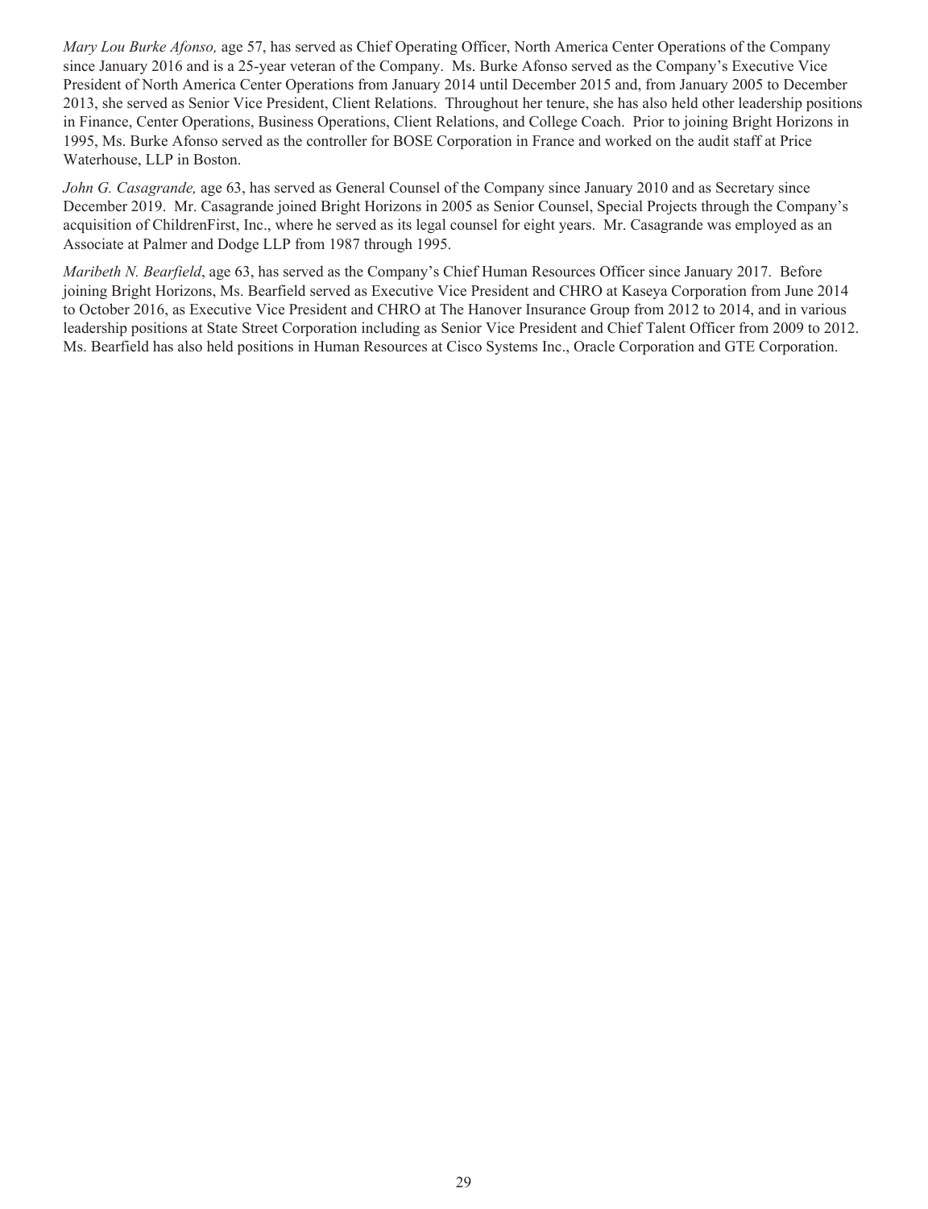*Mary Lou Burke Afonso,* age 57, has served as Chief Operating Officer, North America Center Operations of the Company since January 2016 and is a 25-year veteran of the Company. Ms. Burke Afonso served as the Company's Executive Vice President of North America Center Operations from January 2014 until December 2015 and, from January 2005 to December 2013, she served as Senior Vice President, Client Relations. Throughout her tenure, she has also held other leadership positions in Finance, Center Operations, Business Operations, Client Relations, and College Coach. Prior to joining Bright Horizons in 1995, Ms. Burke Afonso served as the controller for BOSE Corporation in France and worked on the audit staff at Price Waterhouse, LLP in Boston.

*John G. Casagrande,* age 63, has served as General Counsel of the Company since January 2010 and as Secretary since December 2019. Mr. Casagrande joined Bright Horizons in 2005 as Senior Counsel, Special Projects through the Company's acquisition of ChildrenFirst, Inc., where he served as its legal counsel for eight years. Mr. Casagrande was employed as an Associate at Palmer and Dodge LLP from 1987 through 1995.

*Maribeth N. Bearfield*, age 63, has served as the Company's Chief Human Resources Officer since January 2017. Before joining Bright Horizons, Ms. Bearfield served as Executive Vice President and CHRO at Kaseya Corporation from June 2014 to October 2016, as Executive Vice President and CHRO at The Hanover Insurance Group from 2012 to 2014, and in various leadership positions at State Street Corporation including as Senior Vice President and Chief Talent Officer from 2009 to 2012. Ms. Bearfield has also held positions in Human Resources at Cisco Systems Inc., Oracle Corporation and GTE Corporation.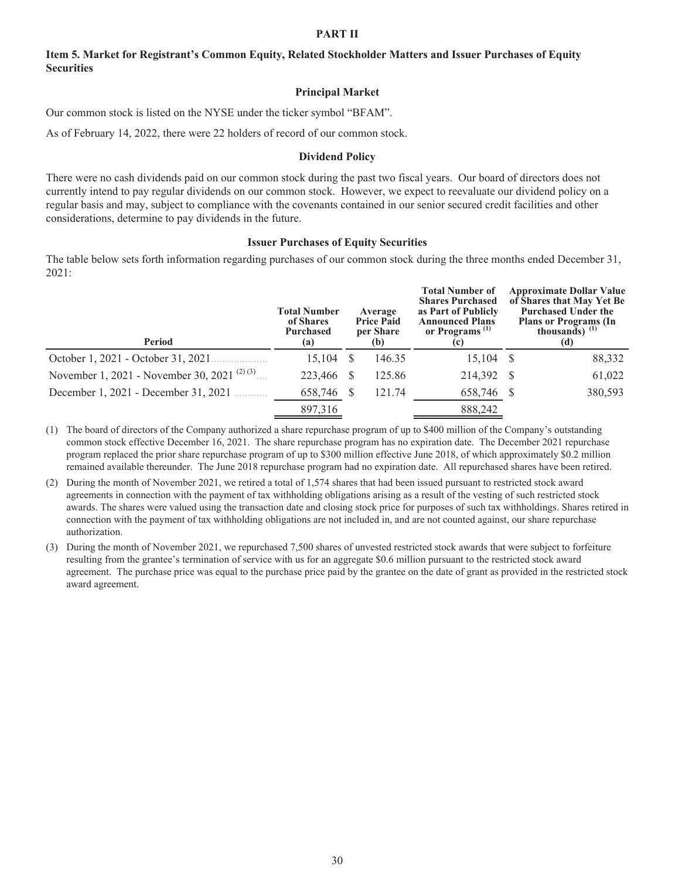# PART II

## Item 5. Market for Registrant's Common Equity, Related Stockholder Matters and Issuer Purchases of Equity Securities

### Principal Market

Our common stock is listed on the NYSE under the ticker symbol "BFAM".

As of February 14, 2022, there were 22 holders of record of our common stock.

### Dividend Policy

There were no cash dividends paid on our common stock during the past two fiscal years. Our board of directors does not currently intend to pay regular dividends on our common stock. However, we expect to reevaluate our dividend policy on a regular basis and may, subject to compliance with the covenants contained in our senior secured credit facilities and other considerations, determine to pay dividends in the future.

### Issuer Purchases of Equity Securities

The table below sets forth information regarding purchases of our common stock during the three months ended December 31, 2021:

| Period | Total Number of Shares Purchased (a) | Average Price Paid per Share (b) | Total Number of Shares Purchased as Part of Publicly Announced Plans or Programs (1) (c) | Approximate Dollar Value of Shares that May Yet Be Purchased Under the Plans or Programs (In thousands) (1) (d) |
|---|---|---|---|---|
| October 1, 2021 - October 31, 2021 | 15,104 | $ 146.35 | 15,104 | $ 88,332 |
| November 1, 2021 - November 30, 2021 (2) (3) | 223,466 | $ 125.86 | 214,392 | $ 61,022 |
| December 1, 2021 - December 31, 2021 | 658,746 | $ 121.74 | 658,746 | $ 380,593 |
| | 897,316 | | 888,242 | |

(1) The board of directors of the Company authorized a share repurchase program of up to $400 million of the Company's outstanding common stock effective December 16, 2021. The share repurchase program has no expiration date. The December 2021 repurchase program replaced the prior share repurchase program of up to $300 million effective June 2018, of which approximately $0.2 million remained available thereunder. The June 2018 repurchase program had no expiration date. All repurchased shares have been retired.

(2) During the month of November 2021, we retired a total of 1,574 shares that had been issued pursuant to restricted stock award agreements in connection with the payment of tax withholding obligations arising as a result of the vesting of such restricted stock awards. The shares were valued using the transaction date and closing stock price for purposes of such tax withholdings. Shares retired in connection with the payment of tax withholding obligations are not included in, and are not counted against, our share repurchase authorization.

(3) During the month of November 2021, we repurchased 7,500 shares of unvested restricted stock awards that were subject to forfeiture resulting from the grantee's termination of service with us for an aggregate $0.6 million pursuant to the restricted stock award agreement. The purchase price was equal to the purchase price paid by the grantee on the date of grant as provided in the restricted stock award agreement.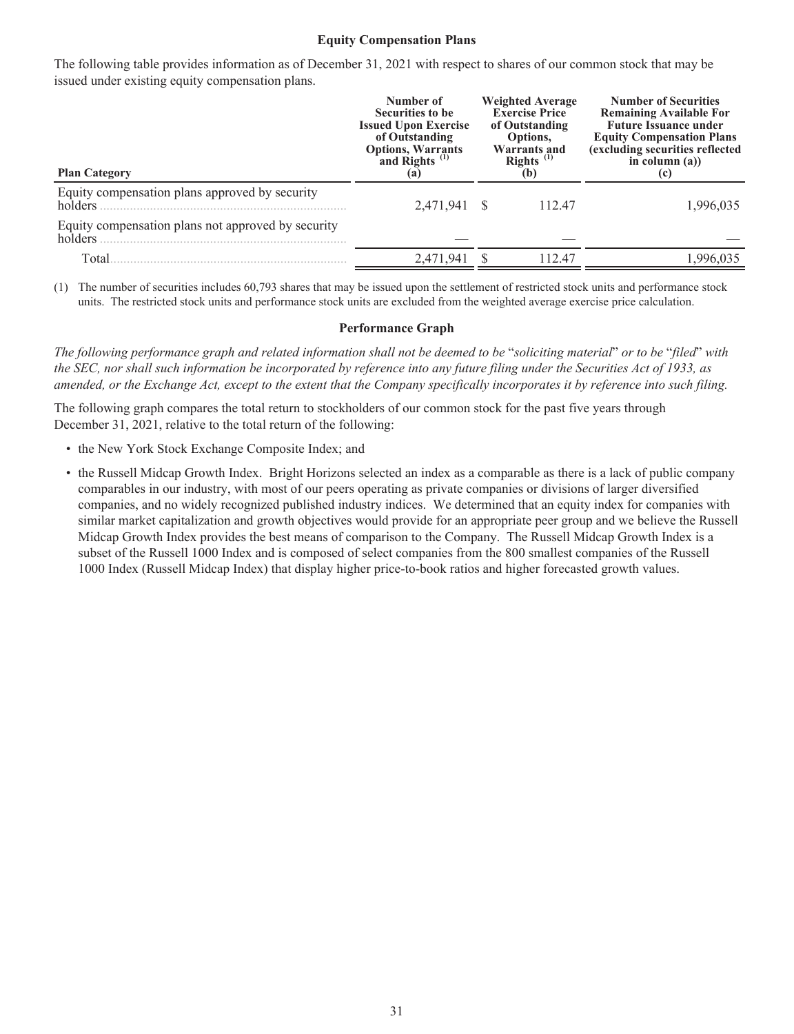### Equity Compensation Plans

The following table provides information as of December 31, 2021 with respect to shares of our common stock that may be issued under existing equity compensation plans.

| Plan Category | Number of Securities to be Issued Upon Exercise of Outstanding Options, Warrants and Rights [(1)] (a) | Weighted Average Exercise Price of Outstanding Options, Warrants and Rights [(1)] (b) | Number of Securities Remaining Available For Future Issuance under Equity Compensation Plans (excluding securities reflected in column (a)) (c) |
|---|---|---|---|
| Equity compensation plans approved by security holders | 2,471,941 | $ 112.47 | 1,996,035 |
| Equity compensation plans not approved by security holders | — | — | — |
| Total | 2,471,941 | $ 112.47 | 1,996,035 |

(1) The number of securities includes 60,793 shares that may be issued upon the settlement of restricted stock units and performance stock units. The restricted stock units and performance stock units are excluded from the weighted average exercise price calculation.

### Performance Graph

*The following performance graph and related information shall not be deemed to be "soliciting material" or to be "filed" with the SEC, nor shall such information be incorporated by reference into any future filing under the Securities Act of 1933, as amended, or the Exchange Act, except to the extent that the Company specifically incorporates it by reference into such filing.*

The following graph compares the total return to stockholders of our common stock for the past five years through December 31, 2021, relative to the total return of the following:

- the New York Stock Exchange Composite Index; and
- the Russell Midcap Growth Index. Bright Horizons selected an index as a comparable as there is a lack of public company comparables in our industry, with most of our peers operating as private companies or divisions of larger diversified companies, and no widely recognized published industry indices. We determined that an equity index for companies with similar market capitalization and growth objectives would provide for an appropriate peer group and we believe the Russell Midcap Growth Index provides the best means of comparison to the Company. The Russell Midcap Growth Index is a subset of the Russell 1000 Index and is composed of select companies from the 800 smallest companies of the Russell 1000 Index (Russell Midcap Index) that display higher price-to-book ratios and higher forecasted growth values.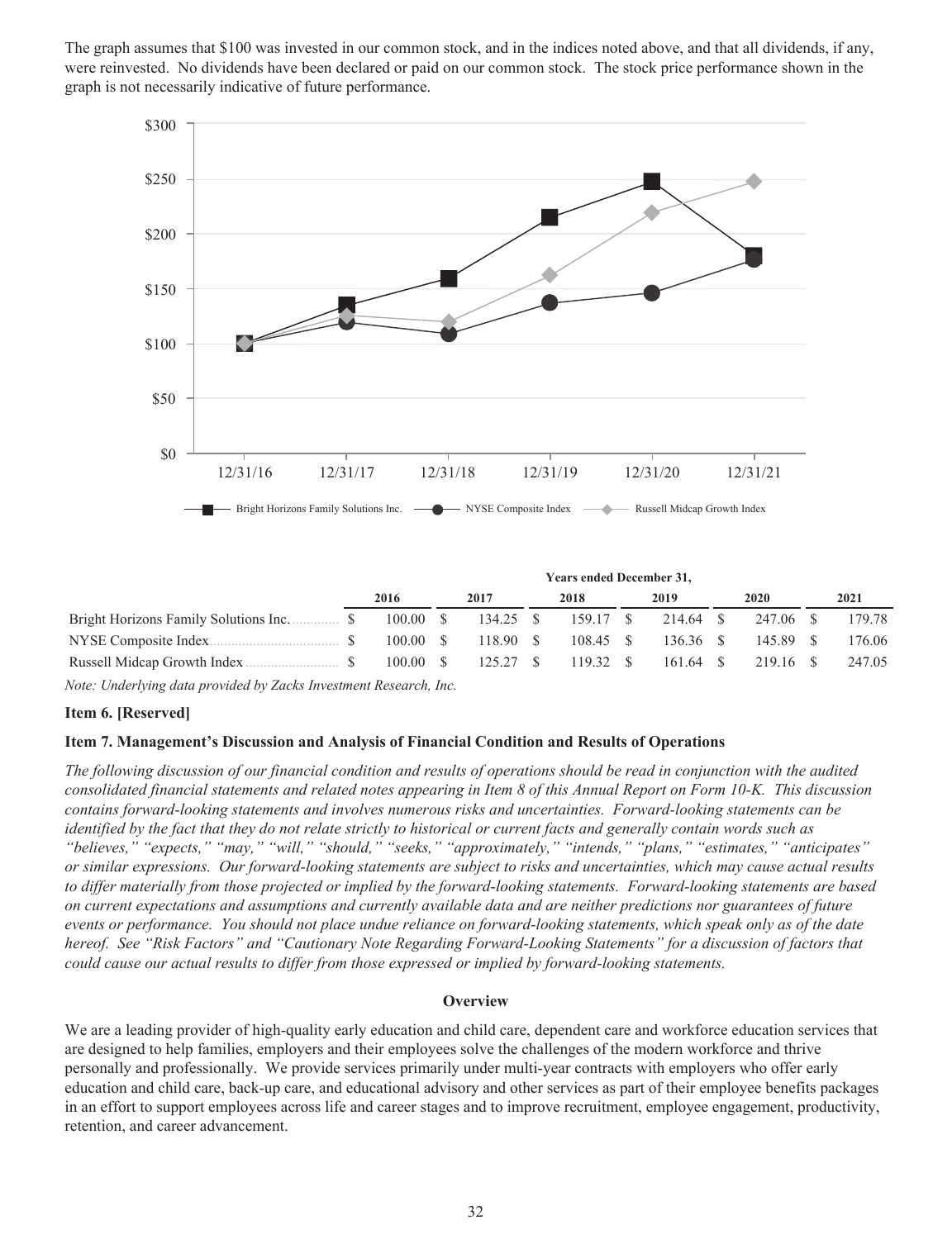The graph assumes that $100 was invested in our common stock, and in the indices noted above, and that all dividends, if any, were reinvested. No dividends have been declared or paid on our common stock. The stock price performance shown in the graph is not necessarily indicative of future performance.

| | Years ended December 31, | | | | | |
|---|---|---|---|---|---|---|
| | 2016 | 2017 | 2018 | 2019 | 2020 | 2021 |
| Bright Horizons Family Solutions Inc. | $ 100.00 | $ 134.25 | $ 159.17 | $ 214.64 | $ 247.06 | $ 179.78 |
| NYSE Composite Index | $ 100.00 | $ 118.90 | $ 108.45 | $ 136.36 | $ 145.89 | $ 176.06 |
| Russell Midcap Growth Index | $ 100.00 | $ 125.27 | $ 119.32 | $ 161.64 | $ 219.16 | $ 247.05 |

*Note: Underlying data provided by Zacks Investment Research, Inc.*

### Item 6. [Reserved]

### Item 7. Management's Discussion and Analysis of Financial Condition and Results of Operations

*The following discussion of our financial condition and results of operations should be read in conjunction with the audited consolidated financial statements and related notes appearing in Item 8 of this Annual Report on Form 10-K. This discussion contains forward-looking statements and involves numerous risks and uncertainties. Forward-looking statements can be identified by the fact that they do not relate strictly to historical or current facts and generally contain words such as "believes," "expects," "may," "will," "should," "seeks," "approximately," "intends," "plans," "estimates," "anticipates" or similar expressions. Our forward-looking statements are subject to risks and uncertainties, which may cause actual results to differ materially from those projected or implied by the forward-looking statements. Forward-looking statements are based on current expectations and assumptions and currently available data and are neither predictions nor guarantees of future events or performance. You should not place undue reliance on forward-looking statements, which speak only as of the date hereof. See "Risk Factors" and "Cautionary Note Regarding Forward-Looking Statements" for a discussion of factors that could cause our actual results to differ from those expressed or implied by forward-looking statements.*

#### Overview

We are a leading provider of high-quality early education and child care, dependent care and workforce education services that are designed to help families, employers and their employees solve the challenges of the modern workforce and thrive personally and professionally. We provide services primarily under multi-year contracts with employers who offer early education and child care, back-up care, and educational advisory and other services as part of their employee benefits packages in an effort to support employees across life and career stages and to improve recruitment, employee engagement, productivity, retention, and career advancement.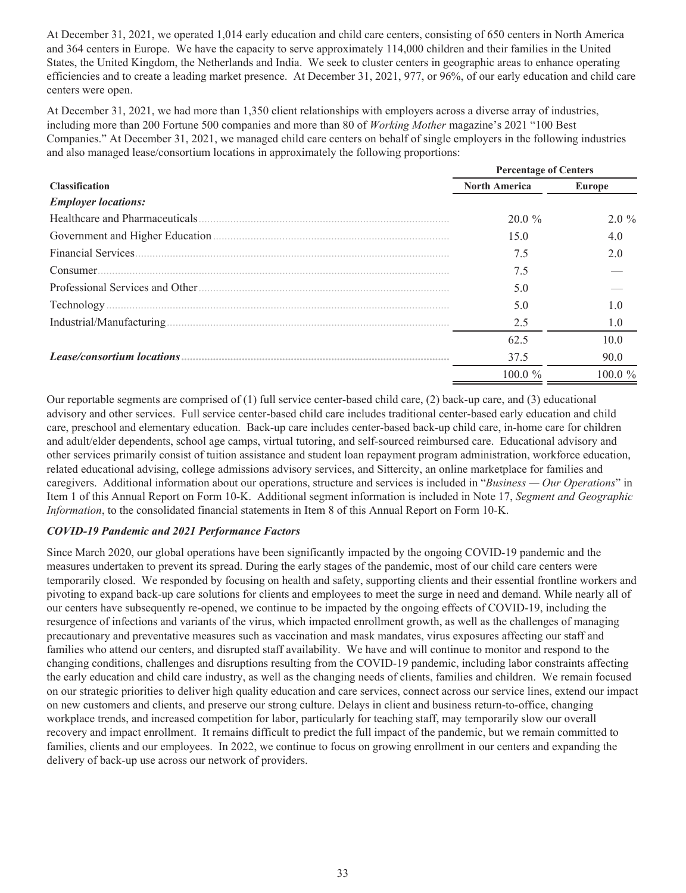At December 31, 2021, we operated 1,014 early education and child care centers, consisting of 650 centers in North America and 364 centers in Europe. We have the capacity to serve approximately 114,000 children and their families in the United States, the United Kingdom, the Netherlands and India. We seek to cluster centers in geographic areas to enhance operating efficiencies and to create a leading market presence. At December 31, 2021, 977, or 96%, of our early education and child care centers were open.

At December 31, 2021, we had more than 1,350 client relationships with employers across a diverse array of industries, including more than 200 Fortune 500 companies and more than 80 of *Working Mother* magazine's 2021 "100 Best Companies." At December 31, 2021, we managed child care centers on behalf of single employers in the following industries and also managed lease/consortium locations in approximately the following proportions:

| | Percentage of Centers | |
|---|---|---|
| **Classification** | **North America** | **Europe** |
| ***Employer locations:*** | | |
| Healthcare and Pharmaceuticals | 20.0 % | 2.0 % |
| Government and Higher Education | 15.0 | 4.0 |
| Financial Services | 7.5 | 2.0 |
| Consumer | 7.5 | — |
| Professional Services and Other | 5.0 | — |
| Technology | 5.0 | 1.0 |
| Industrial/Manufacturing | 2.5 | 1.0 |
| | 62.5 | 10.0 |
| ***Lease/consortium locations*** | 37.5 | 90.0 |
| | 100.0 % | 100.0 % |

Our reportable segments are comprised of (1) full service center-based child care, (2) back-up care, and (3) educational advisory and other services. Full service center-based child care includes traditional center-based early education and child care, preschool and elementary education. Back-up care includes center-based back-up child care, in-home care for children and adult/elder dependents, school age camps, virtual tutoring, and self-sourced reimbursed care. Educational advisory and other services primarily consist of tuition assistance and student loan repayment program administration, workforce education, related educational advising, college admissions advisory services, and Sittercity, an online marketplace for families and caregivers. Additional information about our operations, structure and services is included in "*Business — Our Operations*" in Item 1 of this Annual Report on Form 10-K. Additional segment information is included in Note 17, *Segment and Geographic Information*, to the consolidated financial statements in Item 8 of this Annual Report on Form 10-K.

### *COVID-19 Pandemic and 2021 Performance Factors*

Since March 2020, our global operations have been significantly impacted by the ongoing COVID-19 pandemic and the measures undertaken to prevent its spread. During the early stages of the pandemic, most of our child care centers were temporarily closed. We responded by focusing on health and safety, supporting clients and their essential frontline workers and pivoting to expand back-up care solutions for clients and employees to meet the surge in need and demand. While nearly all of our centers have subsequently re-opened, we continue to be impacted by the ongoing effects of COVID-19, including the resurgence of infections and variants of the virus, which impacted enrollment growth, as well as the challenges of managing precautionary and preventative measures such as vaccination and mask mandates, virus exposures affecting our staff and families who attend our centers, and disrupted staff availability. We have and will continue to monitor and respond to the changing conditions, challenges and disruptions resulting from the COVID-19 pandemic, including labor constraints affecting the early education and child care industry, as well as the changing needs of clients, families and children. We remain focused on our strategic priorities to deliver high quality education and care services, connect across our service lines, extend our impact on new customers and clients, and preserve our strong culture. Delays in client and business return-to-office, changing workplace trends, and increased competition for labor, particularly for teaching staff, may temporarily slow our overall recovery and impact enrollment. It remains difficult to predict the full impact of the pandemic, but we remain committed to families, clients and our employees. In 2022, we continue to focus on growing enrollment in our centers and expanding the delivery of back-up use across our network of providers.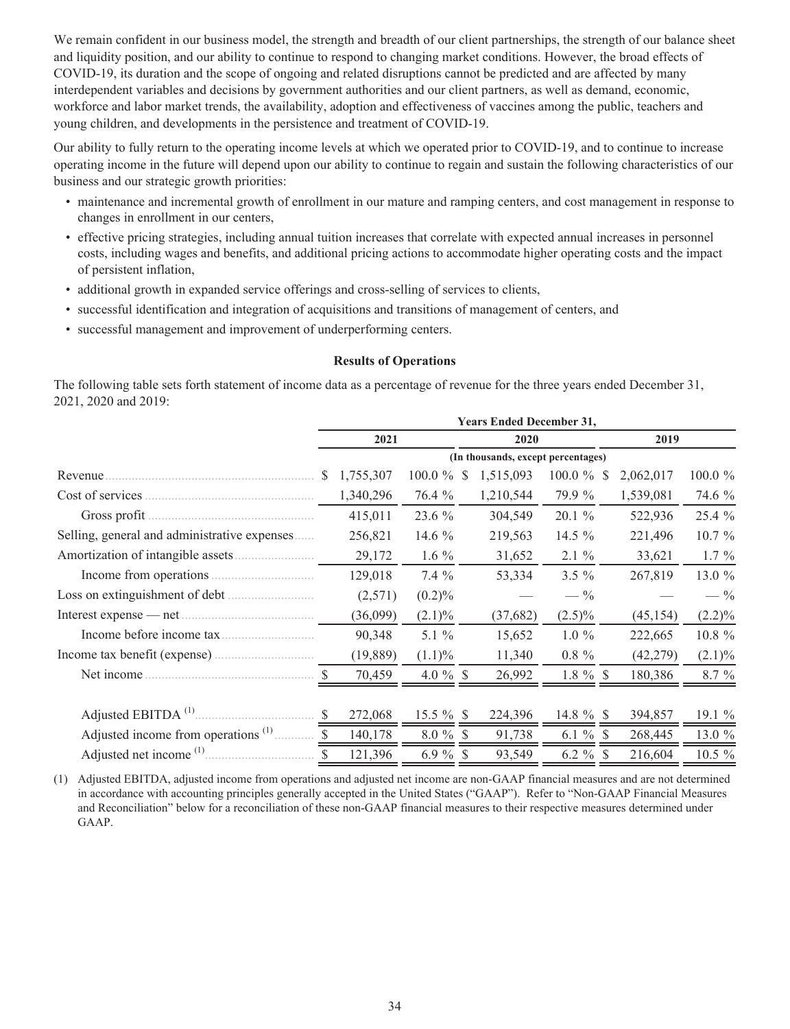We remain confident in our business model, the strength and breadth of our client partnerships, the strength of our balance sheet and liquidity position, and our ability to continue to respond to changing market conditions. However, the broad effects of COVID-19, its duration and the scope of ongoing and related disruptions cannot be predicted and are affected by many interdependent variables and decisions by government authorities and our client partners, as well as demand, economic, workforce and labor market trends, the availability, adoption and effectiveness of vaccines among the public, teachers and young children, and developments in the persistence and treatment of COVID-19.

Our ability to fully return to the operating income levels at which we operated prior to COVID-19, and to continue to increase operating income in the future will depend upon our ability to continue to regain and sustain the following characteristics of our business and our strategic growth priorities:

- maintenance and incremental growth of enrollment in our mature and ramping centers, and cost management in response to changes in enrollment in our centers,
- effective pricing strategies, including annual tuition increases that correlate with expected annual increases in personnel costs, including wages and benefits, and additional pricing actions to accommodate higher operating costs and the impact of persistent inflation,
- additional growth in expanded service offerings and cross-selling of services to clients,
- successful identification and integration of acquisitions and transitions of management of centers, and
- successful management and improvement of underperforming centers.

**Results of Operations**

The following table sets forth statement of income data as a percentage of revenue for the three years ended December 31, 2021, 2020 and 2019:

| | Years Ended December 31, | | | | | |
|---|---|---|---|---|---|---|
| | 2021 | | 2020 | | 2019 | |
| | (In thousands, except percentages) | | | | | |
| Revenue | $ 1,755,307 | 100.0 % | $ 1,515,093 | 100.0 % | $ 2,062,017 | 100.0 % |
| Cost of services | 1,340,296 | 76.4 % | 1,210,544 | 79.9 % | 1,539,081 | 74.6 % |
| Gross profit | 415,011 | 23.6 % | 304,549 | 20.1 % | 522,936 | 25.4 % |
| Selling, general and administrative expenses | 256,821 | 14.6 % | 219,563 | 14.5 % | 221,496 | 10.7 % |
| Amortization of intangible assets | 29,172 | 1.6 % | 31,652 | 2.1 % | 33,621 | 1.7 % |
| Income from operations | 129,018 | 7.4 % | 53,334 | 3.5 % | 267,819 | 13.0 % |
| Loss on extinguishment of debt | (2,571) | (0.2)% | — | — % | — | — % |
| Interest expense — net | (36,099) | (2.1)% | (37,682) | (2.5)% | (45,154) | (2.2)% |
| Income before income tax | 90,348 | 5.1 % | 15,652 | 1.0 % | 222,665 | 10.8 % |
| Income tax benefit (expense) | (19,889) | (1.1)% | 11,340 | 0.8 % | (42,279) | (2.1)% |
| Net income | $ 70,459 | 4.0 % | $ 26,992 | 1.8 % | $ 180,386 | 8.7 % |
| | | | | | | |
| Adjusted EBITDA (1) | $ 272,068 | 15.5 % | $ 224,396 | 14.8 % | $ 394,857 | 19.1 % |
| Adjusted income from operations (1) | $ 140,178 | 8.0 % | $ 91,738 | 6.1 % | $ 268,445 | 13.0 % |
| Adjusted net income (1) | $ 121,396 | 6.9 % | $ 93,549 | 6.2 % | $ 216,604 | 10.5 % |

(1) Adjusted EBITDA, adjusted income from operations and adjusted net income are non-GAAP financial measures and are not determined in accordance with accounting principles generally accepted in the United States ("GAAP"). Refer to "Non-GAAP Financial Measures and Reconciliation" below for a reconciliation of these non-GAAP financial measures to their respective measures determined under GAAP.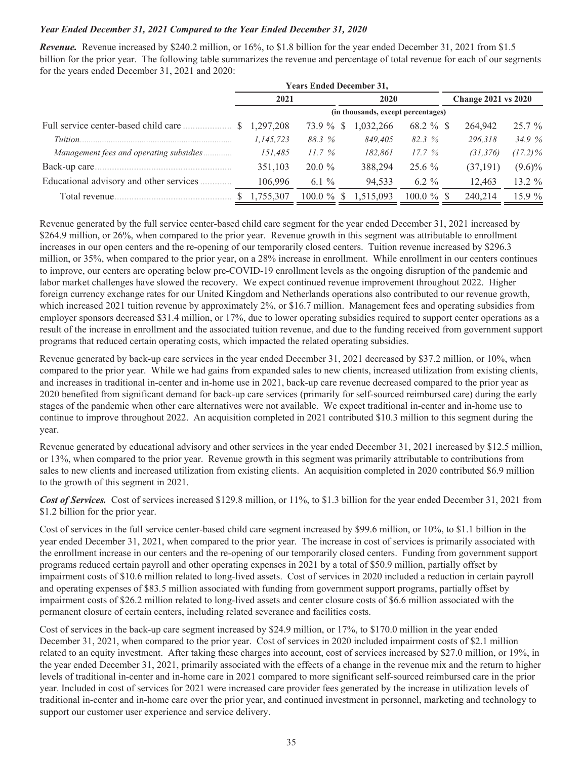### *Year Ended December 31, 2021 Compared to the Year Ended December 31, 2020*

***Revenue.*** Revenue increased by $240.2 million, or 16%, to $1.8 billion for the year ended December 31, 2021 from $1.5 billion for the prior year. The following table summarizes the revenue and percentage of total revenue for each of our segments for the years ended December 31, 2021 and 2020:

| | Years Ended December 31, | | | | Change 2021 vs 2020 | |
|---|---|---|---|---|---|---|
| | 2021 | | 2020 | | | |
| | (in thousands, except percentages) | | | | | |
| Full service center-based child care | $ 1,297,208 | 73.9 % | $ 1,032,266 | 68.2 % | $ 264,942 | 25.7 % |
| *Tuition* | *1,145,723* | *88.3 %* | *849,405* | *82.3 %* | *296,318* | *34.9 %* |
| *Management fees and operating subsidies* | *151,485* | *11.7 %* | *182,861* | *17.7 %* | *(31,376)* | *(17.2)%* |
| Back-up care | 351,103 | 20.0 % | 388,294 | 25.6 % | (37,191) | (9.6)% |
| Educational advisory and other services | 106,996 | 6.1 % | 94,533 | 6.2 % | 12,463 | 13.2 % |
| Total revenue | $ 1,755,307 | 100.0 % | $ 1,515,093 | 100.0 % | $ 240,214 | 15.9 % |

Revenue generated by the full service center-based child care segment for the year ended December 31, 2021 increased by $264.9 million, or 26%, when compared to the prior year. Revenue growth in this segment was attributable to enrollment increases in our open centers and the re-opening of our temporarily closed centers. Tuition revenue increased by $296.3 million, or 35%, when compared to the prior year, on a 28% increase in enrollment. While enrollment in our centers continues to improve, our centers are operating below pre-COVID-19 enrollment levels as the ongoing disruption of the pandemic and labor market challenges have slowed the recovery. We expect continued revenue improvement throughout 2022. Higher foreign currency exchange rates for our United Kingdom and Netherlands operations also contributed to our revenue growth, which increased 2021 tuition revenue by approximately 2%, or $16.7 million. Management fees and operating subsidies from employer sponsors decreased $31.4 million, or 17%, due to lower operating subsidies required to support center operations as a result of the increase in enrollment and the associated tuition revenue, and due to the funding received from government support programs that reduced certain operating costs, which impacted the related operating subsidies.

Revenue generated by back-up care services in the year ended December 31, 2021 decreased by $37.2 million, or 10%, when compared to the prior year. While we had gains from expanded sales to new clients, increased utilization from existing clients, and increases in traditional in-center and in-home use in 2021, back-up care revenue decreased compared to the prior year as 2020 benefited from significant demand for back-up care services (primarily for self-sourced reimbursed care) during the early stages of the pandemic when other care alternatives were not available. We expect traditional in-center and in-home use to continue to improve throughout 2022. An acquisition completed in 2021 contributed $10.3 million to this segment during the year.

Revenue generated by educational advisory and other services in the year ended December 31, 2021 increased by $12.5 million, or 13%, when compared to the prior year. Revenue growth in this segment was primarily attributable to contributions from sales to new clients and increased utilization from existing clients. An acquisition completed in 2020 contributed $6.9 million to the growth of this segment in 2021.

***Cost of Services.*** Cost of services increased $129.8 million, or 11%, to $1.3 billion for the year ended December 31, 2021 from $1.2 billion for the prior year.

Cost of services in the full service center-based child care segment increased by $99.6 million, or 10%, to $1.1 billion in the year ended December 31, 2021, when compared to the prior year. The increase in cost of services is primarily associated with the enrollment increase in our centers and the re-opening of our temporarily closed centers. Funding from government support programs reduced certain payroll and other operating expenses in 2021 by a total of $50.9 million, partially offset by impairment costs of $10.6 million related to long-lived assets. Cost of services in 2020 included a reduction in certain payroll and operating expenses of $83.5 million associated with funding from government support programs, partially offset by impairment costs of $26.2 million related to long-lived assets and center closure costs of $6.6 million associated with the permanent closure of certain centers, including related severance and facilities costs.

Cost of services in the back-up care segment increased by $24.9 million, or 17%, to $170.0 million in the year ended December 31, 2021, when compared to the prior year. Cost of services in 2020 included impairment costs of $2.1 million related to an equity investment. After taking these charges into account, cost of services increased by $27.0 million, or 19%, in the year ended December 31, 2021, primarily associated with the effects of a change in the revenue mix and the return to higher levels of traditional in-center and in-home care in 2021 compared to more significant self-sourced reimbursed care in the prior year. Included in cost of services for 2021 were increased care provider fees generated by the increase in utilization levels of traditional in-center and in-home care over the prior year, and continued investment in personnel, marketing and technology to support our customer user experience and service delivery.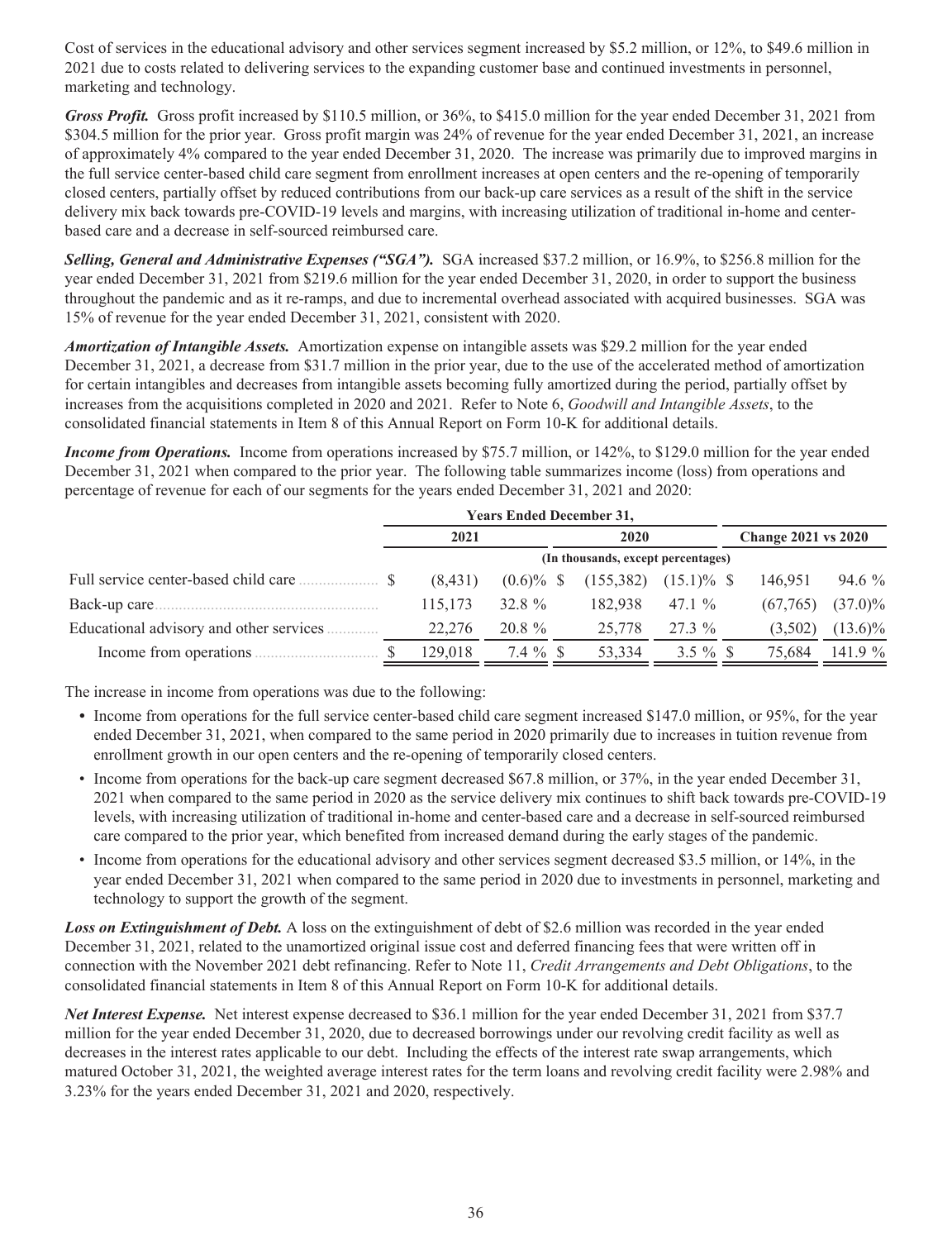Cost of services in the educational advisory and other services segment increased by $5.2 million, or 12%, to $49.6 million in 2021 due to costs related to delivering services to the expanding customer base and continued investments in personnel, marketing and technology.

***Gross Profit.*** Gross profit increased by $110.5 million, or 36%, to $415.0 million for the year ended December 31, 2021 from $304.5 million for the prior year. Gross profit margin was 24% of revenue for the year ended December 31, 2021, an increase of approximately 4% compared to the year ended December 31, 2020. The increase was primarily due to improved margins in the full service center-based child care segment from enrollment increases at open centers and the re-opening of temporarily closed centers, partially offset by reduced contributions from our back-up care services as a result of the shift in the service delivery mix back towards pre-COVID-19 levels and margins, with increasing utilization of traditional in-home and center-based care and a decrease in self-sourced reimbursed care.

***Selling, General and Administrative Expenses ("SGA").*** SGA increased $37.2 million, or 16.9%, to $256.8 million for the year ended December 31, 2021 from $219.6 million for the year ended December 31, 2020, in order to support the business throughout the pandemic and as it re-ramps, and due to incremental overhead associated with acquired businesses. SGA was 15% of revenue for the year ended December 31, 2021, consistent with 2020.

***Amortization of Intangible Assets.*** Amortization expense on intangible assets was $29.2 million for the year ended December 31, 2021, a decrease from $31.7 million in the prior year, due to the use of the accelerated method of amortization for certain intangibles and decreases from intangible assets becoming fully amortized during the period, partially offset by increases from the acquisitions completed in 2020 and 2021. Refer to Note 6, *Goodwill and Intangible Assets*, to the consolidated financial statements in Item 8 of this Annual Report on Form 10-K for additional details.

***Income from Operations.*** Income from operations increased by $75.7 million, or 142%, to $129.0 million for the year ended December 31, 2021 when compared to the prior year. The following table summarizes income (loss) from operations and percentage of revenue for each of our segments for the years ended December 31, 2021 and 2020:

| | Years Ended December 31, | | | | | |
|---|---|---|---|---|---|---|
| | 2021 | | 2020 | | Change 2021 vs 2020 | |
| | (In thousands, except percentages) | | | | | |
| Full service center-based child care | $ (8,431) | (0.6)% | $ (155,382) | (15.1)% | $ 146,951 | 94.6 % |
| Back-up care | 115,173 | 32.8 % | 182,938 | 47.1 % | (67,765) | (37.0)% |
| Educational advisory and other services | 22,276 | 20.8 % | 25,778 | 27.3 % | (3,502) | (13.6)% |
| Income from operations | $ 129,018 | 7.4 % | $ 53,334 | 3.5 % | $ 75,684 | 141.9 % |

The increase in income from operations was due to the following:

- Income from operations for the full service center-based child care segment increased $147.0 million, or 95%, for the year ended December 31, 2021, when compared to the same period in 2020 primarily due to increases in tuition revenue from enrollment growth in our open centers and the re-opening of temporarily closed centers.
- Income from operations for the back-up care segment decreased $67.8 million, or 37%, in the year ended December 31, 2021 when compared to the same period in 2020 as the service delivery mix continues to shift back towards pre-COVID-19 levels, with increasing utilization of traditional in-home and center-based care and a decrease in self-sourced reimbursed care compared to the prior year, which benefited from increased demand during the early stages of the pandemic.
- Income from operations for the educational advisory and other services segment decreased $3.5 million, or 14%, in the year ended December 31, 2021 when compared to the same period in 2020 due to investments in personnel, marketing and technology to support the growth of the segment.

***Loss on Extinguishment of Debt.*** A loss on the extinguishment of debt of $2.6 million was recorded in the year ended December 31, 2021, related to the unamortized original issue cost and deferred financing fees that were written off in connection with the November 2021 debt refinancing. Refer to Note 11, *Credit Arrangements and Debt Obligations*, to the consolidated financial statements in Item 8 of this Annual Report on Form 10-K for additional details.

***Net Interest Expense.*** Net interest expense decreased to $36.1 million for the year ended December 31, 2021 from $37.7 million for the year ended December 31, 2020, due to decreased borrowings under our revolving credit facility as well as decreases in the interest rates applicable to our debt. Including the effects of the interest rate swap arrangements, which matured October 31, 2021, the weighted average interest rates for the term loans and revolving credit facility were 2.98% and 3.23% for the years ended December 31, 2021 and 2020, respectively.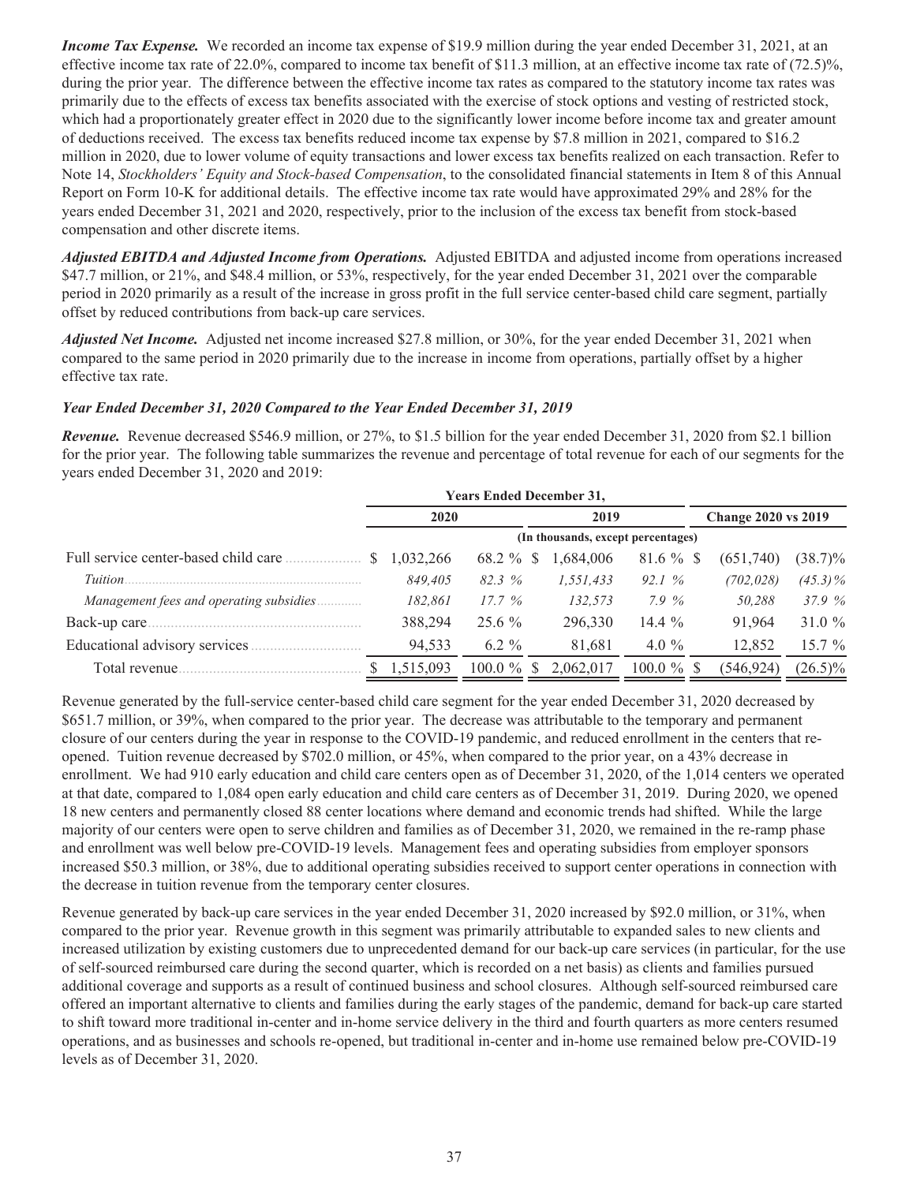***Income Tax Expense.*** We recorded an income tax expense of $19.9 million during the year ended December 31, 2021, at an effective income tax rate of 22.0%, compared to income tax benefit of $11.3 million, at an effective income tax rate of (72.5)%, during the prior year. The difference between the effective income tax rates as compared to the statutory income tax rates was primarily due to the effects of excess tax benefits associated with the exercise of stock options and vesting of restricted stock, which had a proportionately greater effect in 2020 due to the significantly lower income before income tax and greater amount of deductions received. The excess tax benefits reduced income tax expense by $7.8 million in 2021, compared to $16.2 million in 2020, due to lower volume of equity transactions and lower excess tax benefits realized on each transaction. Refer to Note 14, *Stockholders' Equity and Stock-based Compensation*, to the consolidated financial statements in Item 8 of this Annual Report on Form 10-K for additional details. The effective income tax rate would have approximated 29% and 28% for the years ended December 31, 2021 and 2020, respectively, prior to the inclusion of the excess tax benefit from stock-based compensation and other discrete items.

***Adjusted EBITDA and Adjusted Income from Operations.*** Adjusted EBITDA and adjusted income from operations increased $47.7 million, or 21%, and $48.4 million, or 53%, respectively, for the year ended December 31, 2021 over the comparable period in 2020 primarily as a result of the increase in gross profit in the full service center-based child care segment, partially offset by reduced contributions from back-up care services.

***Adjusted Net Income.*** Adjusted net income increased $27.8 million, or 30%, for the year ended December 31, 2021 when compared to the same period in 2020 primarily due to the increase in income from operations, partially offset by a higher effective tax rate.

***Year Ended December 31, 2020 Compared to the Year Ended December 31, 2019***

***Revenue.*** Revenue decreased $546.9 million, or 27%, to $1.5 billion for the year ended December 31, 2020 from $2.1 billion for the prior year. The following table summarizes the revenue and percentage of total revenue for each of our segments for the years ended December 31, 2020 and 2019:

| | Years Ended December 31, | | | | Change 2020 vs 2019 | |
|---|---|---|---|---|---|---|
| | 2020 | | 2019 | | | |
| | (In thousands, except percentages) | | | | | |
| Full service center-based child care | $ 1,032,266 | 68.2 % | $ 1,684,006 | 81.6 % | $ (651,740) | (38.7)% |
| *Tuition* | *849,405* | *82.3 %* | *1,551,433* | *92.1 %* | *(702,028)* | *(45.3)%* |
| *Management fees and operating subsidies* | *182,861* | *17.7 %* | *132,573* | *7.9 %* | *50,288* | *37.9 %* |
| Back-up care | 388,294 | 25.6 % | 296,330 | 14.4 % | 91,964 | 31.0 % |
| Educational advisory services | 94,533 | 6.2 % | 81,681 | 4.0 % | 12,852 | 15.7 % |
| Total revenue | $ 1,515,093 | 100.0 % | $ 2,062,017 | 100.0 % | $ (546,924) | (26.5)% |

Revenue generated by the full-service center-based child care segment for the year ended December 31, 2020 decreased by $651.7 million, or 39%, when compared to the prior year. The decrease was attributable to the temporary and permanent closure of our centers during the year in response to the COVID-19 pandemic, and reduced enrollment in the centers that re-opened. Tuition revenue decreased by $702.0 million, or 45%, when compared to the prior year, on a 43% decrease in enrollment. We had 910 early education and child care centers open as of December 31, 2020, of the 1,014 centers we operated at that date, compared to 1,084 open early education and child care centers as of December 31, 2019. During 2020, we opened 18 new centers and permanently closed 88 center locations where demand and economic trends had shifted. While the large majority of our centers were open to serve children and families as of December 31, 2020, we remained in the re-ramp phase and enrollment was well below pre-COVID-19 levels. Management fees and operating subsidies from employer sponsors increased $50.3 million, or 38%, due to additional operating subsidies received to support center operations in connection with the decrease in tuition revenue from the temporary center closures.

Revenue generated by back-up care services in the year ended December 31, 2020 increased by $92.0 million, or 31%, when compared to the prior year. Revenue growth in this segment was primarily attributable to expanded sales to new clients and increased utilization by existing customers due to unprecedented demand for our back-up care services (in particular, for the use of self-sourced reimbursed care during the second quarter, which is recorded on a net basis) as clients and families pursued additional coverage and supports as a result of continued business and school closures. Although self-sourced reimbursed care offered an important alternative to clients and families during the early stages of the pandemic, demand for back-up care started to shift toward more traditional in-center and in-home service delivery in the third and fourth quarters as more centers resumed operations, and as businesses and schools re-opened, but traditional in-center and in-home use remained below pre-COVID-19 levels as of December 31, 2020.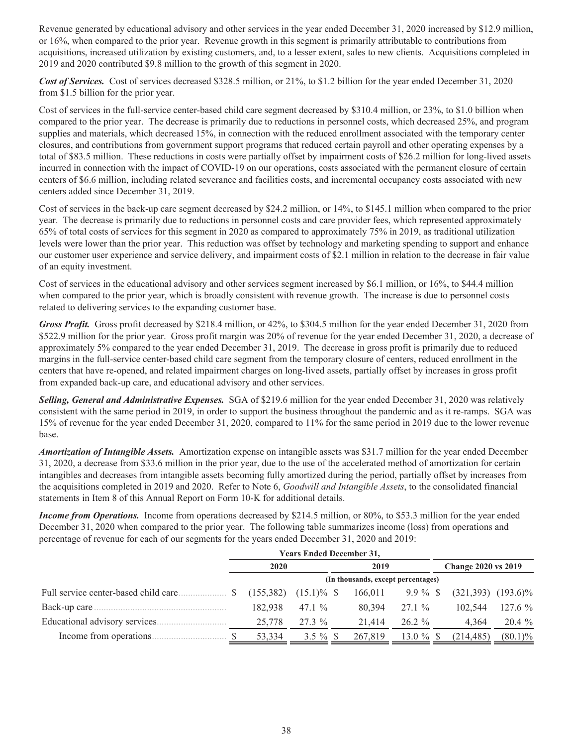Revenue generated by educational advisory and other services in the year ended December 31, 2020 increased by $12.9 million, or 16%, when compared to the prior year. Revenue growth in this segment is primarily attributable to contributions from acquisitions, increased utilization by existing customers, and, to a lesser extent, sales to new clients. Acquisitions completed in 2019 and 2020 contributed $9.8 million to the growth of this segment in 2020.

***Cost of Services.*** Cost of services decreased $328.5 million, or 21%, to $1.2 billion for the year ended December 31, 2020 from $1.5 billion for the prior year.

Cost of services in the full-service center-based child care segment decreased by $310.4 million, or 23%, to $1.0 billion when compared to the prior year. The decrease is primarily due to reductions in personnel costs, which decreased 25%, and program supplies and materials, which decreased 15%, in connection with the reduced enrollment associated with the temporary center closures, and contributions from government support programs that reduced certain payroll and other operating expenses by a total of $83.5 million. These reductions in costs were partially offset by impairment costs of $26.2 million for long-lived assets incurred in connection with the impact of COVID-19 on our operations, costs associated with the permanent closure of certain centers of $6.6 million, including related severance and facilities costs, and incremental occupancy costs associated with new centers added since December 31, 2019.

Cost of services in the back-up care segment decreased by $24.2 million, or 14%, to $145.1 million when compared to the prior year. The decrease is primarily due to reductions in personnel costs and care provider fees, which represented approximately 65% of total costs of services for this segment in 2020 as compared to approximately 75% in 2019, as traditional utilization levels were lower than the prior year. This reduction was offset by technology and marketing spending to support and enhance our customer user experience and service delivery, and impairment costs of $2.1 million in relation to the decrease in fair value of an equity investment.

Cost of services in the educational advisory and other services segment increased by $6.1 million, or 16%, to $44.4 million when compared to the prior year, which is broadly consistent with revenue growth. The increase is due to personnel costs related to delivering services to the expanding customer base.

***Gross Profit.*** Gross profit decreased by $218.4 million, or 42%, to $304.5 million for the year ended December 31, 2020 from $522.9 million for the prior year. Gross profit margin was 20% of revenue for the year ended December 31, 2020, a decrease of approximately 5% compared to the year ended December 31, 2019. The decrease in gross profit is primarily due to reduced margins in the full-service center-based child care segment from the temporary closure of centers, reduced enrollment in the centers that have re-opened, and related impairment charges on long-lived assets, partially offset by increases in gross profit from expanded back-up care, and educational advisory and other services.

***Selling, General and Administrative Expenses.*** SGA of $219.6 million for the year ended December 31, 2020 was relatively consistent with the same period in 2019, in order to support the business throughout the pandemic and as it re-ramps. SGA was 15% of revenue for the year ended December 31, 2020, compared to 11% for the same period in 2019 due to the lower revenue base.

***Amortization of Intangible Assets.*** Amortization expense on intangible assets was $31.7 million for the year ended December 31, 2020, a decrease from $33.6 million in the prior year, due to the use of the accelerated method of amortization for certain intangibles and decreases from intangible assets becoming fully amortized during the period, partially offset by increases from the acquisitions completed in 2019 and 2020. Refer to Note 6, *Goodwill and Intangible Assets*, to the consolidated financial statements in Item 8 of this Annual Report on Form 10-K for additional details.

***Income from Operations.*** Income from operations decreased by $214.5 million, or 80%, to $53.3 million for the year ended December 31, 2020 when compared to the prior year. The following table summarizes income (loss) from operations and percentage of revenue for each of our segments for the years ended December 31, 2020 and 2019:

| | Years Ended December 31, | | | | | |
|---|---|---|---|---|---|---|
| | 2020 | | 2019 | | Change 2020 vs 2019 | |
| | (In thousands, except percentages) | | | | | |
| Full service center-based child care | $ (155,382) | (15.1)% | $ 166,011 | 9.9 % | $ (321,393) | (193.6)% |
| Back-up care | 182,938 | 47.1 % | 80,394 | 27.1 % | 102,544 | 127.6 % |
| Educational advisory services | 25,778 | 27.3 % | 21,414 | 26.2 % | 4,364 | 20.4 % |
| Income from operations | $ 53,334 | 3.5 % | $ 267,819 | 13.0 % | $ (214,485) | (80.1)% |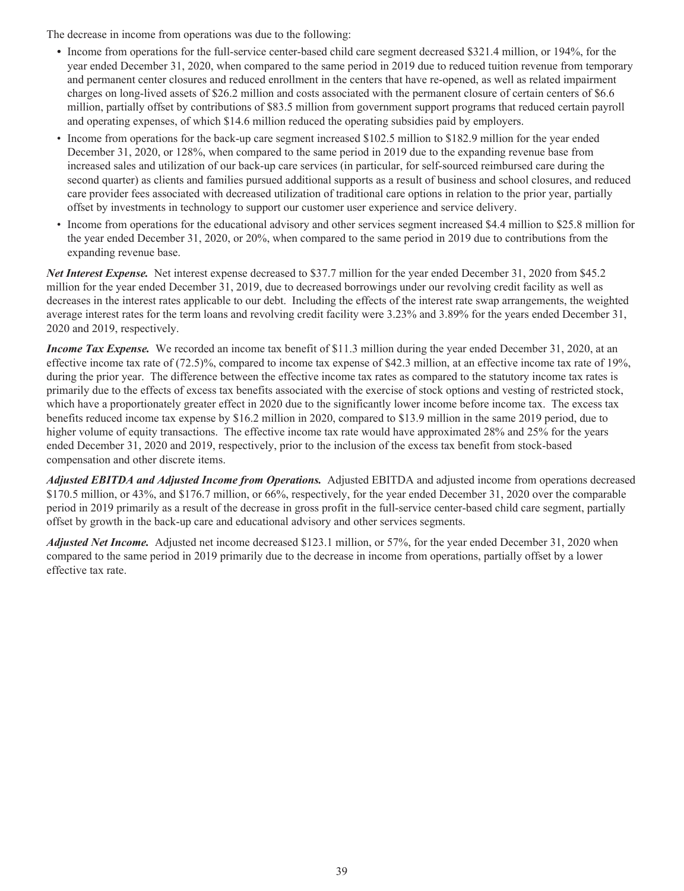The decrease in income from operations was due to the following:

- Income from operations for the full-service center-based child care segment decreased $321.4 million, or 194%, for the year ended December 31, 2020, when compared to the same period in 2019 due to reduced tuition revenue from temporary and permanent center closures and reduced enrollment in the centers that have re-opened, as well as related impairment charges on long-lived assets of $26.2 million and costs associated with the permanent closure of certain centers of $6.6 million, partially offset by contributions of $83.5 million from government support programs that reduced certain payroll and operating expenses, of which $14.6 million reduced the operating subsidies paid by employers.
- Income from operations for the back-up care segment increased $102.5 million to $182.9 million for the year ended December 31, 2020, or 128%, when compared to the same period in 2019 due to the expanding revenue base from increased sales and utilization of our back-up care services (in particular, for self-sourced reimbursed care during the second quarter) as clients and families pursued additional supports as a result of business and school closures, and reduced care provider fees associated with decreased utilization of traditional care options in relation to the prior year, partially offset by investments in technology to support our customer user experience and service delivery.
- Income from operations for the educational advisory and other services segment increased $4.4 million to $25.8 million for the year ended December 31, 2020, or 20%, when compared to the same period in 2019 due to contributions from the expanding revenue base.

***Net Interest Expense.*** Net interest expense decreased to $37.7 million for the year ended December 31, 2020 from $45.2 million for the year ended December 31, 2019, due to decreased borrowings under our revolving credit facility as well as decreases in the interest rates applicable to our debt. Including the effects of the interest rate swap arrangements, the weighted average interest rates for the term loans and revolving credit facility were 3.23% and 3.89% for the years ended December 31, 2020 and 2019, respectively.

***Income Tax Expense.*** We recorded an income tax benefit of $11.3 million during the year ended December 31, 2020, at an effective income tax rate of (72.5)%, compared to income tax expense of $42.3 million, at an effective income tax rate of 19%, during the prior year. The difference between the effective income tax rates as compared to the statutory income tax rates is primarily due to the effects of excess tax benefits associated with the exercise of stock options and vesting of restricted stock, which have a proportionately greater effect in 2020 due to the significantly lower income before income tax. The excess tax benefits reduced income tax expense by $16.2 million in 2020, compared to $13.9 million in the same 2019 period, due to higher volume of equity transactions. The effective income tax rate would have approximated 28% and 25% for the years ended December 31, 2020 and 2019, respectively, prior to the inclusion of the excess tax benefit from stock-based compensation and other discrete items.

***Adjusted EBITDA and Adjusted Income from Operations.*** Adjusted EBITDA and adjusted income from operations decreased $170.5 million, or 43%, and $176.7 million, or 66%, respectively, for the year ended December 31, 2020 over the comparable period in 2019 primarily as a result of the decrease in gross profit in the full-service center-based child care segment, partially offset by growth in the back-up care and educational advisory and other services segments.

***Adjusted Net Income.*** Adjusted net income decreased $123.1 million, or 57%, for the year ended December 31, 2020 when compared to the same period in 2019 primarily due to the decrease in income from operations, partially offset by a lower effective tax rate.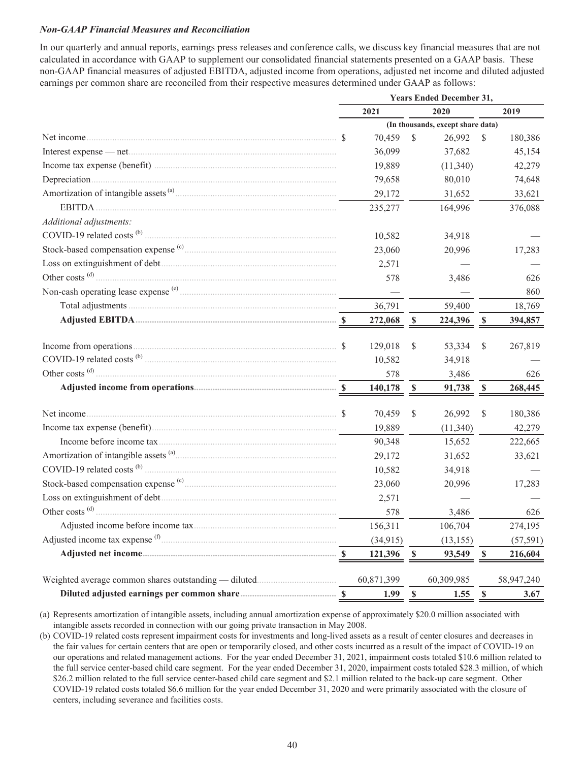*Non-GAAP Financial Measures and Reconciliation*

In our quarterly and annual reports, earnings press releases and conference calls, we discuss key financial measures that are not calculated in accordance with GAAP to supplement our consolidated financial statements presented on a GAAP basis. These non-GAAP financial measures of adjusted EBITDA, adjusted income from operations, adjusted net income and diluted adjusted earnings per common share are reconciled from their respective measures determined under GAAP as follows:

| | Years Ended December 31, | | |
|---|---|---|---|
| | 2021 | 2020 | 2019 |
| | (In thousands, except share data) | | |
| Net income | $ 70,459 | $ 26,992 | $ 180,386 |
| Interest expense — net | 36,099 | 37,682 | 45,154 |
| Income tax expense (benefit) | 19,889 | (11,340) | 42,279 |
| Depreciation | 79,658 | 80,010 | 74,648 |
| Amortization of intangible assets [(a)] | 29,172 | 31,652 | 33,621 |
| EBITDA | 235,277 | 164,996 | 376,088 |
| *Additional adjustments:* | | | |
| COVID-19 related costs [(b)] | 10,582 | 34,918 | — |
| Stock-based compensation expense [(c)] | 23,060 | 20,996 | 17,283 |
| Loss on extinguishment of debt | 2,571 | — | — |
| Other costs [(d)] | 578 | 3,486 | 626 |
| Non-cash operating lease expense [(e)] | — | — | 860 |
| Total adjustments | 36,791 | 59,400 | 18,769 |
| **Adjusted EBITDA** | **$ 272,068** | **$ 224,396** | **$ 394,857** |
| | | | |
| Income from operations | $ 129,018 | $ 53,334 | $ 267,819 |
| COVID-19 related costs [(b)] | 10,582 | 34,918 | — |
| Other costs [(d)] | 578 | 3,486 | 626 |
| **Adjusted income from operations** | **$ 140,178** | **$ 91,738** | **$ 268,445** |
| | | | |
| Net income | $ 70,459 | $ 26,992 | $ 180,386 |
| Income tax expense (benefit) | 19,889 | (11,340) | 42,279 |
| Income before income tax | 90,348 | 15,652 | 222,665 |
| Amortization of intangible assets [(a)] | 29,172 | 31,652 | 33,621 |
| COVID-19 related costs [(b)] | 10,582 | 34,918 | — |
| Stock-based compensation expense [(c)] | 23,060 | 20,996 | 17,283 |
| Loss on extinguishment of debt | 2,571 | — | — |
| Other costs [(d)] | 578 | 3,486 | 626 |
| Adjusted income before income tax | 156,311 | 106,704 | 274,195 |
| Adjusted income tax expense [(f)] | (34,915) | (13,155) | (57,591) |
| **Adjusted net income** | **$ 121,396** | **$ 93,549** | **$ 216,604** |
| | | | |
| Weighted average common shares outstanding — diluted | 60,871,399 | 60,309,985 | 58,947,240 |
| **Diluted adjusted earnings per common share** | **$ 1.99** | **$ 1.55** | **$ 3.67** |

(a) Represents amortization of intangible assets, including annual amortization expense of approximately $20.0 million associated with intangible assets recorded in connection with our going private transaction in May 2008.

(b) COVID-19 related costs represent impairment costs for investments and long-lived assets as a result of center closures and decreases in the fair values for certain centers that are open or temporarily closed, and other costs incurred as a result of the impact of COVID-19 on our operations and related management actions. For the year ended December 31, 2021, impairment costs totaled $10.6 million related to the full service center-based child care segment. For the year ended December 31, 2020, impairment costs totaled $28.3 million, of which $26.2 million related to the full service center-based child care segment and $2.1 million related to the back-up care segment. Other COVID-19 related costs totaled $6.6 million for the year ended December 31, 2020 and were primarily associated with the closure of centers, including severance and facilities costs.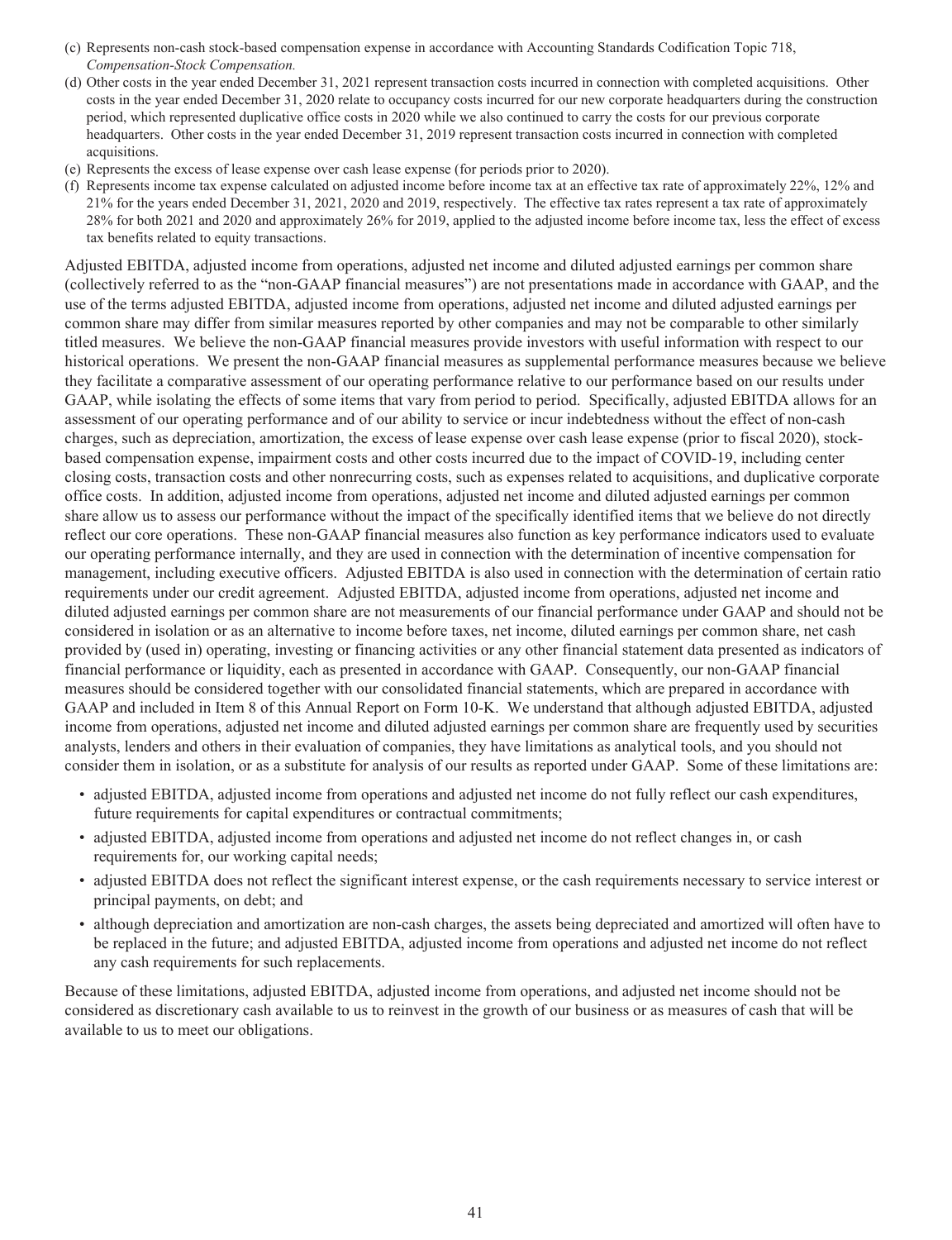(c) Represents non-cash stock-based compensation expense in accordance with Accounting Standards Codification Topic 718, *Compensation-Stock Compensation.*

(d) Other costs in the year ended December 31, 2021 represent transaction costs incurred in connection with completed acquisitions. Other costs in the year ended December 31, 2020 relate to occupancy costs incurred for our new corporate headquarters during the construction period, which represented duplicative office costs in 2020 while we also continued to carry the costs for our previous corporate headquarters. Other costs in the year ended December 31, 2019 represent transaction costs incurred in connection with completed acquisitions.

(e) Represents the excess of lease expense over cash lease expense (for periods prior to 2020).

(f) Represents income tax expense calculated on adjusted income before income tax at an effective tax rate of approximately 22%, 12% and 21% for the years ended December 31, 2021, 2020 and 2019, respectively. The effective tax rates represent a tax rate of approximately 28% for both 2021 and 2020 and approximately 26% for 2019, applied to the adjusted income before income tax, less the effect of excess tax benefits related to equity transactions.

Adjusted EBITDA, adjusted income from operations, adjusted net income and diluted adjusted earnings per common share (collectively referred to as the "non-GAAP financial measures") are not presentations made in accordance with GAAP, and the use of the terms adjusted EBITDA, adjusted income from operations, adjusted net income and diluted adjusted earnings per common share may differ from similar measures reported by other companies and may not be comparable to other similarly titled measures. We believe the non-GAAP financial measures provide investors with useful information with respect to our historical operations. We present the non-GAAP financial measures as supplemental performance measures because we believe they facilitate a comparative assessment of our operating performance relative to our performance based on our results under GAAP, while isolating the effects of some items that vary from period to period. Specifically, adjusted EBITDA allows for an assessment of our operating performance and of our ability to service or incur indebtedness without the effect of non-cash charges, such as depreciation, amortization, the excess of lease expense over cash lease expense (prior to fiscal 2020), stock-based compensation expense, impairment costs and other costs incurred due to the impact of COVID-19, including center closing costs, transaction costs and other nonrecurring costs, such as expenses related to acquisitions, and duplicative corporate office costs. In addition, adjusted income from operations, adjusted net income and diluted adjusted earnings per common share allow us to assess our performance without the impact of the specifically identified items that we believe do not directly reflect our core operations. These non-GAAP financial measures also function as key performance indicators used to evaluate our operating performance internally, and they are used in connection with the determination of incentive compensation for management, including executive officers. Adjusted EBITDA is also used in connection with the determination of certain ratio requirements under our credit agreement. Adjusted EBITDA, adjusted income from operations, adjusted net income and diluted adjusted earnings per common share are not measurements of our financial performance under GAAP and should not be considered in isolation or as an alternative to income before taxes, net income, diluted earnings per common share, net cash provided by (used in) operating, investing or financing activities or any other financial statement data presented as indicators of financial performance or liquidity, each as presented in accordance with GAAP. Consequently, our non-GAAP financial measures should be considered together with our consolidated financial statements, which are prepared in accordance with GAAP and included in Item 8 of this Annual Report on Form 10-K. We understand that although adjusted EBITDA, adjusted income from operations, adjusted net income and diluted adjusted earnings per common share are frequently used by securities analysts, lenders and others in their evaluation of companies, they have limitations as analytical tools, and you should not consider them in isolation, or as a substitute for analysis of our results as reported under GAAP. Some of these limitations are:

- adjusted EBITDA, adjusted income from operations and adjusted net income do not fully reflect our cash expenditures, future requirements for capital expenditures or contractual commitments;
- adjusted EBITDA, adjusted income from operations and adjusted net income do not reflect changes in, or cash requirements for, our working capital needs;
- adjusted EBITDA does not reflect the significant interest expense, or the cash requirements necessary to service interest or principal payments, on debt; and
- although depreciation and amortization are non-cash charges, the assets being depreciated and amortized will often have to be replaced in the future; and adjusted EBITDA, adjusted income from operations and adjusted net income do not reflect any cash requirements for such replacements.

Because of these limitations, adjusted EBITDA, adjusted income from operations, and adjusted net income should not be considered as discretionary cash available to us to reinvest in the growth of our business or as measures of cash that will be available to us to meet our obligations.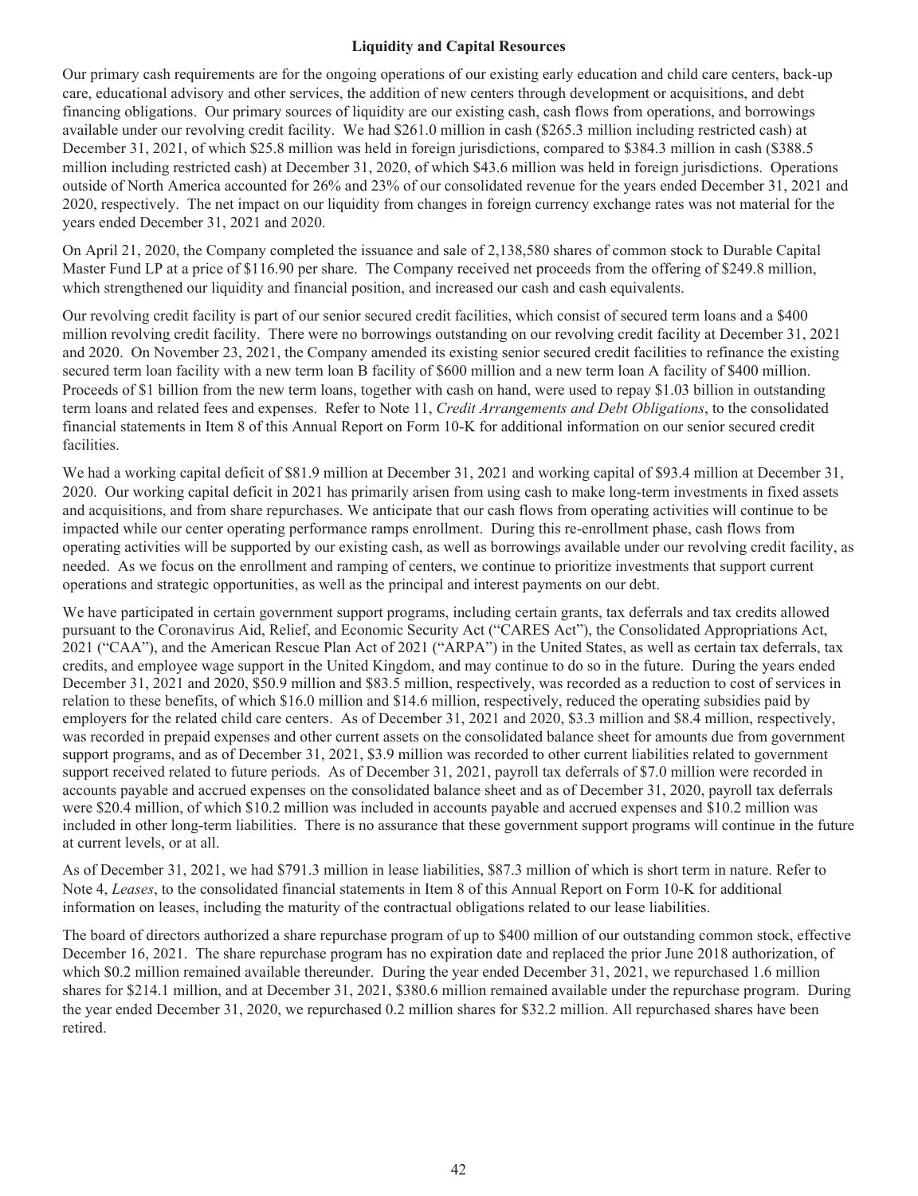## Liquidity and Capital Resources

Our primary cash requirements are for the ongoing operations of our existing early education and child care centers, back-up care, educational advisory and other services, the addition of new centers through development or acquisitions, and debt financing obligations. Our primary sources of liquidity are our existing cash, cash flows from operations, and borrowings available under our revolving credit facility. We had $261.0 million in cash ($265.3 million including restricted cash) at December 31, 2021, of which $25.8 million was held in foreign jurisdictions, compared to $384.3 million in cash ($388.5 million including restricted cash) at December 31, 2020, of which $43.6 million was held in foreign jurisdictions. Operations outside of North America accounted for 26% and 23% of our consolidated revenue for the years ended December 31, 2021 and 2020, respectively. The net impact on our liquidity from changes in foreign currency exchange rates was not material for the years ended December 31, 2021 and 2020.

On April 21, 2020, the Company completed the issuance and sale of 2,138,580 shares of common stock to Durable Capital Master Fund LP at a price of $116.90 per share. The Company received net proceeds from the offering of $249.8 million, which strengthened our liquidity and financial position, and increased our cash and cash equivalents.

Our revolving credit facility is part of our senior secured credit facilities, which consist of secured term loans and a $400 million revolving credit facility. There were no borrowings outstanding on our revolving credit facility at December 31, 2021 and 2020. On November 23, 2021, the Company amended its existing senior secured credit facilities to refinance the existing secured term loan facility with a new term loan B facility of $600 million and a new term loan A facility of $400 million. Proceeds of $1 billion from the new term loans, together with cash on hand, were used to repay $1.03 billion in outstanding term loans and related fees and expenses. Refer to Note 11, *Credit Arrangements and Debt Obligations*, to the consolidated financial statements in Item 8 of this Annual Report on Form 10-K for additional information on our senior secured credit facilities.

We had a working capital deficit of $81.9 million at December 31, 2021 and working capital of $93.4 million at December 31, 2020. Our working capital deficit in 2021 has primarily arisen from using cash to make long-term investments in fixed assets and acquisitions, and from share repurchases. We anticipate that our cash flows from operating activities will continue to be impacted while our center operating performance ramps enrollment. During this re-enrollment phase, cash flows from operating activities will be supported by our existing cash, as well as borrowings available under our revolving credit facility, as needed. As we focus on the enrollment and ramping of centers, we continue to prioritize investments that support current operations and strategic opportunities, as well as the principal and interest payments on our debt.

We have participated in certain government support programs, including certain grants, tax deferrals and tax credits allowed pursuant to the Coronavirus Aid, Relief, and Economic Security Act ("CARES Act"), the Consolidated Appropriations Act, 2021 ("CAA"), and the American Rescue Plan Act of 2021 ("ARPA") in the United States, as well as certain tax deferrals, tax credits, and employee wage support in the United Kingdom, and may continue to do so in the future. During the years ended December 31, 2021 and 2020, $50.9 million and $83.5 million, respectively, was recorded as a reduction to cost of services in relation to these benefits, of which $16.0 million and $14.6 million, respectively, reduced the operating subsidies paid by employers for the related child care centers. As of December 31, 2021 and 2020, $3.3 million and $8.4 million, respectively, was recorded in prepaid expenses and other current assets on the consolidated balance sheet for amounts due from government support programs, and as of December 31, 2021, $3.9 million was recorded to other current liabilities related to government support received related to future periods. As of December 31, 2021, payroll tax deferrals of $7.0 million were recorded in accounts payable and accrued expenses on the consolidated balance sheet and as of December 31, 2020, payroll tax deferrals were $20.4 million, of which $10.2 million was included in accounts payable and accrued expenses and $10.2 million was included in other long-term liabilities. There is no assurance that these government support programs will continue in the future at current levels, or at all.

As of December 31, 2021, we had $791.3 million in lease liabilities, $87.3 million of which is short term in nature. Refer to Note 4, *Leases*, to the consolidated financial statements in Item 8 of this Annual Report on Form 10-K for additional information on leases, including the maturity of the contractual obligations related to our lease liabilities.

The board of directors authorized a share repurchase program of up to $400 million of our outstanding common stock, effective December 16, 2021. The share repurchase program has no expiration date and replaced the prior June 2018 authorization, of which $0.2 million remained available thereunder. During the year ended December 31, 2021, we repurchased 1.6 million shares for $214.1 million, and at December 31, 2021, $380.6 million remained available under the repurchase program. During the year ended December 31, 2020, we repurchased 0.2 million shares for $32.2 million. All repurchased shares have been retired.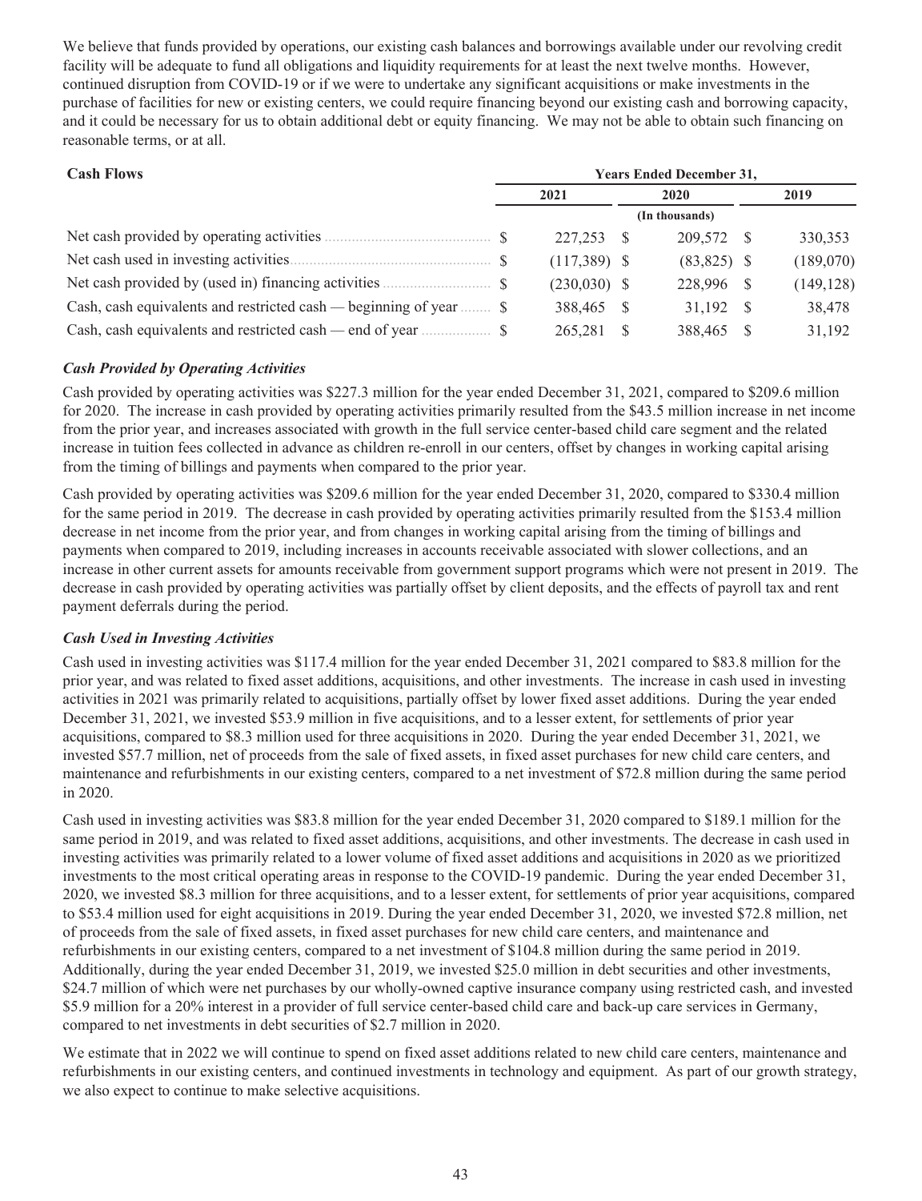We believe that funds provided by operations, our existing cash balances and borrowings available under our revolving credit facility will be adequate to fund all obligations and liquidity requirements for at least the next twelve months. However, continued disruption from COVID-19 or if we were to undertake any significant acquisitions or make investments in the purchase of facilities for new or existing centers, we could require financing beyond our existing cash and borrowing capacity, and it could be necessary for us to obtain additional debt or equity financing. We may not be able to obtain such financing on reasonable terms, or at all.

| **Cash Flows** | **Years Ended December 31,** | | |
|---|---|---|---|
| | **2021** | **2020** | **2019** |
| | | **(In thousands)** | |
| Net cash provided by operating activities | $ 227,253 | $ 209,572 | $ 330,353 |
| Net cash used in investing activities | $ (117,389) | $ (83,825) | $ (189,070) |
| Net cash provided by (used in) financing activities | $ (230,030) | $ 228,996 | $ (149,128) |
| Cash, cash equivalents and restricted cash — beginning of year | $ 388,465 | $ 31,192 | $ 38,478 |
| Cash, cash equivalents and restricted cash — end of year | $ 265,281 | $ 388,465 | $ 31,192 |

***Cash Provided by Operating Activities***

Cash provided by operating activities was $227.3 million for the year ended December 31, 2021, compared to $209.6 million for 2020. The increase in cash provided by operating activities primarily resulted from the $43.5 million increase in net income from the prior year, and increases associated with growth in the full service center-based child care segment and the related increase in tuition fees collected in advance as children re-enroll in our centers, offset by changes in working capital arising from the timing of billings and payments when compared to the prior year.

Cash provided by operating activities was $209.6 million for the year ended December 31, 2020, compared to $330.4 million for the same period in 2019. The decrease in cash provided by operating activities primarily resulted from the $153.4 million decrease in net income from the prior year, and from changes in working capital arising from the timing of billings and payments when compared to 2019, including increases in accounts receivable associated with slower collections, and an increase in other current assets for amounts receivable from government support programs which were not present in 2019. The decrease in cash provided by operating activities was partially offset by client deposits, and the effects of payroll tax and rent payment deferrals during the period.

***Cash Used in Investing Activities***

Cash used in investing activities was $117.4 million for the year ended December 31, 2021 compared to $83.8 million for the prior year, and was related to fixed asset additions, acquisitions, and other investments. The increase in cash used in investing activities in 2021 was primarily related to acquisitions, partially offset by lower fixed asset additions. During the year ended December 31, 2021, we invested $53.9 million in five acquisitions, and to a lesser extent, for settlements of prior year acquisitions, compared to $8.3 million used for three acquisitions in 2020. During the year ended December 31, 2021, we invested $57.7 million, net of proceeds from the sale of fixed assets, in fixed asset purchases for new child care centers, and maintenance and refurbishments in our existing centers, compared to a net investment of $72.8 million during the same period in 2020.

Cash used in investing activities was $83.8 million for the year ended December 31, 2020 compared to $189.1 million for the same period in 2019, and was related to fixed asset additions, acquisitions, and other investments. The decrease in cash used in investing activities was primarily related to a lower volume of fixed asset additions and acquisitions in 2020 as we prioritized investments to the most critical operating areas in response to the COVID-19 pandemic. During the year ended December 31, 2020, we invested $8.3 million for three acquisitions, and to a lesser extent, for settlements of prior year acquisitions, compared to $53.4 million used for eight acquisitions in 2019. During the year ended December 31, 2020, we invested $72.8 million, net of proceeds from the sale of fixed assets, in fixed asset purchases for new child care centers, and maintenance and refurbishments in our existing centers, compared to a net investment of $104.8 million during the same period in 2019. Additionally, during the year ended December 31, 2019, we invested $25.0 million in debt securities and other investments, $24.7 million of which were net purchases by our wholly-owned captive insurance company using restricted cash, and invested $5.9 million for a 20% interest in a provider of full service center-based child care and back-up care services in Germany, compared to net investments in debt securities of $2.7 million in 2020.

We estimate that in 2022 we will continue to spend on fixed asset additions related to new child care centers, maintenance and refurbishments in our existing centers, and continued investments in technology and equipment. As part of our growth strategy, we also expect to continue to make selective acquisitions.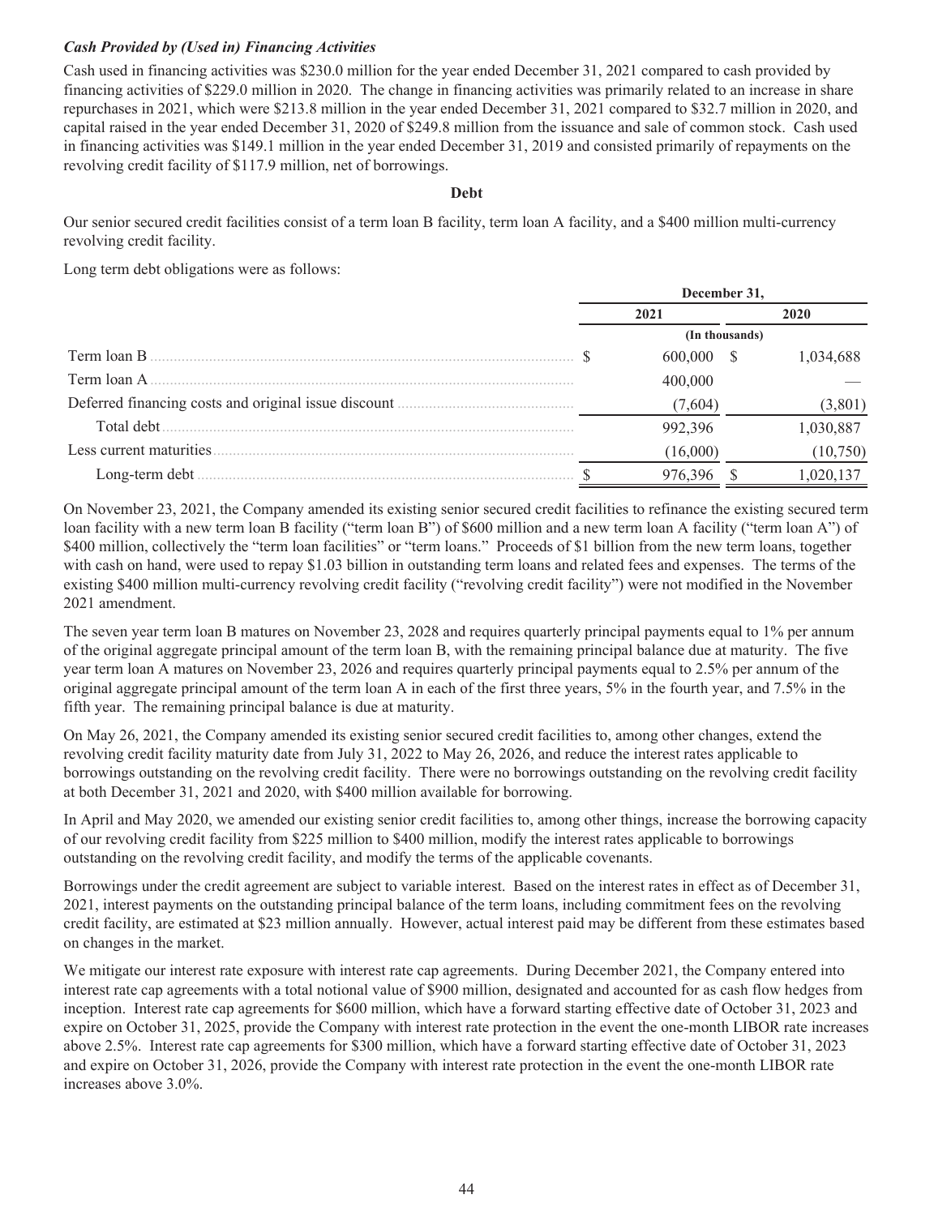***Cash Provided by (Used in) Financing Activities***

Cash used in financing activities was $230.0 million for the year ended December 31, 2021 compared to cash provided by financing activities of $229.0 million in 2020. The change in financing activities was primarily related to an increase in share repurchases in 2021, which were $213.8 million in the year ended December 31, 2021 compared to $32.7 million in 2020, and capital raised in the year ended December 31, 2020 of $249.8 million from the issuance and sale of common stock. Cash used in financing activities was $149.1 million in the year ended December 31, 2019 and consisted primarily of repayments on the revolving credit facility of $117.9 million, net of borrowings.

**Debt**

Our senior secured credit facilities consist of a term loan B facility, term loan A facility, and a $400 million multi-currency revolving credit facility.

Long term debt obligations were as follows:

| | December 31, | |
|---|---|---|
| | 2021 | 2020 |
| | (In thousands) | |
| Term loan B | $ 600,000 | $ 1,034,688 |
| Term loan A | 400,000 | — |
| Deferred financing costs and original issue discount | (7,604) | (3,801) |
| Total debt | 992,396 | 1,030,887 |
| Less current maturities | (16,000) | (10,750) |
| Long-term debt | $ 976,396 | $ 1,020,137 |

On November 23, 2021, the Company amended its existing senior secured credit facilities to refinance the existing secured term loan facility with a new term loan B facility ("term loan B") of $600 million and a new term loan A facility ("term loan A") of $400 million, collectively the "term loan facilities" or "term loans." Proceeds of $1 billion from the new term loans, together with cash on hand, were used to repay $1.03 billion in outstanding term loans and related fees and expenses. The terms of the existing $400 million multi-currency revolving credit facility ("revolving credit facility") were not modified in the November 2021 amendment.

The seven year term loan B matures on November 23, 2028 and requires quarterly principal payments equal to 1% per annum of the original aggregate principal amount of the term loan B, with the remaining principal balance due at maturity. The five year term loan A matures on November 23, 2026 and requires quarterly principal payments equal to 2.5% per annum of the original aggregate principal amount of the term loan A in each of the first three years, 5% in the fourth year, and 7.5% in the fifth year. The remaining principal balance is due at maturity.

On May 26, 2021, the Company amended its existing senior secured credit facilities to, among other changes, extend the revolving credit facility maturity date from July 31, 2022 to May 26, 2026, and reduce the interest rates applicable to borrowings outstanding on the revolving credit facility. There were no borrowings outstanding on the revolving credit facility at both December 31, 2021 and 2020, with $400 million available for borrowing.

In April and May 2020, we amended our existing senior credit facilities to, among other things, increase the borrowing capacity of our revolving credit facility from $225 million to $400 million, modify the interest rates applicable to borrowings outstanding on the revolving credit facility, and modify the terms of the applicable covenants.

Borrowings under the credit agreement are subject to variable interest. Based on the interest rates in effect as of December 31, 2021, interest payments on the outstanding principal balance of the term loans, including commitment fees on the revolving credit facility, are estimated at $23 million annually. However, actual interest paid may be different from these estimates based on changes in the market.

We mitigate our interest rate exposure with interest rate cap agreements. During December 2021, the Company entered into interest rate cap agreements with a total notional value of $900 million, designated and accounted for as cash flow hedges from inception. Interest rate cap agreements for $600 million, which have a forward starting effective date of October 31, 2023 and expire on October 31, 2025, provide the Company with interest rate protection in the event the one-month LIBOR rate increases above 2.5%. Interest rate cap agreements for $300 million, which have a forward starting effective date of October 31, 2023 and expire on October 31, 2026, provide the Company with interest rate protection in the event the one-month LIBOR rate increases above 3.0%.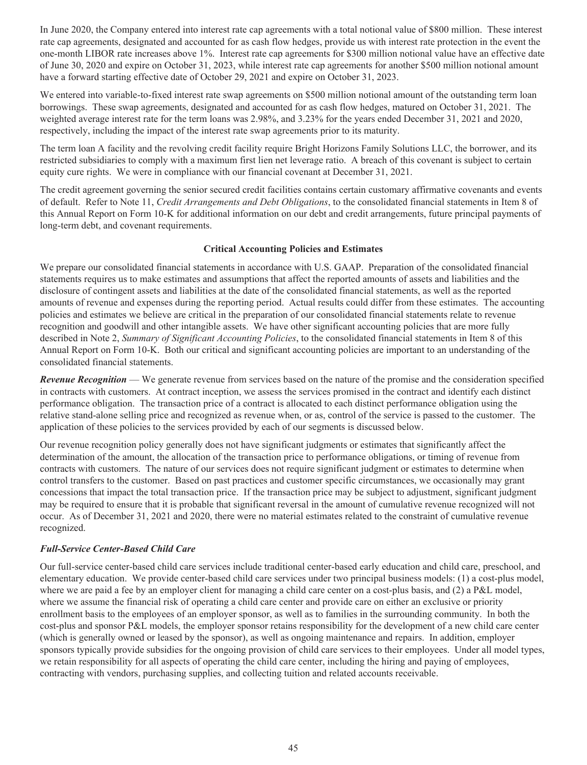In June 2020, the Company entered into interest rate cap agreements with a total notional value of $800 million. These interest rate cap agreements, designated and accounted for as cash flow hedges, provide us with interest rate protection in the event the one-month LIBOR rate increases above 1%. Interest rate cap agreements for $300 million notional value have an effective date of June 30, 2020 and expire on October 31, 2023, while interest rate cap agreements for another $500 million notional amount have a forward starting effective date of October 29, 2021 and expire on October 31, 2023.

We entered into variable-to-fixed interest rate swap agreements on $500 million notional amount of the outstanding term loan borrowings. These swap agreements, designated and accounted for as cash flow hedges, matured on October 31, 2021. The weighted average interest rate for the term loans was 2.98%, and 3.23% for the years ended December 31, 2021 and 2020, respectively, including the impact of the interest rate swap agreements prior to its maturity.

The term loan A facility and the revolving credit facility require Bright Horizons Family Solutions LLC, the borrower, and its restricted subsidiaries to comply with a maximum first lien net leverage ratio. A breach of this covenant is subject to certain equity cure rights. We were in compliance with our financial covenant at December 31, 2021.

The credit agreement governing the senior secured credit facilities contains certain customary affirmative covenants and events of default. Refer to Note 11, *Credit Arrangements and Debt Obligations*, to the consolidated financial statements in Item 8 of this Annual Report on Form 10-K for additional information on our debt and credit arrangements, future principal payments of long-term debt, and covenant requirements.

## Critical Accounting Policies and Estimates

We prepare our consolidated financial statements in accordance with U.S. GAAP. Preparation of the consolidated financial statements requires us to make estimates and assumptions that affect the reported amounts of assets and liabilities and the disclosure of contingent assets and liabilities at the date of the consolidated financial statements, as well as the reported amounts of revenue and expenses during the reporting period. Actual results could differ from these estimates. The accounting policies and estimates we believe are critical in the preparation of our consolidated financial statements relate to revenue recognition and goodwill and other intangible assets. We have other significant accounting policies that are more fully described in Note 2, *Summary of Significant Accounting Policies*, to the consolidated financial statements in Item 8 of this Annual Report on Form 10-K. Both our critical and significant accounting policies are important to an understanding of the consolidated financial statements.

***Revenue Recognition*** — We generate revenue from services based on the nature of the promise and the consideration specified in contracts with customers. At contract inception, we assess the services promised in the contract and identify each distinct performance obligation. The transaction price of a contract is allocated to each distinct performance obligation using the relative stand-alone selling price and recognized as revenue when, or as, control of the service is passed to the customer. The application of these policies to the services provided by each of our segments is discussed below.

Our revenue recognition policy generally does not have significant judgments or estimates that significantly affect the determination of the amount, the allocation of the transaction price to performance obligations, or timing of revenue from contracts with customers. The nature of our services does not require significant judgment or estimates to determine when control transfers to the customer. Based on past practices and customer specific circumstances, we occasionally may grant concessions that impact the total transaction price. If the transaction price may be subject to adjustment, significant judgment may be required to ensure that it is probable that significant reversal in the amount of cumulative revenue recognized will not occur. As of December 31, 2021 and 2020, there were no material estimates related to the constraint of cumulative revenue recognized.

***Full-Service Center-Based Child Care***

Our full-service center-based child care services include traditional center-based early education and child care, preschool, and elementary education. We provide center-based child care services under two principal business models: (1) a cost-plus model, where we are paid a fee by an employer client for managing a child care center on a cost-plus basis, and (2) a P&L model, where we assume the financial risk of operating a child care center and provide care on either an exclusive or priority enrollment basis to the employees of an employer sponsor, as well as to families in the surrounding community. In both the cost-plus and sponsor P&L models, the employer sponsor retains responsibility for the development of a new child care center (which is generally owned or leased by the sponsor), as well as ongoing maintenance and repairs. In addition, employer sponsors typically provide subsidies for the ongoing provision of child care services to their employees. Under all model types, we retain responsibility for all aspects of operating the child care center, including the hiring and paying of employees, contracting with vendors, purchasing supplies, and collecting tuition and related accounts receivable.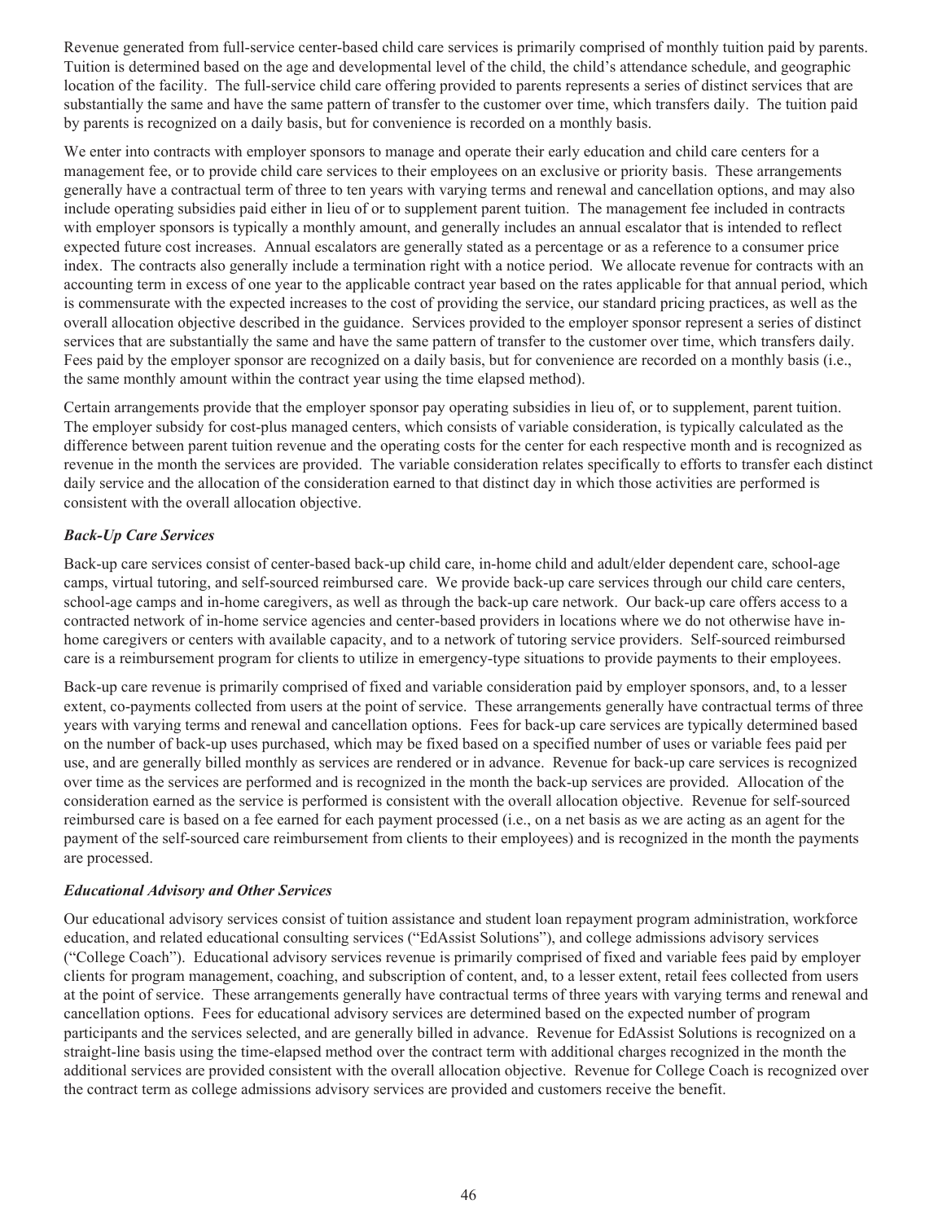Revenue generated from full-service center-based child care services is primarily comprised of monthly tuition paid by parents. Tuition is determined based on the age and developmental level of the child, the child's attendance schedule, and geographic location of the facility. The full-service child care offering provided to parents represents a series of distinct services that are substantially the same and have the same pattern of transfer to the customer over time, which transfers daily. The tuition paid by parents is recognized on a daily basis, but for convenience is recorded on a monthly basis.

We enter into contracts with employer sponsors to manage and operate their early education and child care centers for a management fee, or to provide child care services to their employees on an exclusive or priority basis. These arrangements generally have a contractual term of three to ten years with varying terms and renewal and cancellation options, and may also include operating subsidies paid either in lieu of or to supplement parent tuition. The management fee included in contracts with employer sponsors is typically a monthly amount, and generally includes an annual escalator that is intended to reflect expected future cost increases. Annual escalators are generally stated as a percentage or as a reference to a consumer price index. The contracts also generally include a termination right with a notice period. We allocate revenue for contracts with an accounting term in excess of one year to the applicable contract year based on the rates applicable for that annual period, which is commensurate with the expected increases to the cost of providing the service, our standard pricing practices, as well as the overall allocation objective described in the guidance. Services provided to the employer sponsor represent a series of distinct services that are substantially the same and have the same pattern of transfer to the customer over time, which transfers daily. Fees paid by the employer sponsor are recognized on a daily basis, but for convenience are recorded on a monthly basis (i.e., the same monthly amount within the contract year using the time elapsed method).

Certain arrangements provide that the employer sponsor pay operating subsidies in lieu of, or to supplement, parent tuition. The employer subsidy for cost-plus managed centers, which consists of variable consideration, is typically calculated as the difference between parent tuition revenue and the operating costs for the center for each respective month and is recognized as revenue in the month the services are provided. The variable consideration relates specifically to efforts to transfer each distinct daily service and the allocation of the consideration earned to that distinct day in which those activities are performed is consistent with the overall allocation objective.

***Back-Up Care Services***

Back-up care services consist of center-based back-up child care, in-home child and adult/elder dependent care, school-age camps, virtual tutoring, and self-sourced reimbursed care. We provide back-up care services through our child care centers, school-age camps and in-home caregivers, as well as through the back-up care network. Our back-up care offers access to a contracted network of in-home service agencies and center-based providers in locations where we do not otherwise have in-home caregivers or centers with available capacity, and to a network of tutoring service providers. Self-sourced reimbursed care is a reimbursement program for clients to utilize in emergency-type situations to provide payments to their employees.

Back-up care revenue is primarily comprised of fixed and variable consideration paid by employer sponsors, and, to a lesser extent, co-payments collected from users at the point of service. These arrangements generally have contractual terms of three years with varying terms and renewal and cancellation options. Fees for back-up care services are typically determined based on the number of back-up uses purchased, which may be fixed based on a specified number of uses or variable fees paid per use, and are generally billed monthly as services are rendered or in advance. Revenue for back-up care services is recognized over time as the services are performed and is recognized in the month the back-up services are provided. Allocation of the consideration earned as the service is performed is consistent with the overall allocation objective. Revenue for self-sourced reimbursed care is based on a fee earned for each payment processed (i.e., on a net basis as we are acting as an agent for the payment of the self-sourced care reimbursement from clients to their employees) and is recognized in the month the payments are processed.

***Educational Advisory and Other Services***

Our educational advisory services consist of tuition assistance and student loan repayment program administration, workforce education, and related educational consulting services ("EdAssist Solutions"), and college admissions advisory services ("College Coach"). Educational advisory services revenue is primarily comprised of fixed and variable fees paid by employer clients for program management, coaching, and subscription of content, and, to a lesser extent, retail fees collected from users at the point of service. These arrangements generally have contractual terms of three years with varying terms and renewal and cancellation options. Fees for educational advisory services are determined based on the expected number of program participants and the services selected, and are generally billed in advance. Revenue for EdAssist Solutions is recognized on a straight-line basis using the time-elapsed method over the contract term with additional charges recognized in the month the additional services are provided consistent with the overall allocation objective. Revenue for College Coach is recognized over the contract term as college admissions advisory services are provided and customers receive the benefit.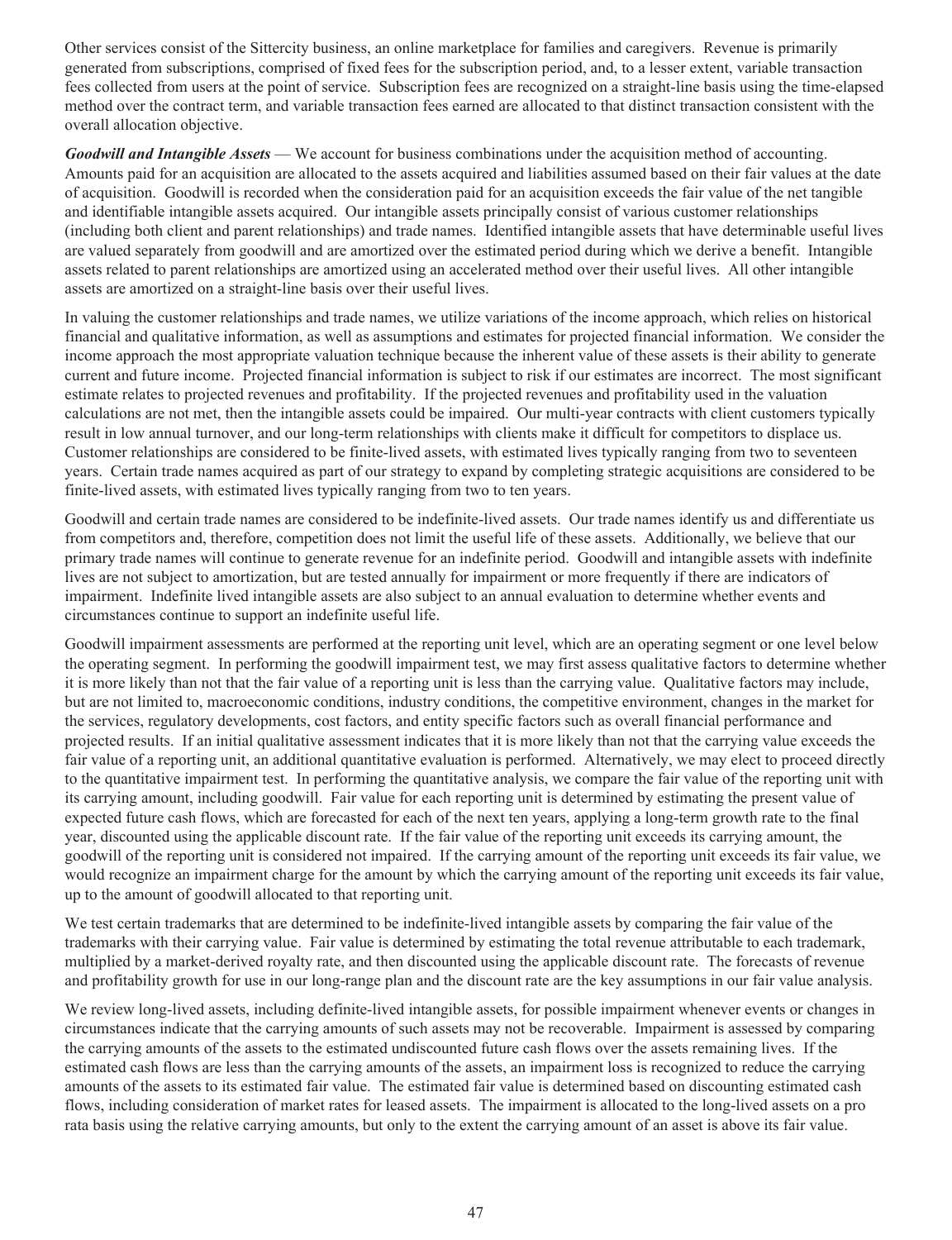Other services consist of the Sittercity business, an online marketplace for families and caregivers. Revenue is primarily generated from subscriptions, comprised of fixed fees for the subscription period, and, to a lesser extent, variable transaction fees collected from users at the point of service. Subscription fees are recognized on a straight-line basis using the time-elapsed method over the contract term, and variable transaction fees earned are allocated to that distinct transaction consistent with the overall allocation objective.

***Goodwill and Intangible Assets*** — We account for business combinations under the acquisition method of accounting. Amounts paid for an acquisition are allocated to the assets acquired and liabilities assumed based on their fair values at the date of acquisition. Goodwill is recorded when the consideration paid for an acquisition exceeds the fair value of the net tangible and identifiable intangible assets acquired. Our intangible assets principally consist of various customer relationships (including both client and parent relationships) and trade names. Identified intangible assets that have determinable useful lives are valued separately from goodwill and are amortized over the estimated period during which we derive a benefit. Intangible assets related to parent relationships are amortized using an accelerated method over their useful lives. All other intangible assets are amortized on a straight-line basis over their useful lives.

In valuing the customer relationships and trade names, we utilize variations of the income approach, which relies on historical financial and qualitative information, as well as assumptions and estimates for projected financial information. We consider the income approach the most appropriate valuation technique because the inherent value of these assets is their ability to generate current and future income. Projected financial information is subject to risk if our estimates are incorrect. The most significant estimate relates to projected revenues and profitability. If the projected revenues and profitability used in the valuation calculations are not met, then the intangible assets could be impaired. Our multi-year contracts with client customers typically result in low annual turnover, and our long-term relationships with clients make it difficult for competitors to displace us. Customer relationships are considered to be finite-lived assets, with estimated lives typically ranging from two to seventeen years. Certain trade names acquired as part of our strategy to expand by completing strategic acquisitions are considered to be finite-lived assets, with estimated lives typically ranging from two to ten years.

Goodwill and certain trade names are considered to be indefinite-lived assets. Our trade names identify us and differentiate us from competitors and, therefore, competition does not limit the useful life of these assets. Additionally, we believe that our primary trade names will continue to generate revenue for an indefinite period. Goodwill and intangible assets with indefinite lives are not subject to amortization, but are tested annually for impairment or more frequently if there are indicators of impairment. Indefinite lived intangible assets are also subject to an annual evaluation to determine whether events and circumstances continue to support an indefinite useful life.

Goodwill impairment assessments are performed at the reporting unit level, which are an operating segment or one level below the operating segment. In performing the goodwill impairment test, we may first assess qualitative factors to determine whether it is more likely than not that the fair value of a reporting unit is less than the carrying value. Qualitative factors may include, but are not limited to, macroeconomic conditions, industry conditions, the competitive environment, changes in the market for the services, regulatory developments, cost factors, and entity specific factors such as overall financial performance and projected results. If an initial qualitative assessment indicates that it is more likely than not that the carrying value exceeds the fair value of a reporting unit, an additional quantitative evaluation is performed. Alternatively, we may elect to proceed directly to the quantitative impairment test. In performing the quantitative analysis, we compare the fair value of the reporting unit with its carrying amount, including goodwill. Fair value for each reporting unit is determined by estimating the present value of expected future cash flows, which are forecasted for each of the next ten years, applying a long-term growth rate to the final year, discounted using the applicable discount rate. If the fair value of the reporting unit exceeds its carrying amount, the goodwill of the reporting unit is considered not impaired. If the carrying amount of the reporting unit exceeds its fair value, we would recognize an impairment charge for the amount by which the carrying amount of the reporting unit exceeds its fair value, up to the amount of goodwill allocated to that reporting unit.

We test certain trademarks that are determined to be indefinite-lived intangible assets by comparing the fair value of the trademarks with their carrying value. Fair value is determined by estimating the total revenue attributable to each trademark, multiplied by a market-derived royalty rate, and then discounted using the applicable discount rate. The forecasts of revenue and profitability growth for use in our long-range plan and the discount rate are the key assumptions in our fair value analysis.

We review long-lived assets, including definite-lived intangible assets, for possible impairment whenever events or changes in circumstances indicate that the carrying amounts of such assets may not be recoverable. Impairment is assessed by comparing the carrying amounts of the assets to the estimated undiscounted future cash flows over the assets remaining lives. If the estimated cash flows are less than the carrying amounts of the assets, an impairment loss is recognized to reduce the carrying amounts of the assets to its estimated fair value. The estimated fair value is determined based on discounting estimated cash flows, including consideration of market rates for leased assets. The impairment is allocated to the long-lived assets on a pro rata basis using the relative carrying amounts, but only to the extent the carrying amount of an asset is above its fair value.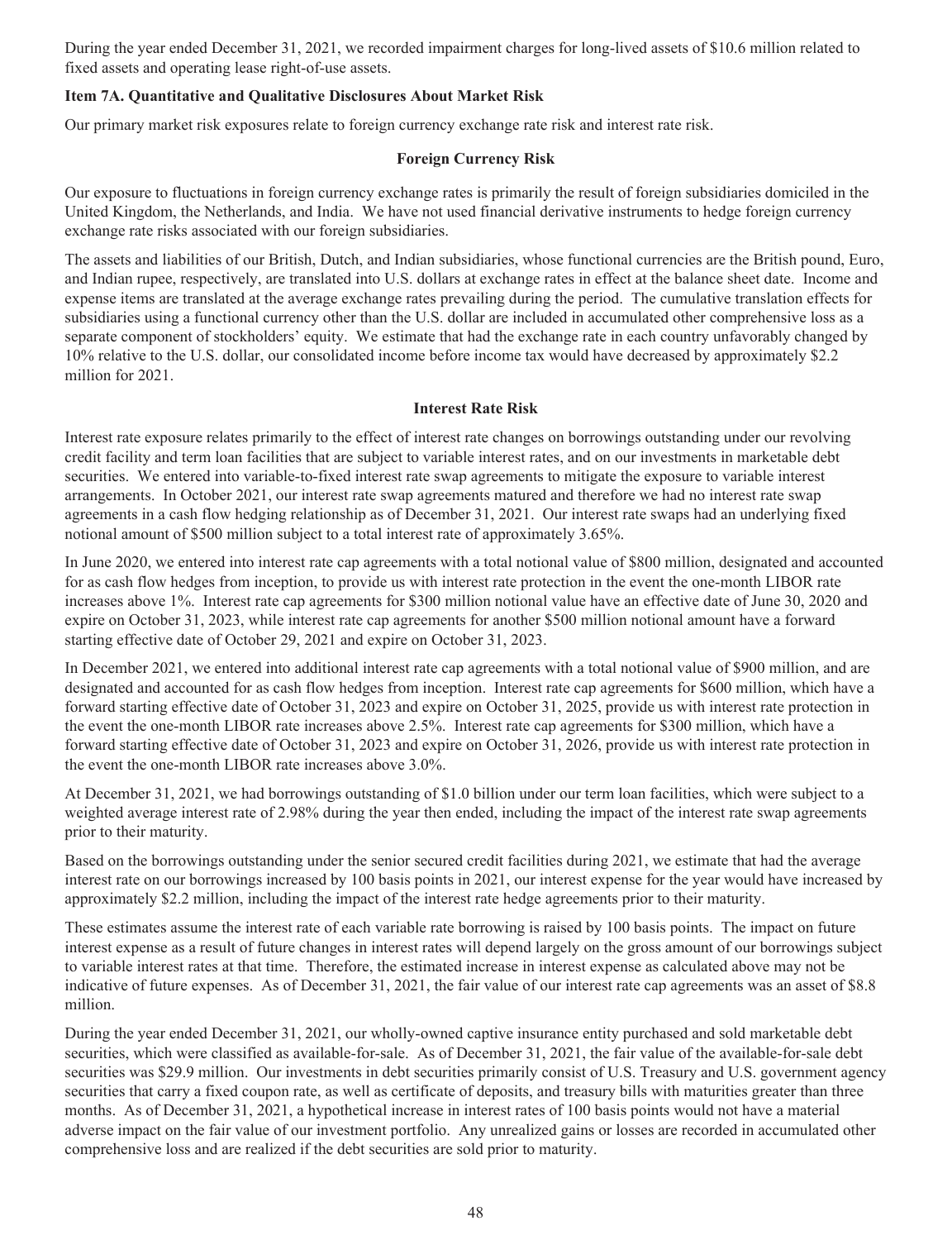During the year ended December 31, 2021, we recorded impairment charges for long-lived assets of $10.6 million related to fixed assets and operating lease right-of-use assets.

### Item 7A. Quantitative and Qualitative Disclosures About Market Risk

Our primary market risk exposures relate to foreign currency exchange rate risk and interest rate risk.

#### Foreign Currency Risk

Our exposure to fluctuations in foreign currency exchange rates is primarily the result of foreign subsidiaries domiciled in the United Kingdom, the Netherlands, and India. We have not used financial derivative instruments to hedge foreign currency exchange rate risks associated with our foreign subsidiaries.

The assets and liabilities of our British, Dutch, and Indian subsidiaries, whose functional currencies are the British pound, Euro, and Indian rupee, respectively, are translated into U.S. dollars at exchange rates in effect at the balance sheet date. Income and expense items are translated at the average exchange rates prevailing during the period. The cumulative translation effects for subsidiaries using a functional currency other than the U.S. dollar are included in accumulated other comprehensive loss as a separate component of stockholders' equity. We estimate that had the exchange rate in each country unfavorably changed by 10% relative to the U.S. dollar, our consolidated income before income tax would have decreased by approximately $2.2 million for 2021.

#### Interest Rate Risk

Interest rate exposure relates primarily to the effect of interest rate changes on borrowings outstanding under our revolving credit facility and term loan facilities that are subject to variable interest rates, and on our investments in marketable debt securities. We entered into variable-to-fixed interest rate swap agreements to mitigate the exposure to variable interest arrangements. In October 2021, our interest rate swap agreements matured and therefore we had no interest rate swap agreements in a cash flow hedging relationship as of December 31, 2021. Our interest rate swaps had an underlying fixed notional amount of $500 million subject to a total interest rate of approximately 3.65%.

In June 2020, we entered into interest rate cap agreements with a total notional value of $800 million, designated and accounted for as cash flow hedges from inception, to provide us with interest rate protection in the event the one-month LIBOR rate increases above 1%. Interest rate cap agreements for $300 million notional value have an effective date of June 30, 2020 and expire on October 31, 2023, while interest rate cap agreements for another $500 million notional amount have a forward starting effective date of October 29, 2021 and expire on October 31, 2023.

In December 2021, we entered into additional interest rate cap agreements with a total notional value of $900 million, and are designated and accounted for as cash flow hedges from inception. Interest rate cap agreements for $600 million, which have a forward starting effective date of October 31, 2023 and expire on October 31, 2025, provide us with interest rate protection in the event the one-month LIBOR rate increases above 2.5%. Interest rate cap agreements for $300 million, which have a forward starting effective date of October 31, 2023 and expire on October 31, 2026, provide us with interest rate protection in the event the one-month LIBOR rate increases above 3.0%.

At December 31, 2021, we had borrowings outstanding of $1.0 billion under our term loan facilities, which were subject to a weighted average interest rate of 2.98% during the year then ended, including the impact of the interest rate swap agreements prior to their maturity.

Based on the borrowings outstanding under the senior secured credit facilities during 2021, we estimate that had the average interest rate on our borrowings increased by 100 basis points in 2021, our interest expense for the year would have increased by approximately $2.2 million, including the impact of the interest rate hedge agreements prior to their maturity.

These estimates assume the interest rate of each variable rate borrowing is raised by 100 basis points. The impact on future interest expense as a result of future changes in interest rates will depend largely on the gross amount of our borrowings subject to variable interest rates at that time. Therefore, the estimated increase in interest expense as calculated above may not be indicative of future expenses. As of December 31, 2021, the fair value of our interest rate cap agreements was an asset of $8.8 million.

During the year ended December 31, 2021, our wholly-owned captive insurance entity purchased and sold marketable debt securities, which were classified as available-for-sale. As of December 31, 2021, the fair value of the available-for-sale debt securities was $29.9 million. Our investments in debt securities primarily consist of U.S. Treasury and U.S. government agency securities that carry a fixed coupon rate, as well as certificate of deposits, and treasury bills with maturities greater than three months. As of December 31, 2021, a hypothetical increase in interest rates of 100 basis points would not have a material adverse impact on the fair value of our investment portfolio. Any unrealized gains or losses are recorded in accumulated other comprehensive loss and are realized if the debt securities are sold prior to maturity.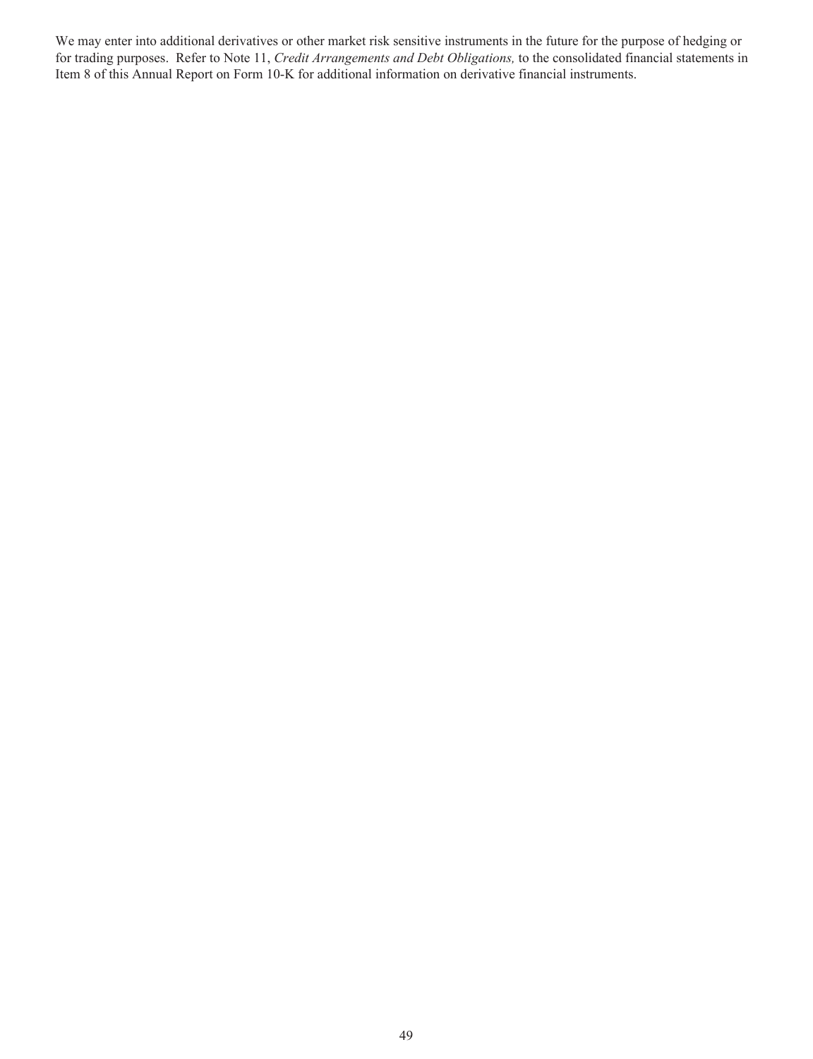We may enter into additional derivatives or other market risk sensitive instruments in the future for the purpose of hedging or for trading purposes. Refer to Note 11, *Credit Arrangements and Debt Obligations,* to the consolidated financial statements in Item 8 of this Annual Report on Form 10-K for additional information on derivative financial instruments.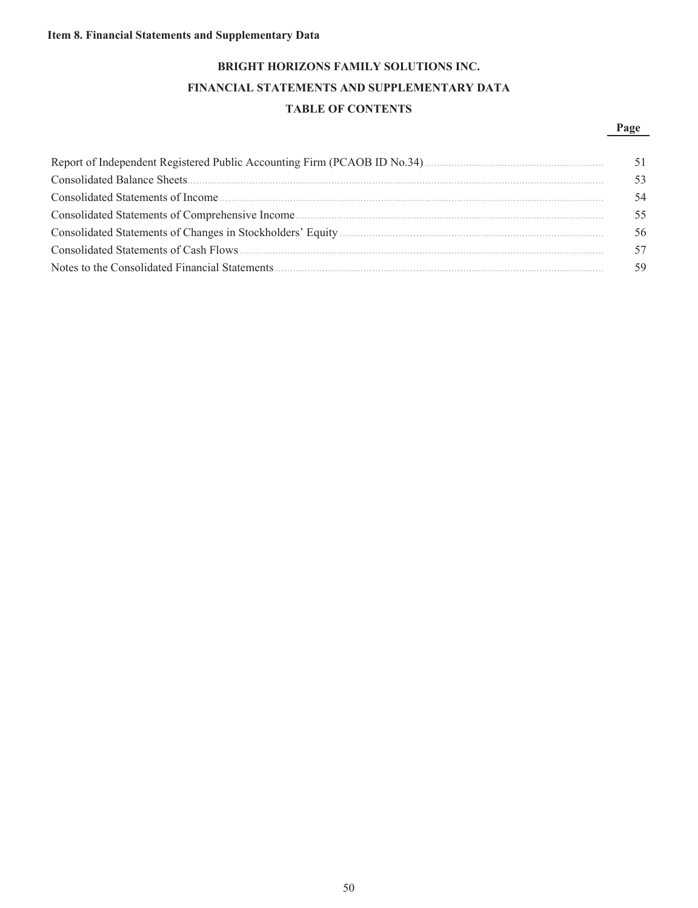**Item 8. Financial Statements and Supplementary Data**

## BRIGHT HORIZONS FAMILY SOLUTIONS INC.

## FINANCIAL STATEMENTS AND SUPPLEMENTARY DATA

## TABLE OF CONTENTS

| | Page |
|---|---|
| Report of Independent Registered Public Accounting Firm (PCAOB ID No.34) | 51 |
| Consolidated Balance Sheets | 53 |
| Consolidated Statements of Income | 54 |
| Consolidated Statements of Comprehensive Income | 55 |
| Consolidated Statements of Changes in Stockholders' Equity | 56 |
| Consolidated Statements of Cash Flows | 57 |
| Notes to the Consolidated Financial Statements | 59 |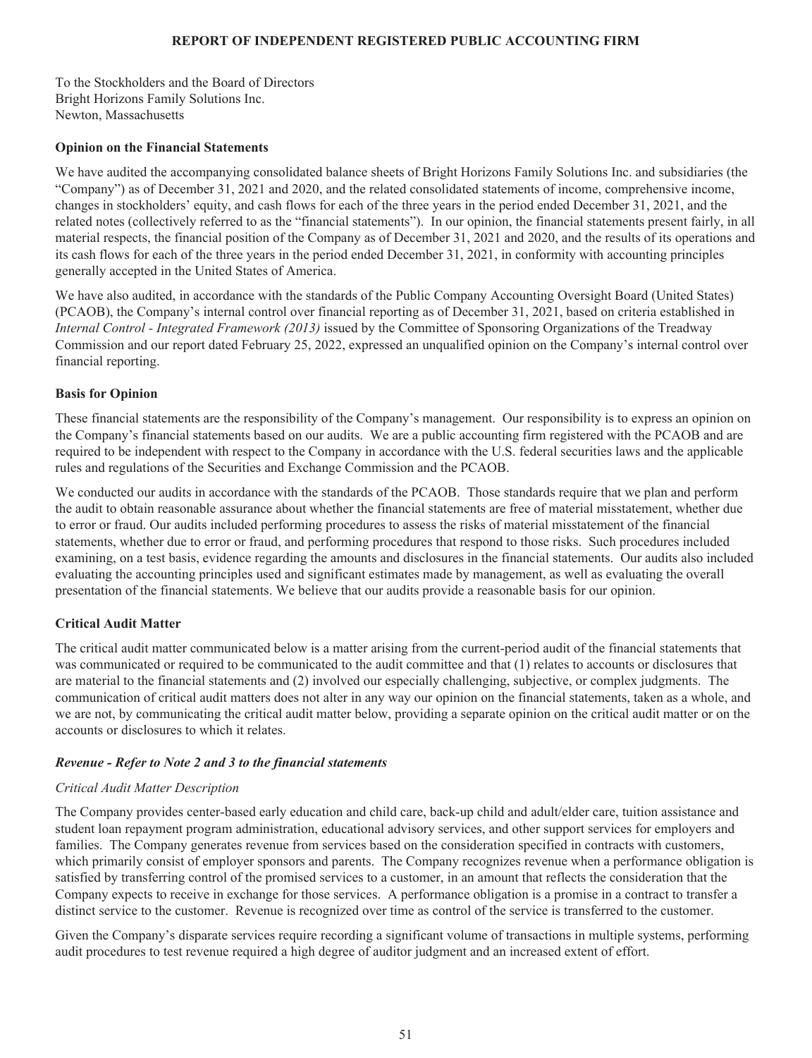## REPORT OF INDEPENDENT REGISTERED PUBLIC ACCOUNTING FIRM

To the Stockholders and the Board of Directors
Bright Horizons Family Solutions Inc.
Newton, Massachusetts

### Opinion on the Financial Statements

We have audited the accompanying consolidated balance sheets of Bright Horizons Family Solutions Inc. and subsidiaries (the "Company") as of December 31, 2021 and 2020, and the related consolidated statements of income, comprehensive income, changes in stockholders' equity, and cash flows for each of the three years in the period ended December 31, 2021, and the related notes (collectively referred to as the "financial statements"). In our opinion, the financial statements present fairly, in all material respects, the financial position of the Company as of December 31, 2021 and 2020, and the results of its operations and its cash flows for each of the three years in the period ended December 31, 2021, in conformity with accounting principles generally accepted in the United States of America.

We have also audited, in accordance with the standards of the Public Company Accounting Oversight Board (United States) (PCAOB), the Company's internal control over financial reporting as of December 31, 2021, based on criteria established in *Internal Control - Integrated Framework (2013)* issued by the Committee of Sponsoring Organizations of the Treadway Commission and our report dated February 25, 2022, expressed an unqualified opinion on the Company's internal control over financial reporting.

### Basis for Opinion

These financial statements are the responsibility of the Company's management. Our responsibility is to express an opinion on the Company's financial statements based on our audits. We are a public accounting firm registered with the PCAOB and are required to be independent with respect to the Company in accordance with the U.S. federal securities laws and the applicable rules and regulations of the Securities and Exchange Commission and the PCAOB.

We conducted our audits in accordance with the standards of the PCAOB. Those standards require that we plan and perform the audit to obtain reasonable assurance about whether the financial statements are free of material misstatement, whether due to error or fraud. Our audits included performing procedures to assess the risks of material misstatement of the financial statements, whether due to error or fraud, and performing procedures that respond to those risks. Such procedures included examining, on a test basis, evidence regarding the amounts and disclosures in the financial statements. Our audits also included evaluating the accounting principles used and significant estimates made by management, as well as evaluating the overall presentation of the financial statements. We believe that our audits provide a reasonable basis for our opinion.

### Critical Audit Matter

The critical audit matter communicated below is a matter arising from the current-period audit of the financial statements that was communicated or required to be communicated to the audit committee and that (1) relates to accounts or disclosures that are material to the financial statements and (2) involved our especially challenging, subjective, or complex judgments. The communication of critical audit matters does not alter in any way our opinion on the financial statements, taken as a whole, and we are not, by communicating the critical audit matter below, providing a separate opinion on the critical audit matter or on the accounts or disclosures to which it relates.

#### *Revenue - Refer to Note 2 and 3 to the financial statements*

*Critical Audit Matter Description*

The Company provides center-based early education and child care, back-up child and adult/elder care, tuition assistance and student loan repayment program administration, educational advisory services, and other support services for employers and families. The Company generates revenue from services based on the consideration specified in contracts with customers, which primarily consist of employer sponsors and parents. The Company recognizes revenue when a performance obligation is satisfied by transferring control of the promised services to a customer, in an amount that reflects the consideration that the Company expects to receive in exchange for those services. A performance obligation is a promise in a contract to transfer a distinct service to the customer. Revenue is recognized over time as control of the service is transferred to the customer.

Given the Company's disparate services require recording a significant volume of transactions in multiple systems, performing audit procedures to test revenue required a high degree of auditor judgment and an increased extent of effort.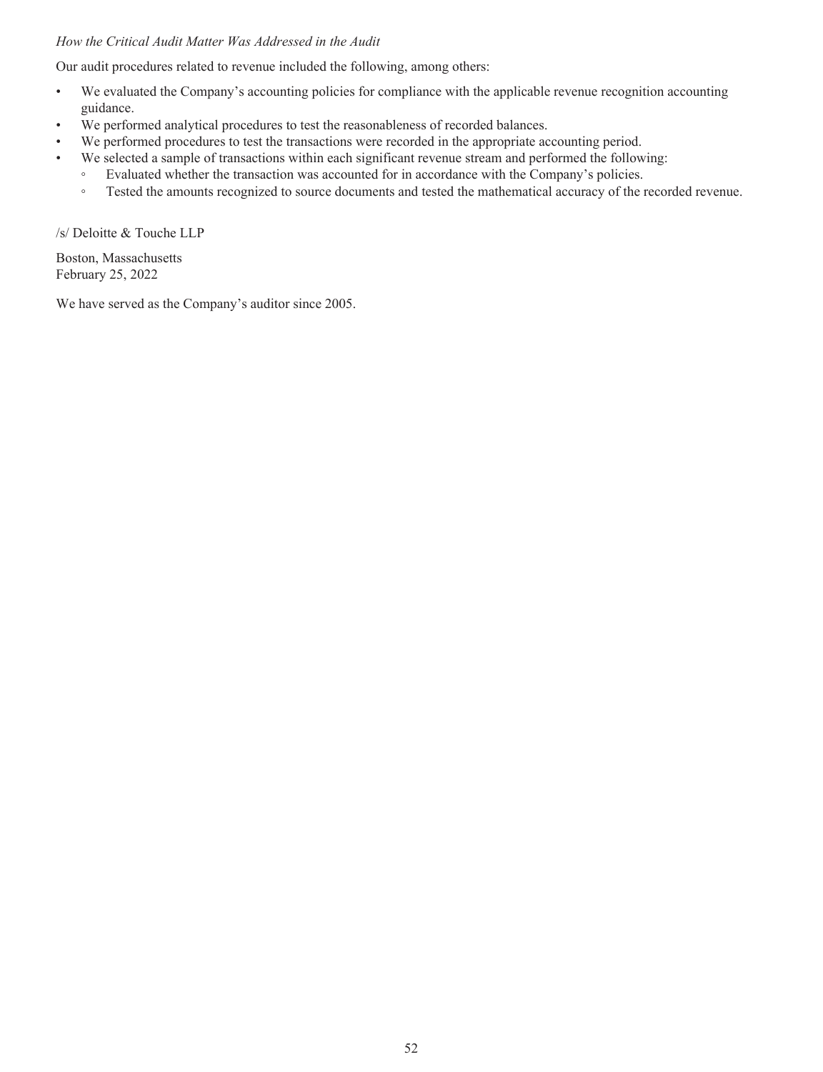*How the Critical Audit Matter Was Addressed in the Audit*

Our audit procedures related to revenue included the following, among others:

- We evaluated the Company's accounting policies for compliance with the applicable revenue recognition accounting guidance.
- We performed analytical procedures to test the reasonableness of recorded balances.
- We performed procedures to test the transactions were recorded in the appropriate accounting period.
- We selected a sample of transactions within each significant revenue stream and performed the following:
  - Evaluated whether the transaction was accounted for in accordance with the Company's policies.
  - Tested the amounts recognized to source documents and tested the mathematical accuracy of the recorded revenue.

/s/ Deloitte & Touche LLP

Boston, Massachusetts
February 25, 2022

We have served as the Company's auditor since 2005.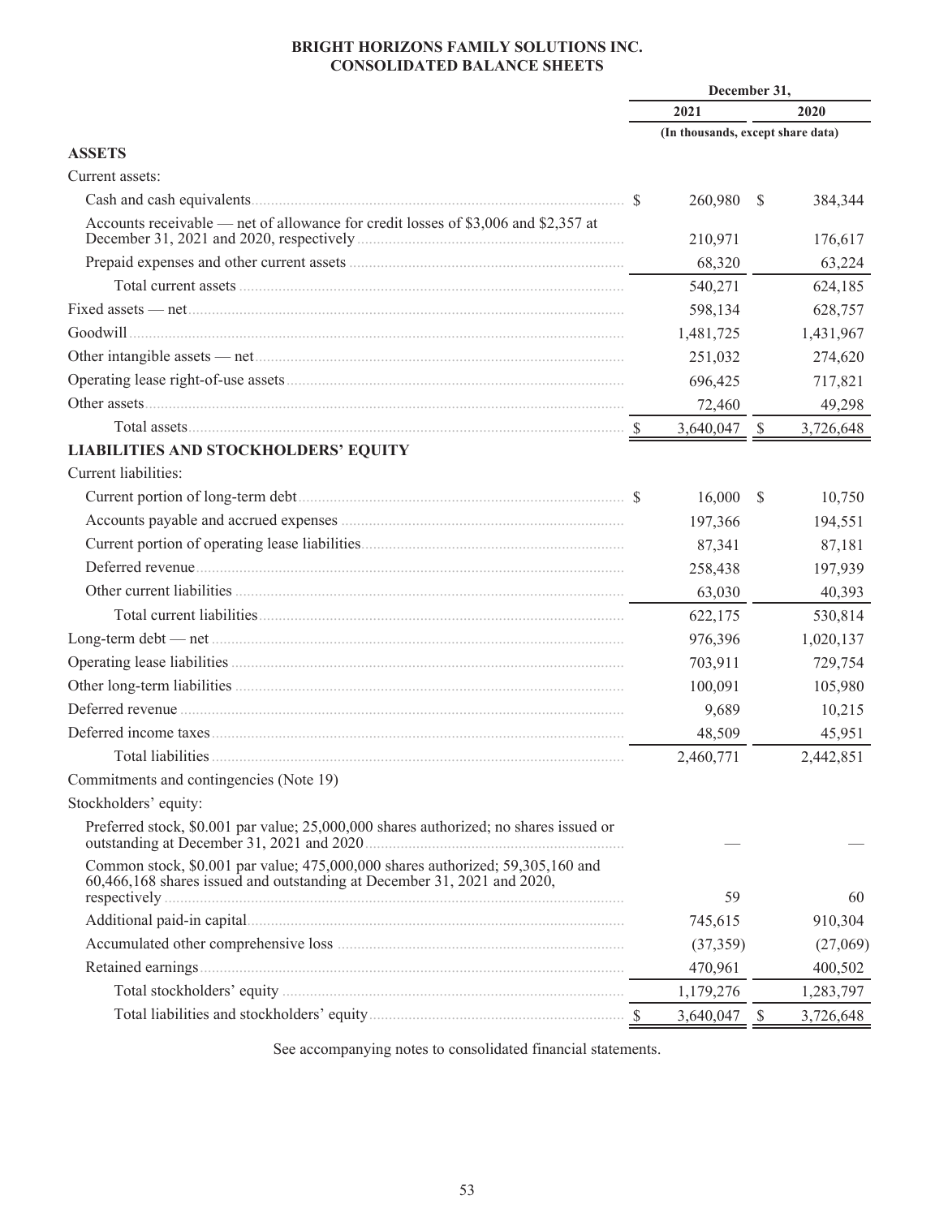# BRIGHT HORIZONS FAMILY SOLUTIONS INC.
## CONSOLIDATED BALANCE SHEETS

| | December 31, 2021 | December 31, 2020 |
|---|---|---|
| | (In thousands, except share data) | |
| **ASSETS** | | |
| Current assets: | | |
| Cash and cash equivalents | $ 260,980 | $ 384,344 |
| Accounts receivable — net of allowance for credit losses of $3,006 and $2,357 at December 31, 2021 and 2020, respectively | 210,971 | 176,617 |
| Prepaid expenses and other current assets | 68,320 | 63,224 |
| Total current assets | 540,271 | 624,185 |
| Fixed assets — net | 598,134 | 628,757 |
| Goodwill | 1,481,725 | 1,431,967 |
| Other intangible assets — net | 251,032 | 274,620 |
| Operating lease right-of-use assets | 696,425 | 717,821 |
| Other assets | 72,460 | 49,298 |
| Total assets | $ 3,640,047 | $ 3,726,648 |
| **LIABILITIES AND STOCKHOLDERS' EQUITY** | | |
| Current liabilities: | | |
| Current portion of long-term debt | $ 16,000 | $ 10,750 |
| Accounts payable and accrued expenses | 197,366 | 194,551 |
| Current portion of operating lease liabilities | 87,341 | 87,181 |
| Deferred revenue | 258,438 | 197,939 |
| Other current liabilities | 63,030 | 40,393 |
| Total current liabilities | 622,175 | 530,814 |
| Long-term debt — net | 976,396 | 1,020,137 |
| Operating lease liabilities | 703,911 | 729,754 |
| Other long-term liabilities | 100,091 | 105,980 |
| Deferred revenue | 9,689 | 10,215 |
| Deferred income taxes | 48,509 | 45,951 |
| Total liabilities | 2,460,771 | 2,442,851 |
| Commitments and contingencies (Note 19) | | |
| Stockholders' equity: | | |
| Preferred stock, $0.001 par value; 25,000,000 shares authorized; no shares issued or outstanding at December 31, 2021 and 2020 | — | — |
| Common stock, $0.001 par value; 475,000,000 shares authorized; 59,305,160 and 60,466,168 shares issued and outstanding at December 31, 2021 and 2020, respectively | 59 | 60 |
| Additional paid-in capital | 745,615 | 910,304 |
| Accumulated other comprehensive loss | (37,359) | (27,069) |
| Retained earnings | 470,961 | 400,502 |
| Total stockholders' equity | 1,179,276 | 1,283,797 |
| Total liabilities and stockholders' equity | $ 3,640,047 | $ 3,726,648 |

See accompanying notes to consolidated financial statements.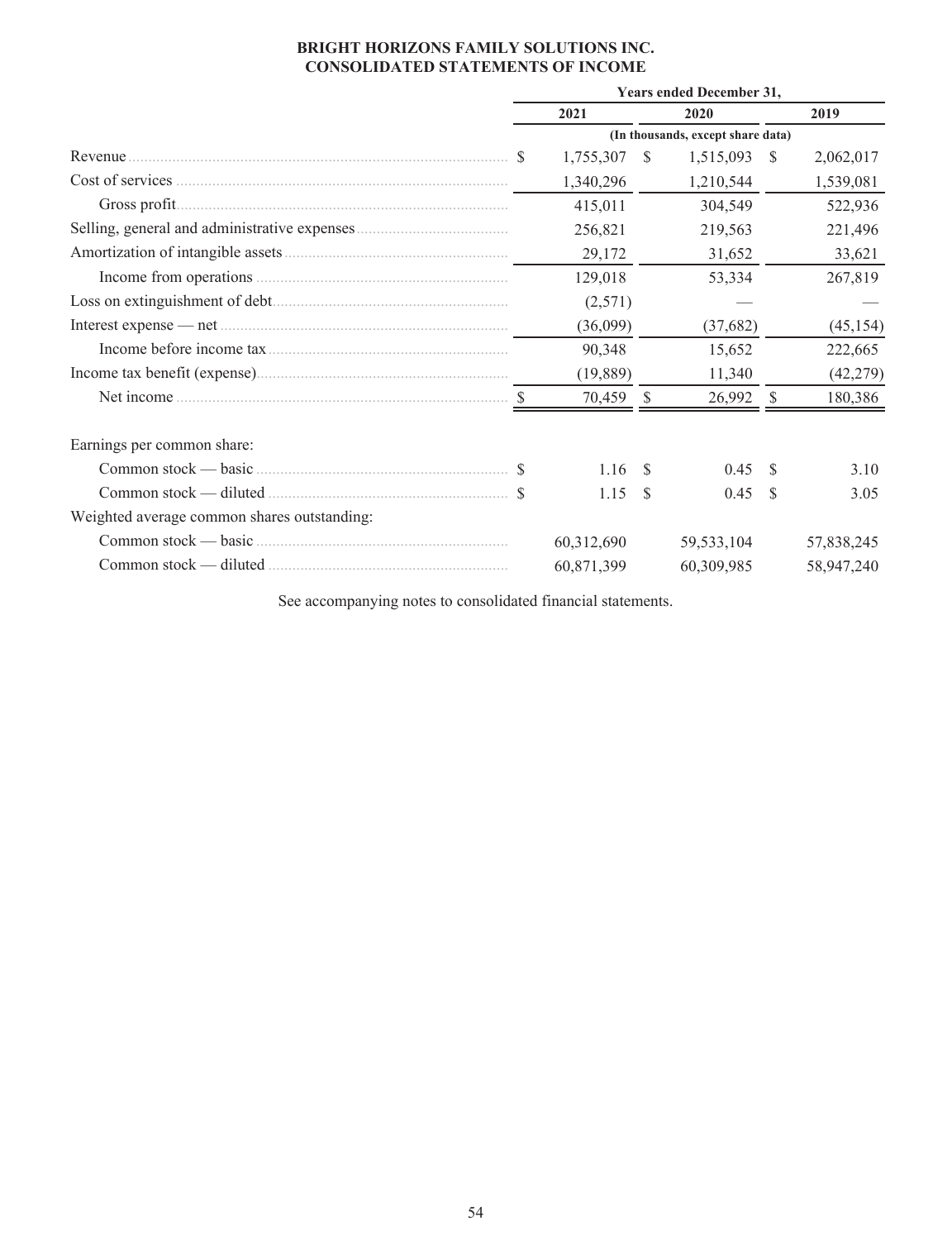**BRIGHT HORIZONS FAMILY SOLUTIONS INC.**
**CONSOLIDATED STATEMENTS OF INCOME**

| | Years ended December 31, | | |
|---|---|---|---|
| | 2021 | 2020 | 2019 |
| | (In thousands, except share data) | | |
| Revenue | $ 1,755,307 | $ 1,515,093 | $ 2,062,017 |
| Cost of services | 1,340,296 | 1,210,544 | 1,539,081 |
| Gross profit | 415,011 | 304,549 | 522,936 |
| Selling, general and administrative expenses | 256,821 | 219,563 | 221,496 |
| Amortization of intangible assets | 29,172 | 31,652 | 33,621 |
| Income from operations | 129,018 | 53,334 | 267,819 |
| Loss on extinguishment of debt | (2,571) | — | — |
| Interest expense — net | (36,099) | (37,682) | (45,154) |
| Income before income tax | 90,348 | 15,652 | 222,665 |
| Income tax benefit (expense) | (19,889) | 11,340 | (42,279) |
| Net income | $ 70,459 | $ 26,992 | $ 180,386 |
| | | | |
| Earnings per common share: | | | |
| Common stock — basic | $ 1.16 | $ 0.45 | $ 3.10 |
| Common stock — diluted | $ 1.15 | $ 0.45 | $ 3.05 |
| Weighted average common shares outstanding: | | | |
| Common stock — basic | 60,312,690 | 59,533,104 | 57,838,245 |
| Common stock — diluted | 60,871,399 | 60,309,985 | 58,947,240 |

See accompanying notes to consolidated financial statements.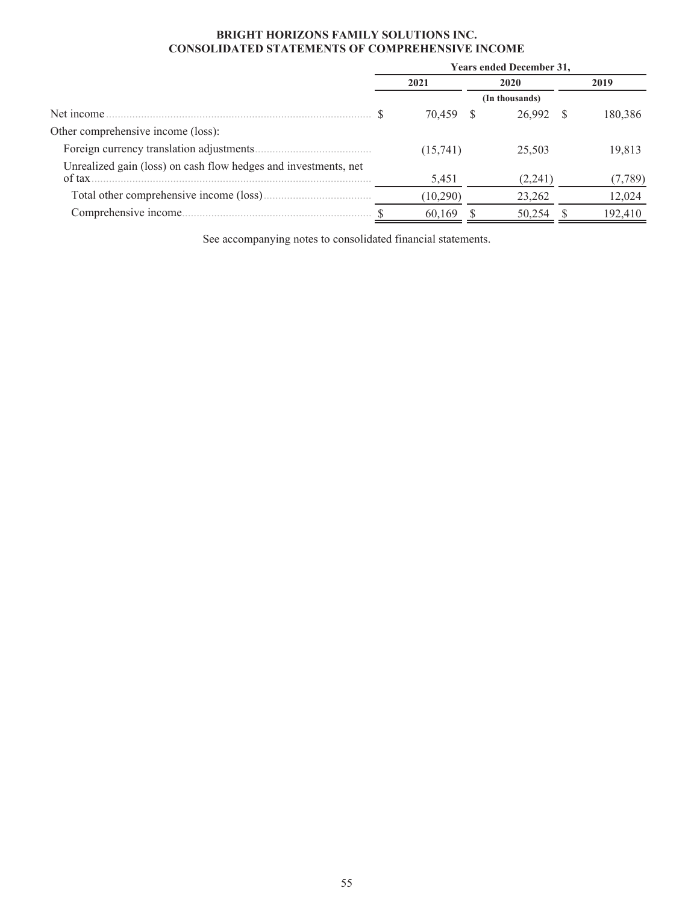# BRIGHT HORIZONS FAMILY SOLUTIONS INC.
# CONSOLIDATED STATEMENTS OF COMPREHENSIVE INCOME

| | Years ended December 31, | | |
|---|---|---|---|
| | 2021 | 2020 | 2019 |
| | | (In thousands) | |
| Net income | $ 70,459 | $ 26,992 | $ 180,386 |
| Other comprehensive income (loss): | | | |
| Foreign currency translation adjustments | (15,741) | 25,503 | 19,813 |
| Unrealized gain (loss) on cash flow hedges and investments, net of tax | 5,451 | (2,241) | (7,789) |
| Total other comprehensive income (loss) | (10,290) | 23,262 | 12,024 |
| Comprehensive income | $ 60,169 | $ 50,254 | $ 192,410 |

See accompanying notes to consolidated financial statements.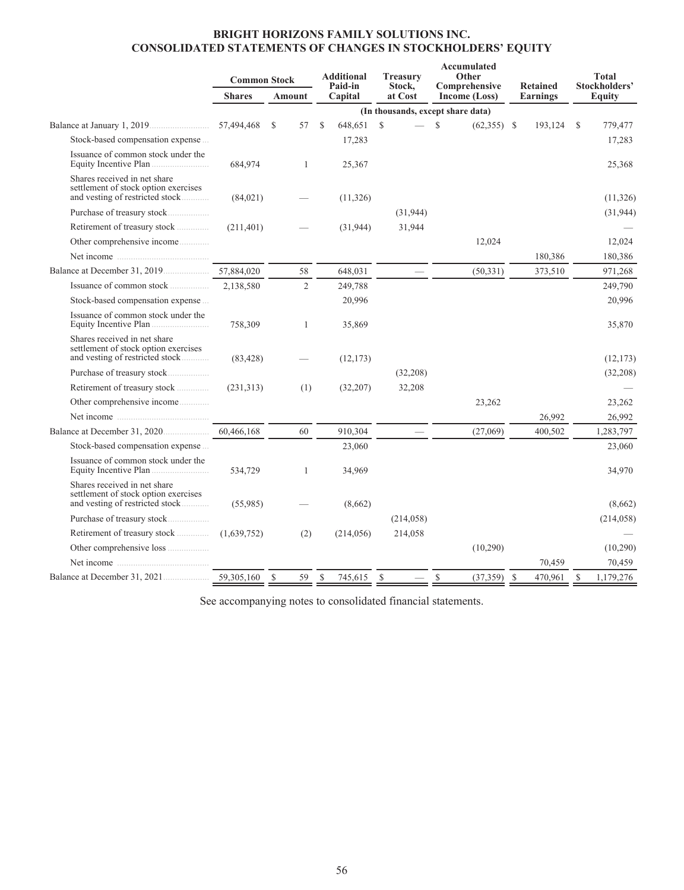# BRIGHT HORIZONS FAMILY SOLUTIONS INC.
# CONSOLIDATED STATEMENTS OF CHANGES IN STOCKHOLDERS' EQUITY

| | Common Stock | | Additional Paid-in Capital | Treasury Stock, at Cost | Accumulated Other Comprehensive Income (Loss) | Retained Earnings | Total Stockholders' Equity |
|---|---|---|---|---|---|---|---|
| | Shares | Amount | | | | | |
| | (In thousands, except share data) | | | | | | |
| Balance at January 1, 2019 | 57,494,468 | $ 57 | $ 648,651 | $ — | $ (62,355) | $ 193,124 | $ 779,477 |
| Stock-based compensation expense | | | 17,283 | | | | 17,283 |
| Issuance of common stock under the Equity Incentive Plan | 684,974 | 1 | 25,367 | | | | 25,368 |
| Shares received in net share settlement of stock option exercises and vesting of restricted stock | (84,021) | — | (11,326) | | | | (11,326) |
| Purchase of treasury stock | | | | (31,944) | | | (31,944) |
| Retirement of treasury stock | (211,401) | — | (31,944) | 31,944 | | | — |
| Other comprehensive income | | | | | 12,024 | | 12,024 |
| Net income | | | | | | 180,386 | 180,386 |
| Balance at December 31, 2019 | 57,884,020 | 58 | 648,031 | — | (50,331) | 373,510 | 971,268 |
| Issuance of common stock | 2,138,580 | 2 | 249,788 | | | | 249,790 |
| Stock-based compensation expense | | | 20,996 | | | | 20,996 |
| Issuance of common stock under the Equity Incentive Plan | 758,309 | 1 | 35,869 | | | | 35,870 |
| Shares received in net share settlement of stock option exercises and vesting of restricted stock | (83,428) | — | (12,173) | | | | (12,173) |
| Purchase of treasury stock | | | | (32,208) | | | (32,208) |
| Retirement of treasury stock | (231,313) | (1) | (32,207) | 32,208 | | | — |
| Other comprehensive income | | | | | 23,262 | | 23,262 |
| Net income | | | | | | 26,992 | 26,992 |
| Balance at December 31, 2020 | 60,466,168 | 60 | 910,304 | — | (27,069) | 400,502 | 1,283,797 |
| Stock-based compensation expense | | | 23,060 | | | | 23,060 |
| Issuance of common stock under the Equity Incentive Plan | 534,729 | 1 | 34,969 | | | | 34,970 |
| Shares received in net share settlement of stock option exercises and vesting of restricted stock | (55,985) | — | (8,662) | | | | (8,662) |
| Purchase of treasury stock | | | | (214,058) | | | (214,058) |
| Retirement of treasury stock | (1,639,752) | (2) | (214,056) | 214,058 | | | — |
| Other comprehensive loss | | | | | (10,290) | | (10,290) |
| Net income | | | | | | 70,459 | 70,459 |
| Balance at December 31, 2021 | 59,305,160 | $ 59 | $ 745,615 | $ — | $ (37,359) | $ 470,961 | $ 1,179,276 |

See accompanying notes to consolidated financial statements.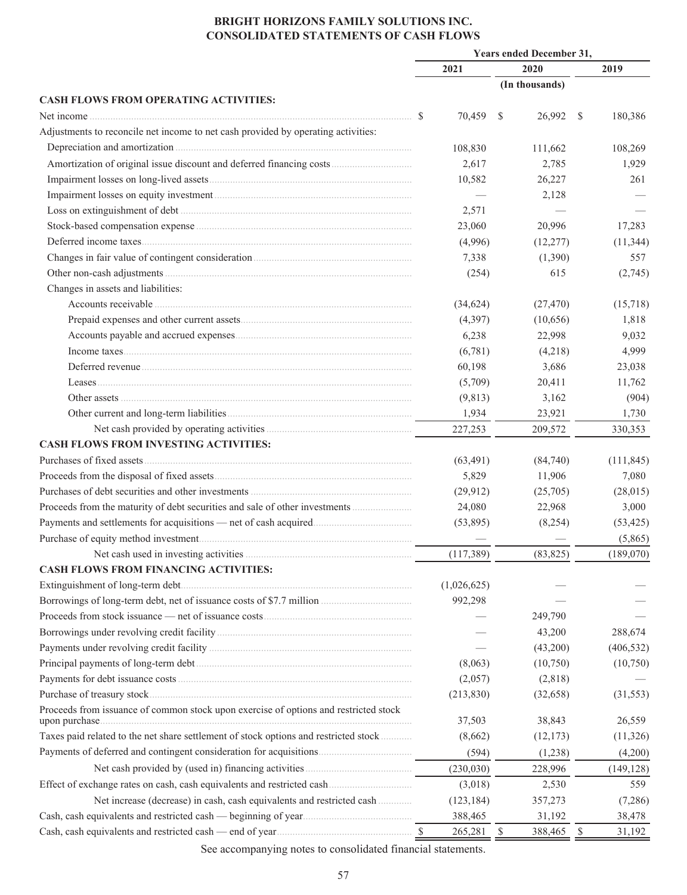# BRIGHT HORIZONS FAMILY SOLUTIONS INC.
# CONSOLIDATED STATEMENTS OF CASH FLOWS

| | Years ended December 31, | | |
|---|---|---|---|
| | 2021 | 2020 | 2019 |
| | | (In thousands) | |
| **CASH FLOWS FROM OPERATING ACTIVITIES:** | | | |
| Net income | $ 70,459 | $ 26,992 | $ 180,386 |
| Adjustments to reconcile net income to net cash provided by operating activities: | | | |
| Depreciation and amortization | 108,830 | 111,662 | 108,269 |
| Amortization of original issue discount and deferred financing costs | 2,617 | 2,785 | 1,929 |
| Impairment losses on long-lived assets | 10,582 | 26,227 | 261 |
| Impairment losses on equity investment | — | 2,128 | — |
| Loss on extinguishment of debt | 2,571 | — | — |
| Stock-based compensation expense | 23,060 | 20,996 | 17,283 |
| Deferred income taxes | (4,996) | (12,277) | (11,344) |
| Changes in fair value of contingent consideration | 7,338 | (1,390) | 557 |
| Other non-cash adjustments | (254) | 615 | (2,745) |
| Changes in assets and liabilities: | | | |
| Accounts receivable | (34,624) | (27,470) | (15,718) |
| Prepaid expenses and other current assets | (4,397) | (10,656) | 1,818 |
| Accounts payable and accrued expenses | 6,238 | 22,998 | 9,032 |
| Income taxes | (6,781) | (4,218) | 4,999 |
| Deferred revenue | 60,198 | 3,686 | 23,038 |
| Leases | (5,709) | 20,411 | 11,762 |
| Other assets | (9,813) | 3,162 | (904) |
| Other current and long-term liabilities | 1,934 | 23,921 | 1,730 |
| Net cash provided by operating activities | 227,253 | 209,572 | 330,353 |
| **CASH FLOWS FROM INVESTING ACTIVITIES:** | | | |
| Purchases of fixed assets | (63,491) | (84,740) | (111,845) |
| Proceeds from the disposal of fixed assets | 5,829 | 11,906 | 7,080 |
| Purchases of debt securities and other investments | (29,912) | (25,705) | (28,015) |
| Proceeds from the maturity of debt securities and sale of other investments | 24,080 | 22,968 | 3,000 |
| Payments and settlements for acquisitions — net of cash acquired | (53,895) | (8,254) | (53,425) |
| Purchase of equity method investment | — | — | (5,865) |
| Net cash used in investing activities | (117,389) | (83,825) | (189,070) |
| **CASH FLOWS FROM FINANCING ACTIVITIES:** | | | |
| Extinguishment of long-term debt | (1,026,625) | — | — |
| Borrowings of long-term debt, net of issuance costs of $7.7 million | 992,298 | — | — |
| Proceeds from stock issuance — net of issuance costs | — | 249,790 | — |
| Borrowings under revolving credit facility | — | 43,200 | 288,674 |
| Payments under revolving credit facility | — | (43,200) | (406,532) |
| Principal payments of long-term debt | (8,063) | (10,750) | (10,750) |
| Payments for debt issuance costs | (2,057) | (2,818) | — |
| Purchase of treasury stock | (213,830) | (32,658) | (31,553) |
| Proceeds from issuance of common stock upon exercise of options and restricted stock upon purchase | 37,503 | 38,843 | 26,559 |
| Taxes paid related to the net share settlement of stock options and restricted stock | (8,662) | (12,173) | (11,326) |
| Payments of deferred and contingent consideration for acquisitions | (594) | (1,238) | (4,200) |
| Net cash provided by (used in) financing activities | (230,030) | 228,996 | (149,128) |
| Effect of exchange rates on cash, cash equivalents and restricted cash | (3,018) | 2,530 | 559 |
| Net increase (decrease) in cash, cash equivalents and restricted cash | (123,184) | 357,273 | (7,286) |
| Cash, cash equivalents and restricted cash — beginning of year | 388,465 | 31,192 | 38,478 |
| Cash, cash equivalents and restricted cash — end of year | $ 265,281 | $ 388,465 | $ 31,192 |

See accompanying notes to consolidated financial statements.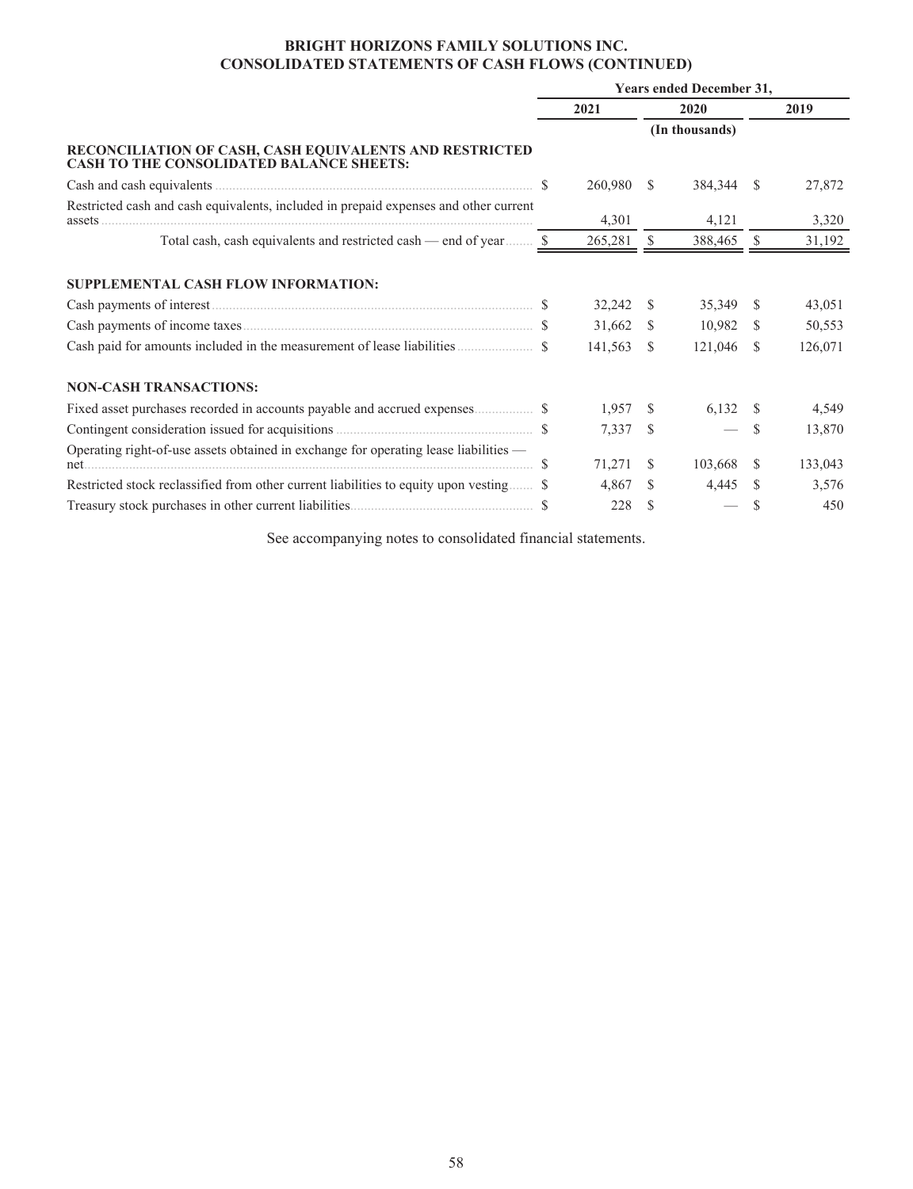**BRIGHT HORIZONS FAMILY SOLUTIONS INC.**
**CONSOLIDATED STATEMENTS OF CASH FLOWS (CONTINUED)**

| | Years ended December 31, | | |
|---|---|---|---|
| | 2021 | 2020 | 2019 |
| | | (In thousands) | |
| **RECONCILIATION OF CASH, CASH EQUIVALENTS AND RESTRICTED CASH TO THE CONSOLIDATED BALANCE SHEETS:** | | | |
| Cash and cash equivalents | $ 260,980 | $ 384,344 | $ 27,872 |
| Restricted cash and cash equivalents, included in prepaid expenses and other current assets | 4,301 | 4,121 | 3,320 |
| Total cash, cash equivalents and restricted cash — end of year | $ 265,281 | $ 388,465 | $ 31,192 |
| **SUPPLEMENTAL CASH FLOW INFORMATION:** | | | |
| Cash payments of interest | $ 32,242 | $ 35,349 | $ 43,051 |
| Cash payments of income taxes | $ 31,662 | $ 10,982 | $ 50,553 |
| Cash paid for amounts included in the measurement of lease liabilities | $ 141,563 | $ 121,046 | $ 126,071 |
| **NON-CASH TRANSACTIONS:** | | | |
| Fixed asset purchases recorded in accounts payable and accrued expenses | $ 1,957 | $ 6,132 | $ 4,549 |
| Contingent consideration issued for acquisitions | $ 7,337 | $ — | $ 13,870 |
| Operating right-of-use assets obtained in exchange for operating lease liabilities — net | $ 71,271 | $ 103,668 | $ 133,043 |
| Restricted stock reclassified from other current liabilities to equity upon vesting | $ 4,867 | $ 4,445 | $ 3,576 |
| Treasury stock purchases in other current liabilities | $ 228 | $ — | $ 450 |

See accompanying notes to consolidated financial statements.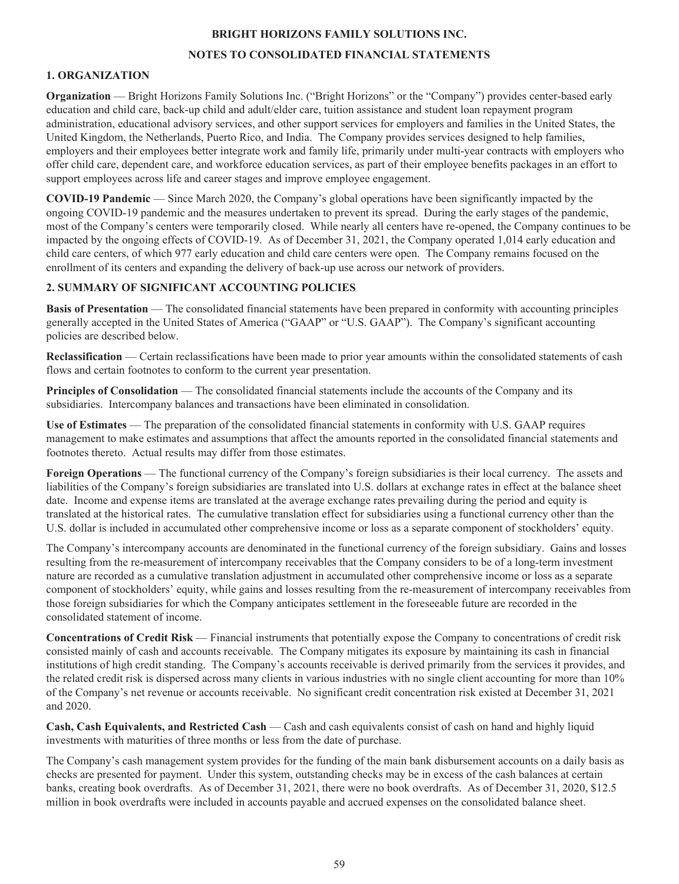**BRIGHT HORIZONS FAMILY SOLUTIONS INC.**

**NOTES TO CONSOLIDATED FINANCIAL STATEMENTS**

## 1. ORGANIZATION

**Organization** — Bright Horizons Family Solutions Inc. ("Bright Horizons" or the "Company") provides center-based early education and child care, back-up child and adult/elder care, tuition assistance and student loan repayment program administration, educational advisory services, and other support services for employers and families in the United States, the United Kingdom, the Netherlands, Puerto Rico, and India. The Company provides services designed to help families, employers and their employees better integrate work and family life, primarily under multi-year contracts with employers who offer child care, dependent care, and workforce education services, as part of their employee benefits packages in an effort to support employees across life and career stages and improve employee engagement.

**COVID-19 Pandemic** — Since March 2020, the Company's global operations have been significantly impacted by the ongoing COVID-19 pandemic and the measures undertaken to prevent its spread. During the early stages of the pandemic, most of the Company's centers were temporarily closed. While nearly all centers have re-opened, the Company continues to be impacted by the ongoing effects of COVID-19. As of December 31, 2021, the Company operated 1,014 early education and child care centers, of which 977 early education and child care centers were open. The Company remains focused on the enrollment of its centers and expanding the delivery of back-up use across our network of providers.

## 2. SUMMARY OF SIGNIFICANT ACCOUNTING POLICIES

**Basis of Presentation** — The consolidated financial statements have been prepared in conformity with accounting principles generally accepted in the United States of America ("GAAP" or "U.S. GAAP"). The Company's significant accounting policies are described below.

**Reclassification** — Certain reclassifications have been made to prior year amounts within the consolidated statements of cash flows and certain footnotes to conform to the current year presentation.

**Principles of Consolidation** — The consolidated financial statements include the accounts of the Company and its subsidiaries. Intercompany balances and transactions have been eliminated in consolidation.

**Use of Estimates** — The preparation of the consolidated financial statements in conformity with U.S. GAAP requires management to make estimates and assumptions that affect the amounts reported in the consolidated financial statements and footnotes thereto. Actual results may differ from those estimates.

**Foreign Operations** — The functional currency of the Company's foreign subsidiaries is their local currency. The assets and liabilities of the Company's foreign subsidiaries are translated into U.S. dollars at exchange rates in effect at the balance sheet date. Income and expense items are translated at the average exchange rates prevailing during the period and equity is translated at the historical rates. The cumulative translation effect for subsidiaries using a functional currency other than the U.S. dollar is included in accumulated other comprehensive income or loss as a separate component of stockholders' equity.

The Company's intercompany accounts are denominated in the functional currency of the foreign subsidiary. Gains and losses resulting from the re-measurement of intercompany receivables that the Company considers to be of a long-term investment nature are recorded as a cumulative translation adjustment in accumulated other comprehensive income or loss as a separate component of stockholders' equity, while gains and losses resulting from the re-measurement of intercompany receivables from those foreign subsidiaries for which the Company anticipates settlement in the foreseeable future are recorded in the consolidated statement of income.

**Concentrations of Credit Risk** — Financial instruments that potentially expose the Company to concentrations of credit risk consisted mainly of cash and accounts receivable. The Company mitigates its exposure by maintaining its cash in financial institutions of high credit standing. The Company's accounts receivable is derived primarily from the services it provides, and the related credit risk is dispersed across many clients in various industries with no single client accounting for more than 10% of the Company's net revenue or accounts receivable. No significant credit concentration risk existed at December 31, 2021 and 2020.

**Cash, Cash Equivalents, and Restricted Cash** — Cash and cash equivalents consist of cash on hand and highly liquid investments with maturities of three months or less from the date of purchase.

The Company's cash management system provides for the funding of the main bank disbursement accounts on a daily basis as checks are presented for payment. Under this system, outstanding checks may be in excess of the cash balances at certain banks, creating book overdrafts. As of December 31, 2021, there were no book overdrafts. As of December 31, 2020, $12.5 million in book overdrafts were included in accounts payable and accrued expenses on the consolidated balance sheet.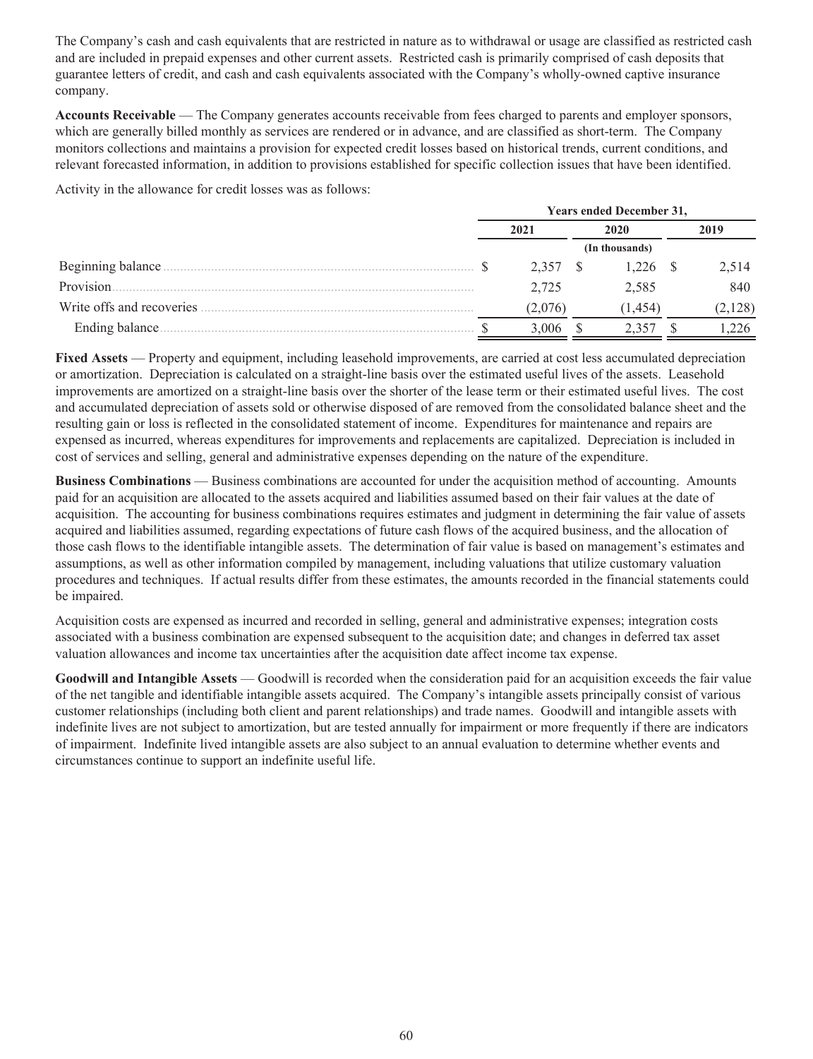The Company's cash and cash equivalents that are restricted in nature as to withdrawal or usage are classified as restricted cash and are included in prepaid expenses and other current assets. Restricted cash is primarily comprised of cash deposits that guarantee letters of credit, and cash and cash equivalents associated with the Company's wholly-owned captive insurance company.

**Accounts Receivable** — The Company generates accounts receivable from fees charged to parents and employer sponsors, which are generally billed monthly as services are rendered or in advance, and are classified as short-term. The Company monitors collections and maintains a provision for expected credit losses based on historical trends, current conditions, and relevant forecasted information, in addition to provisions established for specific collection issues that have been identified.

Activity in the allowance for credit losses was as follows:

| | Years ended December 31, | | |
|---|---|---|---|
| | 2021 | 2020 | 2019 |
| | | (In thousands) | |
| Beginning balance | $ 2,357 | $ 1,226 | $ 2,514 |
| Provision | 2,725 | 2,585 | 840 |
| Write offs and recoveries | (2,076) | (1,454) | (2,128) |
| Ending balance | $ 3,006 | $ 2,357 | $ 1,226 |

**Fixed Assets** — Property and equipment, including leasehold improvements, are carried at cost less accumulated depreciation or amortization. Depreciation is calculated on a straight-line basis over the estimated useful lives of the assets. Leasehold improvements are amortized on a straight-line basis over the shorter of the lease term or their estimated useful lives. The cost and accumulated depreciation of assets sold or otherwise disposed of are removed from the consolidated balance sheet and the resulting gain or loss is reflected in the consolidated statement of income. Expenditures for maintenance and repairs are expensed as incurred, whereas expenditures for improvements and replacements are capitalized. Depreciation is included in cost of services and selling, general and administrative expenses depending on the nature of the expenditure.

**Business Combinations** — Business combinations are accounted for under the acquisition method of accounting. Amounts paid for an acquisition are allocated to the assets acquired and liabilities assumed based on their fair values at the date of acquisition. The accounting for business combinations requires estimates and judgment in determining the fair value of assets acquired and liabilities assumed, regarding expectations of future cash flows of the acquired business, and the allocation of those cash flows to the identifiable intangible assets. The determination of fair value is based on management's estimates and assumptions, as well as other information compiled by management, including valuations that utilize customary valuation procedures and techniques. If actual results differ from these estimates, the amounts recorded in the financial statements could be impaired.

Acquisition costs are expensed as incurred and recorded in selling, general and administrative expenses; integration costs associated with a business combination are expensed subsequent to the acquisition date; and changes in deferred tax asset valuation allowances and income tax uncertainties after the acquisition date affect income tax expense.

**Goodwill and Intangible Assets** — Goodwill is recorded when the consideration paid for an acquisition exceeds the fair value of the net tangible and identifiable intangible assets acquired. The Company's intangible assets principally consist of various customer relationships (including both client and parent relationships) and trade names. Goodwill and intangible assets with indefinite lives are not subject to amortization, but are tested annually for impairment or more frequently if there are indicators of impairment. Indefinite lived intangible assets are also subject to an annual evaluation to determine whether events and circumstances continue to support an indefinite useful life.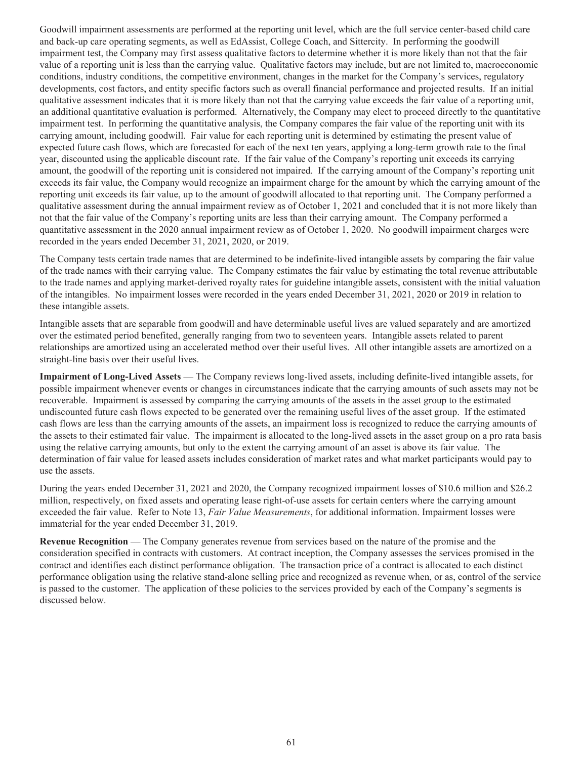Goodwill impairment assessments are performed at the reporting unit level, which are the full service center-based child care and back-up care operating segments, as well as EdAssist, College Coach, and Sittercity. In performing the goodwill impairment test, the Company may first assess qualitative factors to determine whether it is more likely than not that the fair value of a reporting unit is less than the carrying value. Qualitative factors may include, but are not limited to, macroeconomic conditions, industry conditions, the competitive environment, changes in the market for the Company's services, regulatory developments, cost factors, and entity specific factors such as overall financial performance and projected results. If an initial qualitative assessment indicates that it is more likely than not that the carrying value exceeds the fair value of a reporting unit, an additional quantitative evaluation is performed. Alternatively, the Company may elect to proceed directly to the quantitative impairment test. In performing the quantitative analysis, the Company compares the fair value of the reporting unit with its carrying amount, including goodwill. Fair value for each reporting unit is determined by estimating the present value of expected future cash flows, which are forecasted for each of the next ten years, applying a long-term growth rate to the final year, discounted using the applicable discount rate. If the fair value of the Company's reporting unit exceeds its carrying amount, the goodwill of the reporting unit is considered not impaired. If the carrying amount of the Company's reporting unit exceeds its fair value, the Company would recognize an impairment charge for the amount by which the carrying amount of the reporting unit exceeds its fair value, up to the amount of goodwill allocated to that reporting unit. The Company performed a qualitative assessment during the annual impairment review as of October 1, 2021 and concluded that it is not more likely than not that the fair value of the Company's reporting units are less than their carrying amount. The Company performed a quantitative assessment in the 2020 annual impairment review as of October 1, 2020. No goodwill impairment charges were recorded in the years ended December 31, 2021, 2020, or 2019.

The Company tests certain trade names that are determined to be indefinite-lived intangible assets by comparing the fair value of the trade names with their carrying value. The Company estimates the fair value by estimating the total revenue attributable to the trade names and applying market-derived royalty rates for guideline intangible assets, consistent with the initial valuation of the intangibles. No impairment losses were recorded in the years ended December 31, 2021, 2020 or 2019 in relation to these intangible assets.

Intangible assets that are separable from goodwill and have determinable useful lives are valued separately and are amortized over the estimated period benefited, generally ranging from two to seventeen years. Intangible assets related to parent relationships are amortized using an accelerated method over their useful lives. All other intangible assets are amortized on a straight-line basis over their useful lives.

**Impairment of Long-Lived Assets** — The Company reviews long-lived assets, including definite-lived intangible assets, for possible impairment whenever events or changes in circumstances indicate that the carrying amounts of such assets may not be recoverable. Impairment is assessed by comparing the carrying amounts of the assets in the asset group to the estimated undiscounted future cash flows expected to be generated over the remaining useful lives of the asset group. If the estimated cash flows are less than the carrying amounts of the assets, an impairment loss is recognized to reduce the carrying amounts of the assets to their estimated fair value. The impairment is allocated to the long-lived assets in the asset group on a pro rata basis using the relative carrying amounts, but only to the extent the carrying amount of an asset is above its fair value. The determination of fair value for leased assets includes consideration of market rates and what market participants would pay to use the assets.

During the years ended December 31, 2021 and 2020, the Company recognized impairment losses of $10.6 million and $26.2 million, respectively, on fixed assets and operating lease right-of-use assets for certain centers where the carrying amount exceeded the fair value. Refer to Note 13, *Fair Value Measurements*, for additional information. Impairment losses were immaterial for the year ended December 31, 2019.

**Revenue Recognition** — The Company generates revenue from services based on the nature of the promise and the consideration specified in contracts with customers. At contract inception, the Company assesses the services promised in the contract and identifies each distinct performance obligation. The transaction price of a contract is allocated to each distinct performance obligation using the relative stand-alone selling price and recognized as revenue when, or as, control of the service is passed to the customer. The application of these policies to the services provided by each of the Company's segments is discussed below.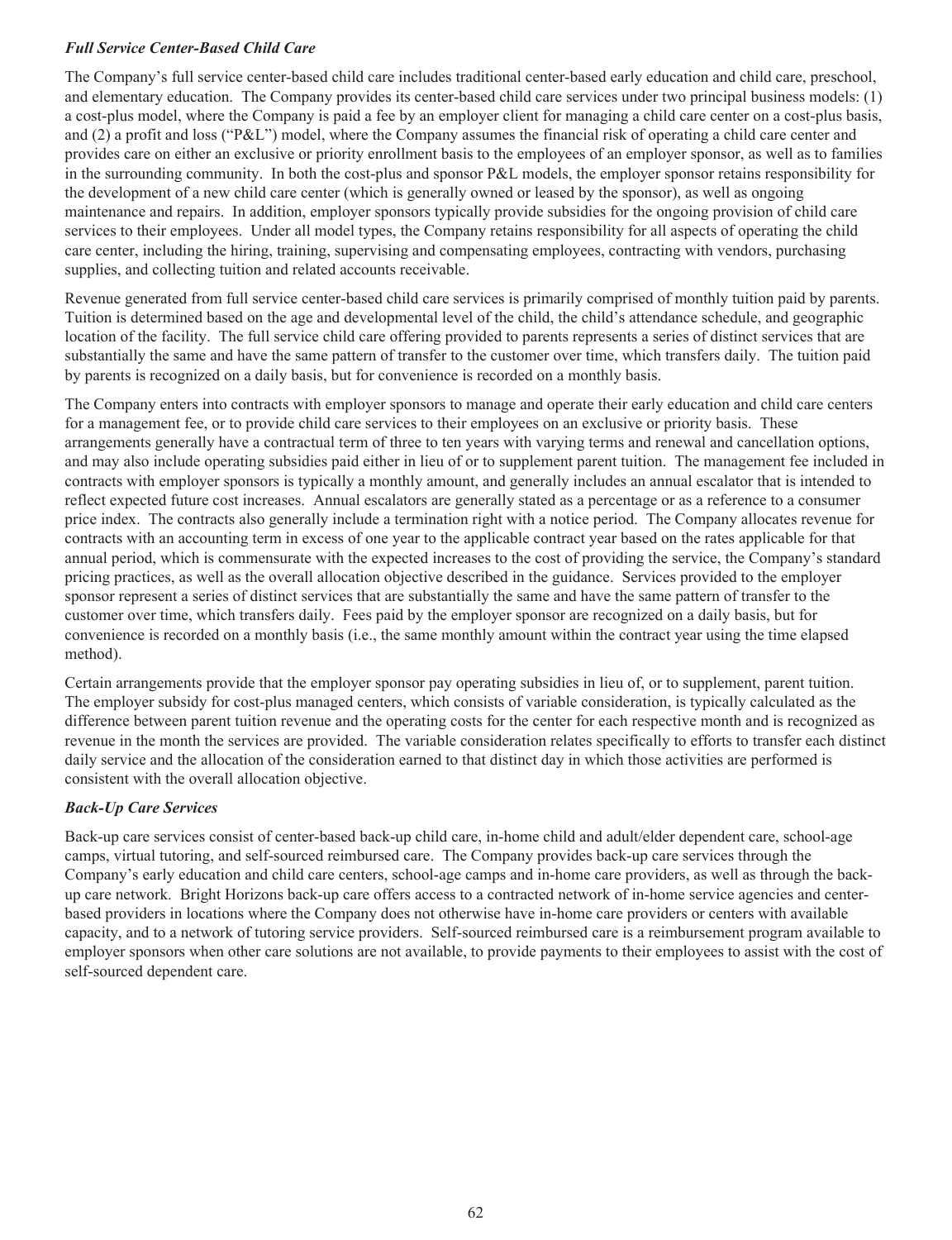### *Full Service Center-Based Child Care*

The Company's full service center-based child care includes traditional center-based early education and child care, preschool, and elementary education. The Company provides its center-based child care services under two principal business models: (1) a cost-plus model, where the Company is paid a fee by an employer client for managing a child care center on a cost-plus basis, and (2) a profit and loss ("P&L") model, where the Company assumes the financial risk of operating a child care center and provides care on either an exclusive or priority enrollment basis to the employees of an employer sponsor, as well as to families in the surrounding community. In both the cost-plus and sponsor P&L models, the employer sponsor retains responsibility for the development of a new child care center (which is generally owned or leased by the sponsor), as well as ongoing maintenance and repairs. In addition, employer sponsors typically provide subsidies for the ongoing provision of child care services to their employees. Under all model types, the Company retains responsibility for all aspects of operating the child care center, including the hiring, training, supervising and compensating employees, contracting with vendors, purchasing supplies, and collecting tuition and related accounts receivable.

Revenue generated from full service center-based child care services is primarily comprised of monthly tuition paid by parents. Tuition is determined based on the age and developmental level of the child, the child's attendance schedule, and geographic location of the facility. The full service child care offering provided to parents represents a series of distinct services that are substantially the same and have the same pattern of transfer to the customer over time, which transfers daily. The tuition paid by parents is recognized on a daily basis, but for convenience is recorded on a monthly basis.

The Company enters into contracts with employer sponsors to manage and operate their early education and child care centers for a management fee, or to provide child care services to their employees on an exclusive or priority basis. These arrangements generally have a contractual term of three to ten years with varying terms and renewal and cancellation options, and may also include operating subsidies paid either in lieu of or to supplement parent tuition. The management fee included in contracts with employer sponsors is typically a monthly amount, and generally includes an annual escalator that is intended to reflect expected future cost increases. Annual escalators are generally stated as a percentage or as a reference to a consumer price index. The contracts also generally include a termination right with a notice period. The Company allocates revenue for contracts with an accounting term in excess of one year to the applicable contract year based on the rates applicable for that annual period, which is commensurate with the expected increases to the cost of providing the service, the Company's standard pricing practices, as well as the overall allocation objective described in the guidance. Services provided to the employer sponsor represent a series of distinct services that are substantially the same and have the same pattern of transfer to the customer over time, which transfers daily. Fees paid by the employer sponsor are recognized on a daily basis, but for convenience is recorded on a monthly basis (i.e., the same monthly amount within the contract year using the time elapsed method).

Certain arrangements provide that the employer sponsor pay operating subsidies in lieu of, or to supplement, parent tuition. The employer subsidy for cost-plus managed centers, which consists of variable consideration, is typically calculated as the difference between parent tuition revenue and the operating costs for the center for each respective month and is recognized as revenue in the month the services are provided. The variable consideration relates specifically to efforts to transfer each distinct daily service and the allocation of the consideration earned to that distinct day in which those activities are performed is consistent with the overall allocation objective.

### *Back-Up Care Services*

Back-up care services consist of center-based back-up child care, in-home child and adult/elder dependent care, school-age camps, virtual tutoring, and self-sourced reimbursed care. The Company provides back-up care services through the Company's early education and child care centers, school-age camps and in-home care providers, as well as through the back-up care network. Bright Horizons back-up care offers access to a contracted network of in-home service agencies and center-based providers in locations where the Company does not otherwise have in-home care providers or centers with available capacity, and to a network of tutoring service providers. Self-sourced reimbursed care is a reimbursement program available to employer sponsors when other care solutions are not available, to provide payments to their employees to assist with the cost of self-sourced dependent care.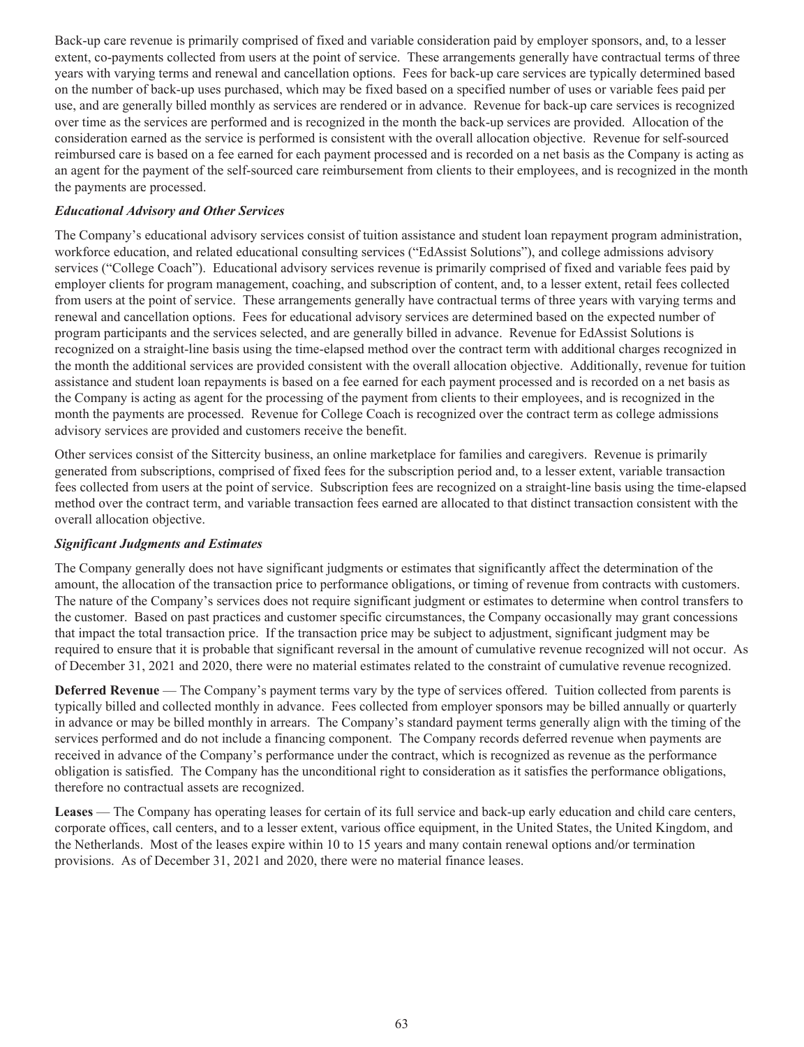Back-up care revenue is primarily comprised of fixed and variable consideration paid by employer sponsors, and, to a lesser extent, co-payments collected from users at the point of service. These arrangements generally have contractual terms of three years with varying terms and renewal and cancellation options. Fees for back-up care services are typically determined based on the number of back-up uses purchased, which may be fixed based on a specified number of uses or variable fees paid per use, and are generally billed monthly as services are rendered or in advance. Revenue for back-up care services is recognized over time as the services are performed and is recognized in the month the back-up services are provided. Allocation of the consideration earned as the service is performed is consistent with the overall allocation objective. Revenue for self-sourced reimbursed care is based on a fee earned for each payment processed and is recorded on a net basis as the Company is acting as an agent for the payment of the self-sourced care reimbursement from clients to their employees, and is recognized in the month the payments are processed.

***Educational Advisory and Other Services***

The Company's educational advisory services consist of tuition assistance and student loan repayment program administration, workforce education, and related educational consulting services ("EdAssist Solutions"), and college admissions advisory services ("College Coach"). Educational advisory services revenue is primarily comprised of fixed and variable fees paid by employer clients for program management, coaching, and subscription of content, and, to a lesser extent, retail fees collected from users at the point of service. These arrangements generally have contractual terms of three years with varying terms and renewal and cancellation options. Fees for educational advisory services are determined based on the expected number of program participants and the services selected, and are generally billed in advance. Revenue for EdAssist Solutions is recognized on a straight-line basis using the time-elapsed method over the contract term with additional charges recognized in the month the additional services are provided consistent with the overall allocation objective. Additionally, revenue for tuition assistance and student loan repayments is based on a fee earned for each payment processed and is recorded on a net basis as the Company is acting as agent for the processing of the payment from clients to their employees, and is recognized in the month the payments are processed. Revenue for College Coach is recognized over the contract term as college admissions advisory services are provided and customers receive the benefit.

Other services consist of the Sittercity business, an online marketplace for families and caregivers. Revenue is primarily generated from subscriptions, comprised of fixed fees for the subscription period and, to a lesser extent, variable transaction fees collected from users at the point of service. Subscription fees are recognized on a straight-line basis using the time-elapsed method over the contract term, and variable transaction fees earned are allocated to that distinct transaction consistent with the overall allocation objective.

***Significant Judgments and Estimates***

The Company generally does not have significant judgments or estimates that significantly affect the determination of the amount, the allocation of the transaction price to performance obligations, or timing of revenue from contracts with customers. The nature of the Company's services does not require significant judgment or estimates to determine when control transfers to the customer. Based on past practices and customer specific circumstances, the Company occasionally may grant concessions that impact the total transaction price. If the transaction price may be subject to adjustment, significant judgment may be required to ensure that it is probable that significant reversal in the amount of cumulative revenue recognized will not occur. As of December 31, 2021 and 2020, there were no material estimates related to the constraint of cumulative revenue recognized.

**Deferred Revenue** — The Company's payment terms vary by the type of services offered. Tuition collected from parents is typically billed and collected monthly in advance. Fees collected from employer sponsors may be billed annually or quarterly in advance or may be billed monthly in arrears. The Company's standard payment terms generally align with the timing of the services performed and do not include a financing component. The Company records deferred revenue when payments are received in advance of the Company's performance under the contract, which is recognized as revenue as the performance obligation is satisfied. The Company has the unconditional right to consideration as it satisfies the performance obligations, therefore no contractual assets are recognized.

**Leases** — The Company has operating leases for certain of its full service and back-up early education and child care centers, corporate offices, call centers, and to a lesser extent, various office equipment, in the United States, the United Kingdom, and the Netherlands. Most of the leases expire within 10 to 15 years and many contain renewal options and/or termination provisions. As of December 31, 2021 and 2020, there were no material finance leases.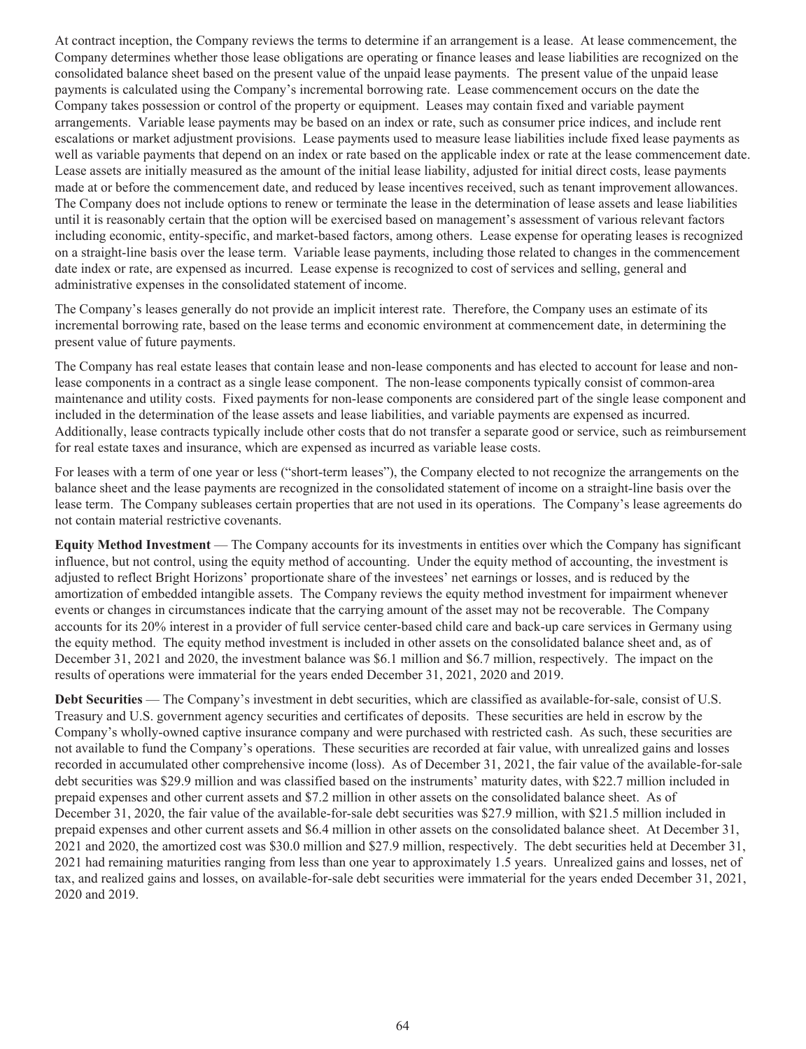At contract inception, the Company reviews the terms to determine if an arrangement is a lease. At lease commencement, the Company determines whether those lease obligations are operating or finance leases and lease liabilities are recognized on the consolidated balance sheet based on the present value of the unpaid lease payments. The present value of the unpaid lease payments is calculated using the Company's incremental borrowing rate. Lease commencement occurs on the date the Company takes possession or control of the property or equipment. Leases may contain fixed and variable payment arrangements. Variable lease payments may be based on an index or rate, such as consumer price indices, and include rent escalations or market adjustment provisions. Lease payments used to measure lease liabilities include fixed lease payments as well as variable payments that depend on an index or rate based on the applicable index or rate at the lease commencement date. Lease assets are initially measured as the amount of the initial lease liability, adjusted for initial direct costs, lease payments made at or before the commencement date, and reduced by lease incentives received, such as tenant improvement allowances. The Company does not include options to renew or terminate the lease in the determination of lease assets and lease liabilities until it is reasonably certain that the option will be exercised based on management's assessment of various relevant factors including economic, entity-specific, and market-based factors, among others. Lease expense for operating leases is recognized on a straight-line basis over the lease term. Variable lease payments, including those related to changes in the commencement date index or rate, are expensed as incurred. Lease expense is recognized to cost of services and selling, general and administrative expenses in the consolidated statement of income.

The Company's leases generally do not provide an implicit interest rate. Therefore, the Company uses an estimate of its incremental borrowing rate, based on the lease terms and economic environment at commencement date, in determining the present value of future payments.

The Company has real estate leases that contain lease and non-lease components and has elected to account for lease and non-lease components in a contract as a single lease component. The non-lease components typically consist of common-area maintenance and utility costs. Fixed payments for non-lease components are considered part of the single lease component and included in the determination of the lease assets and lease liabilities, and variable payments are expensed as incurred. Additionally, lease contracts typically include other costs that do not transfer a separate good or service, such as reimbursement for real estate taxes and insurance, which are expensed as incurred as variable lease costs.

For leases with a term of one year or less ("short-term leases"), the Company elected to not recognize the arrangements on the balance sheet and the lease payments are recognized in the consolidated statement of income on a straight-line basis over the lease term. The Company subleases certain properties that are not used in its operations. The Company's lease agreements do not contain material restrictive covenants.

**Equity Method Investment** — The Company accounts for its investments in entities over which the Company has significant influence, but not control, using the equity method of accounting. Under the equity method of accounting, the investment is adjusted to reflect Bright Horizons' proportionate share of the investees' net earnings or losses, and is reduced by the amortization of embedded intangible assets. The Company reviews the equity method investment for impairment whenever events or changes in circumstances indicate that the carrying amount of the asset may not be recoverable. The Company accounts for its 20% interest in a provider of full service center-based child care and back-up care services in Germany using the equity method. The equity method investment is included in other assets on the consolidated balance sheet and, as of December 31, 2021 and 2020, the investment balance was $6.1 million and $6.7 million, respectively. The impact on the results of operations were immaterial for the years ended December 31, 2021, 2020 and 2019.

**Debt Securities** — The Company's investment in debt securities, which are classified as available-for-sale, consist of U.S. Treasury and U.S. government agency securities and certificates of deposits. These securities are held in escrow by the Company's wholly-owned captive insurance company and were purchased with restricted cash. As such, these securities are not available to fund the Company's operations. These securities are recorded at fair value, with unrealized gains and losses recorded in accumulated other comprehensive income (loss). As of December 31, 2021, the fair value of the available-for-sale debt securities was $29.9 million and was classified based on the instruments' maturity dates, with $22.7 million included in prepaid expenses and other current assets and $7.2 million in other assets on the consolidated balance sheet. As of December 31, 2020, the fair value of the available-for-sale debt securities was $27.9 million, with $21.5 million included in prepaid expenses and other current assets and $6.4 million in other assets on the consolidated balance sheet. At December 31, 2021 and 2020, the amortized cost was $30.0 million and $27.9 million, respectively. The debt securities held at December 31, 2021 had remaining maturities ranging from less than one year to approximately 1.5 years. Unrealized gains and losses, net of tax, and realized gains and losses, on available-for-sale debt securities were immaterial for the years ended December 31, 2021, 2020 and 2019.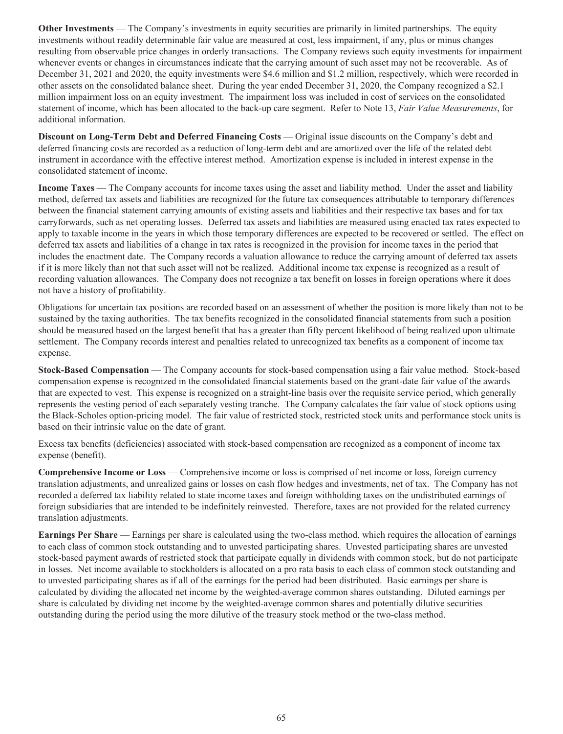**Other Investments** — The Company's investments in equity securities are primarily in limited partnerships. The equity investments without readily determinable fair value are measured at cost, less impairment, if any, plus or minus changes resulting from observable price changes in orderly transactions. The Company reviews such equity investments for impairment whenever events or changes in circumstances indicate that the carrying amount of such asset may not be recoverable. As of December 31, 2021 and 2020, the equity investments were $4.6 million and $1.2 million, respectively, which were recorded in other assets on the consolidated balance sheet. During the year ended December 31, 2020, the Company recognized a $2.1 million impairment loss on an equity investment. The impairment loss was included in cost of services on the consolidated statement of income, which has been allocated to the back-up care segment. Refer to Note 13, *Fair Value Measurements*, for additional information.

**Discount on Long-Term Debt and Deferred Financing Costs** — Original issue discounts on the Company's debt and deferred financing costs are recorded as a reduction of long-term debt and are amortized over the life of the related debt instrument in accordance with the effective interest method. Amortization expense is included in interest expense in the consolidated statement of income.

**Income Taxes** — The Company accounts for income taxes using the asset and liability method. Under the asset and liability method, deferred tax assets and liabilities are recognized for the future tax consequences attributable to temporary differences between the financial statement carrying amounts of existing assets and liabilities and their respective tax bases and for tax carryforwards, such as net operating losses. Deferred tax assets and liabilities are measured using enacted tax rates expected to apply to taxable income in the years in which those temporary differences are expected to be recovered or settled. The effect on deferred tax assets and liabilities of a change in tax rates is recognized in the provision for income taxes in the period that includes the enactment date. The Company records a valuation allowance to reduce the carrying amount of deferred tax assets if it is more likely than not that such asset will not be realized. Additional income tax expense is recognized as a result of recording valuation allowances. The Company does not recognize a tax benefit on losses in foreign operations where it does not have a history of profitability.

Obligations for uncertain tax positions are recorded based on an assessment of whether the position is more likely than not to be sustained by the taxing authorities. The tax benefits recognized in the consolidated financial statements from such a position should be measured based on the largest benefit that has a greater than fifty percent likelihood of being realized upon ultimate settlement. The Company records interest and penalties related to unrecognized tax benefits as a component of income tax expense.

**Stock-Based Compensation** — The Company accounts for stock-based compensation using a fair value method. Stock-based compensation expense is recognized in the consolidated financial statements based on the grant-date fair value of the awards that are expected to vest. This expense is recognized on a straight-line basis over the requisite service period, which generally represents the vesting period of each separately vesting tranche. The Company calculates the fair value of stock options using the Black-Scholes option-pricing model. The fair value of restricted stock, restricted stock units and performance stock units is based on their intrinsic value on the date of grant.

Excess tax benefits (deficiencies) associated with stock-based compensation are recognized as a component of income tax expense (benefit).

**Comprehensive Income or Loss** — Comprehensive income or loss is comprised of net income or loss, foreign currency translation adjustments, and unrealized gains or losses on cash flow hedges and investments, net of tax. The Company has not recorded a deferred tax liability related to state income taxes and foreign withholding taxes on the undistributed earnings of foreign subsidiaries that are intended to be indefinitely reinvested. Therefore, taxes are not provided for the related currency translation adjustments.

**Earnings Per Share** — Earnings per share is calculated using the two-class method, which requires the allocation of earnings to each class of common stock outstanding and to unvested participating shares. Unvested participating shares are unvested stock-based payment awards of restricted stock that participate equally in dividends with common stock, but do not participate in losses. Net income available to stockholders is allocated on a pro rata basis to each class of common stock outstanding and to unvested participating shares as if all of the earnings for the period had been distributed. Basic earnings per share is calculated by dividing the allocated net income by the weighted-average common shares outstanding. Diluted earnings per share is calculated by dividing net income by the weighted-average common shares and potentially dilutive securities outstanding during the period using the more dilutive of the treasury stock method or the two-class method.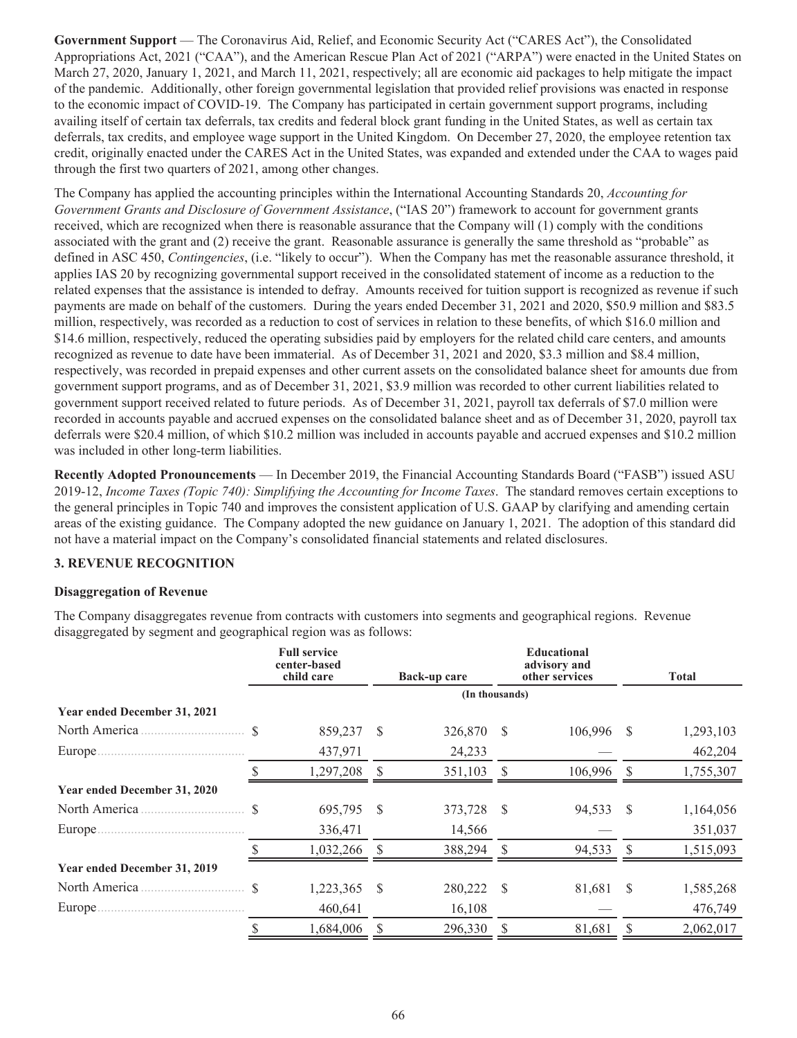**Government Support** — The Coronavirus Aid, Relief, and Economic Security Act ("CARES Act"), the Consolidated Appropriations Act, 2021 ("CAA"), and the American Rescue Plan Act of 2021 ("ARPA") were enacted in the United States on March 27, 2020, January 1, 2021, and March 11, 2021, respectively; all are economic aid packages to help mitigate the impact of the pandemic. Additionally, other foreign governmental legislation that provided relief provisions was enacted in response to the economic impact of COVID-19. The Company has participated in certain government support programs, including availing itself of certain tax deferrals, tax credits and federal block grant funding in the United States, as well as certain tax deferrals, tax credits, and employee wage support in the United Kingdom. On December 27, 2020, the employee retention tax credit, originally enacted under the CARES Act in the United States, was expanded and extended under the CAA to wages paid through the first two quarters of 2021, among other changes.

The Company has applied the accounting principles within the International Accounting Standards 20, *Accounting for Government Grants and Disclosure of Government Assistance*, ("IAS 20") framework to account for government grants received, which are recognized when there is reasonable assurance that the Company will (1) comply with the conditions associated with the grant and (2) receive the grant. Reasonable assurance is generally the same threshold as "probable" as defined in ASC 450, *Contingencies*, (i.e. "likely to occur"). When the Company has met the reasonable assurance threshold, it applies IAS 20 by recognizing governmental support received in the consolidated statement of income as a reduction to the related expenses that the assistance is intended to defray. Amounts received for tuition support is recognized as revenue if such payments are made on behalf of the customers. During the years ended December 31, 2021 and 2020, $50.9 million and $83.5 million, respectively, was recorded as a reduction to cost of services in relation to these benefits, of which $16.0 million and $14.6 million, respectively, reduced the operating subsidies paid by employers for the related child care centers, and amounts recognized as revenue to date have been immaterial. As of December 31, 2021 and 2020, $3.3 million and $8.4 million, respectively, was recorded in prepaid expenses and other current assets on the consolidated balance sheet for amounts due from government support programs, and as of December 31, 2021, $3.9 million was recorded to other current liabilities related to government support received related to future periods. As of December 31, 2021, payroll tax deferrals of $7.0 million were recorded in accounts payable and accrued expenses on the consolidated balance sheet and as of December 31, 2020, payroll tax deferrals were $20.4 million, of which $10.2 million was included in accounts payable and accrued expenses and $10.2 million was included in other long-term liabilities.

**Recently Adopted Pronouncements** — In December 2019, the Financial Accounting Standards Board ("FASB") issued ASU 2019-12, *Income Taxes (Topic 740): Simplifying the Accounting for Income Taxes*. The standard removes certain exceptions to the general principles in Topic 740 and improves the consistent application of U.S. GAAP by clarifying and amending certain areas of the existing guidance. The Company adopted the new guidance on January 1, 2021. The adoption of this standard did not have a material impact on the Company's consolidated financial statements and related disclosures.

## 3. REVENUE RECOGNITION

**Disaggregation of Revenue**

The Company disaggregates revenue from contracts with customers into segments and geographical regions. Revenue disaggregated by segment and geographical region was as follows:

| | Full service center-based child care | Back-up care | Educational advisory and other services | Total |
|---|---|---|---|---|
| | (In thousands) | | | |
| **Year ended December 31, 2021** | | | | |
| North America | $ 859,237 | $ 326,870 | $ 106,996 | $ 1,293,103 |
| Europe | 437,971 | 24,233 | — | 462,204 |
| | $ 1,297,208 | $ 351,103 | $ 106,996 | $ 1,755,307 |
| **Year ended December 31, 2020** | | | | |
| North America | $ 695,795 | $ 373,728 | $ 94,533 | $ 1,164,056 |
| Europe | 336,471 | 14,566 | — | 351,037 |
| | $ 1,032,266 | $ 388,294 | $ 94,533 | $ 1,515,093 |
| **Year ended December 31, 2019** | | | | |
| North America | $ 1,223,365 | $ 280,222 | $ 81,681 | $ 1,585,268 |
| Europe | 460,641 | 16,108 | — | 476,749 |
| | $ 1,684,006 | $ 296,330 | $ 81,681 | $ 2,062,017 |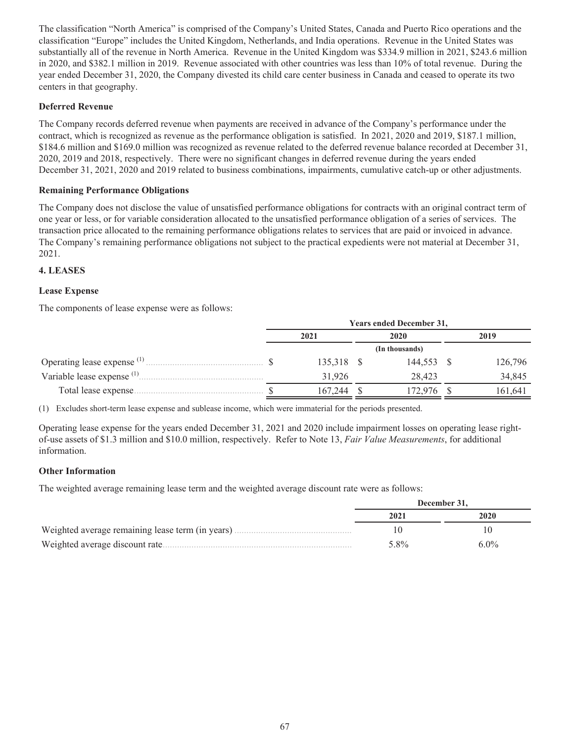The classification "North America" is comprised of the Company's United States, Canada and Puerto Rico operations and the classification "Europe" includes the United Kingdom, Netherlands, and India operations. Revenue in the United States was substantially all of the revenue in North America. Revenue in the United Kingdom was $334.9 million in 2021, $243.6 million in 2020, and $382.1 million in 2019. Revenue associated with other countries was less than 10% of total revenue. During the year ended December 31, 2020, the Company divested its child care center business in Canada and ceased to operate its two centers in that geography.

**Deferred Revenue**

The Company records deferred revenue when payments are received in advance of the Company's performance under the contract, which is recognized as revenue as the performance obligation is satisfied. In 2021, 2020 and 2019, $187.1 million, $184.6 million and $169.0 million was recognized as revenue related to the deferred revenue balance recorded at December 31, 2020, 2019 and 2018, respectively. There were no significant changes in deferred revenue during the years ended December 31, 2021, 2020 and 2019 related to business combinations, impairments, cumulative catch-up or other adjustments.

**Remaining Performance Obligations**

The Company does not disclose the value of unsatisfied performance obligations for contracts with an original contract term of one year or less, or for variable consideration allocated to the unsatisfied performance obligation of a series of services. The transaction price allocated to the remaining performance obligations relates to services that are paid or invoiced in advance. The Company's remaining performance obligations not subject to the practical expedients were not material at December 31, 2021.

## 4. LEASES

**Lease Expense**

The components of lease expense were as follows:

| | Years ended December 31, | | |
|---|---|---|---|
| | 2021 | 2020 | 2019 |
| | | (In thousands) | |
| Operating lease expense [1] | $ 135,318 | $ 144,553 | $ 126,796 |
| Variable lease expense [1] | 31,926 | 28,423 | 34,845 |
| Total lease expense | $ 167,244 | $ 172,976 | $ 161,641 |

(1) Excludes short-term lease expense and sublease income, which were immaterial for the periods presented.

Operating lease expense for the years ended December 31, 2021 and 2020 include impairment losses on operating lease right-of-use assets of $1.3 million and $10.0 million, respectively. Refer to Note 13, *Fair Value Measurements*, for additional information.

**Other Information**

The weighted average remaining lease term and the weighted average discount rate were as follows:

| | December 31, | |
|---|---|---|
| | 2021 | 2020 |
| Weighted average remaining lease term (in years) | 10 | 10 |
| Weighted average discount rate | 5.8% | 6.0% |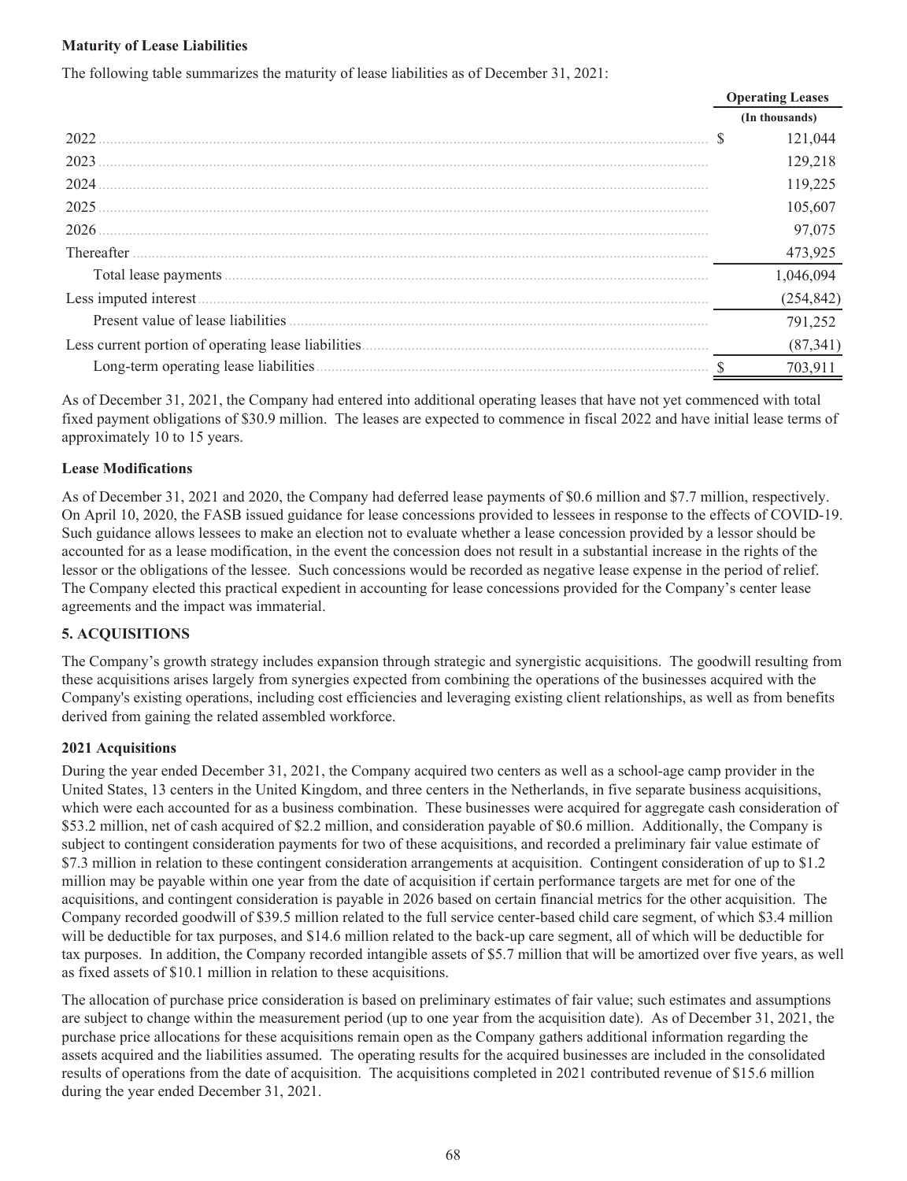**Maturity of Lease Liabilities**

The following table summarizes the maturity of lease liabilities as of December 31, 2021:

| | Operating Leases |
|---|---|
| | (In thousands) |
| 2022 | $ 121,044 |
| 2023 | 129,218 |
| 2024 | 119,225 |
| 2025 | 105,607 |
| 2026 | 97,075 |
| Thereafter | 473,925 |
| Total lease payments | 1,046,094 |
| Less imputed interest | (254,842) |
| Present value of lease liabilities | 791,252 |
| Less current portion of operating lease liabilities | (87,341) |
| Long-term operating lease liabilities | $ 703,911 |

As of December 31, 2021, the Company had entered into additional operating leases that have not yet commenced with total fixed payment obligations of $30.9 million. The leases are expected to commence in fiscal 2022 and have initial lease terms of approximately 10 to 15 years.

**Lease Modifications**

As of December 31, 2021 and 2020, the Company had deferred lease payments of $0.6 million and $7.7 million, respectively. On April 10, 2020, the FASB issued guidance for lease concessions provided to lessees in response to the effects of COVID-19. Such guidance allows lessees to make an election not to evaluate whether a lease concession provided by a lessor should be accounted for as a lease modification, in the event the concession does not result in a substantial increase in the rights of the lessor or the obligations of the lessee. Such concessions would be recorded as negative lease expense in the period of relief. The Company elected this practical expedient in accounting for lease concessions provided for the Company's center lease agreements and the impact was immaterial.

**5. ACQUISITIONS**

The Company's growth strategy includes expansion through strategic and synergistic acquisitions. The goodwill resulting from these acquisitions arises largely from synergies expected from combining the operations of the businesses acquired with the Company's existing operations, including cost efficiencies and leveraging existing client relationships, as well as from benefits derived from gaining the related assembled workforce.

**2021 Acquisitions**

During the year ended December 31, 2021, the Company acquired two centers as well as a school-age camp provider in the United States, 13 centers in the United Kingdom, and three centers in the Netherlands, in five separate business acquisitions, which were each accounted for as a business combination. These businesses were acquired for aggregate cash consideration of $53.2 million, net of cash acquired of $2.2 million, and consideration payable of $0.6 million. Additionally, the Company is subject to contingent consideration payments for two of these acquisitions, and recorded a preliminary fair value estimate of $7.3 million in relation to these contingent consideration arrangements at acquisition. Contingent consideration of up to $1.2 million may be payable within one year from the date of acquisition if certain performance targets are met for one of the acquisitions, and contingent consideration is payable in 2026 based on certain financial metrics for the other acquisition. The Company recorded goodwill of $39.5 million related to the full service center-based child care segment, of which $3.4 million will be deductible for tax purposes, and $14.6 million related to the back-up care segment, all of which will be deductible for tax purposes. In addition, the Company recorded intangible assets of $5.7 million that will be amortized over five years, as well as fixed assets of $10.1 million in relation to these acquisitions.

The allocation of purchase price consideration is based on preliminary estimates of fair value; such estimates and assumptions are subject to change within the measurement period (up to one year from the acquisition date). As of December 31, 2021, the purchase price allocations for these acquisitions remain open as the Company gathers additional information regarding the assets acquired and the liabilities assumed. The operating results for the acquired businesses are included in the consolidated results of operations from the date of acquisition. The acquisitions completed in 2021 contributed revenue of $15.6 million during the year ended December 31, 2021.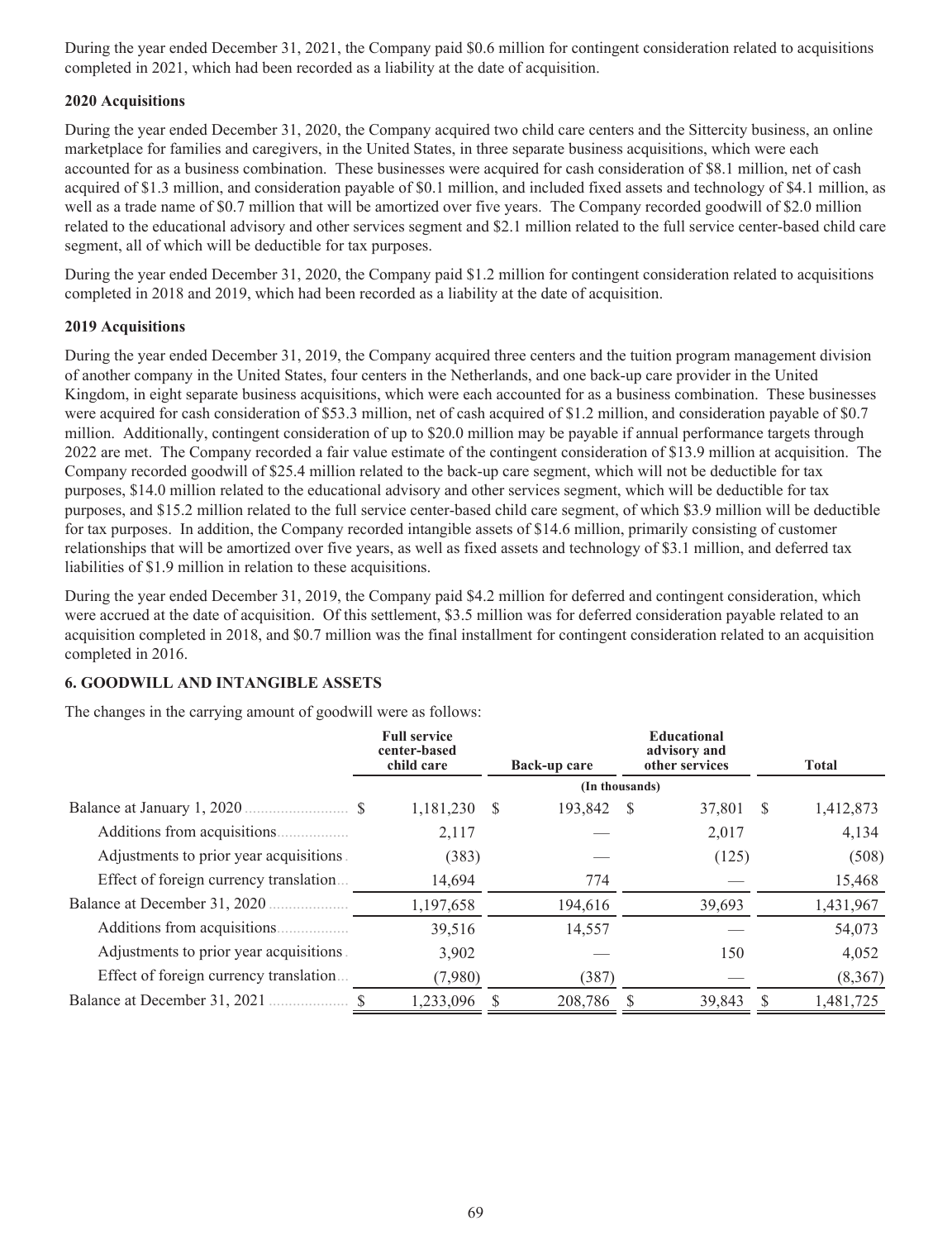During the year ended December 31, 2021, the Company paid $0.6 million for contingent consideration related to acquisitions completed in 2021, which had been recorded as a liability at the date of acquisition.

**2020 Acquisitions**

During the year ended December 31, 2020, the Company acquired two child care centers and the Sittercity business, an online marketplace for families and caregivers, in the United States, in three separate business acquisitions, which were each accounted for as a business combination. These businesses were acquired for cash consideration of $8.1 million, net of cash acquired of $1.3 million, and consideration payable of $0.1 million, and included fixed assets and technology of $4.1 million, as well as a trade name of $0.7 million that will be amortized over five years. The Company recorded goodwill of $2.0 million related to the educational advisory and other services segment and $2.1 million related to the full service center-based child care segment, all of which will be deductible for tax purposes.

During the year ended December 31, 2020, the Company paid $1.2 million for contingent consideration related to acquisitions completed in 2018 and 2019, which had been recorded as a liability at the date of acquisition.

**2019 Acquisitions**

During the year ended December 31, 2019, the Company acquired three centers and the tuition program management division of another company in the United States, four centers in the Netherlands, and one back-up care provider in the United Kingdom, in eight separate business acquisitions, which were each accounted for as a business combination. These businesses were acquired for cash consideration of $53.3 million, net of cash acquired of $1.2 million, and consideration payable of $0.7 million. Additionally, contingent consideration of up to $20.0 million may be payable if annual performance targets through 2022 are met. The Company recorded a fair value estimate of the contingent consideration of $13.9 million at acquisition. The Company recorded goodwill of $25.4 million related to the back-up care segment, which will not be deductible for tax purposes, $14.0 million related to the educational advisory and other services segment, which will be deductible for tax purposes, and $15.2 million related to the full service center-based child care segment, of which $3.9 million will be deductible for tax purposes. In addition, the Company recorded intangible assets of $14.6 million, primarily consisting of customer relationships that will be amortized over five years, as well as fixed assets and technology of $3.1 million, and deferred tax liabilities of $1.9 million in relation to these acquisitions.

During the year ended December 31, 2019, the Company paid $4.2 million for deferred and contingent consideration, which were accrued at the date of acquisition. Of this settlement, $3.5 million was for deferred consideration payable related to an acquisition completed in 2018, and $0.7 million was the final installment for contingent consideration related to an acquisition completed in 2016.

## 6. GOODWILL AND INTANGIBLE ASSETS

The changes in the carrying amount of goodwill were as follows:

| | Full service center-based child care | Back-up care | Educational advisory and other services | Total |
|---|---|---|---|---|
| | (In thousands) | | | |
| Balance at January 1, 2020 | $ 1,181,230 | $ 193,842 | $ 37,801 | $ 1,412,873 |
| Additions from acquisitions | 2,117 | — | 2,017 | 4,134 |
| Adjustments to prior year acquisitions | (383) | — | (125) | (508) |
| Effect of foreign currency translation | 14,694 | 774 | — | 15,468 |
| Balance at December 31, 2020 | 1,197,658 | 194,616 | 39,693 | 1,431,967 |
| Additions from acquisitions | 39,516 | 14,557 | — | 54,073 |
| Adjustments to prior year acquisitions | 3,902 | — | 150 | 4,052 |
| Effect of foreign currency translation | (7,980) | (387) | — | (8,367) |
| Balance at December 31, 2021 | $ 1,233,096 | $ 208,786 | $ 39,843 | $ 1,481,725 |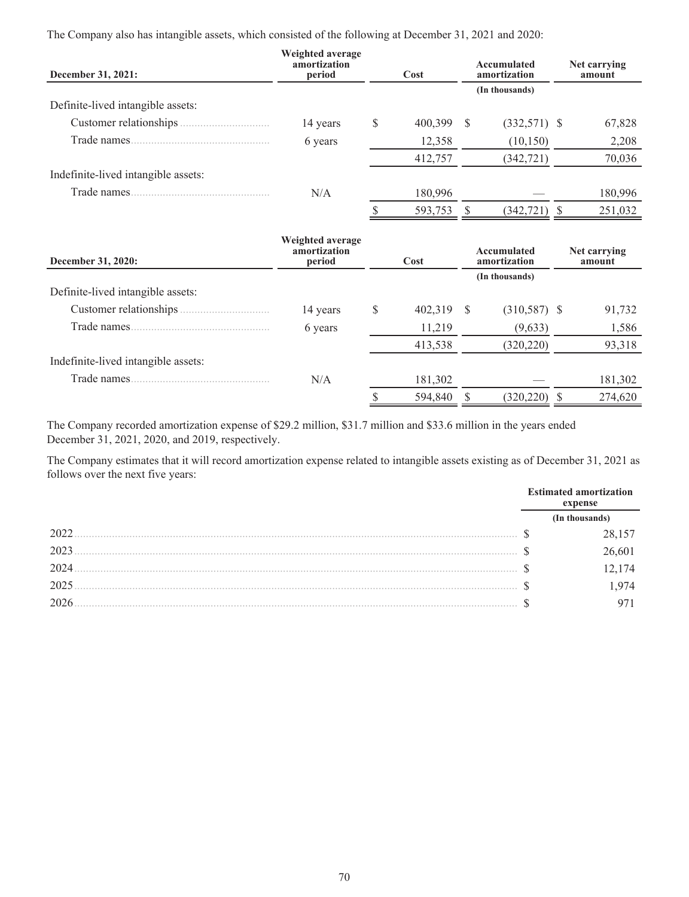The Company also has intangible assets, which consisted of the following at December 31, 2021 and 2020:

| December 31, 2021: | Weighted average amortization period | Cost | Accumulated amortization | Net carrying amount |
|---|---|---|---|---|
| | | | (In thousands) | |
| Definite-lived intangible assets: | | | | |
| Customer relationships | 14 years | $ 400,399 | $ (332,571) | $ 67,828 |
| Trade names | 6 years | 12,358 | (10,150) | 2,208 |
| | | 412,757 | (342,721) | 70,036 |
| Indefinite-lived intangible assets: | | | | |
| Trade names | N/A | 180,996 | — | 180,996 |
| | | $ 593,753 | $ (342,721) | $ 251,032 |

| December 31, 2020: | Weighted average amortization period | Cost | Accumulated amortization | Net carrying amount |
|---|---|---|---|---|
| | | | (In thousands) | |
| Definite-lived intangible assets: | | | | |
| Customer relationships | 14 years | $ 402,319 | $ (310,587) | $ 91,732 |
| Trade names | 6 years | 11,219 | (9,633) | 1,586 |
| | | 413,538 | (320,220) | 93,318 |
| Indefinite-lived intangible assets: | | | | |
| Trade names | N/A | 181,302 | — | 181,302 |
| | | $ 594,840 | $ (320,220) | $ 274,620 |

The Company recorded amortization expense of $29.2 million, $31.7 million and $33.6 million in the years ended December 31, 2021, 2020, and 2019, respectively.

The Company estimates that it will record amortization expense related to intangible assets existing as of December 31, 2021 as follows over the next five years:

| | Estimated amortization expense |
|---|---|
| | (In thousands) |
| 2022 | $ 28,157 |
| 2023 | $ 26,601 |
| 2024 | $ 12,174 |
| 2025 | $ 1,974 |
| 2026 | $ 971 |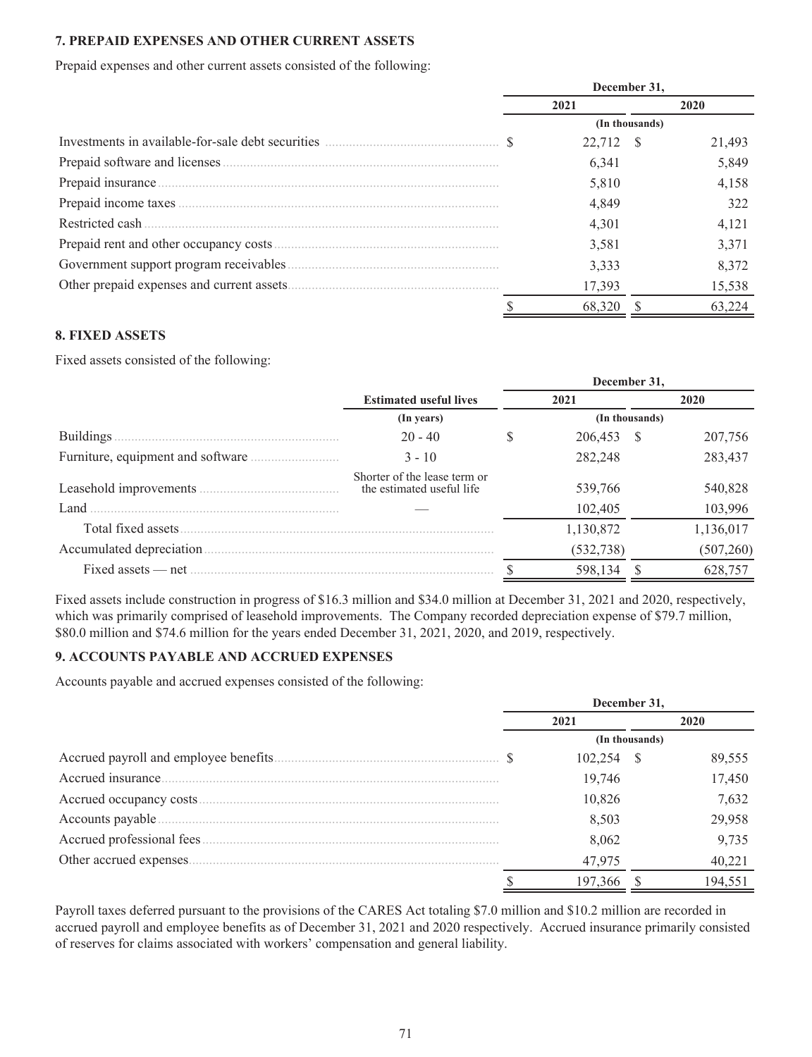### 7. PREPAID EXPENSES AND OTHER CURRENT ASSETS

Prepaid expenses and other current assets consisted of the following:

| | December 31, | |
|---|---|---|
| | 2021 | 2020 |
| | (In thousands) | |
| Investments in available-for-sale debt securities | $ 22,712 | $ 21,493 |
| Prepaid software and licenses | 6,341 | 5,849 |
| Prepaid insurance | 5,810 | 4,158 |
| Prepaid income taxes | 4,849 | 322 |
| Restricted cash | 4,301 | 4,121 |
| Prepaid rent and other occupancy costs | 3,581 | 3,371 |
| Government support program receivables | 3,333 | 8,372 |
| Other prepaid expenses and current assets | 17,393 | 15,538 |
| | $ 68,320 | $ 63,224 |

### 8. FIXED ASSETS

Fixed assets consisted of the following:

| | | December 31, | |
|---|---|---|---|
| | Estimated useful lives | 2021 | 2020 |
| | (In years) | (In thousands) | |
| Buildings | 20 - 40 | $ 206,453 | $ 207,756 |
| Furniture, equipment and software | 3 - 10 | 282,248 | 283,437 |
| Leasehold improvements | Shorter of the lease term or the estimated useful life | 539,766 | 540,828 |
| Land | — | 102,405 | 103,996 |
| Total fixed assets | | 1,130,872 | 1,136,017 |
| Accumulated depreciation | | (532,738) | (507,260) |
| Fixed assets — net | | $ 598,134 | $ 628,757 |

Fixed assets include construction in progress of $16.3 million and $34.0 million at December 31, 2021 and 2020, respectively, which was primarily comprised of leasehold improvements. The Company recorded depreciation expense of $79.7 million, $80.0 million and $74.6 million for the years ended December 31, 2021, 2020, and 2019, respectively.

### 9. ACCOUNTS PAYABLE AND ACCRUED EXPENSES

Accounts payable and accrued expenses consisted of the following:

| | December 31, | |
|---|---|---|
| | 2021 | 2020 |
| | (In thousands) | |
| Accrued payroll and employee benefits | $ 102,254 | $ 89,555 |
| Accrued insurance | 19,746 | 17,450 |
| Accrued occupancy costs | 10,826 | 7,632 |
| Accounts payable | 8,503 | 29,958 |
| Accrued professional fees | 8,062 | 9,735 |
| Other accrued expenses | 47,975 | 40,221 |
| | $ 197,366 | $ 194,551 |

Payroll taxes deferred pursuant to the provisions of the CARES Act totaling $7.0 million and $10.2 million are recorded in accrued payroll and employee benefits as of December 31, 2021 and 2020 respectively. Accrued insurance primarily consisted of reserves for claims associated with workers' compensation and general liability.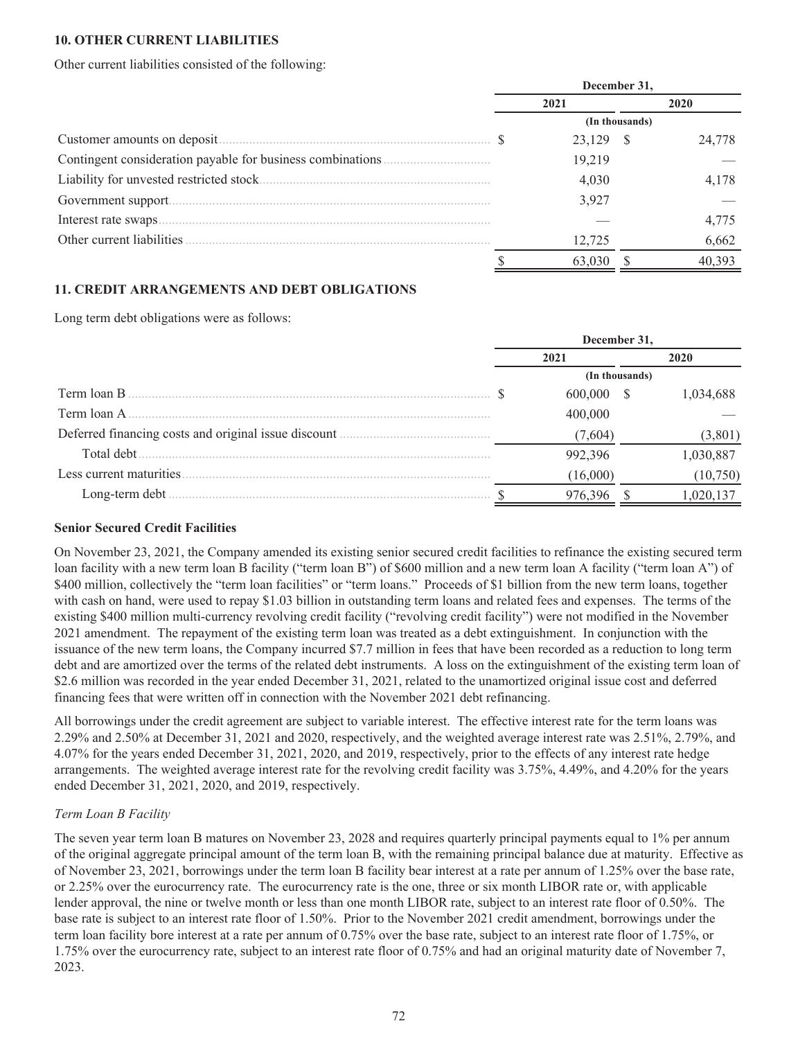## 10. OTHER CURRENT LIABILITIES

Other current liabilities consisted of the following:

| | December 31, | |
|---|---|---|
| | 2021 | 2020 |
| | (In thousands) | |
| Customer amounts on deposit | $ 23,129 | $ 24,778 |
| Contingent consideration payable for business combinations | 19,219 | — |
| Liability for unvested restricted stock | 4,030 | 4,178 |
| Government support | 3,927 | — |
| Interest rate swaps | — | 4,775 |
| Other current liabilities | 12,725 | 6,662 |
| | $ 63,030 | $ 40,393 |

## 11. CREDIT ARRANGEMENTS AND DEBT OBLIGATIONS

Long term debt obligations were as follows:

| | December 31, | |
|---|---|---|
| | 2021 | 2020 |
| | (In thousands) | |
| Term loan B | $ 600,000 | $ 1,034,688 |
| Term loan A | 400,000 | — |
| Deferred financing costs and original issue discount | (7,604) | (3,801) |
| Total debt | 992,396 | 1,030,887 |
| Less current maturities | (16,000) | (10,750) |
| Long-term debt | $ 976,396 | $ 1,020,137 |

### Senior Secured Credit Facilities

On November 23, 2021, the Company amended its existing senior secured credit facilities to refinance the existing secured term loan facility with a new term loan B facility ("term loan B") of $600 million and a new term loan A facility ("term loan A") of $400 million, collectively the "term loan facilities" or "term loans." Proceeds of $1 billion from the new term loans, together with cash on hand, were used to repay $1.03 billion in outstanding term loans and related fees and expenses. The terms of the existing $400 million multi-currency revolving credit facility ("revolving credit facility") were not modified in the November 2021 amendment. The repayment of the existing term loan was treated as a debt extinguishment. In conjunction with the issuance of the new term loans, the Company incurred $7.7 million in fees that have been recorded as a reduction to long term debt and are amortized over the terms of the related debt instruments. A loss on the extinguishment of the existing term loan of $2.6 million was recorded in the year ended December 31, 2021, related to the unamortized original issue cost and deferred financing fees that were written off in connection with the November 2021 debt refinancing.

All borrowings under the credit agreement are subject to variable interest. The effective interest rate for the term loans was 2.29% and 2.50% at December 31, 2021 and 2020, respectively, and the weighted average interest rate was 2.51%, 2.79%, and 4.07% for the years ended December 31, 2021, 2020, and 2019, respectively, prior to the effects of any interest rate hedge arrangements. The weighted average interest rate for the revolving credit facility was 3.75%, 4.49%, and 4.20% for the years ended December 31, 2021, 2020, and 2019, respectively.

*Term Loan B Facility*

The seven year term loan B matures on November 23, 2028 and requires quarterly principal payments equal to 1% per annum of the original aggregate principal amount of the term loan B, with the remaining principal balance due at maturity. Effective as of November 23, 2021, borrowings under the term loan B facility bear interest at a rate per annum of 1.25% over the base rate, or 2.25% over the eurocurrency rate. The eurocurrency rate is the one, three or six month LIBOR rate or, with applicable lender approval, the nine or twelve month or less than one month LIBOR rate, subject to an interest rate floor of 0.50%. The base rate is subject to an interest rate floor of 1.50%. Prior to the November 2021 credit amendment, borrowings under the term loan facility bore interest at a rate per annum of 0.75% over the base rate, subject to an interest rate floor of 1.75%, or 1.75% over the eurocurrency rate, subject to an interest rate floor of 0.75% and had an original maturity date of November 7, 2023.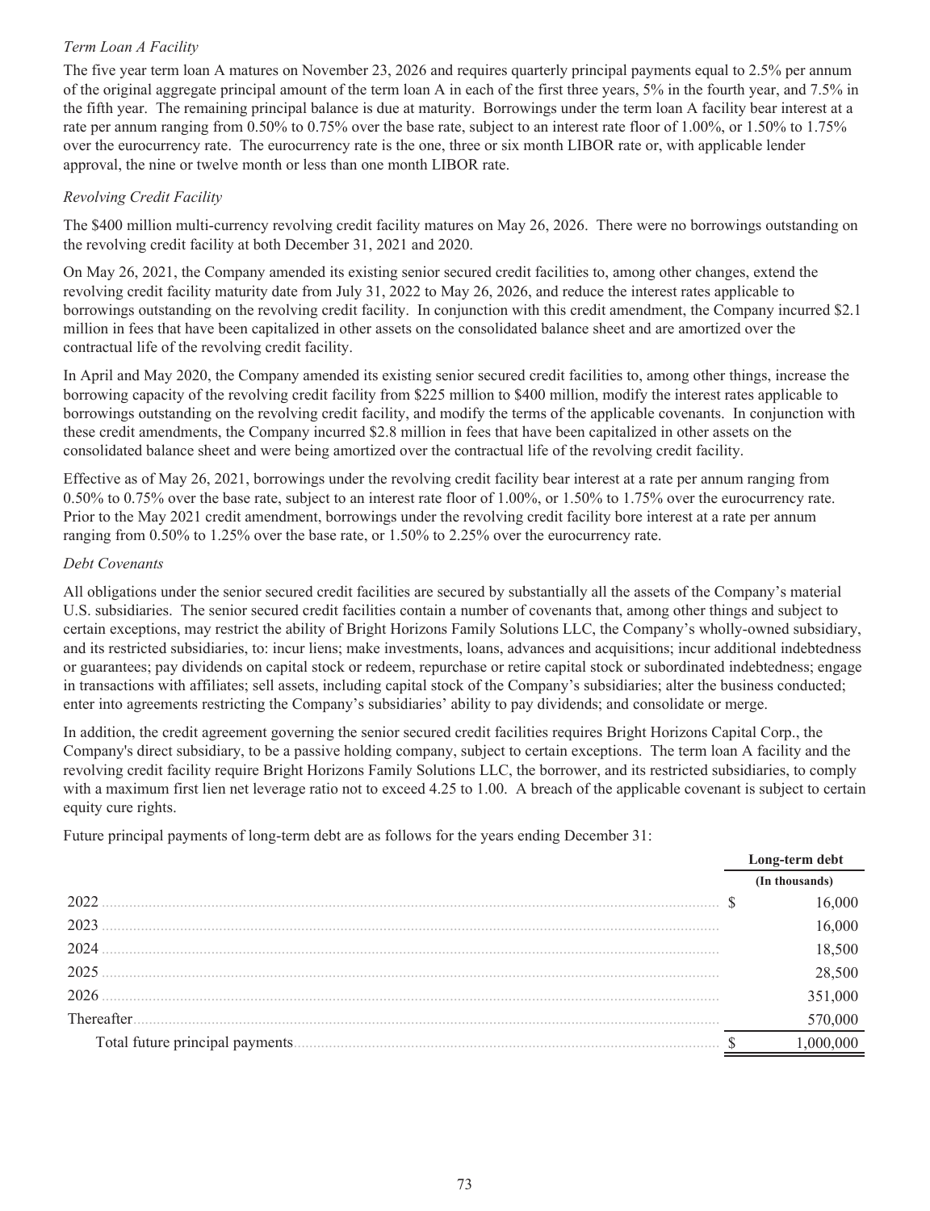*Term Loan A Facility*

The five year term loan A matures on November 23, 2026 and requires quarterly principal payments equal to 2.5% per annum of the original aggregate principal amount of the term loan A in each of the first three years, 5% in the fourth year, and 7.5% in the fifth year. The remaining principal balance is due at maturity. Borrowings under the term loan A facility bear interest at a rate per annum ranging from 0.50% to 0.75% over the base rate, subject to an interest rate floor of 1.00%, or 1.50% to 1.75% over the eurocurrency rate. The eurocurrency rate is the one, three or six month LIBOR rate or, with applicable lender approval, the nine or twelve month or less than one month LIBOR rate.

*Revolving Credit Facility*

The $400 million multi-currency revolving credit facility matures on May 26, 2026. There were no borrowings outstanding on the revolving credit facility at both December 31, 2021 and 2020.

On May 26, 2021, the Company amended its existing senior secured credit facilities to, among other changes, extend the revolving credit facility maturity date from July 31, 2022 to May 26, 2026, and reduce the interest rates applicable to borrowings outstanding on the revolving credit facility. In conjunction with this credit amendment, the Company incurred $2.1 million in fees that have been capitalized in other assets on the consolidated balance sheet and are amortized over the contractual life of the revolving credit facility.

In April and May 2020, the Company amended its existing senior secured credit facilities to, among other things, increase the borrowing capacity of the revolving credit facility from $225 million to $400 million, modify the interest rates applicable to borrowings outstanding on the revolving credit facility, and modify the terms of the applicable covenants. In conjunction with these credit amendments, the Company incurred $2.8 million in fees that have been capitalized in other assets on the consolidated balance sheet and were being amortized over the contractual life of the revolving credit facility.

Effective as of May 26, 2021, borrowings under the revolving credit facility bear interest at a rate per annum ranging from 0.50% to 0.75% over the base rate, subject to an interest rate floor of 1.00%, or 1.50% to 1.75% over the eurocurrency rate. Prior to the May 2021 credit amendment, borrowings under the revolving credit facility bore interest at a rate per annum ranging from 0.50% to 1.25% over the base rate, or 1.50% to 2.25% over the eurocurrency rate.

*Debt Covenants*

All obligations under the senior secured credit facilities are secured by substantially all the assets of the Company's material U.S. subsidiaries. The senior secured credit facilities contain a number of covenants that, among other things and subject to certain exceptions, may restrict the ability of Bright Horizons Family Solutions LLC, the Company's wholly-owned subsidiary, and its restricted subsidiaries, to: incur liens; make investments, loans, advances and acquisitions; incur additional indebtedness or guarantees; pay dividends on capital stock or redeem, repurchase or retire capital stock or subordinated indebtedness; engage in transactions with affiliates; sell assets, including capital stock of the Company's subsidiaries; alter the business conducted; enter into agreements restricting the Company's subsidiaries' ability to pay dividends; and consolidate or merge.

In addition, the credit agreement governing the senior secured credit facilities requires Bright Horizons Capital Corp., the Company's direct subsidiary, to be a passive holding company, subject to certain exceptions. The term loan A facility and the revolving credit facility require Bright Horizons Family Solutions LLC, the borrower, and its restricted subsidiaries, to comply with a maximum first lien net leverage ratio not to exceed 4.25 to 1.00. A breach of the applicable covenant is subject to certain equity cure rights.

Future principal payments of long-term debt are as follows for the years ending December 31:

| | Long-term debt |
|---|---|
| | (In thousands) |
| 2022 | $ 16,000 |
| 2023 | 16,000 |
| 2024 | 18,500 |
| 2025 | 28,500 |
| 2026 | 351,000 |
| Thereafter | 570,000 |
| Total future principal payments | $ 1,000,000 |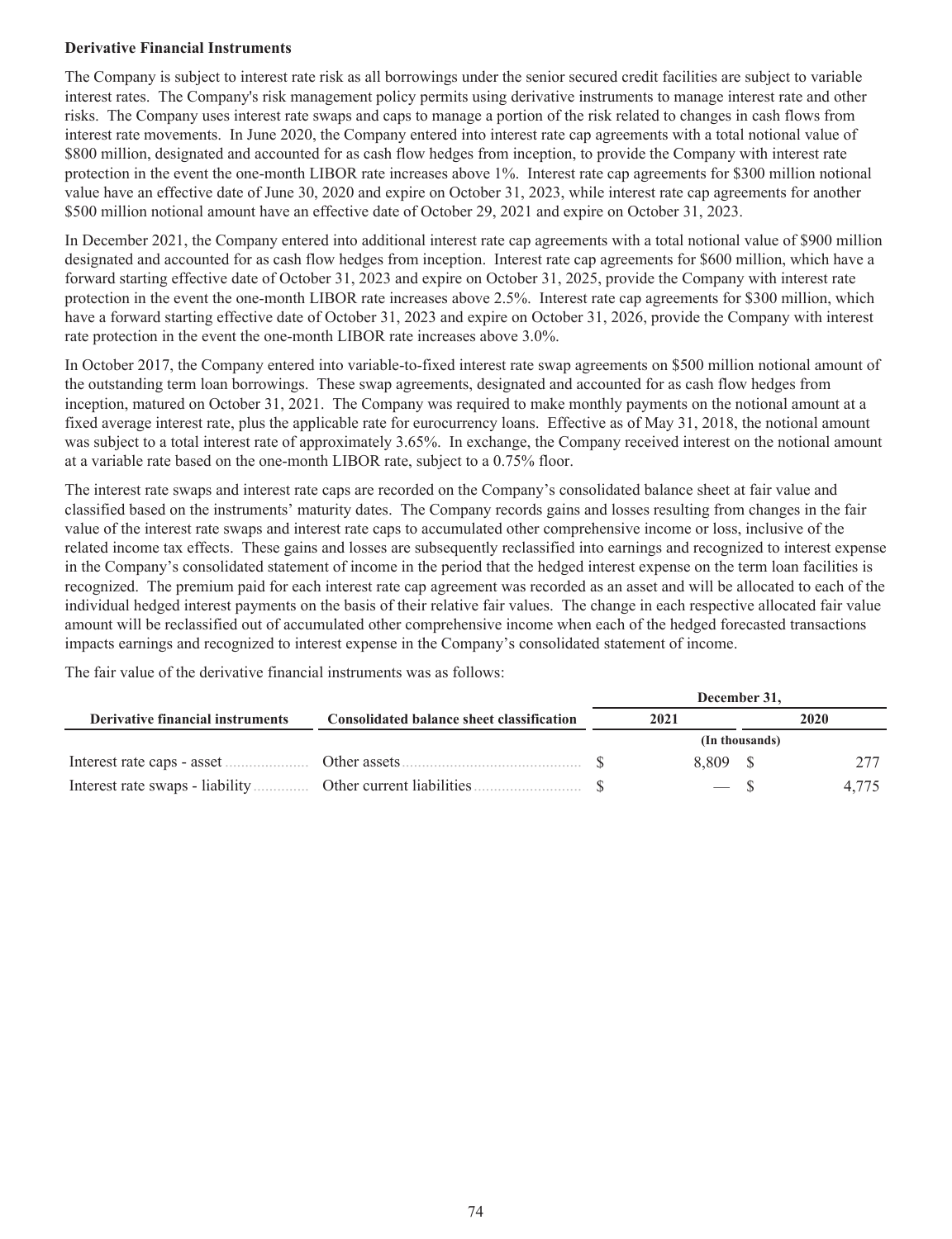**Derivative Financial Instruments**

The Company is subject to interest rate risk as all borrowings under the senior secured credit facilities are subject to variable interest rates. The Company's risk management policy permits using derivative instruments to manage interest rate and other risks. The Company uses interest rate swaps and caps to manage a portion of the risk related to changes in cash flows from interest rate movements. In June 2020, the Company entered into interest rate cap agreements with a total notional value of \$800 million, designated and accounted for as cash flow hedges from inception, to provide the Company with interest rate protection in the event the one-month LIBOR rate increases above 1%. Interest rate cap agreements for \$300 million notional value have an effective date of June 30, 2020 and expire on October 31, 2023, while interest rate cap agreements for another \$500 million notional amount have an effective date of October 29, 2021 and expire on October 31, 2023.

In December 2021, the Company entered into additional interest rate cap agreements with a total notional value of \$900 million designated and accounted for as cash flow hedges from inception. Interest rate cap agreements for \$600 million, which have a forward starting effective date of October 31, 2023 and expire on October 31, 2025, provide the Company with interest rate protection in the event the one-month LIBOR rate increases above 2.5%. Interest rate cap agreements for \$300 million, which have a forward starting effective date of October 31, 2023 and expire on October 31, 2026, provide the Company with interest rate protection in the event the one-month LIBOR rate increases above 3.0%.

In October 2017, the Company entered into variable-to-fixed interest rate swap agreements on \$500 million notional amount of the outstanding term loan borrowings. These swap agreements, designated and accounted for as cash flow hedges from inception, matured on October 31, 2021. The Company was required to make monthly payments on the notional amount at a fixed average interest rate, plus the applicable rate for eurocurrency loans. Effective as of May 31, 2018, the notional amount was subject to a total interest rate of approximately 3.65%. In exchange, the Company received interest on the notional amount at a variable rate based on the one-month LIBOR rate, subject to a 0.75% floor.

The interest rate swaps and interest rate caps are recorded on the Company's consolidated balance sheet at fair value and classified based on the instruments' maturity dates. The Company records gains and losses resulting from changes in the fair value of the interest rate swaps and interest rate caps to accumulated other comprehensive income or loss, inclusive of the related income tax effects. These gains and losses are subsequently reclassified into earnings and recognized to interest expense in the Company's consolidated statement of income in the period that the hedged interest expense on the term loan facilities is recognized. The premium paid for each interest rate cap agreement was recorded as an asset and will be allocated to each of the individual hedged interest payments on the basis of their relative fair values. The change in each respective allocated fair value amount will be reclassified out of accumulated other comprehensive income when each of the hedged forecasted transactions impacts earnings and recognized to interest expense in the Company's consolidated statement of income.

The fair value of the derivative financial instruments was as follows:

| | | December 31, | |
|---|---|---|---|
| **Derivative financial instruments** | **Consolidated balance sheet classification** | **2021** | **2020** |
| | | (In thousands) | |
| Interest rate caps - asset | Other assets | \$ 8,809 | \$ 277 |
| Interest rate swaps - liability | Other current liabilities | \$ — | \$ 4,775 |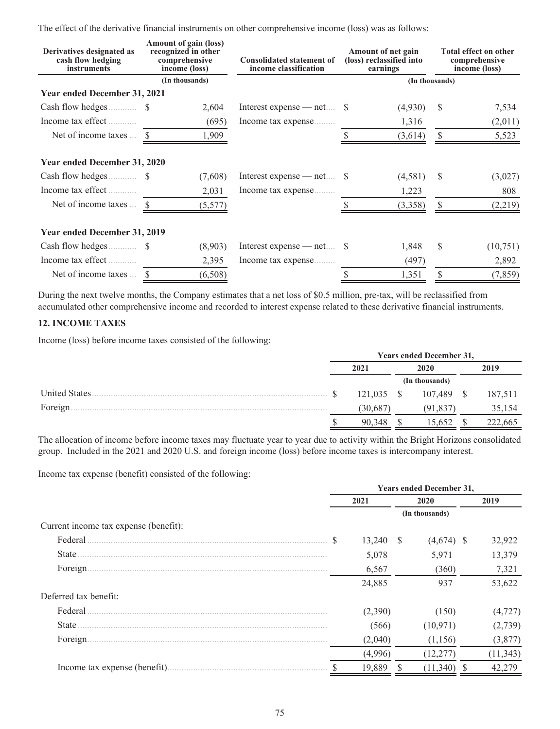The effect of the derivative financial instruments on other comprehensive income (loss) was as follows:

| Derivatives designated as cash flow hedging instruments | Amount of gain (loss) recognized in other comprehensive income (loss) | Consolidated statement of income classification | Amount of net gain (loss) reclassified into earnings | Total effect on other comprehensive income (loss) |
|---|---|---|---|---|
| | (In thousands) | | (In thousands) | |
| **Year ended December 31, 2021** | | | | |
| Cash flow hedges | $ 2,604 | Interest expense — net | $ (4,930) | $ 7,534 |
| Income tax effect | (695) | Income tax expense | 1,316 | (2,011) |
| Net of income taxes | $ 1,909 | | $ (3,614) | $ 5,523 |
| **Year ended December 31, 2020** | | | | |
| Cash flow hedges | $ (7,608) | Interest expense — net | $ (4,581) | $ (3,027) |
| Income tax effect | 2,031 | Income tax expense | 1,223 | 808 |
| Net of income taxes | $ (5,577) | | $ (3,358) | $ (2,219) |
| **Year ended December 31, 2019** | | | | |
| Cash flow hedges | $ (8,903) | Interest expense — net | $ 1,848 | $ (10,751) |
| Income tax effect | 2,395 | Income tax expense | (497) | 2,892 |
| Net of income taxes | $ (6,508) | | $ 1,351 | $ (7,859) |

During the next twelve months, the Company estimates that a net loss of $0.5 million, pre-tax, will be reclassified from accumulated other comprehensive income and recorded to interest expense related to these derivative financial instruments.

**12. INCOME TAXES**

Income (loss) before income taxes consisted of the following:

| | Years ended December 31, | | |
|---|---|---|---|
| | 2021 | 2020 | 2019 |
| | (In thousands) | | |
| United States | $ 121,035 | $ 107,489 | $ 187,511 |
| Foreign | (30,687) | (91,837) | 35,154 |
| | $ 90,348 | $ 15,652 | $ 222,665 |

The allocation of income before income taxes may fluctuate year to year due to activity within the Bright Horizons consolidated group. Included in the 2021 and 2020 U.S. and foreign income (loss) before income taxes is intercompany interest.

Income tax expense (benefit) consisted of the following:

| | Years ended December 31, | | |
|---|---|---|---|
| | 2021 | 2020 | 2019 |
| | (In thousands) | | |
| Current income tax expense (benefit): | | | |
| Federal | $ 13,240 | $ (4,674) | $ 32,922 |
| State | 5,078 | 5,971 | 13,379 |
| Foreign | 6,567 | (360) | 7,321 |
| | 24,885 | 937 | 53,622 |
| Deferred tax benefit: | | | |
| Federal | (2,390) | (150) | (4,727) |
| State | (566) | (10,971) | (2,739) |
| Foreign | (2,040) | (1,156) | (3,877) |
| | (4,996) | (12,277) | (11,343) |
| Income tax expense (benefit) | $ 19,889 | $ (11,340) | $ 42,279 |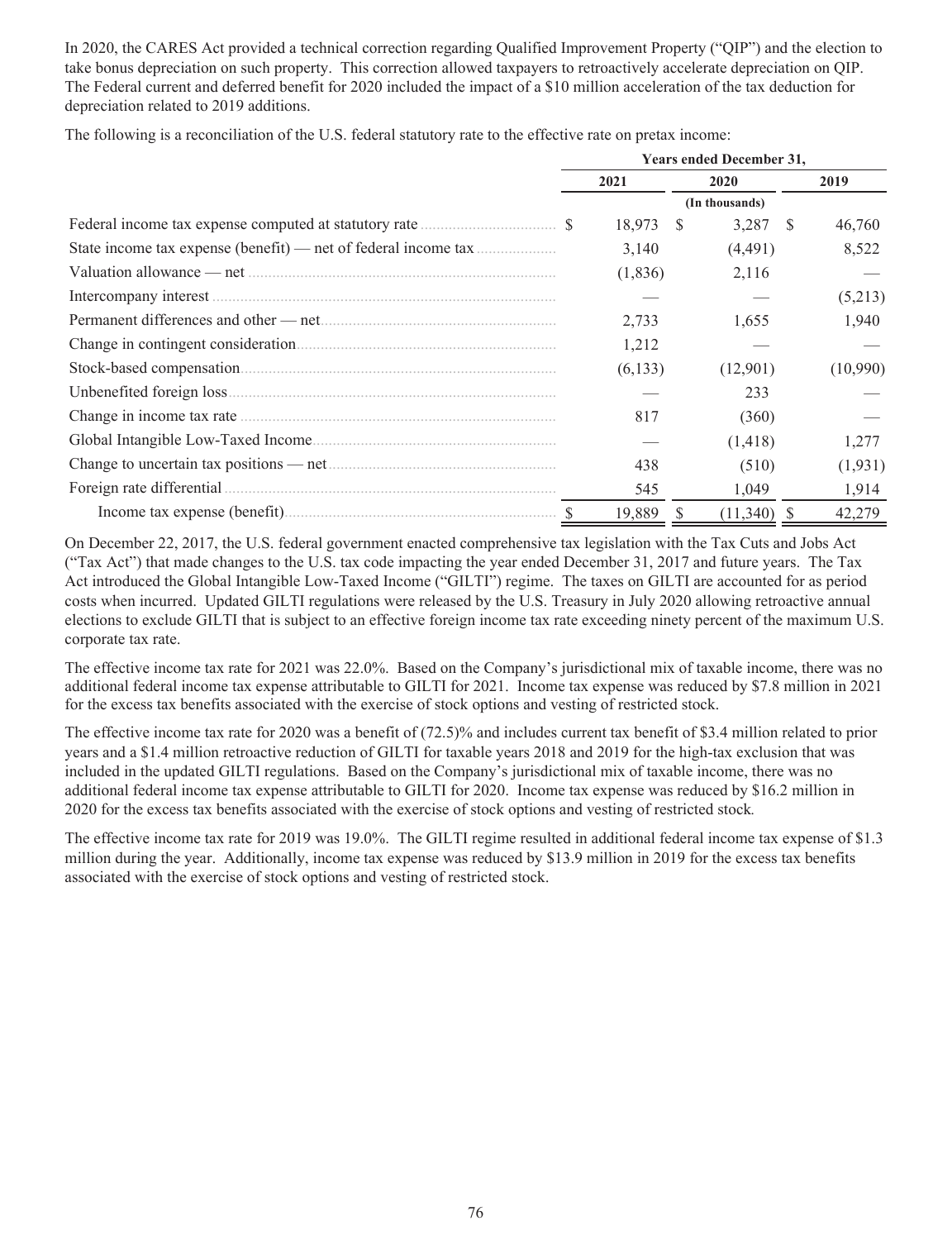In 2020, the CARES Act provided a technical correction regarding Qualified Improvement Property ("QIP") and the election to take bonus depreciation on such property. This correction allowed taxpayers to retroactively accelerate depreciation on QIP. The Federal current and deferred benefit for 2020 included the impact of a $10 million acceleration of the tax deduction for depreciation related to 2019 additions.

The following is a reconciliation of the U.S. federal statutory rate to the effective rate on pretax income:

| | Years ended December 31, | | |
|---|---|---|---|
| | 2021 | 2020 | 2019 |
| | | (In thousands) | |
| Federal income tax expense computed at statutory rate | $ 18,973 | $ 3,287 | $ 46,760 |
| State income tax expense (benefit) — net of federal income tax | 3,140 | (4,491) | 8,522 |
| Valuation allowance — net | (1,836) | 2,116 | — |
| Intercompany interest | — | — | (5,213) |
| Permanent differences and other — net | 2,733 | 1,655 | 1,940 |
| Change in contingent consideration | 1,212 | — | — |
| Stock-based compensation | (6,133) | (12,901) | (10,990) |
| Unbenefited foreign loss | — | 233 | — |
| Change in income tax rate | 817 | (360) | — |
| Global Intangible Low-Taxed Income | — | (1,418) | 1,277 |
| Change to uncertain tax positions — net | 438 | (510) | (1,931) |
| Foreign rate differential | 545 | 1,049 | 1,914 |
| Income tax expense (benefit) | $ 19,889 | $ (11,340) | $ 42,279 |

On December 22, 2017, the U.S. federal government enacted comprehensive tax legislation with the Tax Cuts and Jobs Act ("Tax Act") that made changes to the U.S. tax code impacting the year ended December 31, 2017 and future years. The Tax Act introduced the Global Intangible Low-Taxed Income ("GILTI") regime. The taxes on GILTI are accounted for as period costs when incurred. Updated GILTI regulations were released by the U.S. Treasury in July 2020 allowing retroactive annual elections to exclude GILTI that is subject to an effective foreign income tax rate exceeding ninety percent of the maximum U.S. corporate tax rate.

The effective income tax rate for 2021 was 22.0%. Based on the Company's jurisdictional mix of taxable income, there was no additional federal income tax expense attributable to GILTI for 2021. Income tax expense was reduced by $7.8 million in 2021 for the excess tax benefits associated with the exercise of stock options and vesting of restricted stock.

The effective income tax rate for 2020 was a benefit of (72.5)% and includes current tax benefit of $3.4 million related to prior years and a $1.4 million retroactive reduction of GILTI for taxable years 2018 and 2019 for the high-tax exclusion that was included in the updated GILTI regulations. Based on the Company's jurisdictional mix of taxable income, there was no additional federal income tax expense attributable to GILTI for 2020. Income tax expense was reduced by $16.2 million in 2020 for the excess tax benefits associated with the exercise of stock options and vesting of restricted stock.

The effective income tax rate for 2019 was 19.0%. The GILTI regime resulted in additional federal income tax expense of $1.3 million during the year. Additionally, income tax expense was reduced by $13.9 million in 2019 for the excess tax benefits associated with the exercise of stock options and vesting of restricted stock.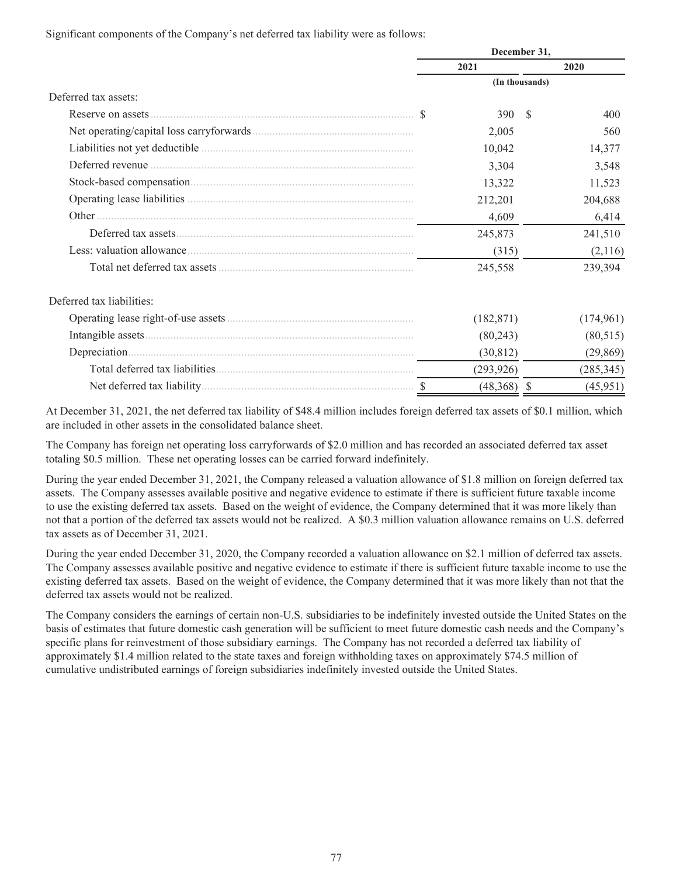Significant components of the Company's net deferred tax liability were as follows:

| | December 31, | |
|---|---|---|
| | 2021 | 2020 |
| | (In thousands) | |
| Deferred tax assets: | | |
| Reserve on assets | $ 390 | $ 400 |
| Net operating/capital loss carryforwards | 2,005 | 560 |
| Liabilities not yet deductible | 10,042 | 14,377 |
| Deferred revenue | 3,304 | 3,548 |
| Stock-based compensation | 13,322 | 11,523 |
| Operating lease liabilities | 212,201 | 204,688 |
| Other | 4,609 | 6,414 |
| Deferred tax assets | 245,873 | 241,510 |
| Less: valuation allowance | (315) | (2,116) |
| Total net deferred tax assets | 245,558 | 239,394 |
| Deferred tax liabilities: | | |
| Operating lease right-of-use assets | (182,871) | (174,961) |
| Intangible assets | (80,243) | (80,515) |
| Depreciation | (30,812) | (29,869) |
| Total deferred tax liabilities | (293,926) | (285,345) |
| Net deferred tax liability | $ (48,368) | $ (45,951) |

At December 31, 2021, the net deferred tax liability of $48.4 million includes foreign deferred tax assets of $0.1 million, which are included in other assets in the consolidated balance sheet.

The Company has foreign net operating loss carryforwards of $2.0 million and has recorded an associated deferred tax asset totaling $0.5 million. These net operating losses can be carried forward indefinitely.

During the year ended December 31, 2021, the Company released a valuation allowance of $1.8 million on foreign deferred tax assets. The Company assesses available positive and negative evidence to estimate if there is sufficient future taxable income to use the existing deferred tax assets. Based on the weight of evidence, the Company determined that it was more likely than not that a portion of the deferred tax assets would not be realized. A $0.3 million valuation allowance remains on U.S. deferred tax assets as of December 31, 2021.

During the year ended December 31, 2020, the Company recorded a valuation allowance on $2.1 million of deferred tax assets. The Company assesses available positive and negative evidence to estimate if there is sufficient future taxable income to use the existing deferred tax assets. Based on the weight of evidence, the Company determined that it was more likely than not that the deferred tax assets would not be realized.

The Company considers the earnings of certain non-U.S. subsidiaries to be indefinitely invested outside the United States on the basis of estimates that future domestic cash generation will be sufficient to meet future domestic cash needs and the Company's specific plans for reinvestment of those subsidiary earnings. The Company has not recorded a deferred tax liability of approximately $1.4 million related to the state taxes and foreign withholding taxes on approximately $74.5 million of cumulative undistributed earnings of foreign subsidiaries indefinitely invested outside the United States.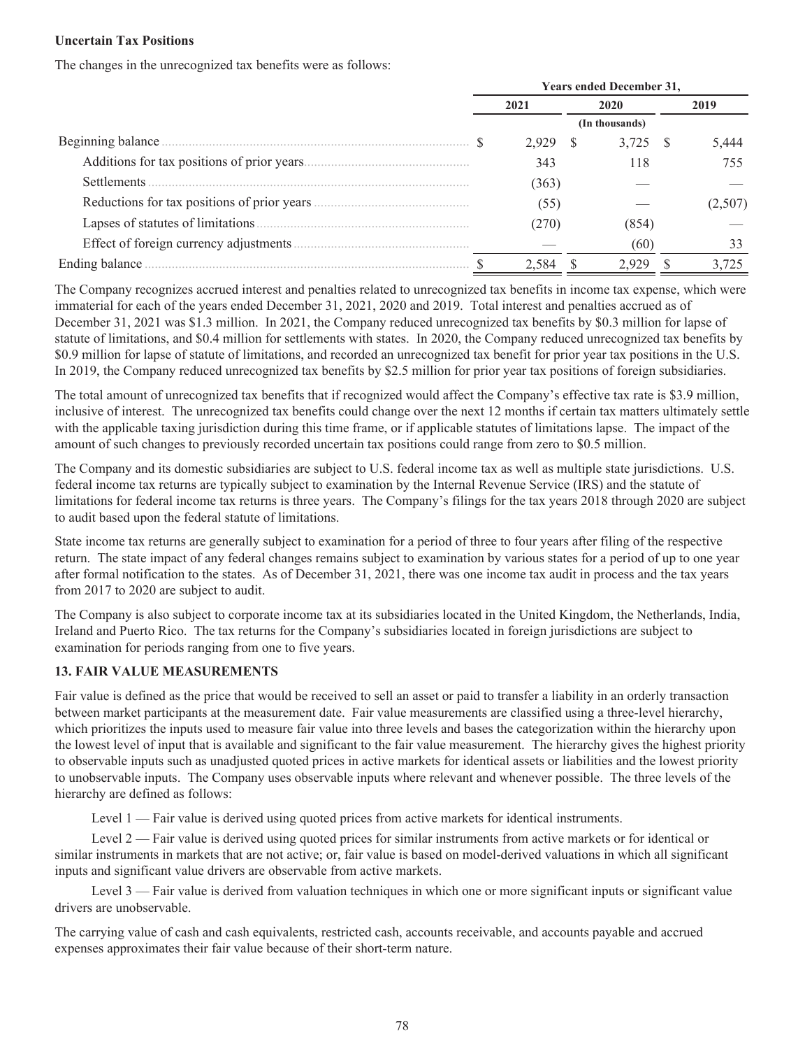**Uncertain Tax Positions**

The changes in the unrecognized tax benefits were as follows:

| | Years ended December 31, | | |
|---|---|---|---|
| | 2021 | 2020 | 2019 |
| | (In thousands) | | |
| Beginning balance | $ 2,929 | $ 3,725 | $ 5,444 |
| Additions for tax positions of prior years | 343 | 118 | 755 |
| Settlements | (363) | — | — |
| Reductions for tax positions of prior years | (55) | — | (2,507) |
| Lapses of statutes of limitations | (270) | (854) | — |
| Effect of foreign currency adjustments | — | (60) | 33 |
| Ending balance | $ 2,584 | $ 2,929 | $ 3,725 |

The Company recognizes accrued interest and penalties related to unrecognized tax benefits in income tax expense, which were immaterial for each of the years ended December 31, 2021, 2020 and 2019. Total interest and penalties accrued as of December 31, 2021 was $1.3 million. In 2021, the Company reduced unrecognized tax benefits by $0.3 million for lapse of statute of limitations, and $0.4 million for settlements with states. In 2020, the Company reduced unrecognized tax benefits by $0.9 million for lapse of statute of limitations, and recorded an unrecognized tax benefit for prior year tax positions in the U.S. In 2019, the Company reduced unrecognized tax benefits by $2.5 million for prior year tax positions of foreign subsidiaries.

The total amount of unrecognized tax benefits that if recognized would affect the Company's effective tax rate is $3.9 million, inclusive of interest. The unrecognized tax benefits could change over the next 12 months if certain tax matters ultimately settle with the applicable taxing jurisdiction during this time frame, or if applicable statutes of limitations lapse. The impact of the amount of such changes to previously recorded uncertain tax positions could range from zero to $0.5 million.

The Company and its domestic subsidiaries are subject to U.S. federal income tax as well as multiple state jurisdictions. U.S. federal income tax returns are typically subject to examination by the Internal Revenue Service (IRS) and the statute of limitations for federal income tax returns is three years. The Company's filings for the tax years 2018 through 2020 are subject to audit based upon the federal statute of limitations.

State income tax returns are generally subject to examination for a period of three to four years after filing of the respective return. The state impact of any federal changes remains subject to examination by various states for a period of up to one year after formal notification to the states. As of December 31, 2021, there was one income tax audit in process and the tax years from 2017 to 2020 are subject to audit.

The Company is also subject to corporate income tax at its subsidiaries located in the United Kingdom, the Netherlands, India, Ireland and Puerto Rico. The tax returns for the Company's subsidiaries located in foreign jurisdictions are subject to examination for periods ranging from one to five years.

**13. FAIR VALUE MEASUREMENTS**

Fair value is defined as the price that would be received to sell an asset or paid to transfer a liability in an orderly transaction between market participants at the measurement date. Fair value measurements are classified using a three-level hierarchy, which prioritizes the inputs used to measure fair value into three levels and bases the categorization within the hierarchy upon the lowest level of input that is available and significant to the fair value measurement. The hierarchy gives the highest priority to observable inputs such as unadjusted quoted prices in active markets for identical assets or liabilities and the lowest priority to unobservable inputs. The Company uses observable inputs where relevant and whenever possible. The three levels of the hierarchy are defined as follows:

Level 1 — Fair value is derived using quoted prices from active markets for identical instruments.

Level 2 — Fair value is derived using quoted prices for similar instruments from active markets or for identical or similar instruments in markets that are not active; or, fair value is based on model-derived valuations in which all significant inputs and significant value drivers are observable from active markets.

Level 3 — Fair value is derived from valuation techniques in which one or more significant inputs or significant value drivers are unobservable.

The carrying value of cash and cash equivalents, restricted cash, accounts receivable, and accounts payable and accrued expenses approximates their fair value because of their short-term nature.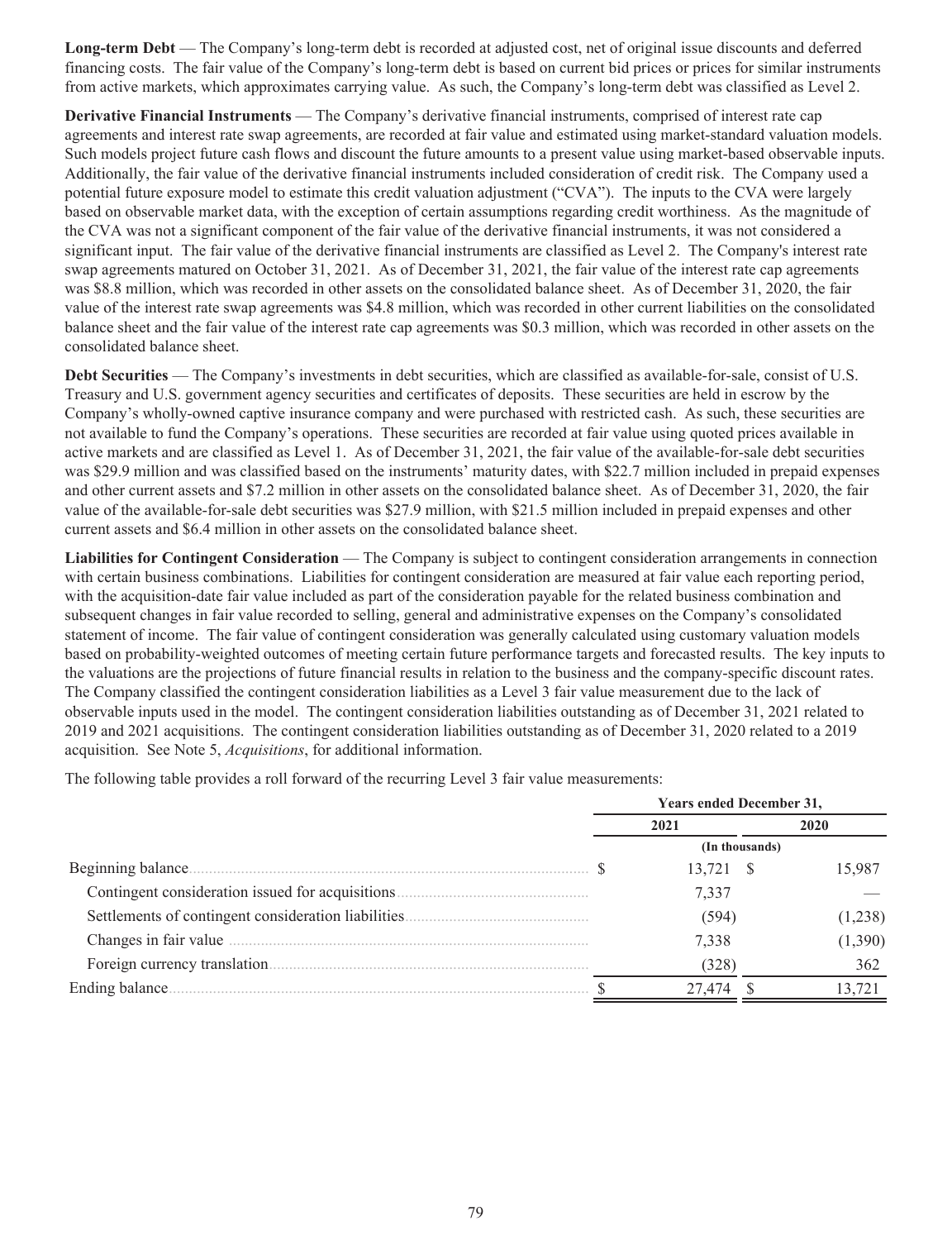**Long-term Debt** — The Company's long-term debt is recorded at adjusted cost, net of original issue discounts and deferred financing costs. The fair value of the Company's long-term debt is based on current bid prices or prices for similar instruments from active markets, which approximates carrying value. As such, the Company's long-term debt was classified as Level 2.

**Derivative Financial Instruments** — The Company's derivative financial instruments, comprised of interest rate cap agreements and interest rate swap agreements, are recorded at fair value and estimated using market-standard valuation models. Such models project future cash flows and discount the future amounts to a present value using market-based observable inputs. Additionally, the fair value of the derivative financial instruments included consideration of credit risk. The Company used a potential future exposure model to estimate this credit valuation adjustment ("CVA"). The inputs to the CVA were largely based on observable market data, with the exception of certain assumptions regarding credit worthiness. As the magnitude of the CVA was not a significant component of the fair value of the derivative financial instruments, it was not considered a significant input. The fair value of the derivative financial instruments are classified as Level 2. The Company's interest rate swap agreements matured on October 31, 2021. As of December 31, 2021, the fair value of the interest rate cap agreements was $8.8 million, which was recorded in other assets on the consolidated balance sheet. As of December 31, 2020, the fair value of the interest rate swap agreements was $4.8 million, which was recorded in other current liabilities on the consolidated balance sheet and the fair value of the interest rate cap agreements was $0.3 million, which was recorded in other assets on the consolidated balance sheet.

**Debt Securities** — The Company's investments in debt securities, which are classified as available-for-sale, consist of U.S. Treasury and U.S. government agency securities and certificates of deposits. These securities are held in escrow by the Company's wholly-owned captive insurance company and were purchased with restricted cash. As such, these securities are not available to fund the Company's operations. These securities are recorded at fair value using quoted prices available in active markets and are classified as Level 1. As of December 31, 2021, the fair value of the available-for-sale debt securities was $29.9 million and was classified based on the instruments' maturity dates, with $22.7 million included in prepaid expenses and other current assets and $7.2 million in other assets on the consolidated balance sheet. As of December 31, 2020, the fair value of the available-for-sale debt securities was $27.9 million, with $21.5 million included in prepaid expenses and other current assets and $6.4 million in other assets on the consolidated balance sheet.

**Liabilities for Contingent Consideration** — The Company is subject to contingent consideration arrangements in connection with certain business combinations. Liabilities for contingent consideration are measured at fair value each reporting period, with the acquisition-date fair value included as part of the consideration payable for the related business combination and subsequent changes in fair value recorded to selling, general and administrative expenses on the Company's consolidated statement of income. The fair value of contingent consideration was generally calculated using customary valuation models based on probability-weighted outcomes of meeting certain future performance targets and forecasted results. The key inputs to the valuations are the projections of future financial results in relation to the business and the company-specific discount rates. The Company classified the contingent consideration liabilities as a Level 3 fair value measurement due to the lack of observable inputs used in the model. The contingent consideration liabilities outstanding as of December 31, 2021 related to 2019 and 2021 acquisitions. The contingent consideration liabilities outstanding as of December 31, 2020 related to a 2019 acquisition. See Note 5, *Acquisitions*, for additional information.

The following table provides a roll forward of the recurring Level 3 fair value measurements:

| | Years ended December 31, | |
|---|---|---|
| | 2021 | 2020 |
| | (In thousands) | |
| Beginning balance | $ 13,721 | $ 15,987 |
| Contingent consideration issued for acquisitions | 7,337 | — |
| Settlements of contingent consideration liabilities | (594) | (1,238) |
| Changes in fair value | 7,338 | (1,390) |
| Foreign currency translation | (328) | 362 |
| Ending balance | $ 27,474 | $ 13,721 |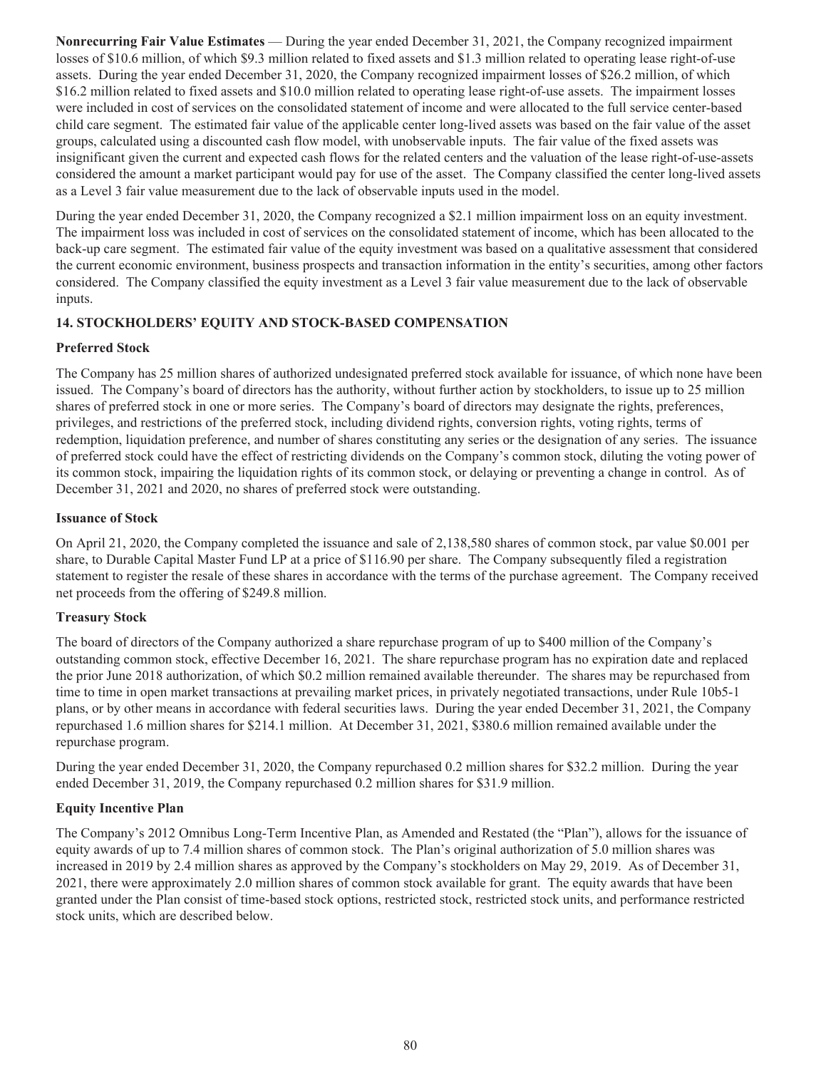**Nonrecurring Fair Value Estimates** — During the year ended December 31, 2021, the Company recognized impairment losses of $10.6 million, of which $9.3 million related to fixed assets and $1.3 million related to operating lease right-of-use assets. During the year ended December 31, 2020, the Company recognized impairment losses of $26.2 million, of which $16.2 million related to fixed assets and $10.0 million related to operating lease right-of-use assets. The impairment losses were included in cost of services on the consolidated statement of income and were allocated to the full service center-based child care segment. The estimated fair value of the applicable center long-lived assets was based on the fair value of the asset groups, calculated using a discounted cash flow model, with unobservable inputs. The fair value of the fixed assets was insignificant given the current and expected cash flows for the related centers and the valuation of the lease right-of-use-assets considered the amount a market participant would pay for use of the asset. The Company classified the center long-lived assets as a Level 3 fair value measurement due to the lack of observable inputs used in the model.

During the year ended December 31, 2020, the Company recognized a $2.1 million impairment loss on an equity investment. The impairment loss was included in cost of services on the consolidated statement of income, which has been allocated to the back-up care segment. The estimated fair value of the equity investment was based on a qualitative assessment that considered the current economic environment, business prospects and transaction information in the entity's securities, among other factors considered. The Company classified the equity investment as a Level 3 fair value measurement due to the lack of observable inputs.

## 14. STOCKHOLDERS' EQUITY AND STOCK-BASED COMPENSATION

### Preferred Stock

The Company has 25 million shares of authorized undesignated preferred stock available for issuance, of which none have been issued. The Company's board of directors has the authority, without further action by stockholders, to issue up to 25 million shares of preferred stock in one or more series. The Company's board of directors may designate the rights, preferences, privileges, and restrictions of the preferred stock, including dividend rights, conversion rights, voting rights, terms of redemption, liquidation preference, and number of shares constituting any series or the designation of any series. The issuance of preferred stock could have the effect of restricting dividends on the Company's common stock, diluting the voting power of its common stock, impairing the liquidation rights of its common stock, or delaying or preventing a change in control. As of December 31, 2021 and 2020, no shares of preferred stock were outstanding.

### Issuance of Stock

On April 21, 2020, the Company completed the issuance and sale of 2,138,580 shares of common stock, par value $0.001 per share, to Durable Capital Master Fund LP at a price of $116.90 per share. The Company subsequently filed a registration statement to register the resale of these shares in accordance with the terms of the purchase agreement. The Company received net proceeds from the offering of $249.8 million.

### Treasury Stock

The board of directors of the Company authorized a share repurchase program of up to $400 million of the Company's outstanding common stock, effective December 16, 2021. The share repurchase program has no expiration date and replaced the prior June 2018 authorization, of which $0.2 million remained available thereunder. The shares may be repurchased from time to time in open market transactions at prevailing market prices, in privately negotiated transactions, under Rule 10b5-1 plans, or by other means in accordance with federal securities laws. During the year ended December 31, 2021, the Company repurchased 1.6 million shares for $214.1 million. At December 31, 2021, $380.6 million remained available under the repurchase program.

During the year ended December 31, 2020, the Company repurchased 0.2 million shares for $32.2 million. During the year ended December 31, 2019, the Company repurchased 0.2 million shares for $31.9 million.

### Equity Incentive Plan

The Company's 2012 Omnibus Long-Term Incentive Plan, as Amended and Restated (the "Plan"), allows for the issuance of equity awards of up to 7.4 million shares of common stock. The Plan's original authorization of 5.0 million shares was increased in 2019 by 2.4 million shares as approved by the Company's stockholders on May 29, 2019. As of December 31, 2021, there were approximately 2.0 million shares of common stock available for grant. The equity awards that have been granted under the Plan consist of time-based stock options, restricted stock, restricted stock units, and performance restricted stock units, which are described below.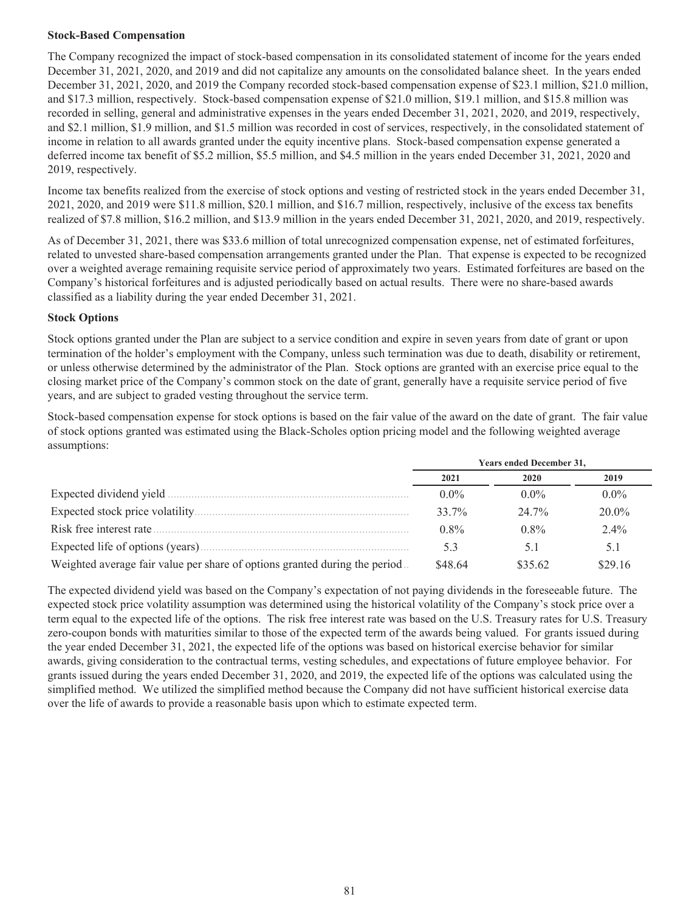**Stock-Based Compensation**

The Company recognized the impact of stock-based compensation in its consolidated statement of income for the years ended December 31, 2021, 2020, and 2019 and did not capitalize any amounts on the consolidated balance sheet. In the years ended December 31, 2021, 2020, and 2019 the Company recorded stock-based compensation expense of $23.1 million, $21.0 million, and $17.3 million, respectively. Stock-based compensation expense of $21.0 million, $19.1 million, and $15.8 million was recorded in selling, general and administrative expenses in the years ended December 31, 2021, 2020, and 2019, respectively, and $2.1 million, $1.9 million, and $1.5 million was recorded in cost of services, respectively, in the consolidated statement of income in relation to all awards granted under the equity incentive plans. Stock-based compensation expense generated a deferred income tax benefit of $5.2 million, $5.5 million, and $4.5 million in the years ended December 31, 2021, 2020 and 2019, respectively.

Income tax benefits realized from the exercise of stock options and vesting of restricted stock in the years ended December 31, 2021, 2020, and 2019 were $11.8 million, $20.1 million, and $16.7 million, respectively, inclusive of the excess tax benefits realized of $7.8 million, $16.2 million, and $13.9 million in the years ended December 31, 2021, 2020, and 2019, respectively.

As of December 31, 2021, there was $33.6 million of total unrecognized compensation expense, net of estimated forfeitures, related to unvested share-based compensation arrangements granted under the Plan. That expense is expected to be recognized over a weighted average remaining requisite service period of approximately two years. Estimated forfeitures are based on the Company's historical forfeitures and is adjusted periodically based on actual results. There were no share-based awards classified as a liability during the year ended December 31, 2021.

**Stock Options**

Stock options granted under the Plan are subject to a service condition and expire in seven years from date of grant or upon termination of the holder's employment with the Company, unless such termination was due to death, disability or retirement, or unless otherwise determined by the administrator of the Plan. Stock options are granted with an exercise price equal to the closing market price of the Company's common stock on the date of grant, generally have a requisite service period of five years, and are subject to graded vesting throughout the service term.

Stock-based compensation expense for stock options is based on the fair value of the award on the date of grant. The fair value of stock options granted was estimated using the Black-Scholes option pricing model and the following weighted average assumptions:

| | Years ended December 31, | | |
|---|---|---|---|
| | 2021 | 2020 | 2019 |
| Expected dividend yield | 0.0% | 0.0% | 0.0% |
| Expected stock price volatility | 33.7% | 24.7% | 20.0% |
| Risk free interest rate | 0.8% | 0.8% | 2.4% |
| Expected life of options (years) | 5.3 | 5.1 | 5.1 |
| Weighted average fair value per share of options granted during the period | $48.64 | $35.62 | $29.16 |

The expected dividend yield was based on the Company's expectation of not paying dividends in the foreseeable future. The expected stock price volatility assumption was determined using the historical volatility of the Company's stock price over a term equal to the expected life of the options. The risk free interest rate was based on the U.S. Treasury rates for U.S. Treasury zero-coupon bonds with maturities similar to those of the expected term of the awards being valued. For grants issued during the year ended December 31, 2021, the expected life of the options was based on historical exercise behavior for similar awards, giving consideration to the contractual terms, vesting schedules, and expectations of future employee behavior. For grants issued during the years ended December 31, 2020, and 2019, the expected life of the options was calculated using the simplified method. We utilized the simplified method because the Company did not have sufficient historical exercise data over the life of awards to provide a reasonable basis upon which to estimate expected term.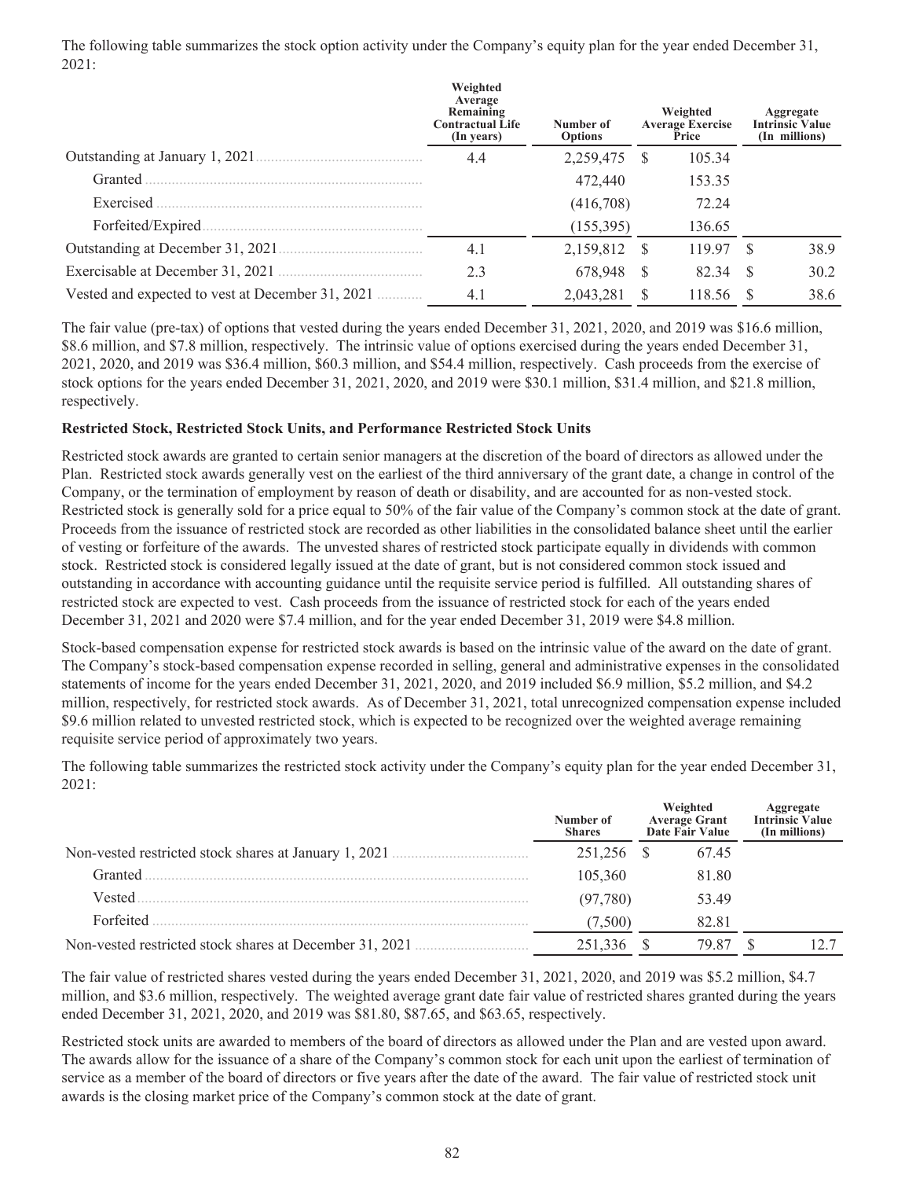The following table summarizes the stock option activity under the Company's equity plan for the year ended December 31, 2021:

| | Weighted Average Remaining Contractual Life (In years) | Number of Options | Weighted Average Exercise Price | Aggregate Intrinsic Value (In millions) |
|---|---|---|---|---|
| Outstanding at January 1, 2021 | 4.4 | 2,259,475 | $ 105.34 | |
| Granted | | 472,440 | 153.35 | |
| Exercised | | (416,708) | 72.24 | |
| Forfeited/Expired | | (155,395) | 136.65 | |
| Outstanding at December 31, 2021 | 4.1 | 2,159,812 | $ 119.97 | $ 38.9 |
| Exercisable at December 31, 2021 | 2.3 | 678,948 | $ 82.34 | $ 30.2 |
| Vested and expected to vest at December 31, 2021 | 4.1 | 2,043,281 | $ 118.56 | $ 38.6 |

The fair value (pre-tax) of options that vested during the years ended December 31, 2021, 2020, and 2019 was $16.6 million, $8.6 million, and $7.8 million, respectively. The intrinsic value of options exercised during the years ended December 31, 2021, 2020, and 2019 was $36.4 million, $60.3 million, and $54.4 million, respectively. Cash proceeds from the exercise of stock options for the years ended December 31, 2021, 2020, and 2019 were $30.1 million, $31.4 million, and $21.8 million, respectively.

**Restricted Stock, Restricted Stock Units, and Performance Restricted Stock Units**

Restricted stock awards are granted to certain senior managers at the discretion of the board of directors as allowed under the Plan. Restricted stock awards generally vest on the earliest of the third anniversary of the grant date, a change in control of the Company, or the termination of employment by reason of death or disability, and are accounted for as non-vested stock. Restricted stock is generally sold for a price equal to 50% of the fair value of the Company's common stock at the date of grant. Proceeds from the issuance of restricted stock are recorded as other liabilities in the consolidated balance sheet until the earlier of vesting or forfeiture of the awards. The unvested shares of restricted stock participate equally in dividends with common stock. Restricted stock is considered legally issued at the date of grant, but is not considered common stock issued and outstanding in accordance with accounting guidance until the requisite service period is fulfilled. All outstanding shares of restricted stock are expected to vest. Cash proceeds from the issuance of restricted stock for each of the years ended December 31, 2021 and 2020 were $7.4 million, and for the year ended December 31, 2019 were $4.8 million.

Stock-based compensation expense for restricted stock awards is based on the intrinsic value of the award on the date of grant. The Company's stock-based compensation expense recorded in selling, general and administrative expenses in the consolidated statements of income for the years ended December 31, 2021, 2020, and 2019 included $6.9 million, $5.2 million, and $4.2 million, respectively, for restricted stock awards. As of December 31, 2021, total unrecognized compensation expense included $9.6 million related to unvested restricted stock, which is expected to be recognized over the weighted average remaining requisite service period of approximately two years.

The following table summarizes the restricted stock activity under the Company's equity plan for the year ended December 31, 2021:

| | Number of Shares | Weighted Average Grant Date Fair Value | Aggregate Intrinsic Value (In millions) |
|---|---|---|---|
| Non-vested restricted stock shares at January 1, 2021 | 251,256 | $ 67.45 | |
| Granted | 105,360 | 81.80 | |
| Vested | (97,780) | 53.49 | |
| Forfeited | (7,500) | 82.81 | |
| Non-vested restricted stock shares at December 31, 2021 | 251,336 | $ 79.87 | $ 12.7 |

The fair value of restricted shares vested during the years ended December 31, 2021, 2020, and 2019 was $5.2 million, $4.7 million, and $3.6 million, respectively. The weighted average grant date fair value of restricted shares granted during the years ended December 31, 2021, 2020, and 2019 was $81.80, $87.65, and $63.65, respectively.

Restricted stock units are awarded to members of the board of directors as allowed under the Plan and are vested upon award. The awards allow for the issuance of a share of the Company's common stock for each unit upon the earliest of termination of service as a member of the board of directors or five years after the date of the award. The fair value of restricted stock unit awards is the closing market price of the Company's common stock at the date of grant.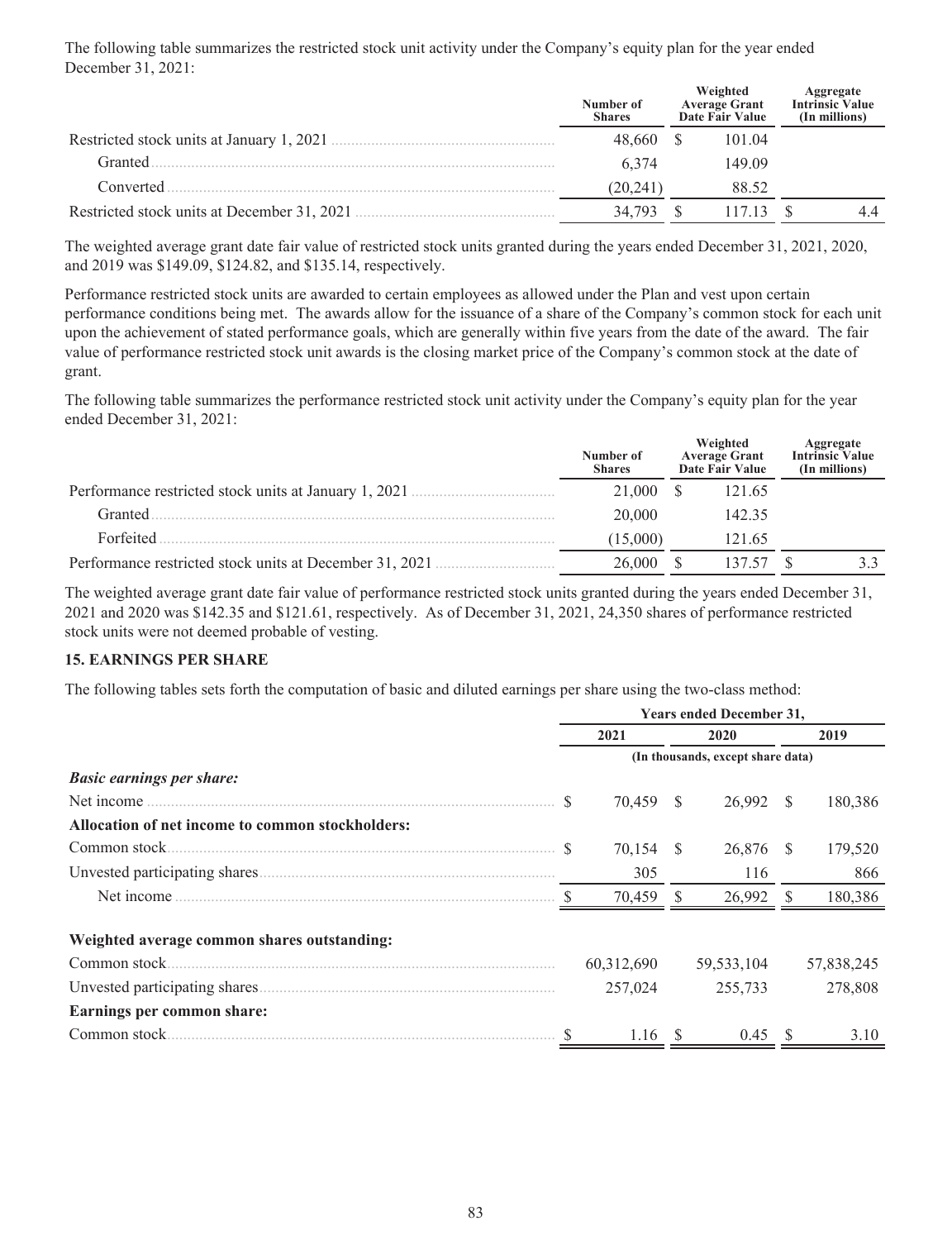The following table summarizes the restricted stock unit activity under the Company's equity plan for the year ended December 31, 2021:

| | Number of Shares | Weighted Average Grant Date Fair Value | Aggregate Intrinsic Value (In millions) |
|---|---|---|---|
| Restricted stock units at January 1, 2021 | 48,660 | $ 101.04 | |
| Granted | 6,374 | 149.09 | |
| Converted | (20,241) | 88.52 | |
| Restricted stock units at December 31, 2021 | 34,793 | $ 117.13 | $ 4.4 |

The weighted average grant date fair value of restricted stock units granted during the years ended December 31, 2021, 2020, and 2019 was $149.09, $124.82, and $135.14, respectively.

Performance restricted stock units are awarded to certain employees as allowed under the Plan and vest upon certain performance conditions being met. The awards allow for the issuance of a share of the Company's common stock for each unit upon the achievement of stated performance goals, which are generally within five years from the date of the award. The fair value of performance restricted stock unit awards is the closing market price of the Company's common stock at the date of grant.

The following table summarizes the performance restricted stock unit activity under the Company's equity plan for the year ended December 31, 2021:

| | Number of Shares | Weighted Average Grant Date Fair Value | Aggregate Intrinsic Value (In millions) |
|---|---|---|---|
| Performance restricted stock units at January 1, 2021 | 21,000 | $ 121.65 | |
| Granted | 20,000 | 142.35 | |
| Forfeited | (15,000) | 121.65 | |
| Performance restricted stock units at December 31, 2021 | 26,000 | $ 137.57 | $ 3.3 |

The weighted average grant date fair value of performance restricted stock units granted during the years ended December 31, 2021 and 2020 was $142.35 and $121.61, respectively. As of December 31, 2021, 24,350 shares of performance restricted stock units were not deemed probable of vesting.

**15. EARNINGS PER SHARE**

The following tables sets forth the computation of basic and diluted earnings per share using the two-class method:

| | Years ended December 31, | | |
|---|---|---|---|
| | 2021 | 2020 | 2019 |
| | (In thousands, except share data) | | |
| ***Basic earnings per share:*** | | | |
| Net income | $ 70,459 | $ 26,992 | $ 180,386 |
| **Allocation of net income to common stockholders:** | | | |
| Common stock | $ 70,154 | $ 26,876 | $ 179,520 |
| Unvested participating shares | 305 | 116 | 866 |
| Net income | $ 70,459 | $ 26,992 | $ 180,386 |
| **Weighted average common shares outstanding:** | | | |
| Common stock | 60,312,690 | 59,533,104 | 57,838,245 |
| Unvested participating shares | 257,024 | 255,733 | 278,808 |
| **Earnings per common share:** | | | |
| Common stock | $ 1.16 | $ 0.45 | $ 3.10 |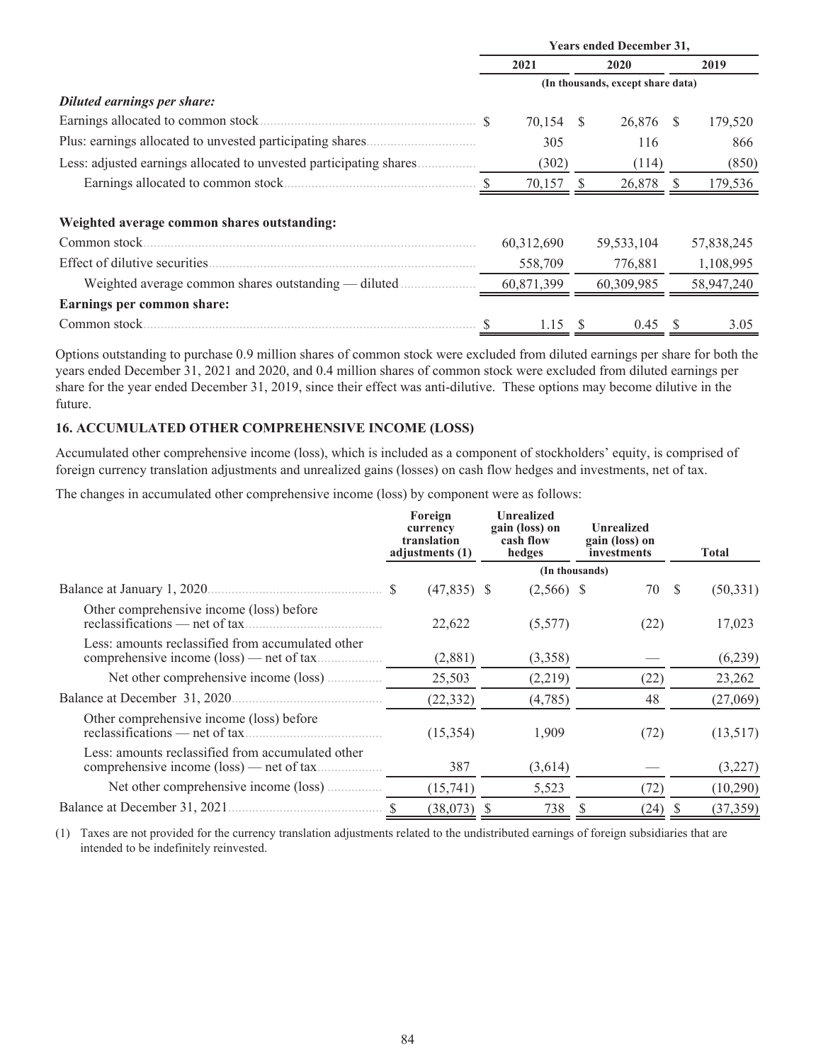| | Years ended December 31, | | |
|---|---|---|---|
| | 2021 | 2020 | 2019 |
| | (In thousands, except share data) | | |
| ***Diluted earnings per share:*** | | | |
| Earnings allocated to common stock | $ 70,154 | $ 26,876 | $ 179,520 |
| Plus: earnings allocated to unvested participating shares | 305 | 116 | 866 |
| Less: adjusted earnings allocated to unvested participating shares | (302) | (114) | (850) |
| Earnings allocated to common stock | $ 70,157 | $ 26,878 | $ 179,536 |
| **Weighted average common shares outstanding:** | | | |
| Common stock | 60,312,690 | 59,533,104 | 57,838,245 |
| Effect of dilutive securities | 558,709 | 776,881 | 1,108,995 |
| Weighted average common shares outstanding — diluted | 60,871,399 | 60,309,985 | 58,947,240 |
| **Earnings per common share:** | | | |
| Common stock | $ 1.15 | $ 0.45 | $ 3.05 |

Options outstanding to purchase 0.9 million shares of common stock were excluded from diluted earnings per share for both the years ended December 31, 2021 and 2020, and 0.4 million shares of common stock were excluded from diluted earnings per share for the year ended December 31, 2019, since their effect was anti-dilutive. These options may become dilutive in the future.

### 16. ACCUMULATED OTHER COMPREHENSIVE INCOME (LOSS)

Accumulated other comprehensive income (loss), which is included as a component of stockholders' equity, is comprised of foreign currency translation adjustments and unrealized gains (losses) on cash flow hedges and investments, net of tax.

The changes in accumulated other comprehensive income (loss) by component were as follows:

| | Foreign currency translation adjustments (1) | Unrealized gain (loss) on cash flow hedges | Unrealized gain (loss) on investments | Total |
|---|---|---|---|---|
| | (In thousands) | | | |
| Balance at January 1, 2020 | $ (47,835) | $ (2,566) | $ 70 | $ (50,331) |
| Other comprehensive income (loss) before reclassifications — net of tax | 22,622 | (5,577) | (22) | 17,023 |
| Less: amounts reclassified from accumulated other comprehensive income (loss) — net of tax | (2,881) | (3,358) | — | (6,239) |
| Net other comprehensive income (loss) | 25,503 | (2,219) | (22) | 23,262 |
| Balance at December 31, 2020 | (22,332) | (4,785) | 48 | (27,069) |
| Other comprehensive income (loss) before reclassifications — net of tax | (15,354) | 1,909 | (72) | (13,517) |
| Less: amounts reclassified from accumulated other comprehensive income (loss) — net of tax | 387 | (3,614) | — | (3,227) |
| Net other comprehensive income (loss) | (15,741) | 5,523 | (72) | (10,290) |
| Balance at December 31, 2021 | $ (38,073) | $ 738 | $ (24) | $ (37,359) |

(1) Taxes are not provided for the currency translation adjustments related to the undistributed earnings of foreign subsidiaries that are intended to be indefinitely reinvested.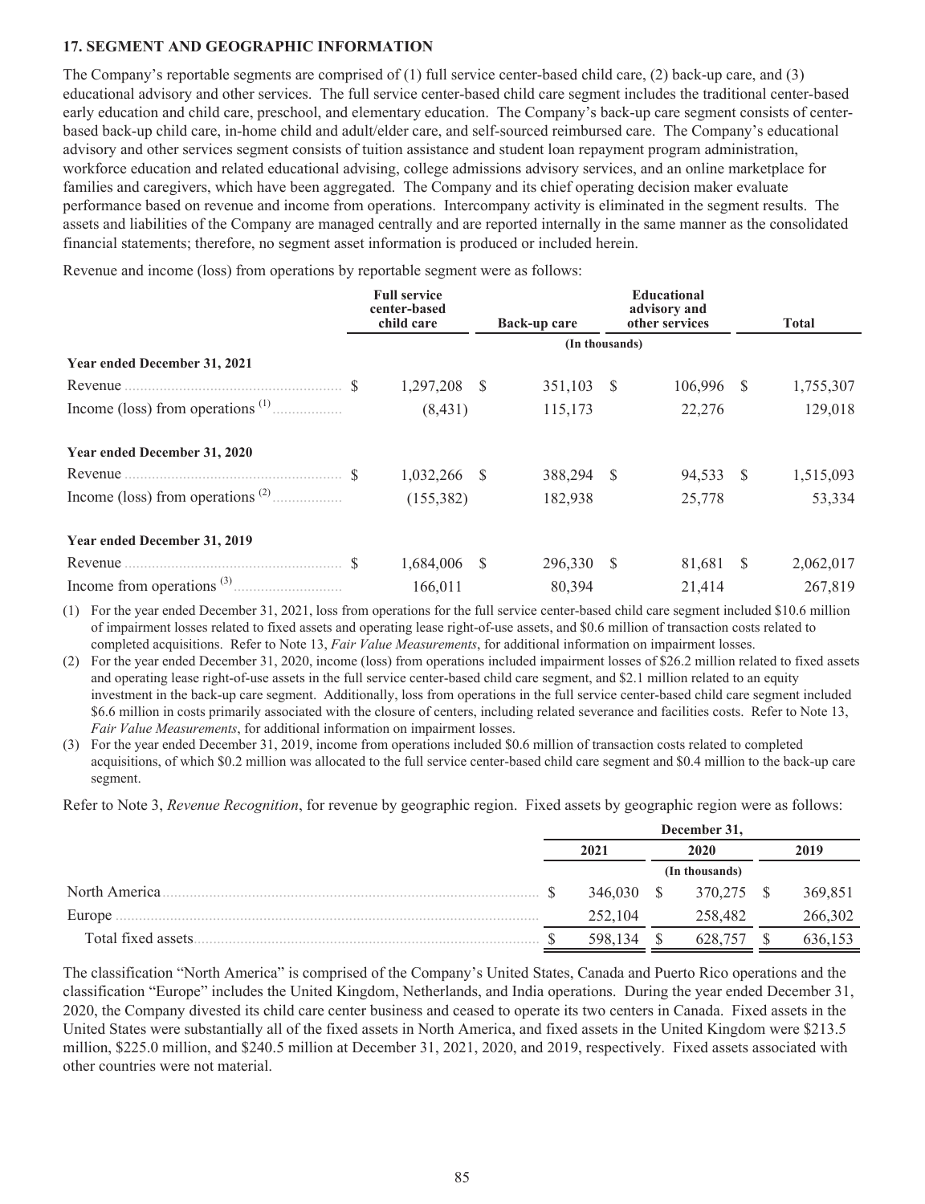### 17. SEGMENT AND GEOGRAPHIC INFORMATION

The Company's reportable segments are comprised of (1) full service center-based child care, (2) back-up care, and (3) educational advisory and other services. The full service center-based child care segment includes the traditional center-based early education and child care, preschool, and elementary education. The Company's back-up care segment consists of center-based back-up child care, in-home child and adult/elder care, and self-sourced reimbursed care. The Company's educational advisory and other services segment consists of tuition assistance and student loan repayment program administration, workforce education and related educational advising, college admissions advisory services, and an online marketplace for families and caregivers, which have been aggregated. The Company and its chief operating decision maker evaluate performance based on revenue and income from operations. Intercompany activity is eliminated in the segment results. The assets and liabilities of the Company are managed centrally and are reported internally in the same manner as the consolidated financial statements; therefore, no segment asset information is produced or included herein.

Revenue and income (loss) from operations by reportable segment were as follows:

| | Full service center-based child care | Back-up care | Educational advisory and other services | Total |
|---|---|---|---|---|
| | (In thousands) | | | |
| **Year ended December 31, 2021** | | | | |
| Revenue | $ 1,297,208 | $ 351,103 | $ 106,996 | $ 1,755,307 |
| Income (loss) from operations [(1)] | (8,431) | 115,173 | 22,276 | 129,018 |
| **Year ended December 31, 2020** | | | | |
| Revenue | $ 1,032,266 | $ 388,294 | $ 94,533 | $ 1,515,093 |
| Income (loss) from operations [(2)] | (155,382) | 182,938 | 25,778 | 53,334 |
| **Year ended December 31, 2019** | | | | |
| Revenue | $ 1,684,006 | $ 296,330 | $ 81,681 | $ 2,062,017 |
| Income from operations [(3)] | 166,011 | 80,394 | 21,414 | 267,819 |

(1) For the year ended December 31, 2021, loss from operations for the full service center-based child care segment included $10.6 million of impairment losses related to fixed assets and operating lease right-of-use assets, and $0.6 million of transaction costs related to completed acquisitions. Refer to Note 13, *Fair Value Measurements*, for additional information on impairment losses.

(2) For the year ended December 31, 2020, income (loss) from operations included impairment losses of $26.2 million related to fixed assets and operating lease right-of-use assets in the full service center-based child care segment, and $2.1 million related to an equity investment in the back-up care segment. Additionally, loss from operations in the full service center-based child care segment included $6.6 million in costs primarily associated with the closure of centers, including related severance and facilities costs. Refer to Note 13, *Fair Value Measurements*, for additional information on impairment losses.

(3) For the year ended December 31, 2019, income from operations included $0.6 million of transaction costs related to completed acquisitions, of which $0.2 million was allocated to the full service center-based child care segment and $0.4 million to the back-up care segment.

Refer to Note 3, *Revenue Recognition*, for revenue by geographic region. Fixed assets by geographic region were as follows:

| | December 31, | | |
|---|---|---|---|
| | 2021 | 2020 | 2019 |
| | (In thousands) | | |
| North America | $ 346,030 | $ 370,275 | $ 369,851 |
| Europe | 252,104 | 258,482 | 266,302 |
| Total fixed assets | $ 598,134 | $ 628,757 | $ 636,153 |

The classification "North America" is comprised of the Company's United States, Canada and Puerto Rico operations and the classification "Europe" includes the United Kingdom, Netherlands, and India operations. During the year ended December 31, 2020, the Company divested its child care center business and ceased to operate its two centers in Canada. Fixed assets in the United States were substantially all of the fixed assets in North America, and fixed assets in the United Kingdom were $213.5 million, $225.0 million, and $240.5 million at December 31, 2021, 2020, and 2019, respectively. Fixed assets associated with other countries were not material.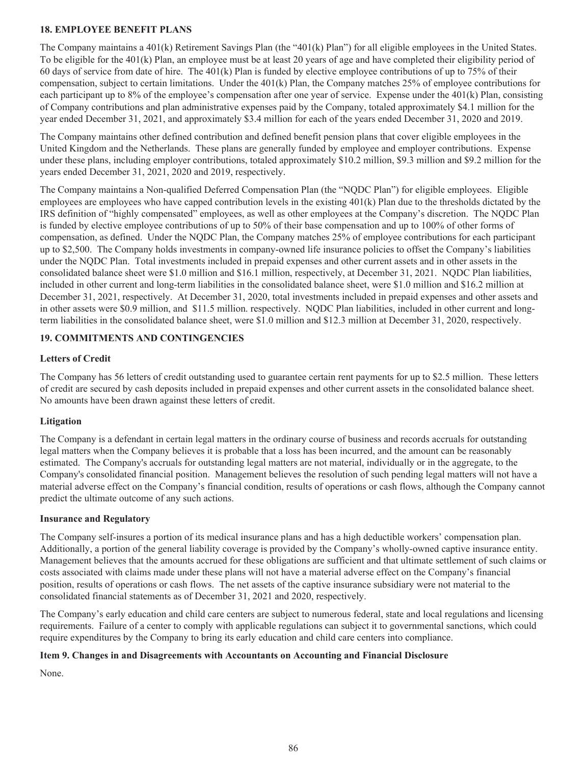## 18. EMPLOYEE BENEFIT PLANS

The Company maintains a 401(k) Retirement Savings Plan (the "401(k) Plan") for all eligible employees in the United States. To be eligible for the 401(k) Plan, an employee must be at least 20 years of age and have completed their eligibility period of 60 days of service from date of hire. The 401(k) Plan is funded by elective employee contributions of up to 75% of their compensation, subject to certain limitations. Under the 401(k) Plan, the Company matches 25% of employee contributions for each participant up to 8% of the employee's compensation after one year of service. Expense under the 401(k) Plan, consisting of Company contributions and plan administrative expenses paid by the Company, totaled approximately $4.1 million for the year ended December 31, 2021, and approximately $3.4 million for each of the years ended December 31, 2020 and 2019.

The Company maintains other defined contribution and defined benefit pension plans that cover eligible employees in the United Kingdom and the Netherlands. These plans are generally funded by employee and employer contributions. Expense under these plans, including employer contributions, totaled approximately $10.2 million, $9.3 million and $9.2 million for the years ended December 31, 2021, 2020 and 2019, respectively.

The Company maintains a Non-qualified Deferred Compensation Plan (the "NQDC Plan") for eligible employees. Eligible employees are employees who have capped contribution levels in the existing 401(k) Plan due to the thresholds dictated by the IRS definition of "highly compensated" employees, as well as other employees at the Company's discretion. The NQDC Plan is funded by elective employee contributions of up to 50% of their base compensation and up to 100% of other forms of compensation, as defined. Under the NQDC Plan, the Company matches 25% of employee contributions for each participant up to $2,500. The Company holds investments in company-owned life insurance policies to offset the Company's liabilities under the NQDC Plan. Total investments included in prepaid expenses and other current assets and in other assets in the consolidated balance sheet were $1.0 million and $16.1 million, respectively, at December 31, 2021. NQDC Plan liabilities, included in other current and long-term liabilities in the consolidated balance sheet, were $1.0 million and $16.2 million at December 31, 2021, respectively. At December 31, 2020, total investments included in prepaid expenses and other assets and in other assets were $0.9 million, and $11.5 million. respectively. NQDC Plan liabilities, included in other current and long-term liabilities in the consolidated balance sheet, were $1.0 million and $12.3 million at December 31, 2020, respectively.

## 19. COMMITMENTS AND CONTINGENCIES

### Letters of Credit

The Company has 56 letters of credit outstanding used to guarantee certain rent payments for up to $2.5 million. These letters of credit are secured by cash deposits included in prepaid expenses and other current assets in the consolidated balance sheet. No amounts have been drawn against these letters of credit.

### Litigation

The Company is a defendant in certain legal matters in the ordinary course of business and records accruals for outstanding legal matters when the Company believes it is probable that a loss has been incurred, and the amount can be reasonably estimated. The Company's accruals for outstanding legal matters are not material, individually or in the aggregate, to the Company's consolidated financial position. Management believes the resolution of such pending legal matters will not have a material adverse effect on the Company's financial condition, results of operations or cash flows, although the Company cannot predict the ultimate outcome of any such actions.

### Insurance and Regulatory

The Company self-insures a portion of its medical insurance plans and has a high deductible workers' compensation plan. Additionally, a portion of the general liability coverage is provided by the Company's wholly-owned captive insurance entity. Management believes that the amounts accrued for these obligations are sufficient and that ultimate settlement of such claims or costs associated with claims made under these plans will not have a material adverse effect on the Company's financial position, results of operations or cash flows. The net assets of the captive insurance subsidiary were not material to the consolidated financial statements as of December 31, 2021 and 2020, respectively.

The Company's early education and child care centers are subject to numerous federal, state and local regulations and licensing requirements. Failure of a center to comply with applicable regulations can subject it to governmental sanctions, which could require expenditures by the Company to bring its early education and child care centers into compliance.

## Item 9. Changes in and Disagreements with Accountants on Accounting and Financial Disclosure

None.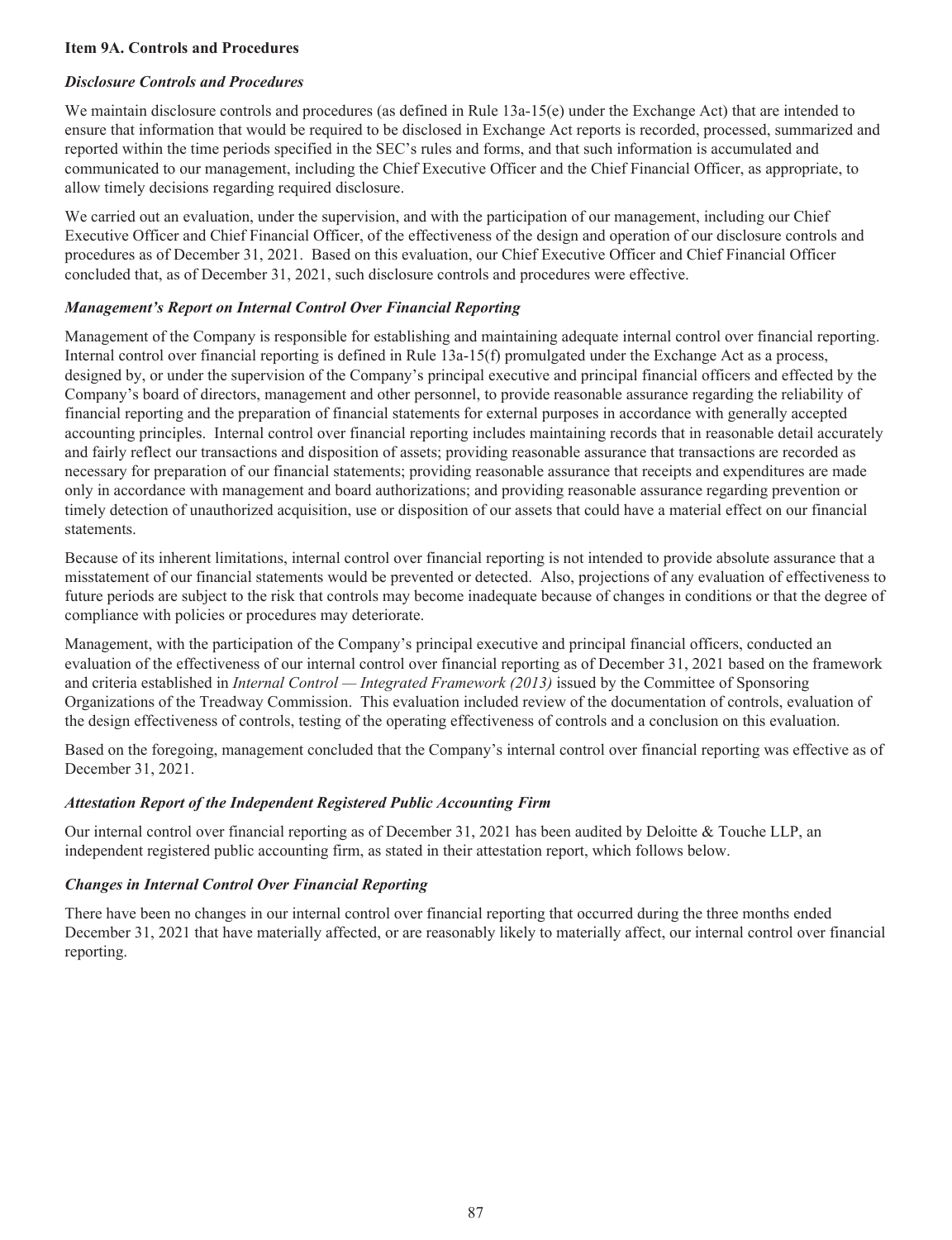**Item 9A. Controls and Procedures**

***Disclosure Controls and Procedures***

We maintain disclosure controls and procedures (as defined in Rule 13a-15(e) under the Exchange Act) that are intended to ensure that information that would be required to be disclosed in Exchange Act reports is recorded, processed, summarized and reported within the time periods specified in the SEC's rules and forms, and that such information is accumulated and communicated to our management, including the Chief Executive Officer and the Chief Financial Officer, as appropriate, to allow timely decisions regarding required disclosure.

We carried out an evaluation, under the supervision, and with the participation of our management, including our Chief Executive Officer and Chief Financial Officer, of the effectiveness of the design and operation of our disclosure controls and procedures as of December 31, 2021. Based on this evaluation, our Chief Executive Officer and Chief Financial Officer concluded that, as of December 31, 2021, such disclosure controls and procedures were effective.

***Management's Report on Internal Control Over Financial Reporting***

Management of the Company is responsible for establishing and maintaining adequate internal control over financial reporting. Internal control over financial reporting is defined in Rule 13a-15(f) promulgated under the Exchange Act as a process, designed by, or under the supervision of the Company's principal executive and principal financial officers and effected by the Company's board of directors, management and other personnel, to provide reasonable assurance regarding the reliability of financial reporting and the preparation of financial statements for external purposes in accordance with generally accepted accounting principles. Internal control over financial reporting includes maintaining records that in reasonable detail accurately and fairly reflect our transactions and disposition of assets; providing reasonable assurance that transactions are recorded as necessary for preparation of our financial statements; providing reasonable assurance that receipts and expenditures are made only in accordance with management and board authorizations; and providing reasonable assurance regarding prevention or timely detection of unauthorized acquisition, use or disposition of our assets that could have a material effect on our financial statements.

Because of its inherent limitations, internal control over financial reporting is not intended to provide absolute assurance that a misstatement of our financial statements would be prevented or detected. Also, projections of any evaluation of effectiveness to future periods are subject to the risk that controls may become inadequate because of changes in conditions or that the degree of compliance with policies or procedures may deteriorate.

Management, with the participation of the Company's principal executive and principal financial officers, conducted an evaluation of the effectiveness of our internal control over financial reporting as of December 31, 2021 based on the framework and criteria established in *Internal Control — Integrated Framework (2013)* issued by the Committee of Sponsoring Organizations of the Treadway Commission. This evaluation included review of the documentation of controls, evaluation of the design effectiveness of controls, testing of the operating effectiveness of controls and a conclusion on this evaluation.

Based on the foregoing, management concluded that the Company's internal control over financial reporting was effective as of December 31, 2021.

***Attestation Report of the Independent Registered Public Accounting Firm***

Our internal control over financial reporting as of December 31, 2021 has been audited by Deloitte & Touche LLP, an independent registered public accounting firm, as stated in their attestation report, which follows below.

***Changes in Internal Control Over Financial Reporting***

There have been no changes in our internal control over financial reporting that occurred during the three months ended December 31, 2021 that have materially affected, or are reasonably likely to materially affect, our internal control over financial reporting.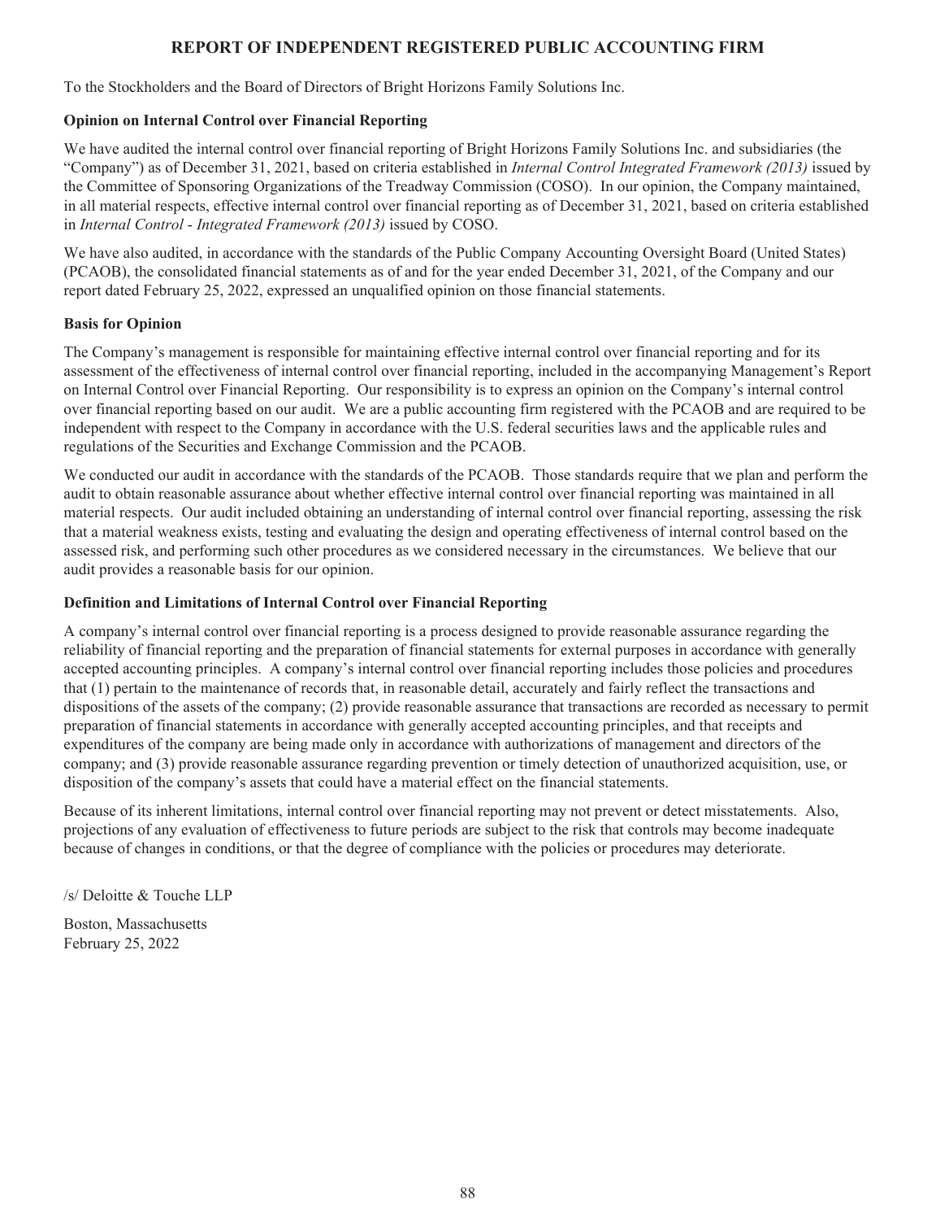## REPORT OF INDEPENDENT REGISTERED PUBLIC ACCOUNTING FIRM

To the Stockholders and the Board of Directors of Bright Horizons Family Solutions Inc.

### Opinion on Internal Control over Financial Reporting

We have audited the internal control over financial reporting of Bright Horizons Family Solutions Inc. and subsidiaries (the "Company") as of December 31, 2021, based on criteria established in *Internal Control Integrated Framework (2013)* issued by the Committee of Sponsoring Organizations of the Treadway Commission (COSO). In our opinion, the Company maintained, in all material respects, effective internal control over financial reporting as of December 31, 2021, based on criteria established in *Internal Control - Integrated Framework (2013)* issued by COSO.

We have also audited, in accordance with the standards of the Public Company Accounting Oversight Board (United States) (PCAOB), the consolidated financial statements as of and for the year ended December 31, 2021, of the Company and our report dated February 25, 2022, expressed an unqualified opinion on those financial statements.

### Basis for Opinion

The Company's management is responsible for maintaining effective internal control over financial reporting and for its assessment of the effectiveness of internal control over financial reporting, included in the accompanying Management's Report on Internal Control over Financial Reporting. Our responsibility is to express an opinion on the Company's internal control over financial reporting based on our audit. We are a public accounting firm registered with the PCAOB and are required to be independent with respect to the Company in accordance with the U.S. federal securities laws and the applicable rules and regulations of the Securities and Exchange Commission and the PCAOB.

We conducted our audit in accordance with the standards of the PCAOB. Those standards require that we plan and perform the audit to obtain reasonable assurance about whether effective internal control over financial reporting was maintained in all material respects. Our audit included obtaining an understanding of internal control over financial reporting, assessing the risk that a material weakness exists, testing and evaluating the design and operating effectiveness of internal control based on the assessed risk, and performing such other procedures as we considered necessary in the circumstances. We believe that our audit provides a reasonable basis for our opinion.

### Definition and Limitations of Internal Control over Financial Reporting

A company's internal control over financial reporting is a process designed to provide reasonable assurance regarding the reliability of financial reporting and the preparation of financial statements for external purposes in accordance with generally accepted accounting principles. A company's internal control over financial reporting includes those policies and procedures that (1) pertain to the maintenance of records that, in reasonable detail, accurately and fairly reflect the transactions and dispositions of the assets of the company; (2) provide reasonable assurance that transactions are recorded as necessary to permit preparation of financial statements in accordance with generally accepted accounting principles, and that receipts and expenditures of the company are being made only in accordance with authorizations of management and directors of the company; and (3) provide reasonable assurance regarding prevention or timely detection of unauthorized acquisition, use, or disposition of the company's assets that could have a material effect on the financial statements.

Because of its inherent limitations, internal control over financial reporting may not prevent or detect misstatements. Also, projections of any evaluation of effectiveness to future periods are subject to the risk that controls may become inadequate because of changes in conditions, or that the degree of compliance with the policies or procedures may deteriorate.

/s/ Deloitte & Touche LLP

Boston, Massachusetts
February 25, 2022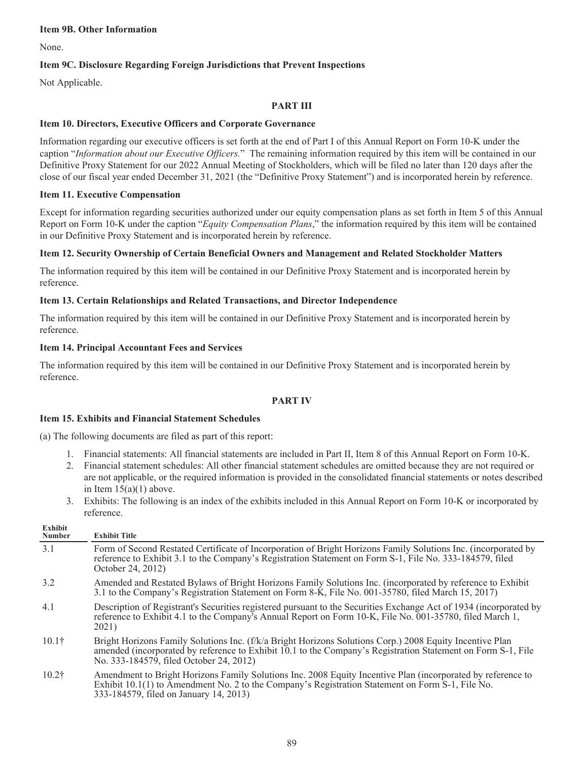**Item 9B. Other Information**

None.

**Item 9C. Disclosure Regarding Foreign Jurisdictions that Prevent Inspections**

Not Applicable.

## PART III

**Item 10. Directors, Executive Officers and Corporate Governance**

Information regarding our executive officers is set forth at the end of Part I of this Annual Report on Form 10-K under the caption "*Information about our Executive Officers.*" The remaining information required by this item will be contained in our Definitive Proxy Statement for our 2022 Annual Meeting of Stockholders, which will be filed no later than 120 days after the close of our fiscal year ended December 31, 2021 (the "Definitive Proxy Statement") and is incorporated herein by reference.

**Item 11. Executive Compensation**

Except for information regarding securities authorized under our equity compensation plans as set forth in Item 5 of this Annual Report on Form 10-K under the caption "*Equity Compensation Plans*," the information required by this item will be contained in our Definitive Proxy Statement and is incorporated herein by reference.

**Item 12. Security Ownership of Certain Beneficial Owners and Management and Related Stockholder Matters**

The information required by this item will be contained in our Definitive Proxy Statement and is incorporated herein by reference.

**Item 13. Certain Relationships and Related Transactions, and Director Independence**

The information required by this item will be contained in our Definitive Proxy Statement and is incorporated herein by reference.

**Item 14. Principal Accountant Fees and Services**

The information required by this item will be contained in our Definitive Proxy Statement and is incorporated herein by reference.

## PART IV

**Item 15. Exhibits and Financial Statement Schedules**

(a) The following documents are filed as part of this report:

1. Financial statements: All financial statements are included in Part II, Item 8 of this Annual Report on Form 10-K.
2. Financial statement schedules: All other financial statement schedules are omitted because they are not required or are not applicable, or the required information is provided in the consolidated financial statements or notes described in Item 15(a)(1) above.
3. Exhibits: The following is an index of the exhibits included in this Annual Report on Form 10-K or incorporated by reference.

| Exhibit Number | Exhibit Title |
|---|---|
| 3.1 | Form of Second Restated Certificate of Incorporation of Bright Horizons Family Solutions Inc. (incorporated by reference to Exhibit 3.1 to the Company's Registration Statement on Form S-1, File No. 333-184579, filed October 24, 2012) |
| 3.2 | Amended and Restated Bylaws of Bright Horizons Family Solutions Inc. (incorporated by reference to Exhibit 3.1 to the Company's Registration Statement on Form 8-K, File No. 001-35780, filed March 15, 2017) |
| 4.1 | Description of Registrant's Securities registered pursuant to the Securities Exchange Act of 1934 (incorporated by reference to Exhibit 4.1 to the Company's Annual Report on Form 10-K, File No. 001-35780, filed March 1, 2021) |
| 10.1† | Bright Horizons Family Solutions Inc. (f/k/a Bright Horizons Solutions Corp.) 2008 Equity Incentive Plan amended (incorporated by reference to Exhibit 10.1 to the Company's Registration Statement on Form S-1, File No. 333-184579, filed October 24, 2012) |
| 10.2† | Amendment to Bright Horizons Family Solutions Inc. 2008 Equity Incentive Plan (incorporated by reference to Exhibit 10.1(1) to Amendment No. 2 to the Company's Registration Statement on Form S-1, File No. 333-184579, filed on January 14, 2013) |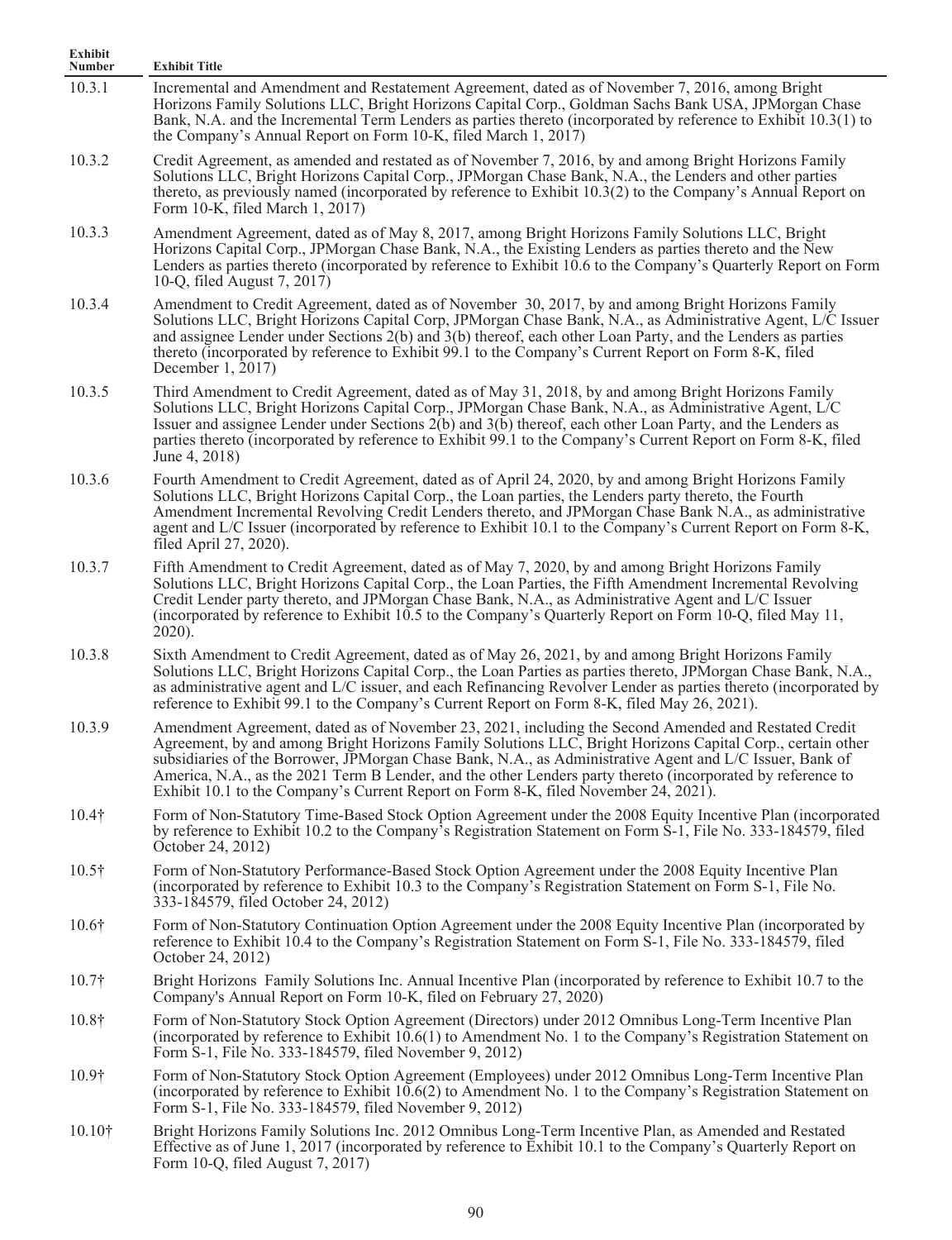| Exhibit Number | Exhibit Title |
|---|---|
| 10.3.1 | Incremental and Amendment and Restatement Agreement, dated as of November 7, 2016, among Bright Horizons Family Solutions LLC, Bright Horizons Capital Corp., Goldman Sachs Bank USA, JPMorgan Chase Bank, N.A. and the Incremental Term Lenders as parties thereto (incorporated by reference to Exhibit 10.3(1) to the Company's Annual Report on Form 10-K, filed March 1, 2017) |
| 10.3.2 | Credit Agreement, as amended and restated as of November 7, 2016, by and among Bright Horizons Family Solutions LLC, Bright Horizons Capital Corp., JPMorgan Chase Bank, N.A., the Lenders and other parties thereto, as previously named (incorporated by reference to Exhibit 10.3(2) to the Company's Annual Report on Form 10-K, filed March 1, 2017) |
| 10.3.3 | Amendment Agreement, dated as of May 8, 2017, among Bright Horizons Family Solutions LLC, Bright Horizons Capital Corp., JPMorgan Chase Bank, N.A., the Existing Lenders as parties thereto and the New Lenders as parties thereto (incorporated by reference to Exhibit 10.6 to the Company's Quarterly Report on Form 10-Q, filed August 7, 2017) |
| 10.3.4 | Amendment to Credit Agreement, dated as of November 30, 2017, by and among Bright Horizons Family Solutions LLC, Bright Horizons Capital Corp, JPMorgan Chase Bank, N.A., as Administrative Agent, L/C Issuer and assignee Lender under Sections 2(b) and 3(b) thereof, each other Loan Party, and the Lenders as parties thereto (incorporated by reference to Exhibit 99.1 to the Company's Current Report on Form 8-K, filed December 1, 2017) |
| 10.3.5 | Third Amendment to Credit Agreement, dated as of May 31, 2018, by and among Bright Horizons Family Solutions LLC, Bright Horizons Capital Corp., JPMorgan Chase Bank, N.A., as Administrative Agent, L/C Issuer and assignee Lender under Sections 2(b) and 3(b) thereof, each other Loan Party, and the Lenders as parties thereto (incorporated by reference to Exhibit 99.1 to the Company's Current Report on Form 8-K, filed June 4, 2018) |
| 10.3.6 | Fourth Amendment to Credit Agreement, dated as of April 24, 2020, by and among Bright Horizons Family Solutions LLC, Bright Horizons Capital Corp., the Loan parties, the Lenders party thereto, the Fourth Amendment Incremental Revolving Credit Lenders thereto, and JPMorgan Chase Bank N.A., as administrative agent and L/C Issuer (incorporated by reference to Exhibit 10.1 to the Company's Current Report on Form 8-K, filed April 27, 2020). |
| 10.3.7 | Fifth Amendment to Credit Agreement, dated as of May 7, 2020, by and among Bright Horizons Family Solutions LLC, Bright Horizons Capital Corp., the Loan Parties, the Fifth Amendment Incremental Revolving Credit Lender party thereto, and JPMorgan Chase Bank, N.A., as Administrative Agent and L/C Issuer (incorporated by reference to Exhibit 10.5 to the Company's Quarterly Report on Form 10-Q, filed May 11, 2020). |
| 10.3.8 | Sixth Amendment to Credit Agreement, dated as of May 26, 2021, by and among Bright Horizons Family Solutions LLC, Bright Horizons Capital Corp., the Loan Parties as parties thereto, JPMorgan Chase Bank, N.A., as administrative agent and L/C issuer, and each Refinancing Revolver Lender as parties thereto (incorporated by reference to Exhibit 99.1 to the Company's Current Report on Form 8-K, filed May 26, 2021). |
| 10.3.9 | Amendment Agreement, dated as of November 23, 2021, including the Second Amended and Restated Credit Agreement, by and among Bright Horizons Family Solutions LLC, Bright Horizons Capital Corp., certain other subsidiaries of the Borrower, JPMorgan Chase Bank, N.A., as Administrative Agent and L/C Issuer, Bank of America, N.A., as the 2021 Term B Lender, and the other Lenders party thereto (incorporated by reference to Exhibit 10.1 to the Company's Current Report on Form 8-K, filed November 24, 2021). |
| 10.4† | Form of Non-Statutory Time-Based Stock Option Agreement under the 2008 Equity Incentive Plan (incorporated by reference to Exhibit 10.2 to the Company's Registration Statement on Form S-1, File No. 333-184579, filed October 24, 2012) |
| 10.5† | Form of Non-Statutory Performance-Based Stock Option Agreement under the 2008 Equity Incentive Plan (incorporated by reference to Exhibit 10.3 to the Company's Registration Statement on Form S-1, File No. 333-184579, filed October 24, 2012) |
| 10.6† | Form of Non-Statutory Continuation Option Agreement under the 2008 Equity Incentive Plan (incorporated by reference to Exhibit 10.4 to the Company's Registration Statement on Form S-1, File No. 333-184579, filed October 24, 2012) |
| 10.7† | Bright Horizons Family Solutions Inc. Annual Incentive Plan (incorporated by reference to Exhibit 10.7 to the Company's Annual Report on Form 10-K, filed on February 27, 2020) |
| 10.8† | Form of Non-Statutory Stock Option Agreement (Directors) under 2012 Omnibus Long-Term Incentive Plan (incorporated by reference to Exhibit 10.6(1) to Amendment No. 1 to the Company's Registration Statement on Form S-1, File No. 333-184579, filed November 9, 2012) |
| 10.9† | Form of Non-Statutory Stock Option Agreement (Employees) under 2012 Omnibus Long-Term Incentive Plan (incorporated by reference to Exhibit 10.6(2) to Amendment No. 1 to the Company's Registration Statement on Form S-1, File No. 333-184579, filed November 9, 2012) |
| 10.10† | Bright Horizons Family Solutions Inc. 2012 Omnibus Long-Term Incentive Plan, as Amended and Restated Effective as of June 1, 2017 (incorporated by reference to Exhibit 10.1 to the Company's Quarterly Report on Form 10-Q, filed August 7, 2017) |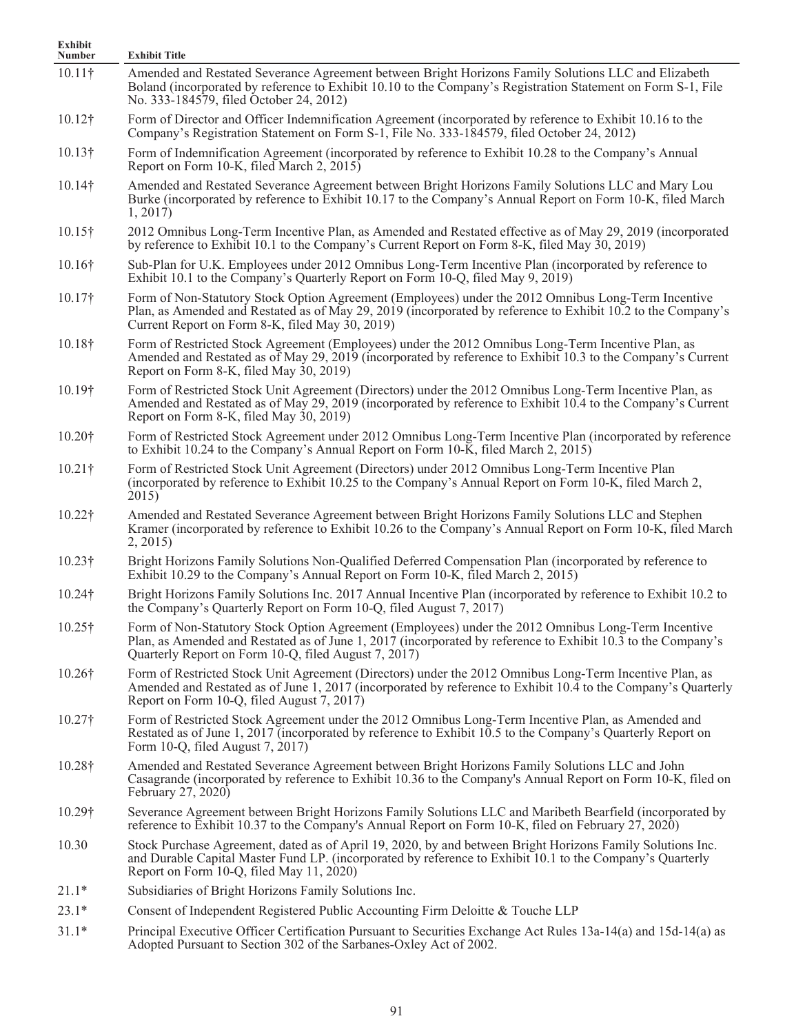| Exhibit Number | Exhibit Title |
|---|---|
| 10.11† | Amended and Restated Severance Agreement between Bright Horizons Family Solutions LLC and Elizabeth Boland (incorporated by reference to Exhibit 10.10 to the Company's Registration Statement on Form S-1, File No. 333-184579, filed October 24, 2012) |
| 10.12† | Form of Director and Officer Indemnification Agreement (incorporated by reference to Exhibit 10.16 to the Company's Registration Statement on Form S-1, File No. 333-184579, filed October 24, 2012) |
| 10.13† | Form of Indemnification Agreement (incorporated by reference to Exhibit 10.28 to the Company's Annual Report on Form 10-K, filed March 2, 2015) |
| 10.14† | Amended and Restated Severance Agreement between Bright Horizons Family Solutions LLC and Mary Lou Burke (incorporated by reference to Exhibit 10.17 to the Company's Annual Report on Form 10-K, filed March 1, 2017) |
| 10.15† | 2012 Omnibus Long-Term Incentive Plan, as Amended and Restated effective as of May 29, 2019 (incorporated by reference to Exhibit 10.1 to the Company's Current Report on Form 8-K, filed May 30, 2019) |
| 10.16† | Sub-Plan for U.K. Employees under 2012 Omnibus Long-Term Incentive Plan (incorporated by reference to Exhibit 10.1 to the Company's Quarterly Report on Form 10-Q, filed May 9, 2019) |
| 10.17† | Form of Non-Statutory Stock Option Agreement (Employees) under the 2012 Omnibus Long-Term Incentive Plan, as Amended and Restated as of May 29, 2019 (incorporated by reference to Exhibit 10.2 to the Company's Current Report on Form 8-K, filed May 30, 2019) |
| 10.18† | Form of Restricted Stock Agreement (Employees) under the 2012 Omnibus Long-Term Incentive Plan, as Amended and Restated as of May 29, 2019 (incorporated by reference to Exhibit 10.3 to the Company's Current Report on Form 8-K, filed May 30, 2019) |
| 10.19† | Form of Restricted Stock Unit Agreement (Directors) under the 2012 Omnibus Long-Term Incentive Plan, as Amended and Restated as of May 29, 2019 (incorporated by reference to Exhibit 10.4 to the Company's Current Report on Form 8-K, filed May 30, 2019) |
| 10.20† | Form of Restricted Stock Agreement under 2012 Omnibus Long-Term Incentive Plan (incorporated by reference to Exhibit 10.24 to the Company's Annual Report on Form 10-K, filed March 2, 2015) |
| 10.21† | Form of Restricted Stock Unit Agreement (Directors) under 2012 Omnibus Long-Term Incentive Plan (incorporated by reference to Exhibit 10.25 to the Company's Annual Report on Form 10-K, filed March 2, 2015) |
| 10.22† | Amended and Restated Severance Agreement between Bright Horizons Family Solutions LLC and Stephen Kramer (incorporated by reference to Exhibit 10.26 to the Company's Annual Report on Form 10-K, filed March 2, 2015) |
| 10.23† | Bright Horizons Family Solutions Non-Qualified Deferred Compensation Plan (incorporated by reference to Exhibit 10.29 to the Company's Annual Report on Form 10-K, filed March 2, 2015) |
| 10.24† | Bright Horizons Family Solutions Inc. 2017 Annual Incentive Plan (incorporated by reference to Exhibit 10.2 to the Company's Quarterly Report on Form 10-Q, filed August 7, 2017) |
| 10.25† | Form of Non-Statutory Stock Option Agreement (Employees) under the 2012 Omnibus Long-Term Incentive Plan, as Amended and Restated as of June 1, 2017 (incorporated by reference to Exhibit 10.3 to the Company's Quarterly Report on Form 10-Q, filed August 7, 2017) |
| 10.26† | Form of Restricted Stock Unit Agreement (Directors) under the 2012 Omnibus Long-Term Incentive Plan, as Amended and Restated as of June 1, 2017 (incorporated by reference to Exhibit 10.4 to the Company's Quarterly Report on Form 10-Q, filed August 7, 2017) |
| 10.27† | Form of Restricted Stock Agreement under the 2012 Omnibus Long-Term Incentive Plan, as Amended and Restated as of June 1, 2017 (incorporated by reference to Exhibit 10.5 to the Company's Quarterly Report on Form 10-Q, filed August 7, 2017) |
| 10.28† | Amended and Restated Severance Agreement between Bright Horizons Family Solutions LLC and John Casagrande (incorporated by reference to Exhibit 10.36 to the Company's Annual Report on Form 10-K, filed on February 27, 2020) |
| 10.29† | Severance Agreement between Bright Horizons Family Solutions LLC and Maribeth Bearfield (incorporated by reference to Exhibit 10.37 to the Company's Annual Report on Form 10-K, filed on February 27, 2020) |
| 10.30 | Stock Purchase Agreement, dated as of April 19, 2020, by and between Bright Horizons Family Solutions Inc. and Durable Capital Master Fund LP. (incorporated by reference to Exhibit 10.1 to the Company's Quarterly Report on Form 10-Q, filed May 11, 2020) |
| 21.1* | Subsidiaries of Bright Horizons Family Solutions Inc. |
| 23.1* | Consent of Independent Registered Public Accounting Firm Deloitte & Touche LLP |
| 31.1* | Principal Executive Officer Certification Pursuant to Securities Exchange Act Rules 13a-14(a) and 15d-14(a) as Adopted Pursuant to Section 302 of the Sarbanes-Oxley Act of 2002. |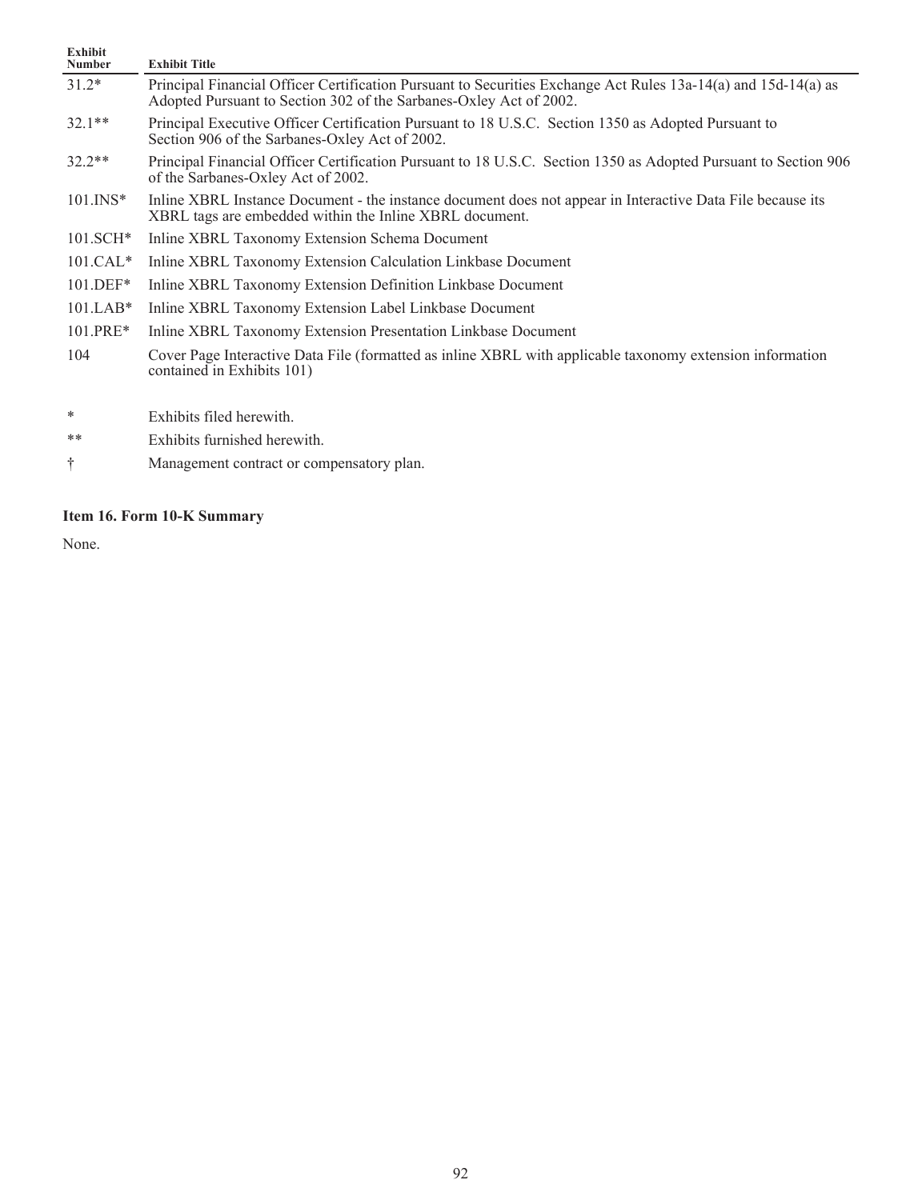| Exhibit Number | Exhibit Title |
|---|---|
| 31.2* | Principal Financial Officer Certification Pursuant to Securities Exchange Act Rules 13a-14(a) and 15d-14(a) as Adopted Pursuant to Section 302 of the Sarbanes-Oxley Act of 2002. |
| 32.1** | Principal Executive Officer Certification Pursuant to 18 U.S.C. Section 1350 as Adopted Pursuant to Section 906 of the Sarbanes-Oxley Act of 2002. |
| 32.2** | Principal Financial Officer Certification Pursuant to 18 U.S.C. Section 1350 as Adopted Pursuant to Section 906 of the Sarbanes-Oxley Act of 2002. |
| 101.INS* | Inline XBRL Instance Document - the instance document does not appear in Interactive Data File because its XBRL tags are embedded within the Inline XBRL document. |
| 101.SCH* | Inline XBRL Taxonomy Extension Schema Document |
| 101.CAL* | Inline XBRL Taxonomy Extension Calculation Linkbase Document |
| 101.DEF* | Inline XBRL Taxonomy Extension Definition Linkbase Document |
| 101.LAB* | Inline XBRL Taxonomy Extension Label Linkbase Document |
| 101.PRE* | Inline XBRL Taxonomy Extension Presentation Linkbase Document |
| 104 | Cover Page Interactive Data File (formatted as inline XBRL with applicable taxonomy extension information contained in Exhibits 101) |

| | |
|---|---|
| * | Exhibits filed herewith. |
| ** | Exhibits furnished herewith. |
| † | Management contract or compensatory plan. |

**Item 16. Form 10-K Summary**

None.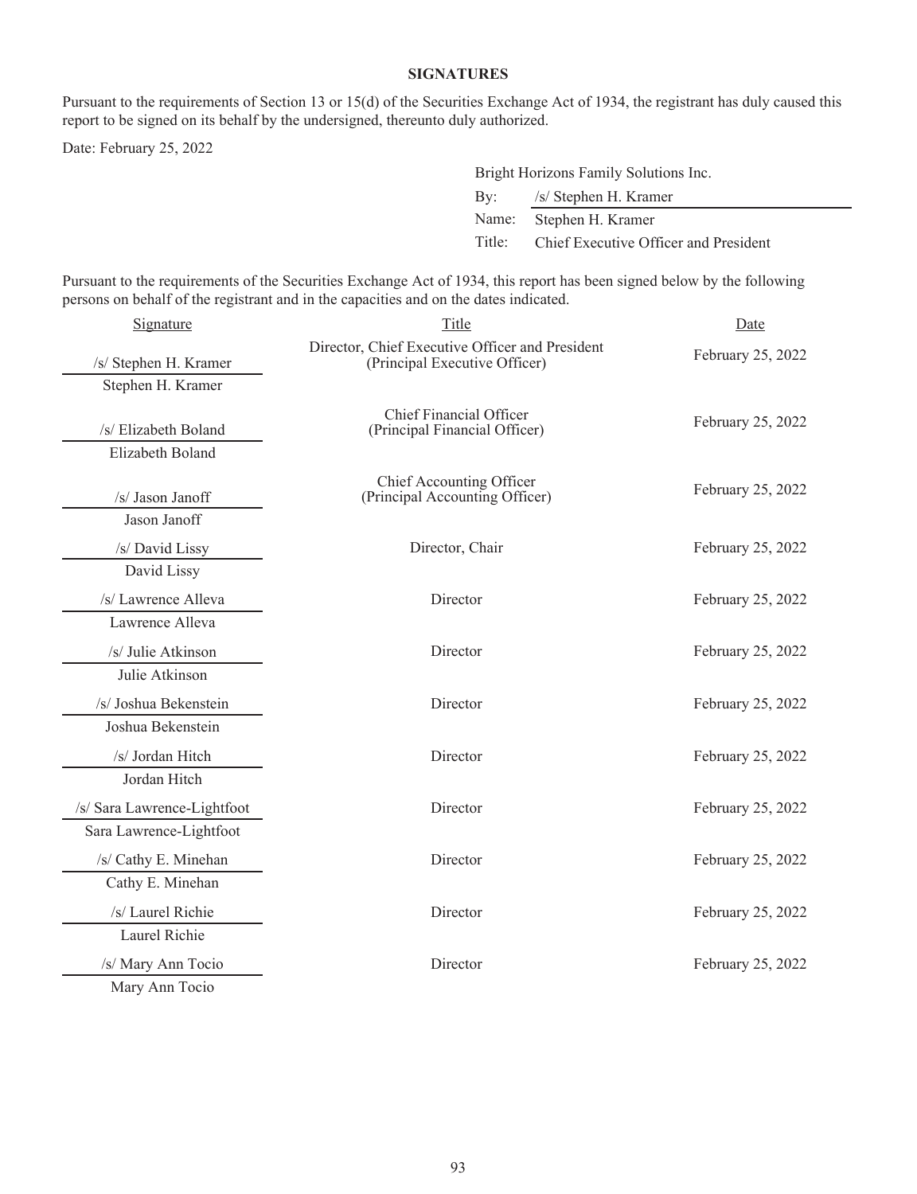## SIGNATURES

Pursuant to the requirements of Section 13 or 15(d) of the Securities Exchange Act of 1934, the registrant has duly caused this report to be signed on its behalf by the undersigned, thereunto duly authorized.

Date: February 25, 2022

| | |
|---|---|
| | Bright Horizons Family Solutions Inc. |
| By: | /s/ Stephen H. Kramer |
| Name: | Stephen H. Kramer |
| Title: | Chief Executive Officer and President |

Pursuant to the requirements of the Securities Exchange Act of 1934, this report has been signed below by the following persons on behalf of the registrant and in the capacities and on the dates indicated.

| Signature | Title | Date |
|---|---|---|
| /s/ Stephen H. Kramer<br>Stephen H. Kramer | Director, Chief Executive Officer and President (Principal Executive Officer) | February 25, 2022 |
| /s/ Elizabeth Boland<br>Elizabeth Boland | Chief Financial Officer (Principal Financial Officer) | February 25, 2022 |
| /s/ Jason Janoff<br>Jason Janoff | Chief Accounting Officer (Principal Accounting Officer) | February 25, 2022 |
| /s/ David Lissy<br>David Lissy | Director, Chair | February 25, 2022 |
| /s/ Lawrence Alleva<br>Lawrence Alleva | Director | February 25, 2022 |
| /s/ Julie Atkinson<br>Julie Atkinson | Director | February 25, 2022 |
| /s/ Joshua Bekenstein<br>Joshua Bekenstein | Director | February 25, 2022 |
| /s/ Jordan Hitch<br>Jordan Hitch | Director | February 25, 2022 |
| /s/ Sara Lawrence-Lightfoot<br>Sara Lawrence-Lightfoot | Director | February 25, 2022 |
| /s/ Cathy E. Minehan<br>Cathy E. Minehan | Director | February 25, 2022 |
| /s/ Laurel Richie<br>Laurel Richie | Director | February 25, 2022 |
| /s/ Mary Ann Tocio<br>Mary Ann Tocio | Director | February 25, 2022 |